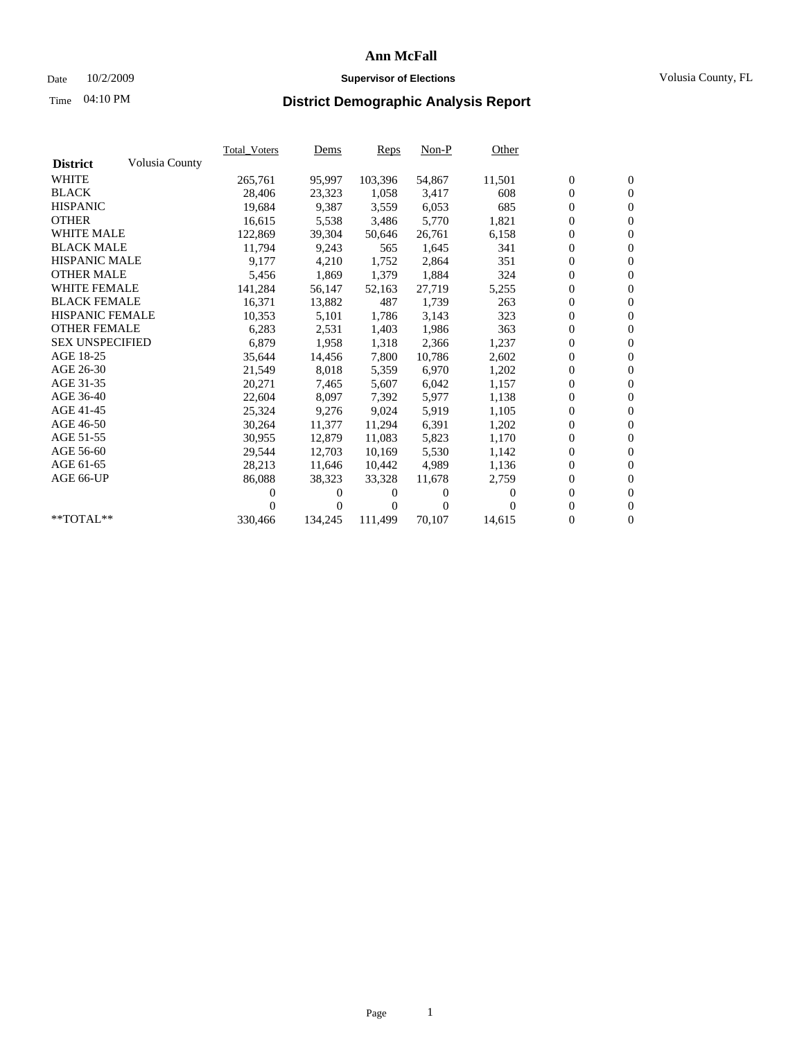# Ann McFall

Date 10/2/2009 **Supervisor of Elections** Volusia County, FL

Time 04:10 PM

## District Demographic Analysis Report

| **District** Volusia County | Total_Voters | Dems | Reps | Non-P | Other | | |
|---|---|---|---|---|---|---|---|
| WHITE | 265,761 | 95,997 | 103,396 | 54,867 | 11,501 | 0 | 0 |
| BLACK | 28,406 | 23,323 | 1,058 | 3,417 | 608 | 0 | 0 |
| HISPANIC | 19,684 | 9,387 | 3,559 | 6,053 | 685 | 0 | 0 |
| OTHER | 16,615 | 5,538 | 3,486 | 5,770 | 1,821 | 0 | 0 |
| WHITE MALE | 122,869 | 39,304 | 50,646 | 26,761 | 6,158 | 0 | 0 |
| BLACK MALE | 11,794 | 9,243 | 565 | 1,645 | 341 | 0 | 0 |
| HISPANIC MALE | 9,177 | 4,210 | 1,752 | 2,864 | 351 | 0 | 0 |
| OTHER MALE | 5,456 | 1,869 | 1,379 | 1,884 | 324 | 0 | 0 |
| WHITE FEMALE | 141,284 | 56,147 | 52,163 | 27,719 | 5,255 | 0 | 0 |
| BLACK FEMALE | 16,371 | 13,882 | 487 | 1,739 | 263 | 0 | 0 |
| HISPANIC FEMALE | 10,353 | 5,101 | 1,786 | 3,143 | 323 | 0 | 0 |
| OTHER FEMALE | 6,283 | 2,531 | 1,403 | 1,986 | 363 | 0 | 0 |
| SEX UNSPECIFIED | 6,879 | 1,958 | 1,318 | 2,366 | 1,237 | 0 | 0 |
| AGE 18-25 | 35,644 | 14,456 | 7,800 | 10,786 | 2,602 | 0 | 0 |
| AGE 26-30 | 21,549 | 8,018 | 5,359 | 6,970 | 1,202 | 0 | 0 |
| AGE 31-35 | 20,271 | 7,465 | 5,607 | 6,042 | 1,157 | 0 | 0 |
| AGE 36-40 | 22,604 | 8,097 | 7,392 | 5,977 | 1,138 | 0 | 0 |
| AGE 41-45 | 25,324 | 9,276 | 9,024 | 5,919 | 1,105 | 0 | 0 |
| AGE 46-50 | 30,264 | 11,377 | 11,294 | 6,391 | 1,202 | 0 | 0 |
| AGE 51-55 | 30,955 | 12,879 | 11,083 | 5,823 | 1,170 | 0 | 0 |
| AGE 56-60 | 29,544 | 12,703 | 10,169 | 5,530 | 1,142 | 0 | 0 |
| AGE 61-65 | 28,213 | 11,646 | 10,442 | 4,989 | 1,136 | 0 | 0 |
| AGE 66-UP | 86,088 | 38,323 | 33,328 | 11,678 | 2,759 | 0 | 0 |
| | 0 | 0 | 0 | 0 | 0 | 0 | 0 |
| | 0 | 0 | 0 | 0 | 0 | 0 | 0 |
| **TOTAL** | 330,466 | 134,245 | 111,499 | 70,107 | 14,615 | 0 | 0 |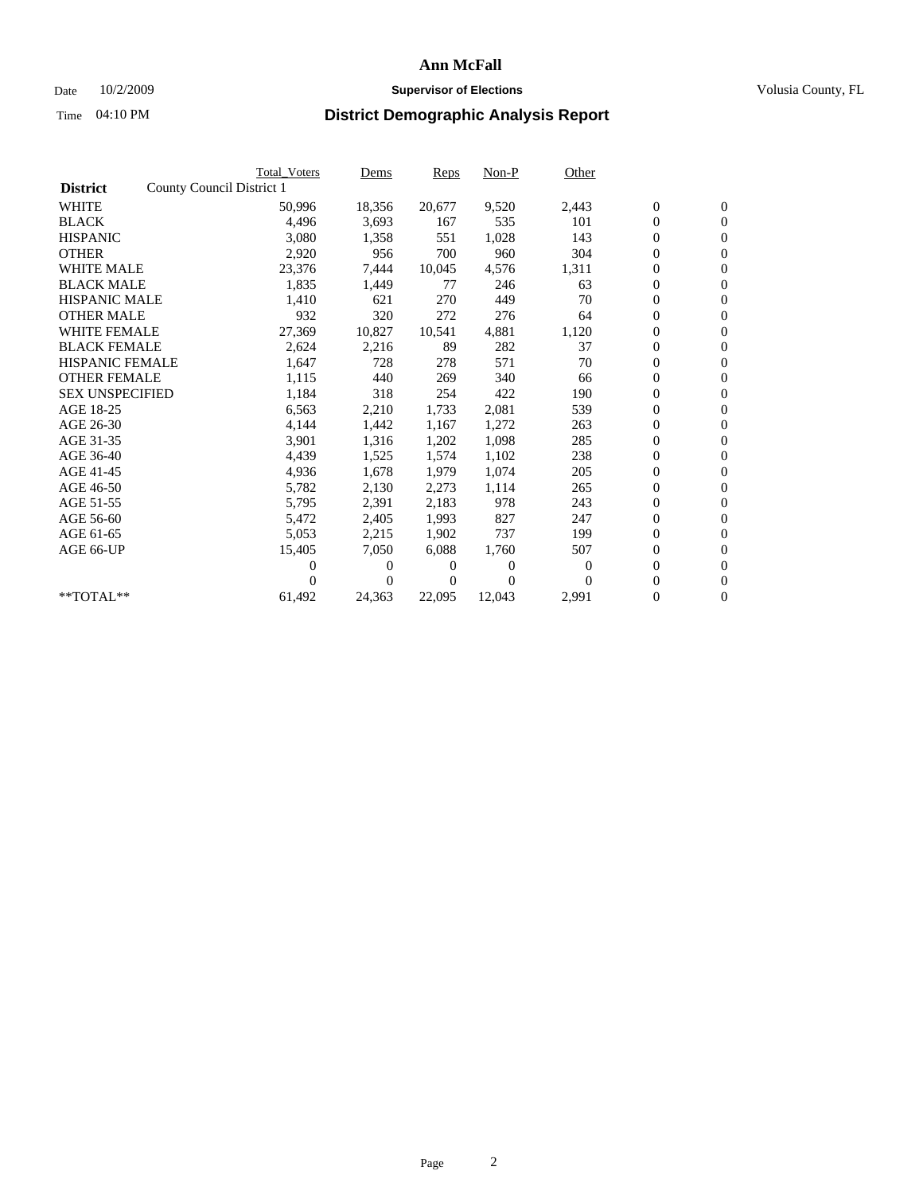# Ann McFall

Date 10/2/2009 **Supervisor of Elections** Volusia County, FL

Time 04:10 PM

## District Demographic Analysis Report

| | Total_Voters | Dems | Reps | Non-P | Other | | |
|---|---|---|---|---|---|---|---|
| **District** County Council District 1 | | | | | | | |
| WHITE | 50,996 | 18,356 | 20,677 | 9,520 | 2,443 | 0 | 0 |
| BLACK | 4,496 | 3,693 | 167 | 535 | 101 | 0 | 0 |
| HISPANIC | 3,080 | 1,358 | 551 | 1,028 | 143 | 0 | 0 |
| OTHER | 2,920 | 956 | 700 | 960 | 304 | 0 | 0 |
| WHITE MALE | 23,376 | 7,444 | 10,045 | 4,576 | 1,311 | 0 | 0 |
| BLACK MALE | 1,835 | 1,449 | 77 | 246 | 63 | 0 | 0 |
| HISPANIC MALE | 1,410 | 621 | 270 | 449 | 70 | 0 | 0 |
| OTHER MALE | 932 | 320 | 272 | 276 | 64 | 0 | 0 |
| WHITE FEMALE | 27,369 | 10,827 | 10,541 | 4,881 | 1,120 | 0 | 0 |
| BLACK FEMALE | 2,624 | 2,216 | 89 | 282 | 37 | 0 | 0 |
| HISPANIC FEMALE | 1,647 | 728 | 278 | 571 | 70 | 0 | 0 |
| OTHER FEMALE | 1,115 | 440 | 269 | 340 | 66 | 0 | 0 |
| SEX UNSPECIFIED | 1,184 | 318 | 254 | 422 | 190 | 0 | 0 |
| AGE 18-25 | 6,563 | 2,210 | 1,733 | 2,081 | 539 | 0 | 0 |
| AGE 26-30 | 4,144 | 1,442 | 1,167 | 1,272 | 263 | 0 | 0 |
| AGE 31-35 | 3,901 | 1,316 | 1,202 | 1,098 | 285 | 0 | 0 |
| AGE 36-40 | 4,439 | 1,525 | 1,574 | 1,102 | 238 | 0 | 0 |
| AGE 41-45 | 4,936 | 1,678 | 1,979 | 1,074 | 205 | 0 | 0 |
| AGE 46-50 | 5,782 | 2,130 | 2,273 | 1,114 | 265 | 0 | 0 |
| AGE 51-55 | 5,795 | 2,391 | 2,183 | 978 | 243 | 0 | 0 |
| AGE 56-60 | 5,472 | 2,405 | 1,993 | 827 | 247 | 0 | 0 |
| AGE 61-65 | 5,053 | 2,215 | 1,902 | 737 | 199 | 0 | 0 |
| AGE 66-UP | 15,405 | 7,050 | 6,088 | 1,760 | 507 | 0 | 0 |
| | 0 | 0 | 0 | 0 | 0 | 0 | 0 |
| | 0 | 0 | 0 | 0 | 0 | 0 | 0 |
| **TOTAL** | 61,492 | 24,363 | 22,095 | 12,043 | 2,991 | 0 | 0 |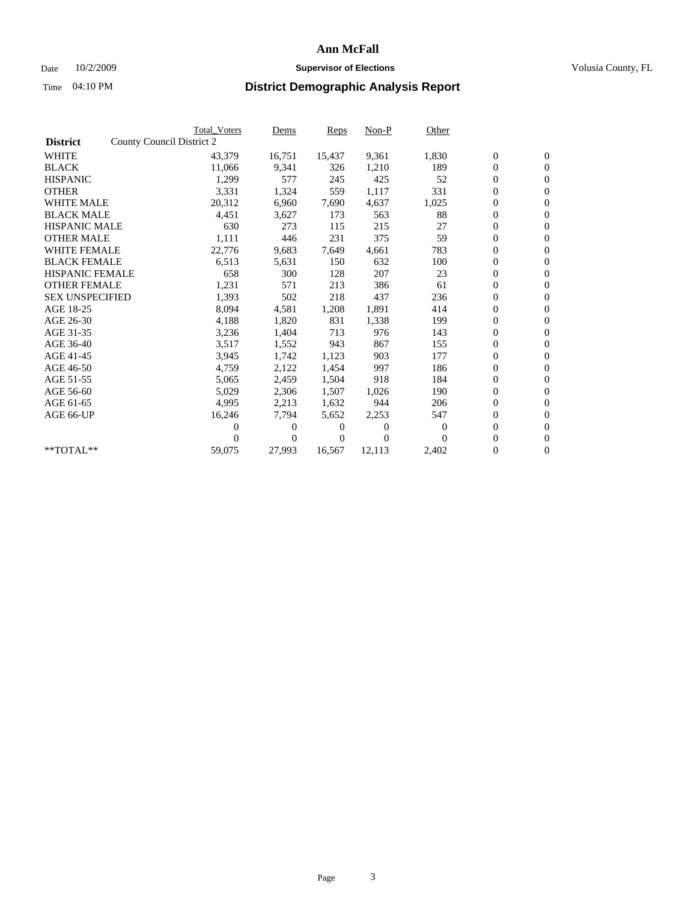# Ann McFall

Date 10/2/2009 **Supervisor of Elections** Volusia County, FL

Time 04:10 PM **District Demographic Analysis Report**

| District | County Council District 2 | Total_Voters | Dems | Reps | Non-P | Other | | |
|---|---|---|---|---|---|---|---|---|
| WHITE | | 43,379 | 16,751 | 15,437 | 9,361 | 1,830 | 0 | 0 |
| BLACK | | 11,066 | 9,341 | 326 | 1,210 | 189 | 0 | 0 |
| HISPANIC | | 1,299 | 577 | 245 | 425 | 52 | 0 | 0 |
| OTHER | | 3,331 | 1,324 | 559 | 1,117 | 331 | 0 | 0 |
| WHITE MALE | | 20,312 | 6,960 | 7,690 | 4,637 | 1,025 | 0 | 0 |
| BLACK MALE | | 4,451 | 3,627 | 173 | 563 | 88 | 0 | 0 |
| HISPANIC MALE | | 630 | 273 | 115 | 215 | 27 | 0 | 0 |
| OTHER MALE | | 1,111 | 446 | 231 | 375 | 59 | 0 | 0 |
| WHITE FEMALE | | 22,776 | 9,683 | 7,649 | 4,661 | 783 | 0 | 0 |
| BLACK FEMALE | | 6,513 | 5,631 | 150 | 632 | 100 | 0 | 0 |
| HISPANIC FEMALE | | 658 | 300 | 128 | 207 | 23 | 0 | 0 |
| OTHER FEMALE | | 1,231 | 571 | 213 | 386 | 61 | 0 | 0 |
| SEX UNSPECIFIED | | 1,393 | 502 | 218 | 437 | 236 | 0 | 0 |
| AGE 18-25 | | 8,094 | 4,581 | 1,208 | 1,891 | 414 | 0 | 0 |
| AGE 26-30 | | 4,188 | 1,820 | 831 | 1,338 | 199 | 0 | 0 |
| AGE 31-35 | | 3,236 | 1,404 | 713 | 976 | 143 | 0 | 0 |
| AGE 36-40 | | 3,517 | 1,552 | 943 | 867 | 155 | 0 | 0 |
| AGE 41-45 | | 3,945 | 1,742 | 1,123 | 903 | 177 | 0 | 0 |
| AGE 46-50 | | 4,759 | 2,122 | 1,454 | 997 | 186 | 0 | 0 |
| AGE 51-55 | | 5,065 | 2,459 | 1,504 | 918 | 184 | 0 | 0 |
| AGE 56-60 | | 5,029 | 2,306 | 1,507 | 1,026 | 190 | 0 | 0 |
| AGE 61-65 | | 4,995 | 2,213 | 1,632 | 944 | 206 | 0 | 0 |
| AGE 66-UP | | 16,246 | 7,794 | 5,652 | 2,253 | 547 | 0 | 0 |
| | | 0 | 0 | 0 | 0 | 0 | 0 | 0 |
| | | 0 | 0 | 0 | 0 | 0 | 0 | 0 |
| **TOTAL** | | 59,075 | 27,993 | 16,567 | 12,113 | 2,402 | 0 | 0 |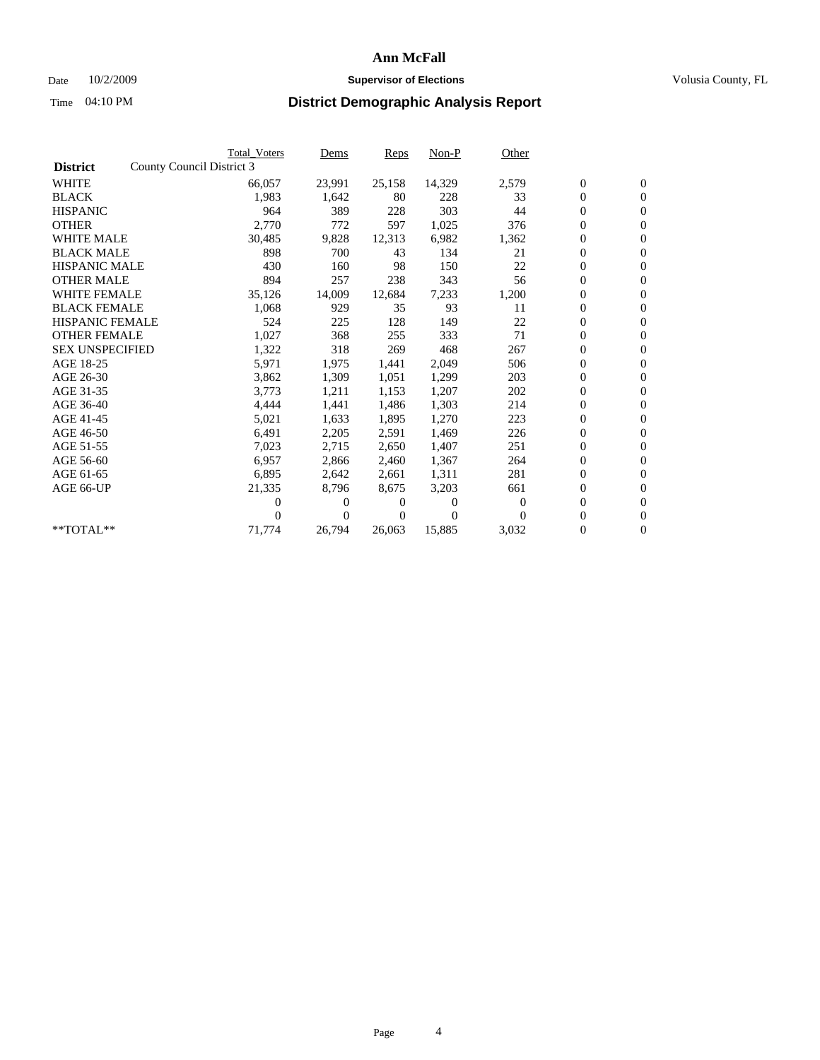# Ann McFall

Date 10/2/2009 **Supervisor of Elections** Volusia County, FL

Time 04:10 PM **District Demographic Analysis Report**

| | Total_Voters | Dems | Reps | Non-P | Other | | |
|---|---|---|---|---|---|---|---|
| **District** County Council District 3 | | | | | | | |
| WHITE | 66,057 | 23,991 | 25,158 | 14,329 | 2,579 | 0 | 0 |
| BLACK | 1,983 | 1,642 | 80 | 228 | 33 | 0 | 0 |
| HISPANIC | 964 | 389 | 228 | 303 | 44 | 0 | 0 |
| OTHER | 2,770 | 772 | 597 | 1,025 | 376 | 0 | 0 |
| WHITE MALE | 30,485 | 9,828 | 12,313 | 6,982 | 1,362 | 0 | 0 |
| BLACK MALE | 898 | 700 | 43 | 134 | 21 | 0 | 0 |
| HISPANIC MALE | 430 | 160 | 98 | 150 | 22 | 0 | 0 |
| OTHER MALE | 894 | 257 | 238 | 343 | 56 | 0 | 0 |
| WHITE FEMALE | 35,126 | 14,009 | 12,684 | 7,233 | 1,200 | 0 | 0 |
| BLACK FEMALE | 1,068 | 929 | 35 | 93 | 11 | 0 | 0 |
| HISPANIC FEMALE | 524 | 225 | 128 | 149 | 22 | 0 | 0 |
| OTHER FEMALE | 1,027 | 368 | 255 | 333 | 71 | 0 | 0 |
| SEX UNSPECIFIED | 1,322 | 318 | 269 | 468 | 267 | 0 | 0 |
| AGE 18-25 | 5,971 | 1,975 | 1,441 | 2,049 | 506 | 0 | 0 |
| AGE 26-30 | 3,862 | 1,309 | 1,051 | 1,299 | 203 | 0 | 0 |
| AGE 31-35 | 3,773 | 1,211 | 1,153 | 1,207 | 202 | 0 | 0 |
| AGE 36-40 | 4,444 | 1,441 | 1,486 | 1,303 | 214 | 0 | 0 |
| AGE 41-45 | 5,021 | 1,633 | 1,895 | 1,270 | 223 | 0 | 0 |
| AGE 46-50 | 6,491 | 2,205 | 2,591 | 1,469 | 226 | 0 | 0 |
| AGE 51-55 | 7,023 | 2,715 | 2,650 | 1,407 | 251 | 0 | 0 |
| AGE 56-60 | 6,957 | 2,866 | 2,460 | 1,367 | 264 | 0 | 0 |
| AGE 61-65 | 6,895 | 2,642 | 2,661 | 1,311 | 281 | 0 | 0 |
| AGE 66-UP | 21,335 | 8,796 | 8,675 | 3,203 | 661 | 0 | 0 |
| | 0 | 0 | 0 | 0 | 0 | 0 | 0 |
| | 0 | 0 | 0 | 0 | 0 | 0 | 0 |
| **TOTAL** | 71,774 | 26,794 | 26,063 | 15,885 | 3,032 | 0 | 0 |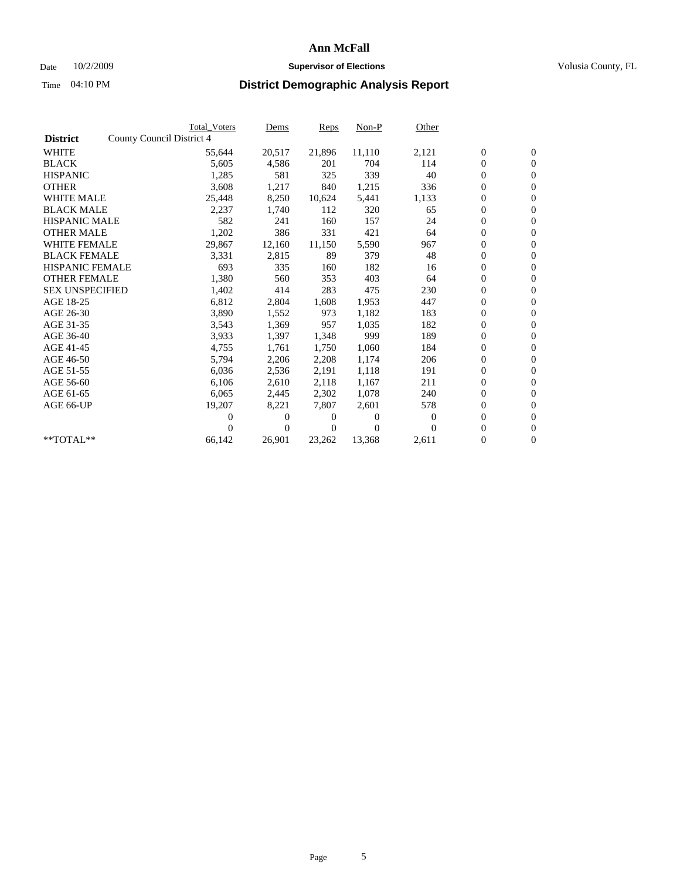**Ann McFall**

Date 10/2/2009 **Supervisor of Elections** Volusia County, FL

Time 04:10 PM **District Demographic Analysis Report**

| | Total_Voters | Dems | Reps | Non-P | Other | | |
|---|---|---|---|---|---|---|---|
| **District** County Council District 4 | | | | | | | |
| WHITE | 55,644 | 20,517 | 21,896 | 11,110 | 2,121 | 0 | 0 |
| BLACK | 5,605 | 4,586 | 201 | 704 | 114 | 0 | 0 |
| HISPANIC | 1,285 | 581 | 325 | 339 | 40 | 0 | 0 |
| OTHER | 3,608 | 1,217 | 840 | 1,215 | 336 | 0 | 0 |
| WHITE MALE | 25,448 | 8,250 | 10,624 | 5,441 | 1,133 | 0 | 0 |
| BLACK MALE | 2,237 | 1,740 | 112 | 320 | 65 | 0 | 0 |
| HISPANIC MALE | 582 | 241 | 160 | 157 | 24 | 0 | 0 |
| OTHER MALE | 1,202 | 386 | 331 | 421 | 64 | 0 | 0 |
| WHITE FEMALE | 29,867 | 12,160 | 11,150 | 5,590 | 967 | 0 | 0 |
| BLACK FEMALE | 3,331 | 2,815 | 89 | 379 | 48 | 0 | 0 |
| HISPANIC FEMALE | 693 | 335 | 160 | 182 | 16 | 0 | 0 |
| OTHER FEMALE | 1,380 | 560 | 353 | 403 | 64 | 0 | 0 |
| SEX UNSPECIFIED | 1,402 | 414 | 283 | 475 | 230 | 0 | 0 |
| AGE 18-25 | 6,812 | 2,804 | 1,608 | 1,953 | 447 | 0 | 0 |
| AGE 26-30 | 3,890 | 1,552 | 973 | 1,182 | 183 | 0 | 0 |
| AGE 31-35 | 3,543 | 1,369 | 957 | 1,035 | 182 | 0 | 0 |
| AGE 36-40 | 3,933 | 1,397 | 1,348 | 999 | 189 | 0 | 0 |
| AGE 41-45 | 4,755 | 1,761 | 1,750 | 1,060 | 184 | 0 | 0 |
| AGE 46-50 | 5,794 | 2,206 | 2,208 | 1,174 | 206 | 0 | 0 |
| AGE 51-55 | 6,036 | 2,536 | 2,191 | 1,118 | 191 | 0 | 0 |
| AGE 56-60 | 6,106 | 2,610 | 2,118 | 1,167 | 211 | 0 | 0 |
| AGE 61-65 | 6,065 | 2,445 | 2,302 | 1,078 | 240 | 0 | 0 |
| AGE 66-UP | 19,207 | 8,221 | 7,807 | 2,601 | 578 | 0 | 0 |
| | 0 | 0 | 0 | 0 | 0 | 0 | 0 |
| | 0 | 0 | 0 | 0 | 0 | 0 | 0 |
| **TOTAL** | 66,142 | 26,901 | 23,262 | 13,368 | 2,611 | 0 | 0 |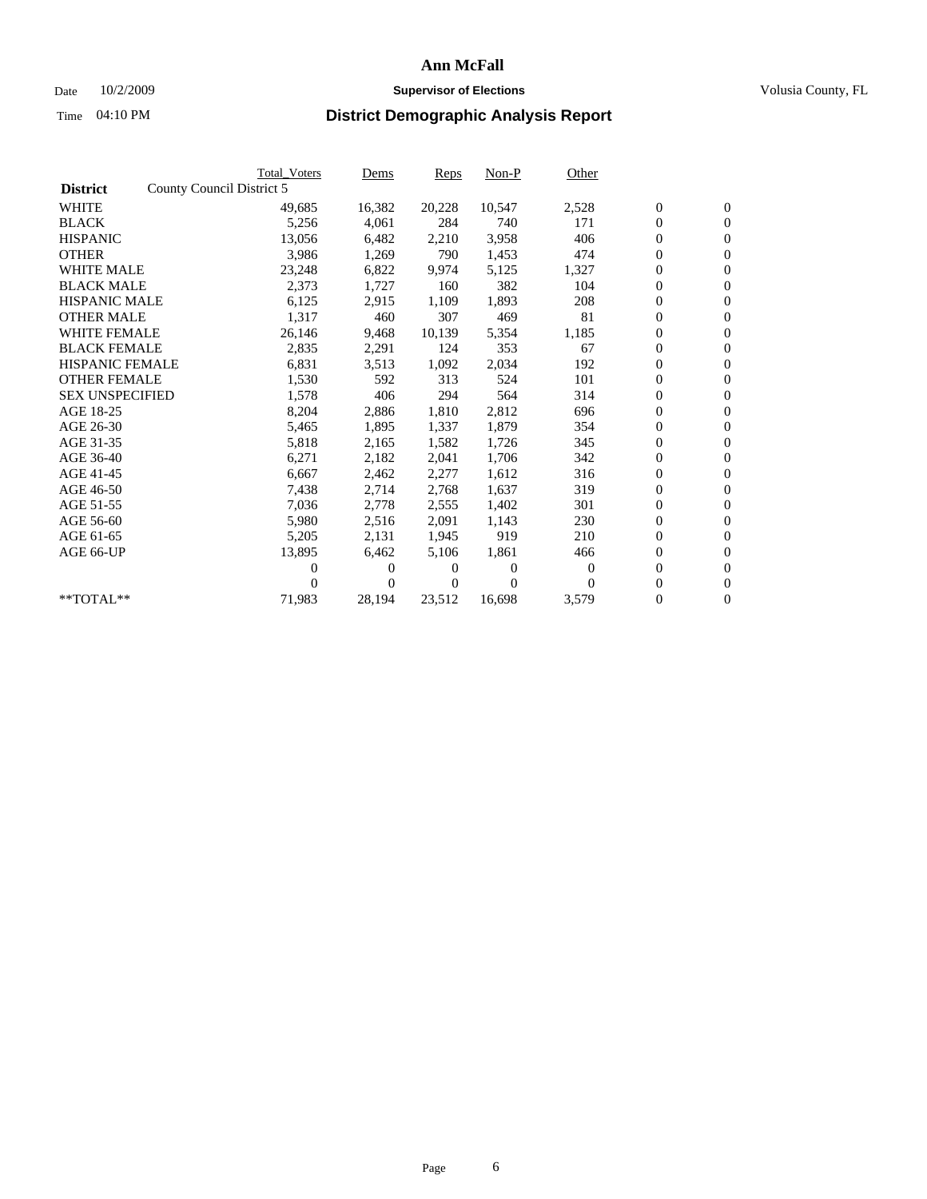# Ann McFall

Date 10/2/2009 **Supervisor of Elections** Volusia County, FL

Time 04:10 PM

## District Demographic Analysis Report

| | Total_Voters | Dems | Reps | Non-P | Other | | |
|---|---|---|---|---|---|---|---|
| **District** County Council District 5 | | | | | | | |
| WHITE | 49,685 | 16,382 | 20,228 | 10,547 | 2,528 | 0 | 0 |
| BLACK | 5,256 | 4,061 | 284 | 740 | 171 | 0 | 0 |
| HISPANIC | 13,056 | 6,482 | 2,210 | 3,958 | 406 | 0 | 0 |
| OTHER | 3,986 | 1,269 | 790 | 1,453 | 474 | 0 | 0 |
| WHITE MALE | 23,248 | 6,822 | 9,974 | 5,125 | 1,327 | 0 | 0 |
| BLACK MALE | 2,373 | 1,727 | 160 | 382 | 104 | 0 | 0 |
| HISPANIC MALE | 6,125 | 2,915 | 1,109 | 1,893 | 208 | 0 | 0 |
| OTHER MALE | 1,317 | 460 | 307 | 469 | 81 | 0 | 0 |
| WHITE FEMALE | 26,146 | 9,468 | 10,139 | 5,354 | 1,185 | 0 | 0 |
| BLACK FEMALE | 2,835 | 2,291 | 124 | 353 | 67 | 0 | 0 |
| HISPANIC FEMALE | 6,831 | 3,513 | 1,092 | 2,034 | 192 | 0 | 0 |
| OTHER FEMALE | 1,530 | 592 | 313 | 524 | 101 | 0 | 0 |
| SEX UNSPECIFIED | 1,578 | 406 | 294 | 564 | 314 | 0 | 0 |
| AGE 18-25 | 8,204 | 2,886 | 1,810 | 2,812 | 696 | 0 | 0 |
| AGE 26-30 | 5,465 | 1,895 | 1,337 | 1,879 | 354 | 0 | 0 |
| AGE 31-35 | 5,818 | 2,165 | 1,582 | 1,726 | 345 | 0 | 0 |
| AGE 36-40 | 6,271 | 2,182 | 2,041 | 1,706 | 342 | 0 | 0 |
| AGE 41-45 | 6,667 | 2,462 | 2,277 | 1,612 | 316 | 0 | 0 |
| AGE 46-50 | 7,438 | 2,714 | 2,768 | 1,637 | 319 | 0 | 0 |
| AGE 51-55 | 7,036 | 2,778 | 2,555 | 1,402 | 301 | 0 | 0 |
| AGE 56-60 | 5,980 | 2,516 | 2,091 | 1,143 | 230 | 0 | 0 |
| AGE 61-65 | 5,205 | 2,131 | 1,945 | 919 | 210 | 0 | 0 |
| AGE 66-UP | 13,895 | 6,462 | 5,106 | 1,861 | 466 | 0 | 0 |
| | 0 | 0 | 0 | 0 | 0 | 0 | 0 |
| | 0 | 0 | 0 | 0 | 0 | 0 | 0 |
| **TOTAL** | 71,983 | 28,194 | 23,512 | 16,698 | 3,579 | 0 | 0 |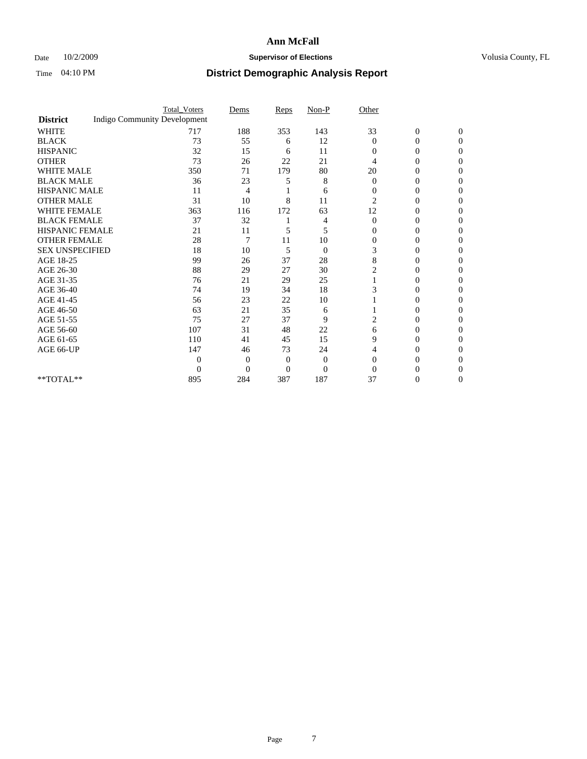# Ann McFall

Date 10/2/2009 **Supervisor of Elections** Volusia County, FL

Time 04:10 PM **District Demographic Analysis Report**

| | Total_Voters | Dems | Reps | Non-P | Other | | |
|---|---|---|---|---|---|---|---|
| **District** Indigo Community Development | | | | | | | |
| WHITE | 717 | 188 | 353 | 143 | 33 | 0 | 0 |
| BLACK | 73 | 55 | 6 | 12 | 0 | 0 | 0 |
| HISPANIC | 32 | 15 | 6 | 11 | 0 | 0 | 0 |
| OTHER | 73 | 26 | 22 | 21 | 4 | 0 | 0 |
| WHITE MALE | 350 | 71 | 179 | 80 | 20 | 0 | 0 |
| BLACK MALE | 36 | 23 | 5 | 8 | 0 | 0 | 0 |
| HISPANIC MALE | 11 | 4 | 1 | 6 | 0 | 0 | 0 |
| OTHER MALE | 31 | 10 | 8 | 11 | 2 | 0 | 0 |
| WHITE FEMALE | 363 | 116 | 172 | 63 | 12 | 0 | 0 |
| BLACK FEMALE | 37 | 32 | 1 | 4 | 0 | 0 | 0 |
| HISPANIC FEMALE | 21 | 11 | 5 | 5 | 0 | 0 | 0 |
| OTHER FEMALE | 28 | 7 | 11 | 10 | 0 | 0 | 0 |
| SEX UNSPECIFIED | 18 | 10 | 5 | 0 | 3 | 0 | 0 |
| AGE 18-25 | 99 | 26 | 37 | 28 | 8 | 0 | 0 |
| AGE 26-30 | 88 | 29 | 27 | 30 | 2 | 0 | 0 |
| AGE 31-35 | 76 | 21 | 29 | 25 | 1 | 0 | 0 |
| AGE 36-40 | 74 | 19 | 34 | 18 | 3 | 0 | 0 |
| AGE 41-45 | 56 | 23 | 22 | 10 | 1 | 0 | 0 |
| AGE 46-50 | 63 | 21 | 35 | 6 | 1 | 0 | 0 |
| AGE 51-55 | 75 | 27 | 37 | 9 | 2 | 0 | 0 |
| AGE 56-60 | 107 | 31 | 48 | 22 | 6 | 0 | 0 |
| AGE 61-65 | 110 | 41 | 45 | 15 | 9 | 0 | 0 |
| AGE 66-UP | 147 | 46 | 73 | 24 | 4 | 0 | 0 |
| | 0 | 0 | 0 | 0 | 0 | 0 | 0 |
| | 0 | 0 | 0 | 0 | 0 | 0 | 0 |
| **TOTAL** | 895 | 284 | 387 | 187 | 37 | 0 | 0 |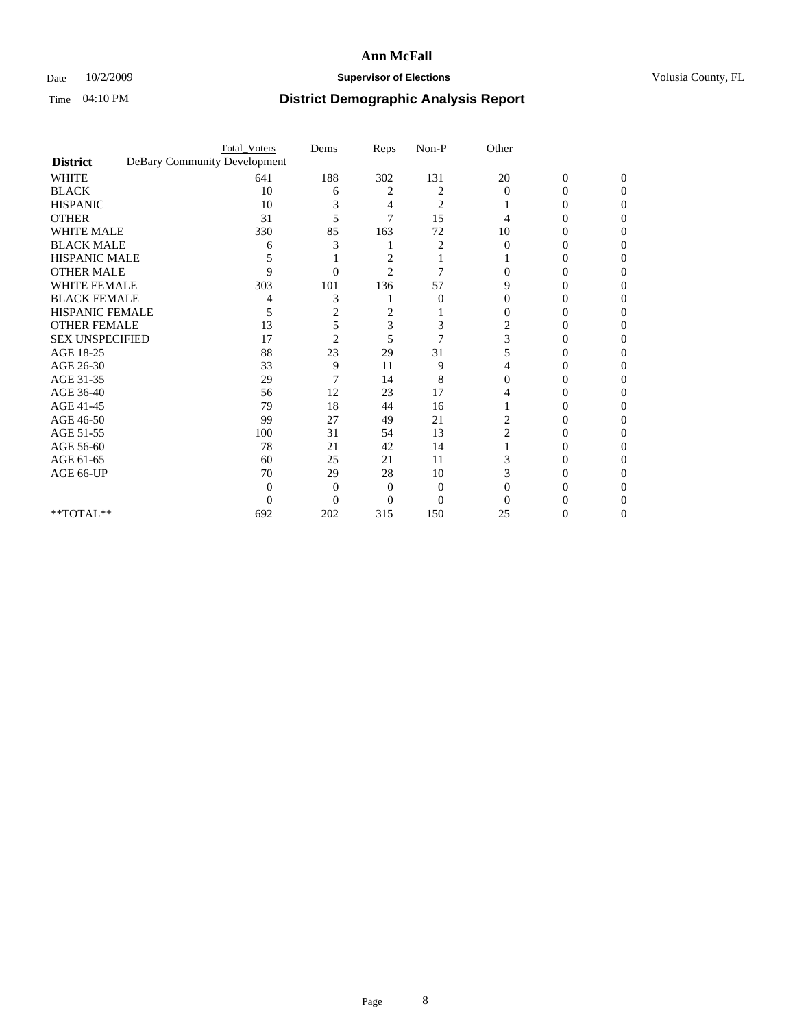# Ann McFall

Date 10/2/2009 **Supervisor of Elections** Volusia County, FL

Time 04:10 PM **District Demographic Analysis Report**

| | Total_Voters | Dems | Reps | Non-P | Other | | |
|---|---|---|---|---|---|---|---|
| **District** DeBary Community Development | | | | | | | |
| WHITE | 641 | 188 | 302 | 131 | 20 | 0 | 0 |
| BLACK | 10 | 6 | 2 | 2 | 0 | 0 | 0 |
| HISPANIC | 10 | 3 | 4 | 2 | 1 | 0 | 0 |
| OTHER | 31 | 5 | 7 | 15 | 4 | 0 | 0 |
| WHITE MALE | 330 | 85 | 163 | 72 | 10 | 0 | 0 |
| BLACK MALE | 6 | 3 | 1 | 2 | 0 | 0 | 0 |
| HISPANIC MALE | 5 | 1 | 2 | 1 | 1 | 0 | 0 |
| OTHER MALE | 9 | 0 | 2 | 7 | 0 | 0 | 0 |
| WHITE FEMALE | 303 | 101 | 136 | 57 | 9 | 0 | 0 |
| BLACK FEMALE | 4 | 3 | 1 | 0 | 0 | 0 | 0 |
| HISPANIC FEMALE | 5 | 2 | 2 | 1 | 0 | 0 | 0 |
| OTHER FEMALE | 13 | 5 | 3 | 3 | 2 | 0 | 0 |
| SEX UNSPECIFIED | 17 | 2 | 5 | 7 | 3 | 0 | 0 |
| AGE 18-25 | 88 | 23 | 29 | 31 | 5 | 0 | 0 |
| AGE 26-30 | 33 | 9 | 11 | 9 | 4 | 0 | 0 |
| AGE 31-35 | 29 | 7 | 14 | 8 | 0 | 0 | 0 |
| AGE 36-40 | 56 | 12 | 23 | 17 | 4 | 0 | 0 |
| AGE 41-45 | 79 | 18 | 44 | 16 | 1 | 0 | 0 |
| AGE 46-50 | 99 | 27 | 49 | 21 | 2 | 0 | 0 |
| AGE 51-55 | 100 | 31 | 54 | 13 | 2 | 0 | 0 |
| AGE 56-60 | 78 | 21 | 42 | 14 | 1 | 0 | 0 |
| AGE 61-65 | 60 | 25 | 21 | 11 | 3 | 0 | 0 |
| AGE 66-UP | 70 | 29 | 28 | 10 | 3 | 0 | 0 |
| | 0 | 0 | 0 | 0 | 0 | 0 | 0 |
| | 0 | 0 | 0 | 0 | 0 | 0 | 0 |
| **TOTAL** | 692 | 202 | 315 | 150 | 25 | 0 | 0 |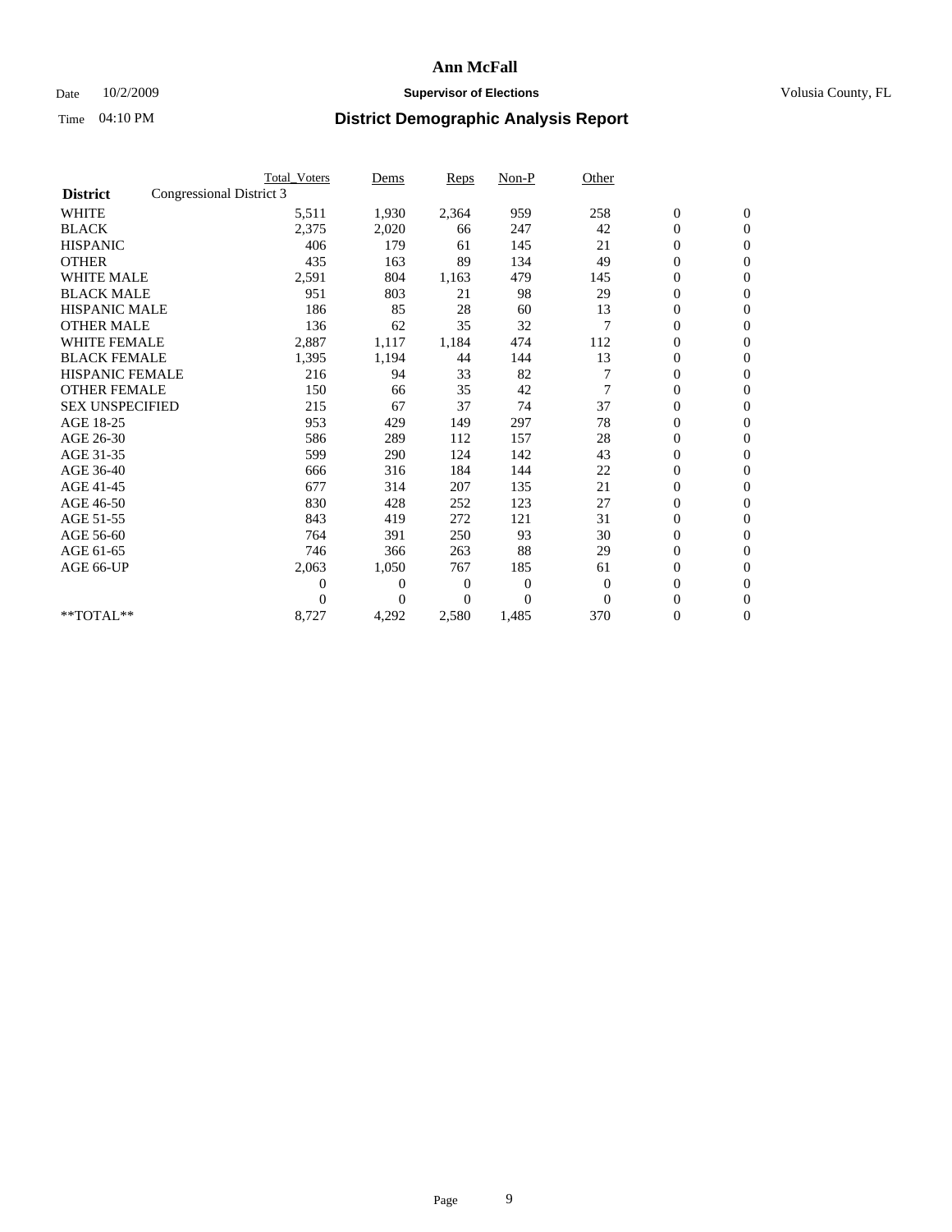# Ann McFall

Date 10/2/2009 **Supervisor of Elections** Volusia County, FL

Time 04:10 PM **District Demographic Analysis Report**

| | Total_Voters | Dems | Reps | Non-P | Other | | |
|---|---|---|---|---|---|---|---|
| **District** Congressional District 3 | | | | | | | |
| WHITE | 5,511 | 1,930 | 2,364 | 959 | 258 | 0 | 0 |
| BLACK | 2,375 | 2,020 | 66 | 247 | 42 | 0 | 0 |
| HISPANIC | 406 | 179 | 61 | 145 | 21 | 0 | 0 |
| OTHER | 435 | 163 | 89 | 134 | 49 | 0 | 0 |
| WHITE MALE | 2,591 | 804 | 1,163 | 479 | 145 | 0 | 0 |
| BLACK MALE | 951 | 803 | 21 | 98 | 29 | 0 | 0 |
| HISPANIC MALE | 186 | 85 | 28 | 60 | 13 | 0 | 0 |
| OTHER MALE | 136 | 62 | 35 | 32 | 7 | 0 | 0 |
| WHITE FEMALE | 2,887 | 1,117 | 1,184 | 474 | 112 | 0 | 0 |
| BLACK FEMALE | 1,395 | 1,194 | 44 | 144 | 13 | 0 | 0 |
| HISPANIC FEMALE | 216 | 94 | 33 | 82 | 7 | 0 | 0 |
| OTHER FEMALE | 150 | 66 | 35 | 42 | 7 | 0 | 0 |
| SEX UNSPECIFIED | 215 | 67 | 37 | 74 | 37 | 0 | 0 |
| AGE 18-25 | 953 | 429 | 149 | 297 | 78 | 0 | 0 |
| AGE 26-30 | 586 | 289 | 112 | 157 | 28 | 0 | 0 |
| AGE 31-35 | 599 | 290 | 124 | 142 | 43 | 0 | 0 |
| AGE 36-40 | 666 | 316 | 184 | 144 | 22 | 0 | 0 |
| AGE 41-45 | 677 | 314 | 207 | 135 | 21 | 0 | 0 |
| AGE 46-50 | 830 | 428 | 252 | 123 | 27 | 0 | 0 |
| AGE 51-55 | 843 | 419 | 272 | 121 | 31 | 0 | 0 |
| AGE 56-60 | 764 | 391 | 250 | 93 | 30 | 0 | 0 |
| AGE 61-65 | 746 | 366 | 263 | 88 | 29 | 0 | 0 |
| AGE 66-UP | 2,063 | 1,050 | 767 | 185 | 61 | 0 | 0 |
| | 0 | 0 | 0 | 0 | 0 | 0 | 0 |
| | 0 | 0 | 0 | 0 | 0 | 0 | 0 |
| **TOTAL** | 8,727 | 4,292 | 2,580 | 1,485 | 370 | 0 | 0 |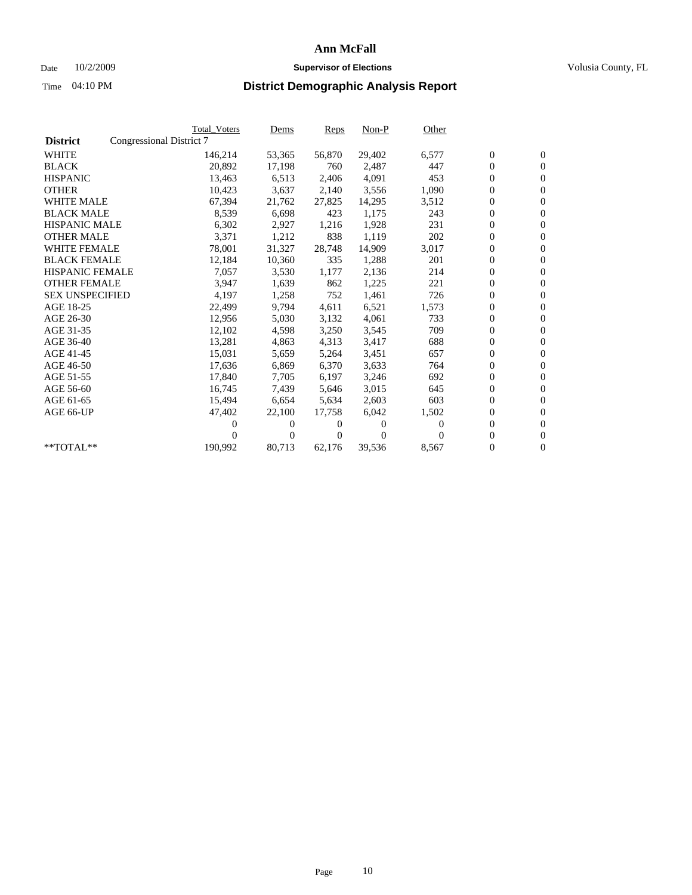# Ann McFall

Date 10/2/2009 **Supervisor of Elections** Volusia County, FL

Time 04:10 PM **District Demographic Analysis Report**

| | Total_Voters | Dems | Reps | Non-P | Other | | |
|---|---|---|---|---|---|---|---|
| **District** Congressional District 7 | | | | | | | |
| WHITE | 146,214 | 53,365 | 56,870 | 29,402 | 6,577 | 0 | 0 |
| BLACK | 20,892 | 17,198 | 760 | 2,487 | 447 | 0 | 0 |
| HISPANIC | 13,463 | 6,513 | 2,406 | 4,091 | 453 | 0 | 0 |
| OTHER | 10,423 | 3,637 | 2,140 | 3,556 | 1,090 | 0 | 0 |
| WHITE MALE | 67,394 | 21,762 | 27,825 | 14,295 | 3,512 | 0 | 0 |
| BLACK MALE | 8,539 | 6,698 | 423 | 1,175 | 243 | 0 | 0 |
| HISPANIC MALE | 6,302 | 2,927 | 1,216 | 1,928 | 231 | 0 | 0 |
| OTHER MALE | 3,371 | 1,212 | 838 | 1,119 | 202 | 0 | 0 |
| WHITE FEMALE | 78,001 | 31,327 | 28,748 | 14,909 | 3,017 | 0 | 0 |
| BLACK FEMALE | 12,184 | 10,360 | 335 | 1,288 | 201 | 0 | 0 |
| HISPANIC FEMALE | 7,057 | 3,530 | 1,177 | 2,136 | 214 | 0 | 0 |
| OTHER FEMALE | 3,947 | 1,639 | 862 | 1,225 | 221 | 0 | 0 |
| SEX UNSPECIFIED | 4,197 | 1,258 | 752 | 1,461 | 726 | 0 | 0 |
| AGE 18-25 | 22,499 | 9,794 | 4,611 | 6,521 | 1,573 | 0 | 0 |
| AGE 26-30 | 12,956 | 5,030 | 3,132 | 4,061 | 733 | 0 | 0 |
| AGE 31-35 | 12,102 | 4,598 | 3,250 | 3,545 | 709 | 0 | 0 |
| AGE 36-40 | 13,281 | 4,863 | 4,313 | 3,417 | 688 | 0 | 0 |
| AGE 41-45 | 15,031 | 5,659 | 5,264 | 3,451 | 657 | 0 | 0 |
| AGE 46-50 | 17,636 | 6,869 | 6,370 | 3,633 | 764 | 0 | 0 |
| AGE 51-55 | 17,840 | 7,705 | 6,197 | 3,246 | 692 | 0 | 0 |
| AGE 56-60 | 16,745 | 7,439 | 5,646 | 3,015 | 645 | 0 | 0 |
| AGE 61-65 | 15,494 | 6,654 | 5,634 | 2,603 | 603 | 0 | 0 |
| AGE 66-UP | 47,402 | 22,100 | 17,758 | 6,042 | 1,502 | 0 | 0 |
| | 0 | 0 | 0 | 0 | 0 | 0 | 0 |
| | 0 | 0 | 0 | 0 | 0 | 0 | 0 |
| **TOTAL** | 190,992 | 80,713 | 62,176 | 39,536 | 8,567 | 0 | 0 |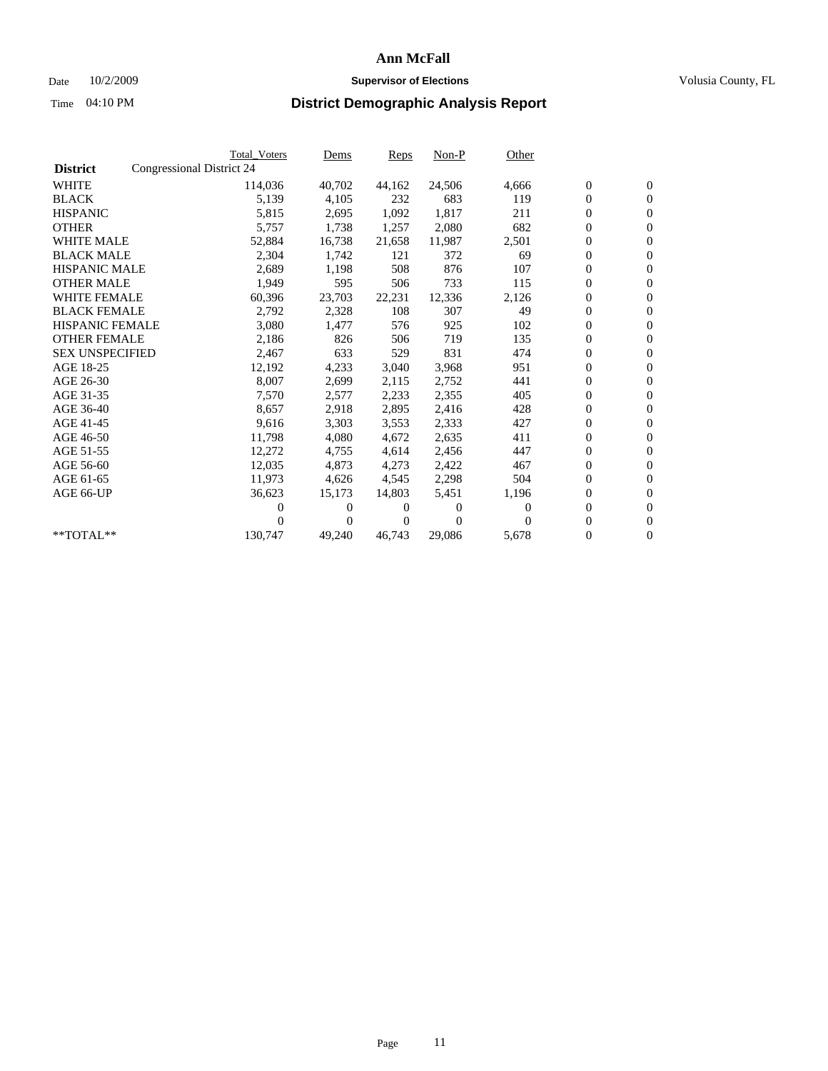# Ann McFall

Date 10/2/2009 **Supervisor of Elections** Volusia County, FL

Time 04:10 PM **District Demographic Analysis Report**

| | Total_Voters | Dems | Reps | Non-P | Other | | |
|---|---|---|---|---|---|---|---|
| **District** Congressional District 24 | | | | | | | |
| WHITE | 114,036 | 40,702 | 44,162 | 24,506 | 4,666 | 0 | 0 |
| BLACK | 5,139 | 4,105 | 232 | 683 | 119 | 0 | 0 |
| HISPANIC | 5,815 | 2,695 | 1,092 | 1,817 | 211 | 0 | 0 |
| OTHER | 5,757 | 1,738 | 1,257 | 2,080 | 682 | 0 | 0 |
| WHITE MALE | 52,884 | 16,738 | 21,658 | 11,987 | 2,501 | 0 | 0 |
| BLACK MALE | 2,304 | 1,742 | 121 | 372 | 69 | 0 | 0 |
| HISPANIC MALE | 2,689 | 1,198 | 508 | 876 | 107 | 0 | 0 |
| OTHER MALE | 1,949 | 595 | 506 | 733 | 115 | 0 | 0 |
| WHITE FEMALE | 60,396 | 23,703 | 22,231 | 12,336 | 2,126 | 0 | 0 |
| BLACK FEMALE | 2,792 | 2,328 | 108 | 307 | 49 | 0 | 0 |
| HISPANIC FEMALE | 3,080 | 1,477 | 576 | 925 | 102 | 0 | 0 |
| OTHER FEMALE | 2,186 | 826 | 506 | 719 | 135 | 0 | 0 |
| SEX UNSPECIFIED | 2,467 | 633 | 529 | 831 | 474 | 0 | 0 |
| AGE 18-25 | 12,192 | 4,233 | 3,040 | 3,968 | 951 | 0 | 0 |
| AGE 26-30 | 8,007 | 2,699 | 2,115 | 2,752 | 441 | 0 | 0 |
| AGE 31-35 | 7,570 | 2,577 | 2,233 | 2,355 | 405 | 0 | 0 |
| AGE 36-40 | 8,657 | 2,918 | 2,895 | 2,416 | 428 | 0 | 0 |
| AGE 41-45 | 9,616 | 3,303 | 3,553 | 2,333 | 427 | 0 | 0 |
| AGE 46-50 | 11,798 | 4,080 | 4,672 | 2,635 | 411 | 0 | 0 |
| AGE 51-55 | 12,272 | 4,755 | 4,614 | 2,456 | 447 | 0 | 0 |
| AGE 56-60 | 12,035 | 4,873 | 4,273 | 2,422 | 467 | 0 | 0 |
| AGE 61-65 | 11,973 | 4,626 | 4,545 | 2,298 | 504 | 0 | 0 |
| AGE 66-UP | 36,623 | 15,173 | 14,803 | 5,451 | 1,196 | 0 | 0 |
| | 0 | 0 | 0 | 0 | 0 | 0 | 0 |
| | 0 | 0 | 0 | 0 | 0 | 0 | 0 |
| **TOTAL** | 130,747 | 49,240 | 46,743 | 29,086 | 5,678 | 0 | 0 |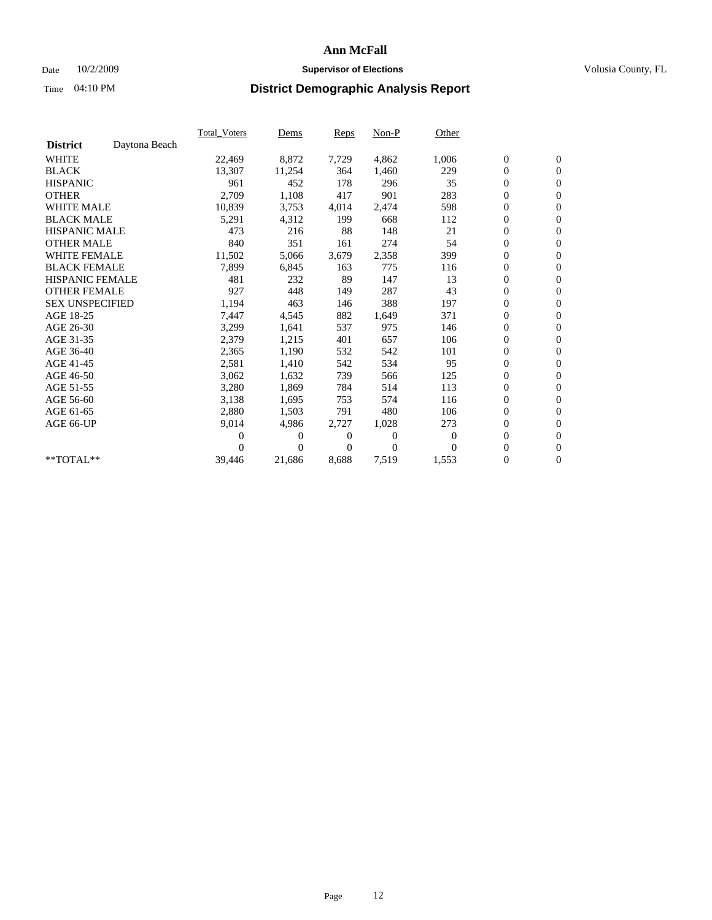# Ann McFall

Date 10/2/2009 **Supervisor of Elections** Volusia County, FL

Time 04:10 PM **District Demographic Analysis Report**

| District: Daytona Beach | Total_Voters | Dems | Reps | Non-P | Other | | |
|---|---|---|---|---|---|---|---|
| WHITE | 22,469 | 8,872 | 7,729 | 4,862 | 1,006 | 0 | 0 |
| BLACK | 13,307 | 11,254 | 364 | 1,460 | 229 | 0 | 0 |
| HISPANIC | 961 | 452 | 178 | 296 | 35 | 0 | 0 |
| OTHER | 2,709 | 1,108 | 417 | 901 | 283 | 0 | 0 |
| WHITE MALE | 10,839 | 3,753 | 4,014 | 2,474 | 598 | 0 | 0 |
| BLACK MALE | 5,291 | 4,312 | 199 | 668 | 112 | 0 | 0 |
| HISPANIC MALE | 473 | 216 | 88 | 148 | 21 | 0 | 0 |
| OTHER MALE | 840 | 351 | 161 | 274 | 54 | 0 | 0 |
| WHITE FEMALE | 11,502 | 5,066 | 3,679 | 2,358 | 399 | 0 | 0 |
| BLACK FEMALE | 7,899 | 6,845 | 163 | 775 | 116 | 0 | 0 |
| HISPANIC FEMALE | 481 | 232 | 89 | 147 | 13 | 0 | 0 |
| OTHER FEMALE | 927 | 448 | 149 | 287 | 43 | 0 | 0 |
| SEX UNSPECIFIED | 1,194 | 463 | 146 | 388 | 197 | 0 | 0 |
| AGE 18-25 | 7,447 | 4,545 | 882 | 1,649 | 371 | 0 | 0 |
| AGE 26-30 | 3,299 | 1,641 | 537 | 975 | 146 | 0 | 0 |
| AGE 31-35 | 2,379 | 1,215 | 401 | 657 | 106 | 0 | 0 |
| AGE 36-40 | 2,365 | 1,190 | 532 | 542 | 101 | 0 | 0 |
| AGE 41-45 | 2,581 | 1,410 | 542 | 534 | 95 | 0 | 0 |
| AGE 46-50 | 3,062 | 1,632 | 739 | 566 | 125 | 0 | 0 |
| AGE 51-55 | 3,280 | 1,869 | 784 | 514 | 113 | 0 | 0 |
| AGE 56-60 | 3,138 | 1,695 | 753 | 574 | 116 | 0 | 0 |
| AGE 61-65 | 2,880 | 1,503 | 791 | 480 | 106 | 0 | 0 |
| AGE 66-UP | 9,014 | 4,986 | 2,727 | 1,028 | 273 | 0 | 0 |
| | 0 | 0 | 0 | 0 | 0 | 0 | 0 |
| | 0 | 0 | 0 | 0 | 0 | 0 | 0 |
| **TOTAL** | 39,446 | 21,686 | 8,688 | 7,519 | 1,553 | 0 | 0 |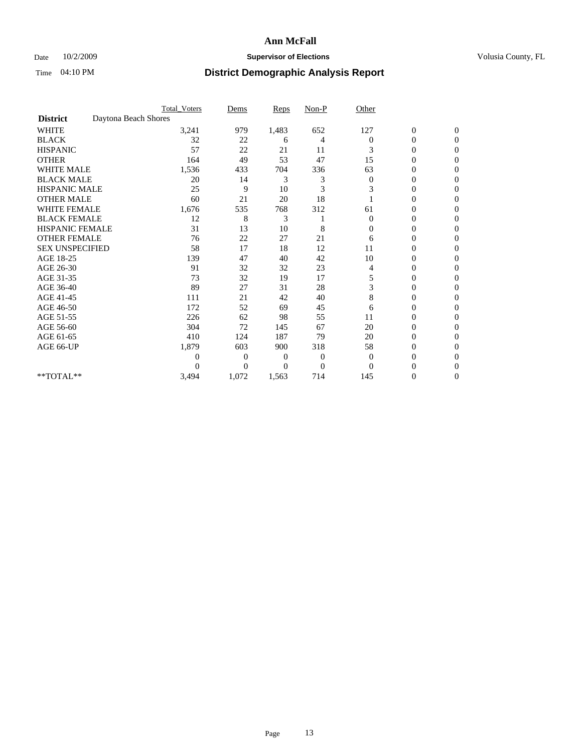# Ann McFall

Date 10/2/2009 **Supervisor of Elections** Volusia County, FL

Time 04:10 PM **District Demographic Analysis Report**

| | Total_Voters | Dems | Reps | Non-P | Other | | |
|---|---|---|---|---|---|---|---|
| **District** Daytona Beach Shores | | | | | | | |
| WHITE | 3,241 | 979 | 1,483 | 652 | 127 | 0 | 0 |
| BLACK | 32 | 22 | 6 | 4 | 0 | 0 | 0 |
| HISPANIC | 57 | 22 | 21 | 11 | 3 | 0 | 0 |
| OTHER | 164 | 49 | 53 | 47 | 15 | 0 | 0 |
| WHITE MALE | 1,536 | 433 | 704 | 336 | 63 | 0 | 0 |
| BLACK MALE | 20 | 14 | 3 | 3 | 0 | 0 | 0 |
| HISPANIC MALE | 25 | 9 | 10 | 3 | 3 | 0 | 0 |
| OTHER MALE | 60 | 21 | 20 | 18 | 1 | 0 | 0 |
| WHITE FEMALE | 1,676 | 535 | 768 | 312 | 61 | 0 | 0 |
| BLACK FEMALE | 12 | 8 | 3 | 1 | 0 | 0 | 0 |
| HISPANIC FEMALE | 31 | 13 | 10 | 8 | 0 | 0 | 0 |
| OTHER FEMALE | 76 | 22 | 27 | 21 | 6 | 0 | 0 |
| SEX UNSPECIFIED | 58 | 17 | 18 | 12 | 11 | 0 | 0 |
| AGE 18-25 | 139 | 47 | 40 | 42 | 10 | 0 | 0 |
| AGE 26-30 | 91 | 32 | 32 | 23 | 4 | 0 | 0 |
| AGE 31-35 | 73 | 32 | 19 | 17 | 5 | 0 | 0 |
| AGE 36-40 | 89 | 27 | 31 | 28 | 3 | 0 | 0 |
| AGE 41-45 | 111 | 21 | 42 | 40 | 8 | 0 | 0 |
| AGE 46-50 | 172 | 52 | 69 | 45 | 6 | 0 | 0 |
| AGE 51-55 | 226 | 62 | 98 | 55 | 11 | 0 | 0 |
| AGE 56-60 | 304 | 72 | 145 | 67 | 20 | 0 | 0 |
| AGE 61-65 | 410 | 124 | 187 | 79 | 20 | 0 | 0 |
| AGE 66-UP | 1,879 | 603 | 900 | 318 | 58 | 0 | 0 |
| | 0 | 0 | 0 | 0 | 0 | 0 | 0 |
| | 0 | 0 | 0 | 0 | 0 | 0 | 0 |
| **TOTAL** | 3,494 | 1,072 | 1,563 | 714 | 145 | 0 | 0 |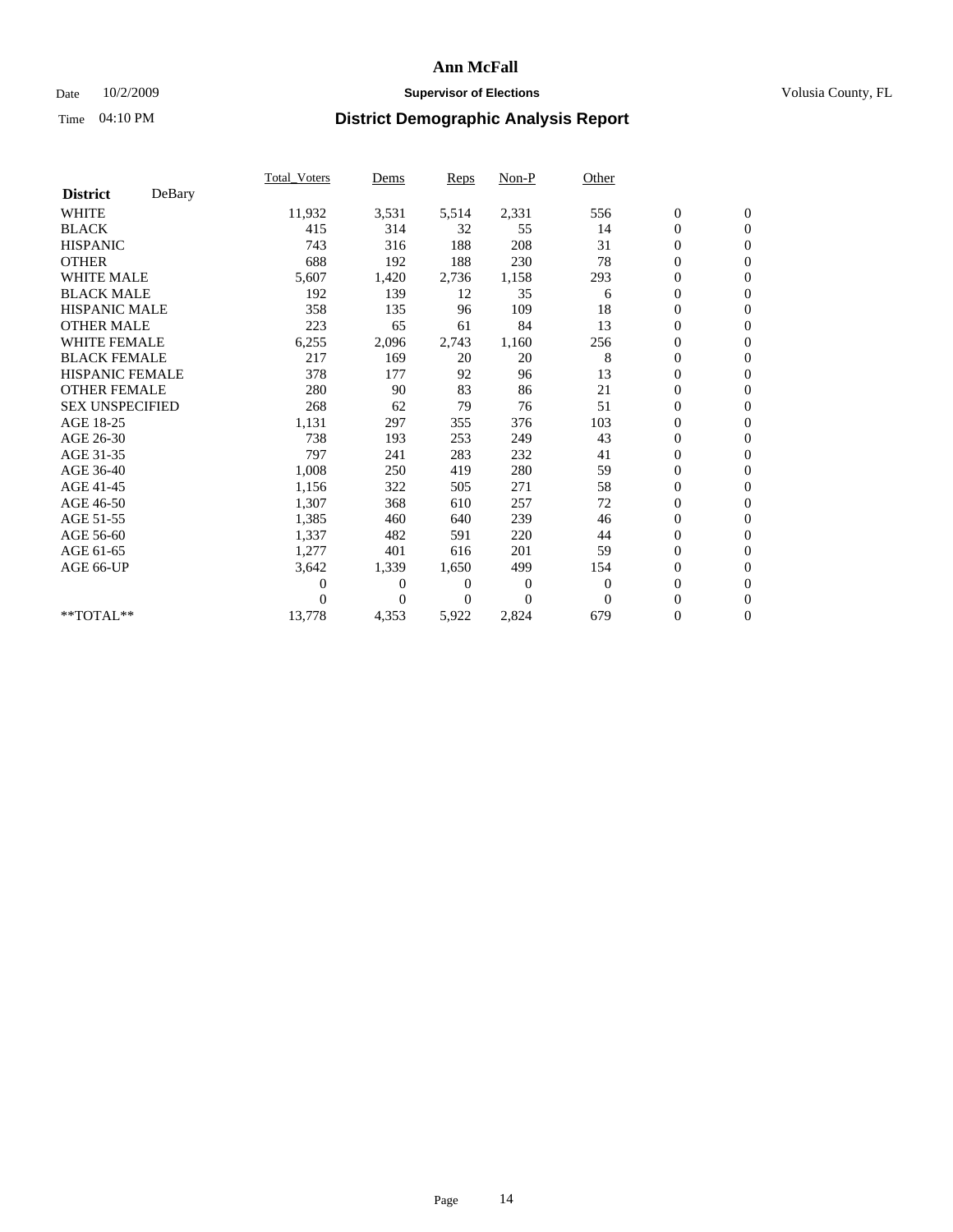# Ann McFall

Date 10/2/2009 **Supervisor of Elections** Volusia County, FL

Time 04:10 PM **District Demographic Analysis Report**

| **District** DeBary | Total_Voters | Dems | Reps | Non-P | Other | | |
|---|---|---|---|---|---|---|---|
| WHITE | 11,932 | 3,531 | 5,514 | 2,331 | 556 | 0 | 0 |
| BLACK | 415 | 314 | 32 | 55 | 14 | 0 | 0 |
| HISPANIC | 743 | 316 | 188 | 208 | 31 | 0 | 0 |
| OTHER | 688 | 192 | 188 | 230 | 78 | 0 | 0 |
| WHITE MALE | 5,607 | 1,420 | 2,736 | 1,158 | 293 | 0 | 0 |
| BLACK MALE | 192 | 139 | 12 | 35 | 6 | 0 | 0 |
| HISPANIC MALE | 358 | 135 | 96 | 109 | 18 | 0 | 0 |
| OTHER MALE | 223 | 65 | 61 | 84 | 13 | 0 | 0 |
| WHITE FEMALE | 6,255 | 2,096 | 2,743 | 1,160 | 256 | 0 | 0 |
| BLACK FEMALE | 217 | 169 | 20 | 20 | 8 | 0 | 0 |
| HISPANIC FEMALE | 378 | 177 | 92 | 96 | 13 | 0 | 0 |
| OTHER FEMALE | 280 | 90 | 83 | 86 | 21 | 0 | 0 |
| SEX UNSPECIFIED | 268 | 62 | 79 | 76 | 51 | 0 | 0 |
| AGE 18-25 | 1,131 | 297 | 355 | 376 | 103 | 0 | 0 |
| AGE 26-30 | 738 | 193 | 253 | 249 | 43 | 0 | 0 |
| AGE 31-35 | 797 | 241 | 283 | 232 | 41 | 0 | 0 |
| AGE 36-40 | 1,008 | 250 | 419 | 280 | 59 | 0 | 0 |
| AGE 41-45 | 1,156 | 322 | 505 | 271 | 58 | 0 | 0 |
| AGE 46-50 | 1,307 | 368 | 610 | 257 | 72 | 0 | 0 |
| AGE 51-55 | 1,385 | 460 | 640 | 239 | 46 | 0 | 0 |
| AGE 56-60 | 1,337 | 482 | 591 | 220 | 44 | 0 | 0 |
| AGE 61-65 | 1,277 | 401 | 616 | 201 | 59 | 0 | 0 |
| AGE 66-UP | 3,642 | 1,339 | 1,650 | 499 | 154 | 0 | 0 |
| | 0 | 0 | 0 | 0 | 0 | 0 | 0 |
| | 0 | 0 | 0 | 0 | 0 | 0 | 0 |
| **TOTAL** | 13,778 | 4,353 | 5,922 | 2,824 | 679 | 0 | 0 |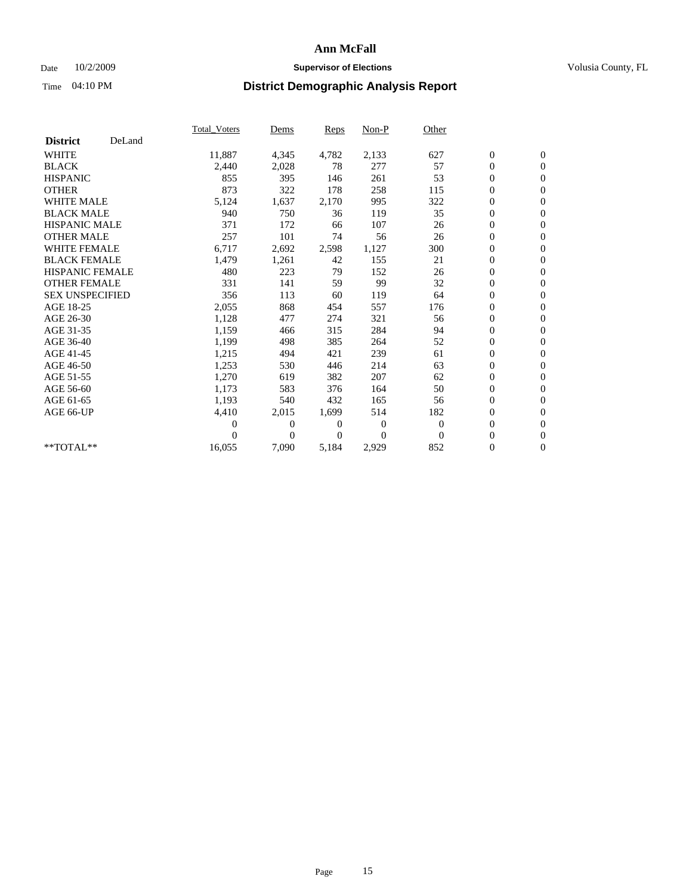# Ann McFall

Date 10/2/2009 **Supervisor of Elections** Volusia County, FL

Time 04:10 PM **District Demographic Analysis Report**

| | Total_Voters | Dems | Reps | Non-P | Other | | |
|---|---|---|---|---|---|---|---|
| **District** DeLand | | | | | | | |
| WHITE | 11,887 | 4,345 | 4,782 | 2,133 | 627 | 0 | 0 |
| BLACK | 2,440 | 2,028 | 78 | 277 | 57 | 0 | 0 |
| HISPANIC | 855 | 395 | 146 | 261 | 53 | 0 | 0 |
| OTHER | 873 | 322 | 178 | 258 | 115 | 0 | 0 |
| WHITE MALE | 5,124 | 1,637 | 2,170 | 995 | 322 | 0 | 0 |
| BLACK MALE | 940 | 750 | 36 | 119 | 35 | 0 | 0 |
| HISPANIC MALE | 371 | 172 | 66 | 107 | 26 | 0 | 0 |
| OTHER MALE | 257 | 101 | 74 | 56 | 26 | 0 | 0 |
| WHITE FEMALE | 6,717 | 2,692 | 2,598 | 1,127 | 300 | 0 | 0 |
| BLACK FEMALE | 1,479 | 1,261 | 42 | 155 | 21 | 0 | 0 |
| HISPANIC FEMALE | 480 | 223 | 79 | 152 | 26 | 0 | 0 |
| OTHER FEMALE | 331 | 141 | 59 | 99 | 32 | 0 | 0 |
| SEX UNSPECIFIED | 356 | 113 | 60 | 119 | 64 | 0 | 0 |
| AGE 18-25 | 2,055 | 868 | 454 | 557 | 176 | 0 | 0 |
| AGE 26-30 | 1,128 | 477 | 274 | 321 | 56 | 0 | 0 |
| AGE 31-35 | 1,159 | 466 | 315 | 284 | 94 | 0 | 0 |
| AGE 36-40 | 1,199 | 498 | 385 | 264 | 52 | 0 | 0 |
| AGE 41-45 | 1,215 | 494 | 421 | 239 | 61 | 0 | 0 |
| AGE 46-50 | 1,253 | 530 | 446 | 214 | 63 | 0 | 0 |
| AGE 51-55 | 1,270 | 619 | 382 | 207 | 62 | 0 | 0 |
| AGE 56-60 | 1,173 | 583 | 376 | 164 | 50 | 0 | 0 |
| AGE 61-65 | 1,193 | 540 | 432 | 165 | 56 | 0 | 0 |
| AGE 66-UP | 4,410 | 2,015 | 1,699 | 514 | 182 | 0 | 0 |
| | 0 | 0 | 0 | 0 | 0 | 0 | 0 |
| | 0 | 0 | 0 | 0 | 0 | 0 | 0 |
| **TOTAL** | 16,055 | 7,090 | 5,184 | 2,929 | 852 | 0 | 0 |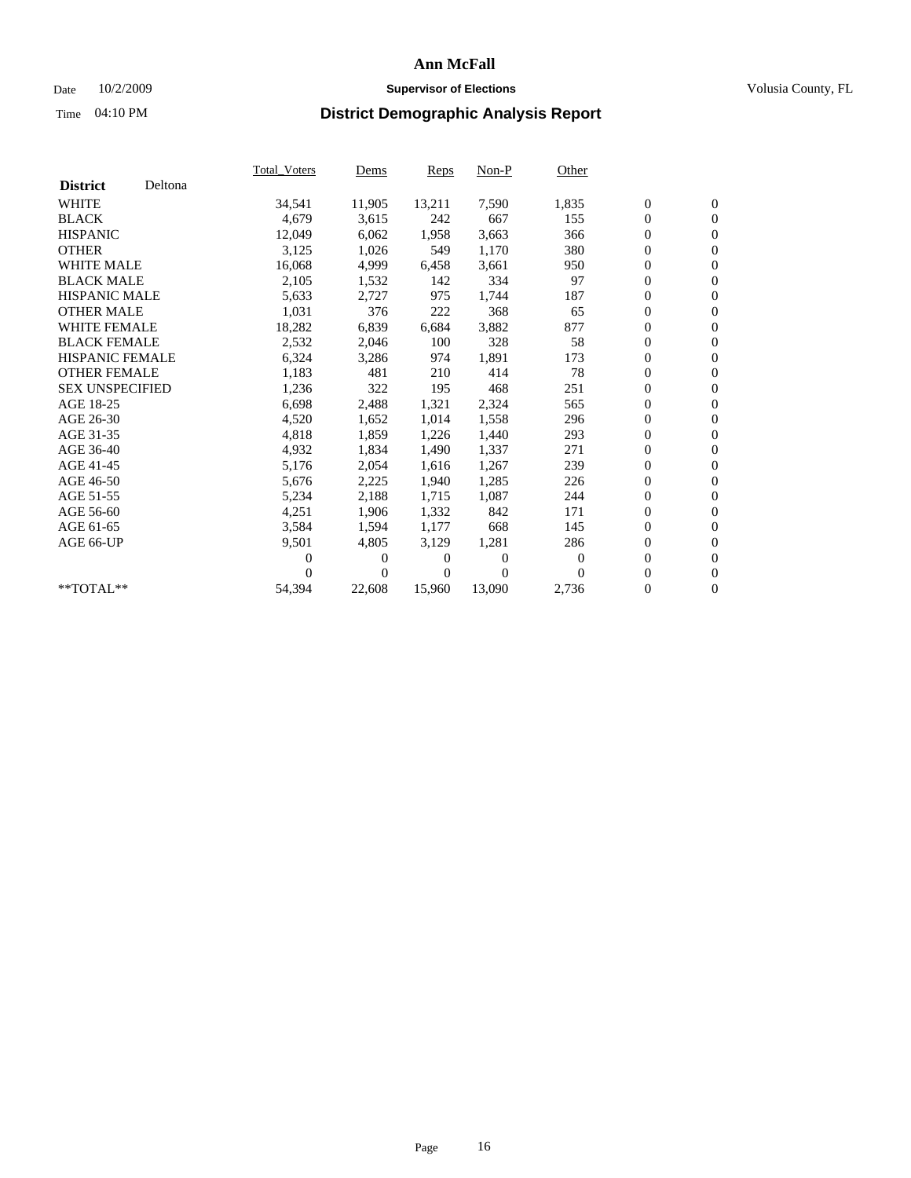# Ann McFall

Date 10/2/2009 **Supervisor of Elections** Volusia County, FL

Time 04:10 PM **District Demographic Analysis Report**

| **District** Deltona | Total_Voters | Dems | Reps | Non-P | Other | | |
|---|---|---|---|---|---|---|---|
| WHITE | 34,541 | 11,905 | 13,211 | 7,590 | 1,835 | 0 | 0 |
| BLACK | 4,679 | 3,615 | 242 | 667 | 155 | 0 | 0 |
| HISPANIC | 12,049 | 6,062 | 1,958 | 3,663 | 366 | 0 | 0 |
| OTHER | 3,125 | 1,026 | 549 | 1,170 | 380 | 0 | 0 |
| WHITE MALE | 16,068 | 4,999 | 6,458 | 3,661 | 950 | 0 | 0 |
| BLACK MALE | 2,105 | 1,532 | 142 | 334 | 97 | 0 | 0 |
| HISPANIC MALE | 5,633 | 2,727 | 975 | 1,744 | 187 | 0 | 0 |
| OTHER MALE | 1,031 | 376 | 222 | 368 | 65 | 0 | 0 |
| WHITE FEMALE | 18,282 | 6,839 | 6,684 | 3,882 | 877 | 0 | 0 |
| BLACK FEMALE | 2,532 | 2,046 | 100 | 328 | 58 | 0 | 0 |
| HISPANIC FEMALE | 6,324 | 3,286 | 974 | 1,891 | 173 | 0 | 0 |
| OTHER FEMALE | 1,183 | 481 | 210 | 414 | 78 | 0 | 0 |
| SEX UNSPECIFIED | 1,236 | 322 | 195 | 468 | 251 | 0 | 0 |
| AGE 18-25 | 6,698 | 2,488 | 1,321 | 2,324 | 565 | 0 | 0 |
| AGE 26-30 | 4,520 | 1,652 | 1,014 | 1,558 | 296 | 0 | 0 |
| AGE 31-35 | 4,818 | 1,859 | 1,226 | 1,440 | 293 | 0 | 0 |
| AGE 36-40 | 4,932 | 1,834 | 1,490 | 1,337 | 271 | 0 | 0 |
| AGE 41-45 | 5,176 | 2,054 | 1,616 | 1,267 | 239 | 0 | 0 |
| AGE 46-50 | 5,676 | 2,225 | 1,940 | 1,285 | 226 | 0 | 0 |
| AGE 51-55 | 5,234 | 2,188 | 1,715 | 1,087 | 244 | 0 | 0 |
| AGE 56-60 | 4,251 | 1,906 | 1,332 | 842 | 171 | 0 | 0 |
| AGE 61-65 | 3,584 | 1,594 | 1,177 | 668 | 145 | 0 | 0 |
| AGE 66-UP | 9,501 | 4,805 | 3,129 | 1,281 | 286 | 0 | 0 |
| | 0 | 0 | 0 | 0 | 0 | 0 | 0 |
| | 0 | 0 | 0 | 0 | 0 | 0 | 0 |
| **TOTAL** | 54,394 | 22,608 | 15,960 | 13,090 | 2,736 | 0 | 0 |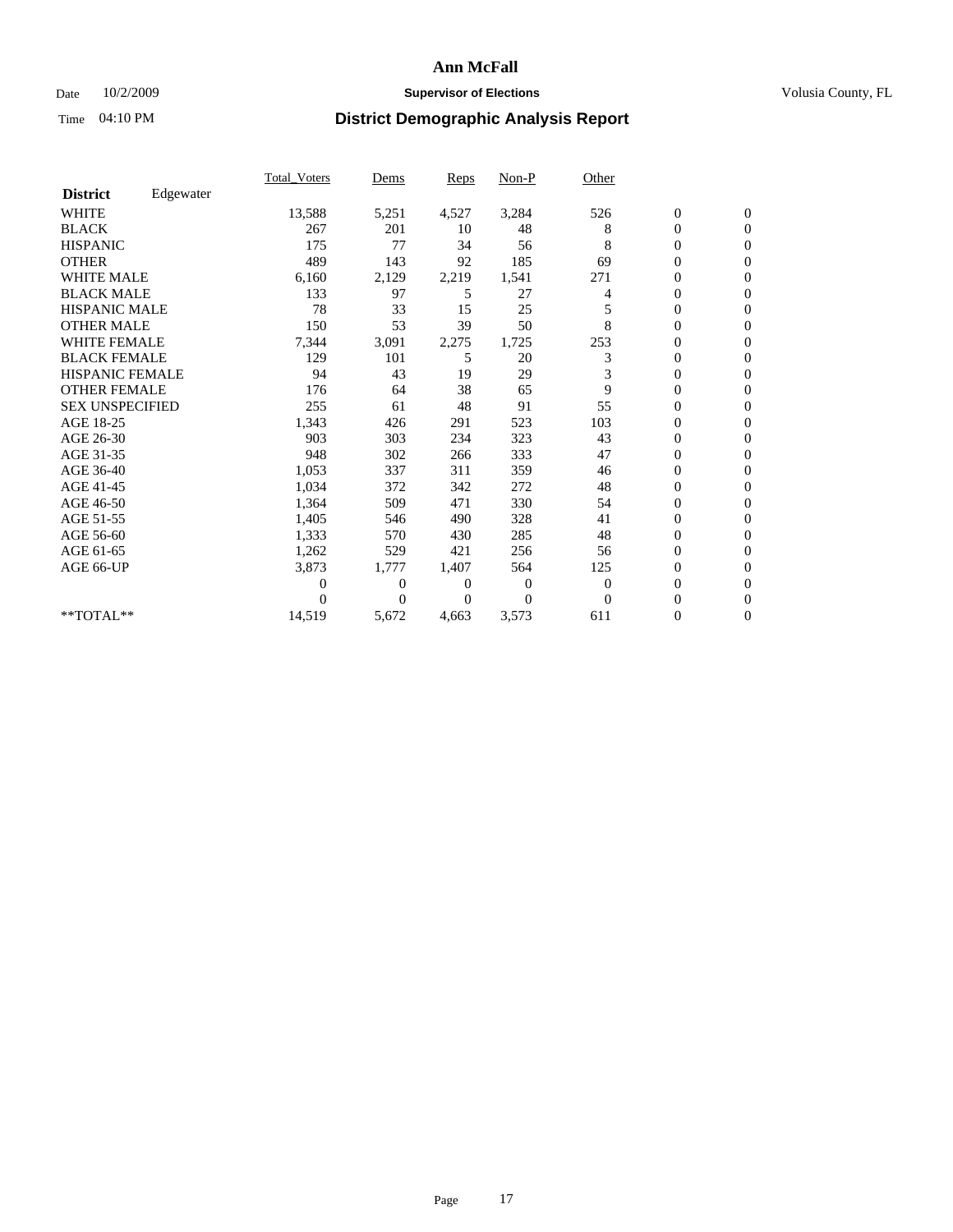**Ann McFall**

Date 10/2/2009 **Supervisor of Elections** Volusia County, FL

Time 04:10 PM **District Demographic Analysis Report**

| | Total_Voters | Dems | Reps | Non-P | Other | | |
|---|---|---|---|---|---|---|---|
| **District** Edgewater | | | | | | | |
| WHITE | 13,588 | 5,251 | 4,527 | 3,284 | 526 | 0 | 0 |
| BLACK | 267 | 201 | 10 | 48 | 8 | 0 | 0 |
| HISPANIC | 175 | 77 | 34 | 56 | 8 | 0 | 0 |
| OTHER | 489 | 143 | 92 | 185 | 69 | 0 | 0 |
| WHITE MALE | 6,160 | 2,129 | 2,219 | 1,541 | 271 | 0 | 0 |
| BLACK MALE | 133 | 97 | 5 | 27 | 4 | 0 | 0 |
| HISPANIC MALE | 78 | 33 | 15 | 25 | 5 | 0 | 0 |
| OTHER MALE | 150 | 53 | 39 | 50 | 8 | 0 | 0 |
| WHITE FEMALE | 7,344 | 3,091 | 2,275 | 1,725 | 253 | 0 | 0 |
| BLACK FEMALE | 129 | 101 | 5 | 20 | 3 | 0 | 0 |
| HISPANIC FEMALE | 94 | 43 | 19 | 29 | 3 | 0 | 0 |
| OTHER FEMALE | 176 | 64 | 38 | 65 | 9 | 0 | 0 |
| SEX UNSPECIFIED | 255 | 61 | 48 | 91 | 55 | 0 | 0 |
| AGE 18-25 | 1,343 | 426 | 291 | 523 | 103 | 0 | 0 |
| AGE 26-30 | 903 | 303 | 234 | 323 | 43 | 0 | 0 |
| AGE 31-35 | 948 | 302 | 266 | 333 | 47 | 0 | 0 |
| AGE 36-40 | 1,053 | 337 | 311 | 359 | 46 | 0 | 0 |
| AGE 41-45 | 1,034 | 372 | 342 | 272 | 48 | 0 | 0 |
| AGE 46-50 | 1,364 | 509 | 471 | 330 | 54 | 0 | 0 |
| AGE 51-55 | 1,405 | 546 | 490 | 328 | 41 | 0 | 0 |
| AGE 56-60 | 1,333 | 570 | 430 | 285 | 48 | 0 | 0 |
| AGE 61-65 | 1,262 | 529 | 421 | 256 | 56 | 0 | 0 |
| AGE 66-UP | 3,873 | 1,777 | 1,407 | 564 | 125 | 0 | 0 |
| | 0 | 0 | 0 | 0 | 0 | 0 | 0 |
| | 0 | 0 | 0 | 0 | 0 | 0 | 0 |
| **TOTAL** | 14,519 | 5,672 | 4,663 | 3,573 | 611 | 0 | 0 |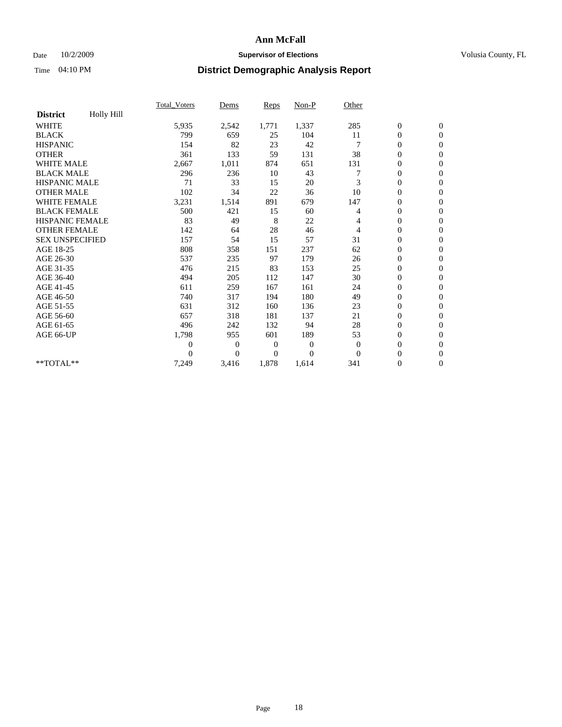# Ann McFall

Date 10/2/2009 **Supervisor of Elections** Volusia County, FL

Time 04:10 PM **District Demographic Analysis Report**

| **District** Holly Hill | Total_Voters | Dems | Reps | Non-P | Other | | |
|---|---|---|---|---|---|---|---|
| WHITE | 5,935 | 2,542 | 1,771 | 1,337 | 285 | 0 | 0 |
| BLACK | 799 | 659 | 25 | 104 | 11 | 0 | 0 |
| HISPANIC | 154 | 82 | 23 | 42 | 7 | 0 | 0 |
| OTHER | 361 | 133 | 59 | 131 | 38 | 0 | 0 |
| WHITE MALE | 2,667 | 1,011 | 874 | 651 | 131 | 0 | 0 |
| BLACK MALE | 296 | 236 | 10 | 43 | 7 | 0 | 0 |
| HISPANIC MALE | 71 | 33 | 15 | 20 | 3 | 0 | 0 |
| OTHER MALE | 102 | 34 | 22 | 36 | 10 | 0 | 0 |
| WHITE FEMALE | 3,231 | 1,514 | 891 | 679 | 147 | 0 | 0 |
| BLACK FEMALE | 500 | 421 | 15 | 60 | 4 | 0 | 0 |
| HISPANIC FEMALE | 83 | 49 | 8 | 22 | 4 | 0 | 0 |
| OTHER FEMALE | 142 | 64 | 28 | 46 | 4 | 0 | 0 |
| SEX UNSPECIFIED | 157 | 54 | 15 | 57 | 31 | 0 | 0 |
| AGE 18-25 | 808 | 358 | 151 | 237 | 62 | 0 | 0 |
| AGE 26-30 | 537 | 235 | 97 | 179 | 26 | 0 | 0 |
| AGE 31-35 | 476 | 215 | 83 | 153 | 25 | 0 | 0 |
| AGE 36-40 | 494 | 205 | 112 | 147 | 30 | 0 | 0 |
| AGE 41-45 | 611 | 259 | 167 | 161 | 24 | 0 | 0 |
| AGE 46-50 | 740 | 317 | 194 | 180 | 49 | 0 | 0 |
| AGE 51-55 | 631 | 312 | 160 | 136 | 23 | 0 | 0 |
| AGE 56-60 | 657 | 318 | 181 | 137 | 21 | 0 | 0 |
| AGE 61-65 | 496 | 242 | 132 | 94 | 28 | 0 | 0 |
| AGE 66-UP | 1,798 | 955 | 601 | 189 | 53 | 0 | 0 |
| | 0 | 0 | 0 | 0 | 0 | 0 | 0 |
| | 0 | 0 | 0 | 0 | 0 | 0 | 0 |
| **TOTAL** | 7,249 | 3,416 | 1,878 | 1,614 | 341 | 0 | 0 |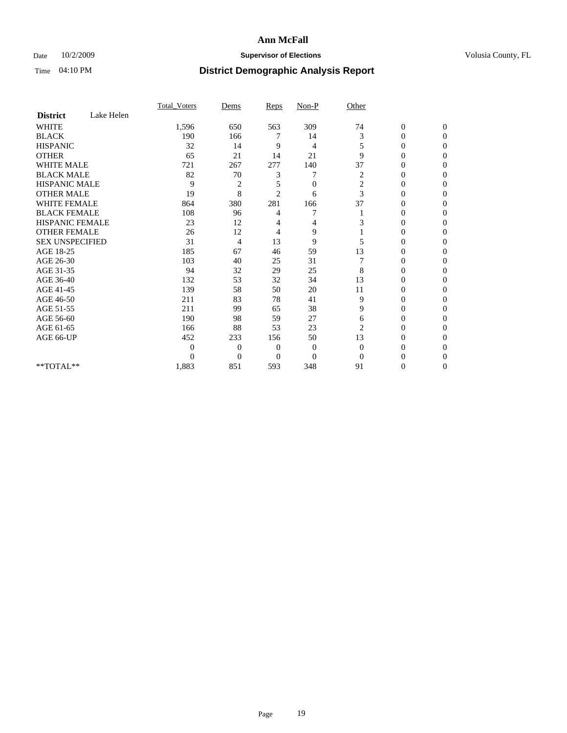**Ann McFall**

Date 10/2/2009 **Supervisor of Elections** Volusia County, FL

Time 04:10 PM **District Demographic Analysis Report**

| | Total_Voters | Dems | Reps | Non-P | Other | | |
|---|---|---|---|---|---|---|---|
| **District** Lake Helen | | | | | | | |
| WHITE | 1,596 | 650 | 563 | 309 | 74 | 0 | 0 |
| BLACK | 190 | 166 | 7 | 14 | 3 | 0 | 0 |
| HISPANIC | 32 | 14 | 9 | 4 | 5 | 0 | 0 |
| OTHER | 65 | 21 | 14 | 21 | 9 | 0 | 0 |
| WHITE MALE | 721 | 267 | 277 | 140 | 37 | 0 | 0 |
| BLACK MALE | 82 | 70 | 3 | 7 | 2 | 0 | 0 |
| HISPANIC MALE | 9 | 2 | 5 | 0 | 2 | 0 | 0 |
| OTHER MALE | 19 | 8 | 2 | 6 | 3 | 0 | 0 |
| WHITE FEMALE | 864 | 380 | 281 | 166 | 37 | 0 | 0 |
| BLACK FEMALE | 108 | 96 | 4 | 7 | 1 | 0 | 0 |
| HISPANIC FEMALE | 23 | 12 | 4 | 4 | 3 | 0 | 0 |
| OTHER FEMALE | 26 | 12 | 4 | 9 | 1 | 0 | 0 |
| SEX UNSPECIFIED | 31 | 4 | 13 | 9 | 5 | 0 | 0 |
| AGE 18-25 | 185 | 67 | 46 | 59 | 13 | 0 | 0 |
| AGE 26-30 | 103 | 40 | 25 | 31 | 7 | 0 | 0 |
| AGE 31-35 | 94 | 32 | 29 | 25 | 8 | 0 | 0 |
| AGE 36-40 | 132 | 53 | 32 | 34 | 13 | 0 | 0 |
| AGE 41-45 | 139 | 58 | 50 | 20 | 11 | 0 | 0 |
| AGE 46-50 | 211 | 83 | 78 | 41 | 9 | 0 | 0 |
| AGE 51-55 | 211 | 99 | 65 | 38 | 9 | 0 | 0 |
| AGE 56-60 | 190 | 98 | 59 | 27 | 6 | 0 | 0 |
| AGE 61-65 | 166 | 88 | 53 | 23 | 2 | 0 | 0 |
| AGE 66-UP | 452 | 233 | 156 | 50 | 13 | 0 | 0 |
| | 0 | 0 | 0 | 0 | 0 | 0 | 0 |
| | 0 | 0 | 0 | 0 | 0 | 0 | 0 |
| **TOTAL** | 1,883 | 851 | 593 | 348 | 91 | 0 | 0 |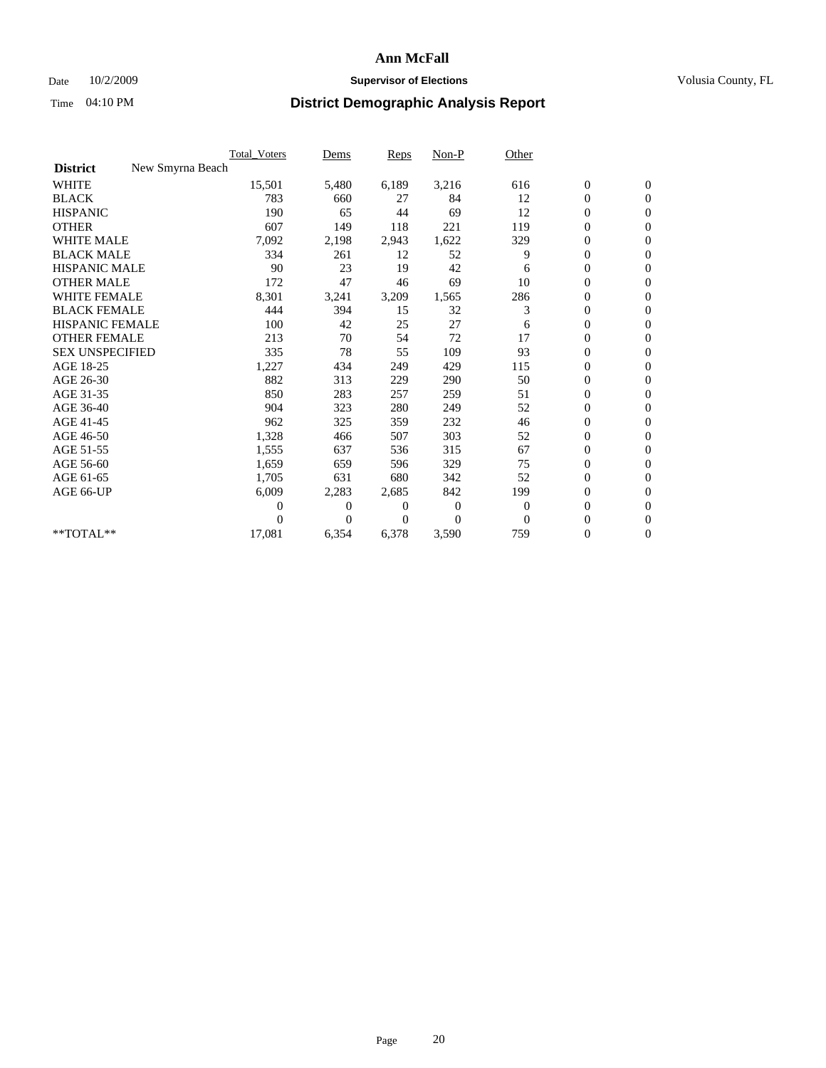# Ann McFall

Date 10/2/2009 **Supervisor of Elections** Volusia County, FL

Time 04:10 PM **District Demographic Analysis Report**

| | Total_Voters | Dems | Reps | Non-P | Other | | |
|---|---|---|---|---|---|---|---|
| **District** New Smyrna Beach | | | | | | | |
| WHITE | 15,501 | 5,480 | 6,189 | 3,216 | 616 | 0 | 0 |
| BLACK | 783 | 660 | 27 | 84 | 12 | 0 | 0 |
| HISPANIC | 190 | 65 | 44 | 69 | 12 | 0 | 0 |
| OTHER | 607 | 149 | 118 | 221 | 119 | 0 | 0 |
| WHITE MALE | 7,092 | 2,198 | 2,943 | 1,622 | 329 | 0 | 0 |
| BLACK MALE | 334 | 261 | 12 | 52 | 9 | 0 | 0 |
| HISPANIC MALE | 90 | 23 | 19 | 42 | 6 | 0 | 0 |
| OTHER MALE | 172 | 47 | 46 | 69 | 10 | 0 | 0 |
| WHITE FEMALE | 8,301 | 3,241 | 3,209 | 1,565 | 286 | 0 | 0 |
| BLACK FEMALE | 444 | 394 | 15 | 32 | 3 | 0 | 0 |
| HISPANIC FEMALE | 100 | 42 | 25 | 27 | 6 | 0 | 0 |
| OTHER FEMALE | 213 | 70 | 54 | 72 | 17 | 0 | 0 |
| SEX UNSPECIFIED | 335 | 78 | 55 | 109 | 93 | 0 | 0 |
| AGE 18-25 | 1,227 | 434 | 249 | 429 | 115 | 0 | 0 |
| AGE 26-30 | 882 | 313 | 229 | 290 | 50 | 0 | 0 |
| AGE 31-35 | 850 | 283 | 257 | 259 | 51 | 0 | 0 |
| AGE 36-40 | 904 | 323 | 280 | 249 | 52 | 0 | 0 |
| AGE 41-45 | 962 | 325 | 359 | 232 | 46 | 0 | 0 |
| AGE 46-50 | 1,328 | 466 | 507 | 303 | 52 | 0 | 0 |
| AGE 51-55 | 1,555 | 637 | 536 | 315 | 67 | 0 | 0 |
| AGE 56-60 | 1,659 | 659 | 596 | 329 | 75 | 0 | 0 |
| AGE 61-65 | 1,705 | 631 | 680 | 342 | 52 | 0 | 0 |
| AGE 66-UP | 6,009 | 2,283 | 2,685 | 842 | 199 | 0 | 0 |
| | 0 | 0 | 0 | 0 | 0 | 0 | 0 |
| | 0 | 0 | 0 | 0 | 0 | 0 | 0 |
| **TOTAL** | 17,081 | 6,354 | 6,378 | 3,590 | 759 | 0 | 0 |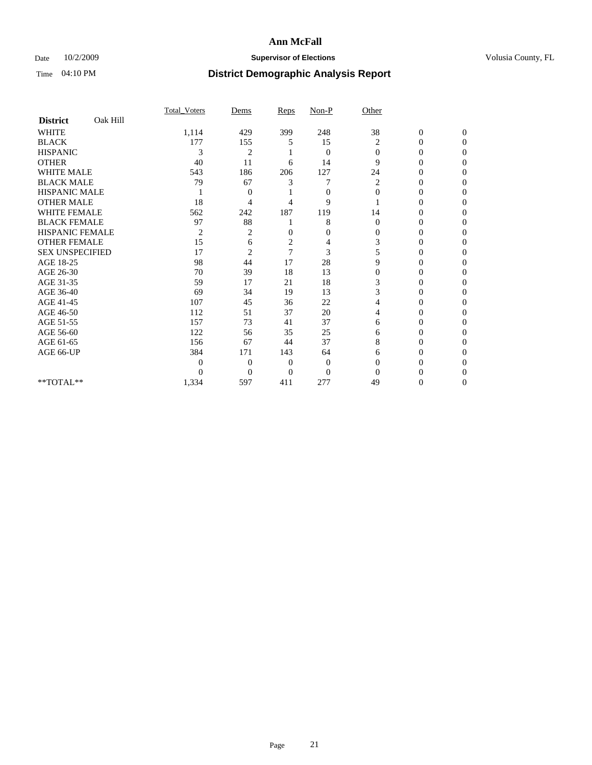# Ann McFall

Date 10/2/2009 **Supervisor of Elections** Volusia County, FL

Time 04:10 PM **District Demographic Analysis Report**

| **District** Oak Hill | Total_Voters | Dems | Reps | Non-P | Other | | |
|---|---|---|---|---|---|---|---|
| WHITE | 1,114 | 429 | 399 | 248 | 38 | 0 | 0 |
| BLACK | 177 | 155 | 5 | 15 | 2 | 0 | 0 |
| HISPANIC | 3 | 2 | 1 | 0 | 0 | 0 | 0 |
| OTHER | 40 | 11 | 6 | 14 | 9 | 0 | 0 |
| WHITE MALE | 543 | 186 | 206 | 127 | 24 | 0 | 0 |
| BLACK MALE | 79 | 67 | 3 | 7 | 2 | 0 | 0 |
| HISPANIC MALE | 1 | 0 | 1 | 0 | 0 | 0 | 0 |
| OTHER MALE | 18 | 4 | 4 | 9 | 1 | 0 | 0 |
| WHITE FEMALE | 562 | 242 | 187 | 119 | 14 | 0 | 0 |
| BLACK FEMALE | 97 | 88 | 1 | 8 | 0 | 0 | 0 |
| HISPANIC FEMALE | 2 | 2 | 0 | 0 | 0 | 0 | 0 |
| OTHER FEMALE | 15 | 6 | 2 | 4 | 3 | 0 | 0 |
| SEX UNSPECIFIED | 17 | 2 | 7 | 3 | 5 | 0 | 0 |
| AGE 18-25 | 98 | 44 | 17 | 28 | 9 | 0 | 0 |
| AGE 26-30 | 70 | 39 | 18 | 13 | 0 | 0 | 0 |
| AGE 31-35 | 59 | 17 | 21 | 18 | 3 | 0 | 0 |
| AGE 36-40 | 69 | 34 | 19 | 13 | 3 | 0 | 0 |
| AGE 41-45 | 107 | 45 | 36 | 22 | 4 | 0 | 0 |
| AGE 46-50 | 112 | 51 | 37 | 20 | 4 | 0 | 0 |
| AGE 51-55 | 157 | 73 | 41 | 37 | 6 | 0 | 0 |
| AGE 56-60 | 122 | 56 | 35 | 25 | 6 | 0 | 0 |
| AGE 61-65 | 156 | 67 | 44 | 37 | 8 | 0 | 0 |
| AGE 66-UP | 384 | 171 | 143 | 64 | 6 | 0 | 0 |
| | 0 | 0 | 0 | 0 | 0 | 0 | 0 |
| | 0 | 0 | 0 | 0 | 0 | 0 | 0 |
| **TOTAL** | 1,334 | 597 | 411 | 277 | 49 | 0 | 0 |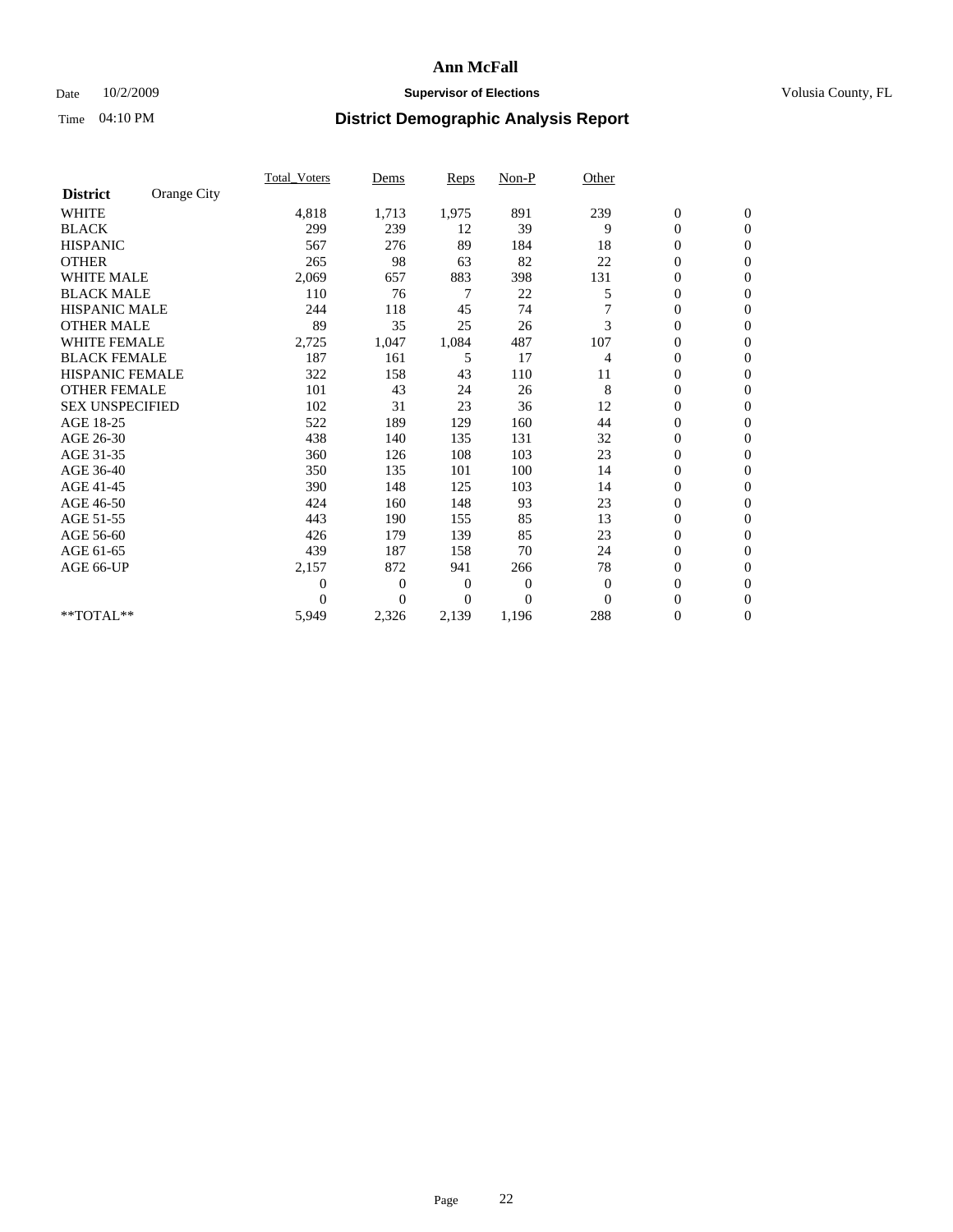# Ann McFall

Date 10/2/2009 **Supervisor of Elections** Volusia County, FL

Time 04:10 PM **District Demographic Analysis Report**

| District | Orange City | Total_Voters | Dems | Reps | Non-P | Other | | |
|---|---|---|---|---|---|---|---|---|
| WHITE | | 4,818 | 1,713 | 1,975 | 891 | 239 | 0 | 0 |
| BLACK | | 299 | 239 | 12 | 39 | 9 | 0 | 0 |
| HISPANIC | | 567 | 276 | 89 | 184 | 18 | 0 | 0 |
| OTHER | | 265 | 98 | 63 | 82 | 22 | 0 | 0 |
| WHITE MALE | | 2,069 | 657 | 883 | 398 | 131 | 0 | 0 |
| BLACK MALE | | 110 | 76 | 7 | 22 | 5 | 0 | 0 |
| HISPANIC MALE | | 244 | 118 | 45 | 74 | 7 | 0 | 0 |
| OTHER MALE | | 89 | 35 | 25 | 26 | 3 | 0 | 0 |
| WHITE FEMALE | | 2,725 | 1,047 | 1,084 | 487 | 107 | 0 | 0 |
| BLACK FEMALE | | 187 | 161 | 5 | 17 | 4 | 0 | 0 |
| HISPANIC FEMALE | | 322 | 158 | 43 | 110 | 11 | 0 | 0 |
| OTHER FEMALE | | 101 | 43 | 24 | 26 | 8 | 0 | 0 |
| SEX UNSPECIFIED | | 102 | 31 | 23 | 36 | 12 | 0 | 0 |
| AGE 18-25 | | 522 | 189 | 129 | 160 | 44 | 0 | 0 |
| AGE 26-30 | | 438 | 140 | 135 | 131 | 32 | 0 | 0 |
| AGE 31-35 | | 360 | 126 | 108 | 103 | 23 | 0 | 0 |
| AGE 36-40 | | 350 | 135 | 101 | 100 | 14 | 0 | 0 |
| AGE 41-45 | | 390 | 148 | 125 | 103 | 14 | 0 | 0 |
| AGE 46-50 | | 424 | 160 | 148 | 93 | 23 | 0 | 0 |
| AGE 51-55 | | 443 | 190 | 155 | 85 | 13 | 0 | 0 |
| AGE 56-60 | | 426 | 179 | 139 | 85 | 23 | 0 | 0 |
| AGE 61-65 | | 439 | 187 | 158 | 70 | 24 | 0 | 0 |
| AGE 66-UP | | 2,157 | 872 | 941 | 266 | 78 | 0 | 0 |
| | | 0 | 0 | 0 | 0 | 0 | 0 | 0 |
| | | 0 | 0 | 0 | 0 | 0 | 0 | 0 |
| **TOTAL** | | 5,949 | 2,326 | 2,139 | 1,196 | 288 | 0 | 0 |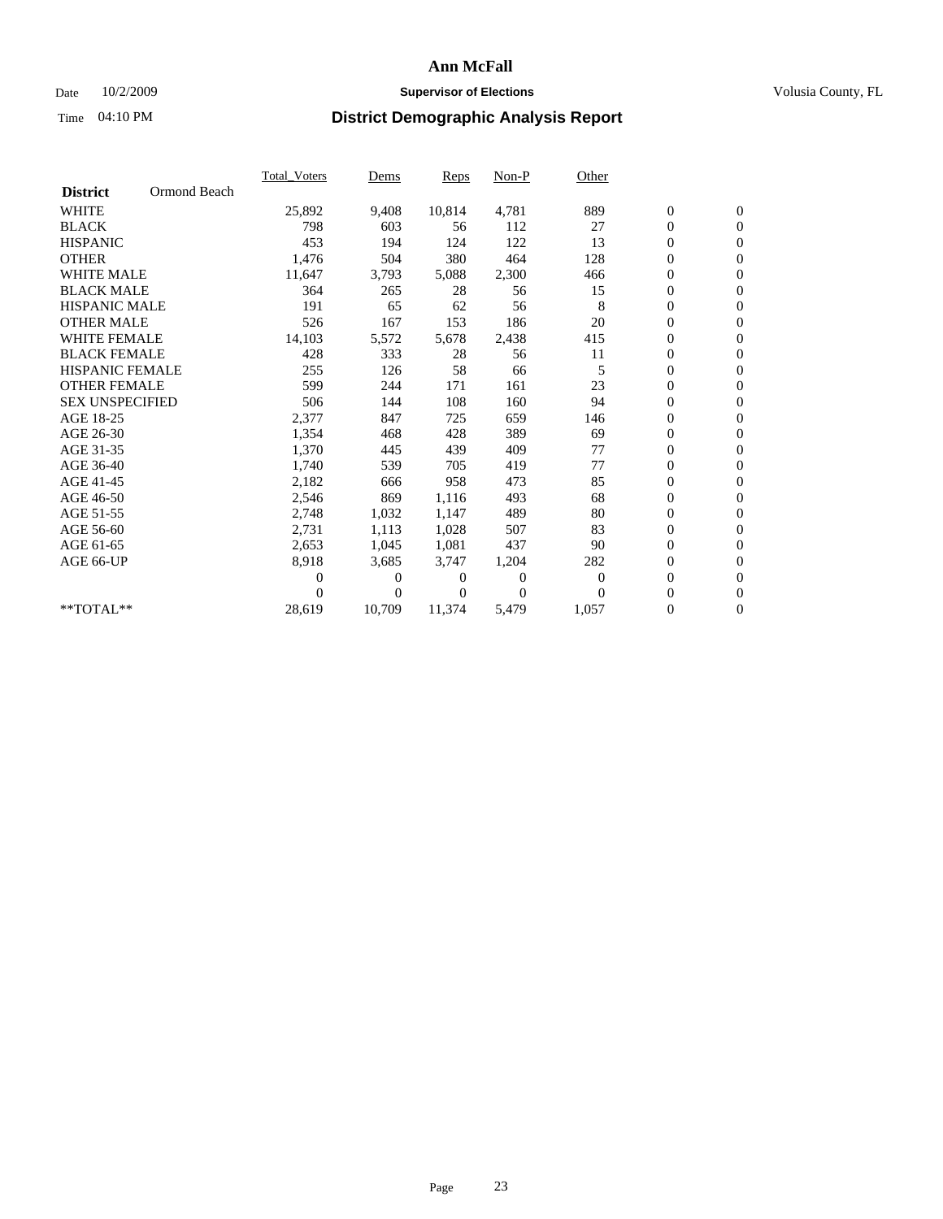# Ann McFall

Date 10/2/2009 **Supervisor of Elections** Volusia County, FL

Time 04:10 PM **District Demographic Analysis Report**

| | Total_Voters | Dems | Reps | Non-P | Other | | |
|---|---|---|---|---|---|---|---|
| **District** Ormond Beach | | | | | | | |
| WHITE | 25,892 | 9,408 | 10,814 | 4,781 | 889 | 0 | 0 |
| BLACK | 798 | 603 | 56 | 112 | 27 | 0 | 0 |
| HISPANIC | 453 | 194 | 124 | 122 | 13 | 0 | 0 |
| OTHER | 1,476 | 504 | 380 | 464 | 128 | 0 | 0 |
| WHITE MALE | 11,647 | 3,793 | 5,088 | 2,300 | 466 | 0 | 0 |
| BLACK MALE | 364 | 265 | 28 | 56 | 15 | 0 | 0 |
| HISPANIC MALE | 191 | 65 | 62 | 56 | 8 | 0 | 0 |
| OTHER MALE | 526 | 167 | 153 | 186 | 20 | 0 | 0 |
| WHITE FEMALE | 14,103 | 5,572 | 5,678 | 2,438 | 415 | 0 | 0 |
| BLACK FEMALE | 428 | 333 | 28 | 56 | 11 | 0 | 0 |
| HISPANIC FEMALE | 255 | 126 | 58 | 66 | 5 | 0 | 0 |
| OTHER FEMALE | 599 | 244 | 171 | 161 | 23 | 0 | 0 |
| SEX UNSPECIFIED | 506 | 144 | 108 | 160 | 94 | 0 | 0 |
| AGE 18-25 | 2,377 | 847 | 725 | 659 | 146 | 0 | 0 |
| AGE 26-30 | 1,354 | 468 | 428 | 389 | 69 | 0 | 0 |
| AGE 31-35 | 1,370 | 445 | 439 | 409 | 77 | 0 | 0 |
| AGE 36-40 | 1,740 | 539 | 705 | 419 | 77 | 0 | 0 |
| AGE 41-45 | 2,182 | 666 | 958 | 473 | 85 | 0 | 0 |
| AGE 46-50 | 2,546 | 869 | 1,116 | 493 | 68 | 0 | 0 |
| AGE 51-55 | 2,748 | 1,032 | 1,147 | 489 | 80 | 0 | 0 |
| AGE 56-60 | 2,731 | 1,113 | 1,028 | 507 | 83 | 0 | 0 |
| AGE 61-65 | 2,653 | 1,045 | 1,081 | 437 | 90 | 0 | 0 |
| AGE 66-UP | 8,918 | 3,685 | 3,747 | 1,204 | 282 | 0 | 0 |
| | 0 | 0 | 0 | 0 | 0 | 0 | 0 |
| | 0 | 0 | 0 | 0 | 0 | 0 | 0 |
| **TOTAL** | 28,619 | 10,709 | 11,374 | 5,479 | 1,057 | 0 | 0 |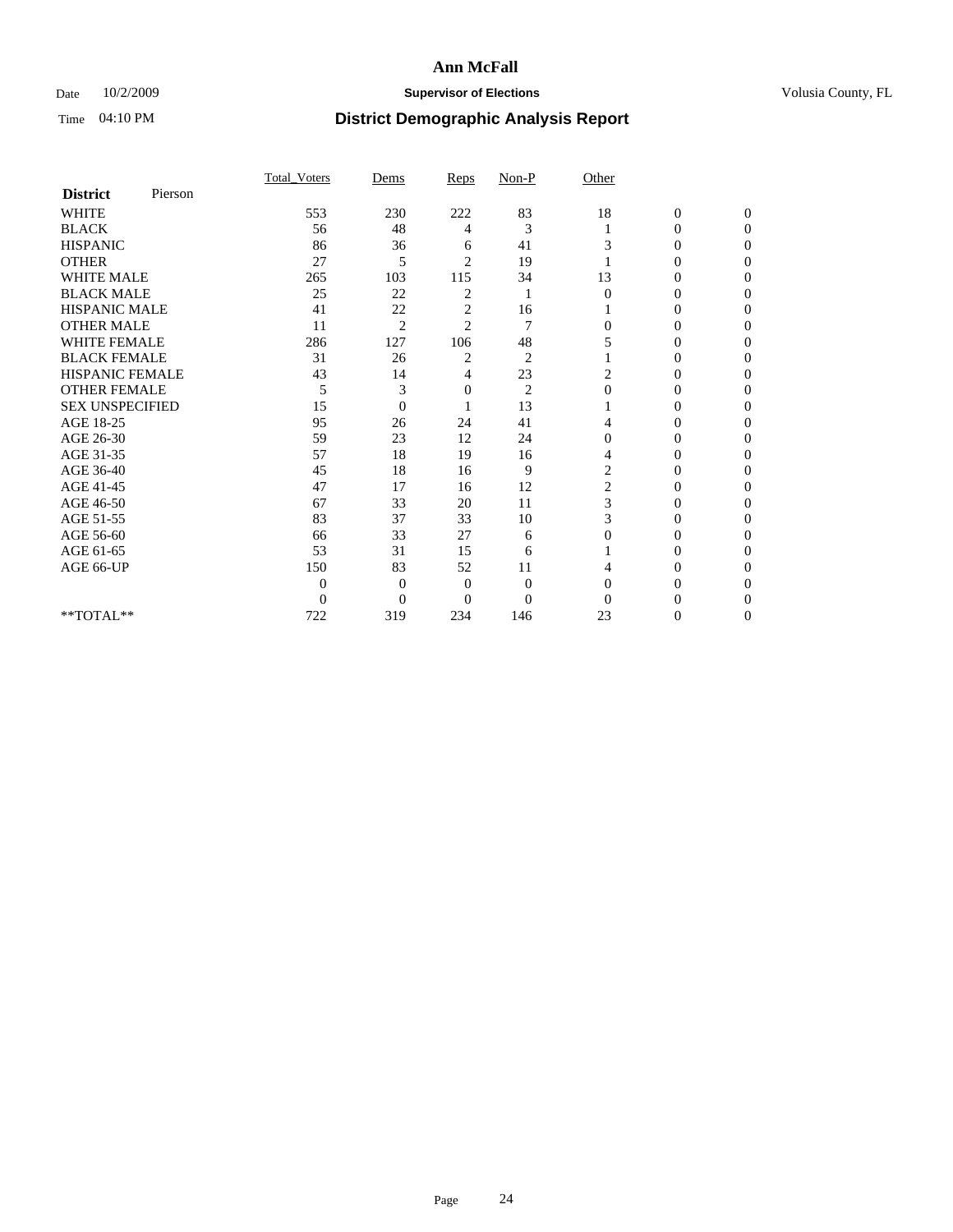# Ann McFall

Date 10/2/2009 **Supervisor of Elections** Volusia County, FL

Time 04:10 PM **District Demographic Analysis Report**

| **District** Pierson | Total_Voters | Dems | Reps | Non-P | Other | | |
|---|---|---|---|---|---|---|---|
| WHITE | 553 | 230 | 222 | 83 | 18 | 0 | 0 |
| BLACK | 56 | 48 | 4 | 3 | 1 | 0 | 0 |
| HISPANIC | 86 | 36 | 6 | 41 | 3 | 0 | 0 |
| OTHER | 27 | 5 | 2 | 19 | 1 | 0 | 0 |
| WHITE MALE | 265 | 103 | 115 | 34 | 13 | 0 | 0 |
| BLACK MALE | 25 | 22 | 2 | 1 | 0 | 0 | 0 |
| HISPANIC MALE | 41 | 22 | 2 | 16 | 1 | 0 | 0 |
| OTHER MALE | 11 | 2 | 2 | 7 | 0 | 0 | 0 |
| WHITE FEMALE | 286 | 127 | 106 | 48 | 5 | 0 | 0 |
| BLACK FEMALE | 31 | 26 | 2 | 2 | 1 | 0 | 0 |
| HISPANIC FEMALE | 43 | 14 | 4 | 23 | 2 | 0 | 0 |
| OTHER FEMALE | 5 | 3 | 0 | 2 | 0 | 0 | 0 |
| SEX UNSPECIFIED | 15 | 0 | 1 | 13 | 1 | 0 | 0 |
| AGE 18-25 | 95 | 26 | 24 | 41 | 4 | 0 | 0 |
| AGE 26-30 | 59 | 23 | 12 | 24 | 0 | 0 | 0 |
| AGE 31-35 | 57 | 18 | 19 | 16 | 4 | 0 | 0 |
| AGE 36-40 | 45 | 18 | 16 | 9 | 2 | 0 | 0 |
| AGE 41-45 | 47 | 17 | 16 | 12 | 2 | 0 | 0 |
| AGE 46-50 | 67 | 33 | 20 | 11 | 3 | 0 | 0 |
| AGE 51-55 | 83 | 37 | 33 | 10 | 3 | 0 | 0 |
| AGE 56-60 | 66 | 33 | 27 | 6 | 0 | 0 | 0 |
| AGE 61-65 | 53 | 31 | 15 | 6 | 1 | 0 | 0 |
| AGE 66-UP | 150 | 83 | 52 | 11 | 4 | 0 | 0 |
| | 0 | 0 | 0 | 0 | 0 | 0 | 0 |
| | 0 | 0 | 0 | 0 | 0 | 0 | 0 |
| **TOTAL** | 722 | 319 | 234 | 146 | 23 | 0 | 0 |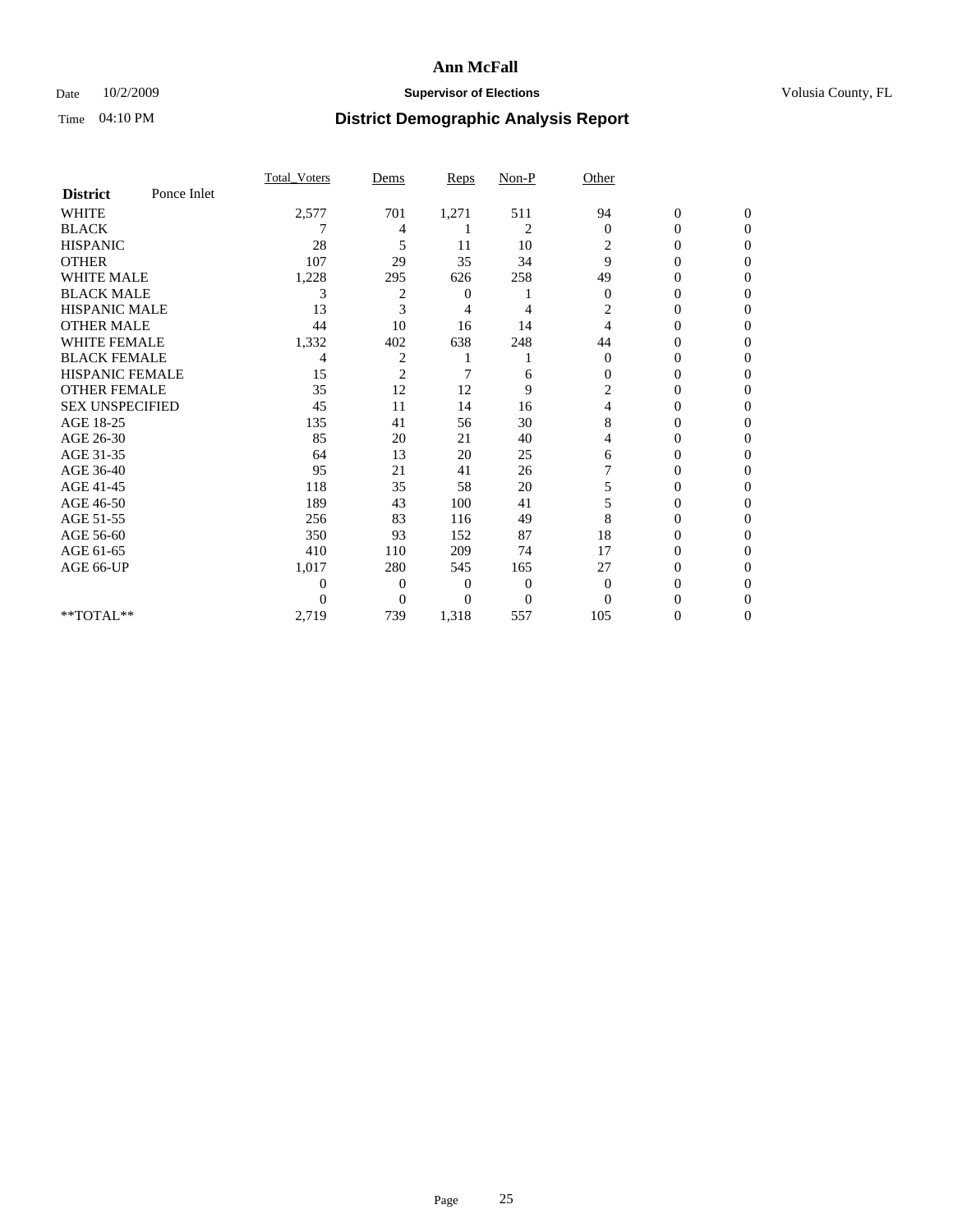# Ann McFall

Date 10/2/2009 **Supervisor of Elections** Volusia County, FL

Time 04:10 PM **District Demographic Analysis Report**

| | Total_Voters | Dems | Reps | Non-P | Other | | |
|---|---|---|---|---|---|---|---|
| **District** Ponce Inlet | | | | | | | |
| WHITE | 2,577 | 701 | 1,271 | 511 | 94 | 0 | 0 |
| BLACK | 7 | 4 | 1 | 2 | 0 | 0 | 0 |
| HISPANIC | 28 | 5 | 11 | 10 | 2 | 0 | 0 |
| OTHER | 107 | 29 | 35 | 34 | 9 | 0 | 0 |
| WHITE MALE | 1,228 | 295 | 626 | 258 | 49 | 0 | 0 |
| BLACK MALE | 3 | 2 | 0 | 1 | 0 | 0 | 0 |
| HISPANIC MALE | 13 | 3 | 4 | 4 | 2 | 0 | 0 |
| OTHER MALE | 44 | 10 | 16 | 14 | 4 | 0 | 0 |
| WHITE FEMALE | 1,332 | 402 | 638 | 248 | 44 | 0 | 0 |
| BLACK FEMALE | 4 | 2 | 1 | 1 | 0 | 0 | 0 |
| HISPANIC FEMALE | 15 | 2 | 7 | 6 | 0 | 0 | 0 |
| OTHER FEMALE | 35 | 12 | 12 | 9 | 2 | 0 | 0 |
| SEX UNSPECIFIED | 45 | 11 | 14 | 16 | 4 | 0 | 0 |
| AGE 18-25 | 135 | 41 | 56 | 30 | 8 | 0 | 0 |
| AGE 26-30 | 85 | 20 | 21 | 40 | 4 | 0 | 0 |
| AGE 31-35 | 64 | 13 | 20 | 25 | 6 | 0 | 0 |
| AGE 36-40 | 95 | 21 | 41 | 26 | 7 | 0 | 0 |
| AGE 41-45 | 118 | 35 | 58 | 20 | 5 | 0 | 0 |
| AGE 46-50 | 189 | 43 | 100 | 41 | 5 | 0 | 0 |
| AGE 51-55 | 256 | 83 | 116 | 49 | 8 | 0 | 0 |
| AGE 56-60 | 350 | 93 | 152 | 87 | 18 | 0 | 0 |
| AGE 61-65 | 410 | 110 | 209 | 74 | 17 | 0 | 0 |
| AGE 66-UP | 1,017 | 280 | 545 | 165 | 27 | 0 | 0 |
| | 0 | 0 | 0 | 0 | 0 | 0 | 0 |
| | 0 | 0 | 0 | 0 | 0 | 0 | 0 |
| **TOTAL** | 2,719 | 739 | 1,318 | 557 | 105 | 0 | 0 |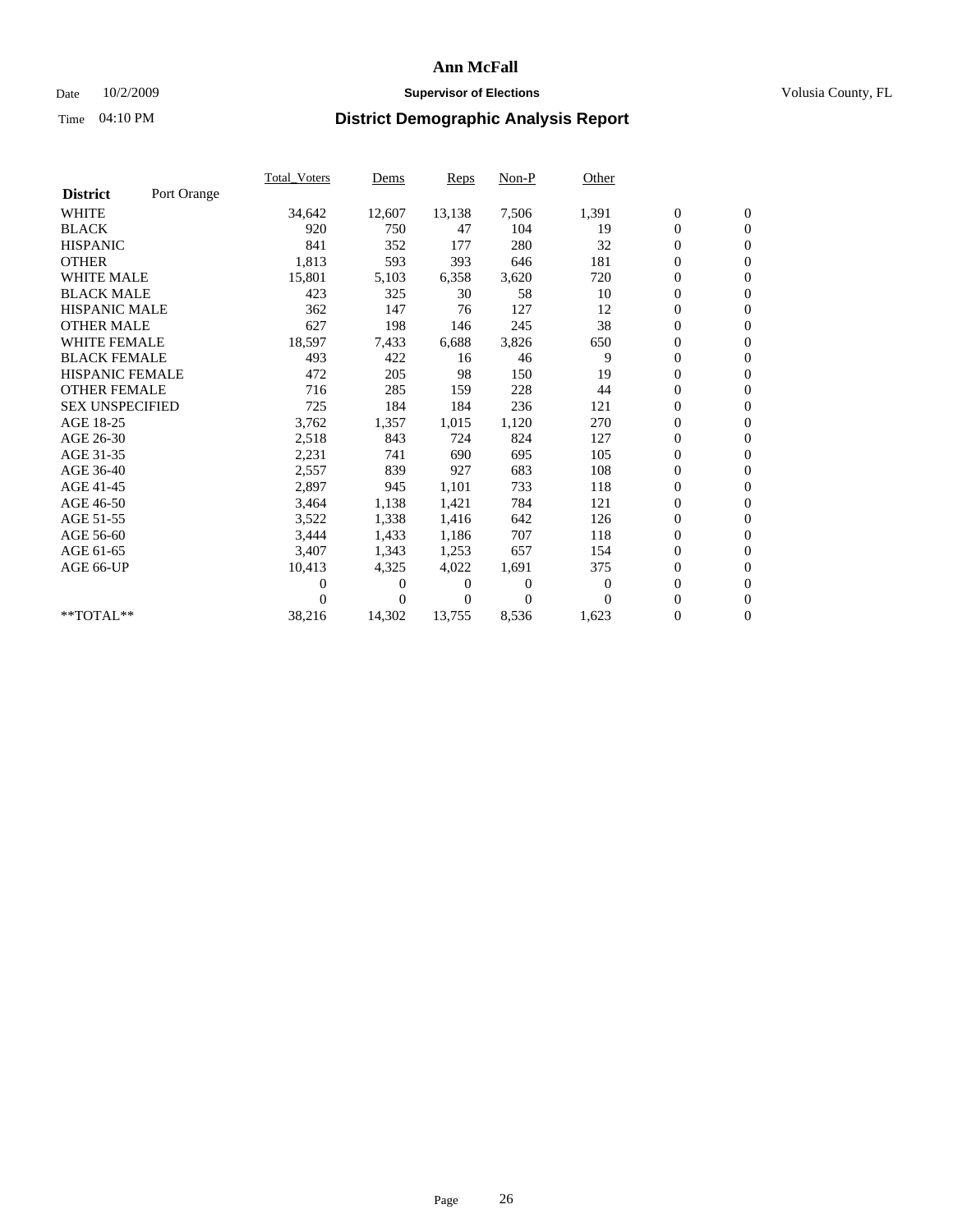# Ann McFall

Date 10/2/2009 **Supervisor of Elections** Volusia County, FL

Time 04:10 PM **District Demographic Analysis Report**

| **District** Port Orange | Total_Voters | Dems | Reps | Non-P | Other | | |
|---|---|---|---|---|---|---|---|
| WHITE | 34,642 | 12,607 | 13,138 | 7,506 | 1,391 | 0 | 0 |
| BLACK | 920 | 750 | 47 | 104 | 19 | 0 | 0 |
| HISPANIC | 841 | 352 | 177 | 280 | 32 | 0 | 0 |
| OTHER | 1,813 | 593 | 393 | 646 | 181 | 0 | 0 |
| WHITE MALE | 15,801 | 5,103 | 6,358 | 3,620 | 720 | 0 | 0 |
| BLACK MALE | 423 | 325 | 30 | 58 | 10 | 0 | 0 |
| HISPANIC MALE | 362 | 147 | 76 | 127 | 12 | 0 | 0 |
| OTHER MALE | 627 | 198 | 146 | 245 | 38 | 0 | 0 |
| WHITE FEMALE | 18,597 | 7,433 | 6,688 | 3,826 | 650 | 0 | 0 |
| BLACK FEMALE | 493 | 422 | 16 | 46 | 9 | 0 | 0 |
| HISPANIC FEMALE | 472 | 205 | 98 | 150 | 19 | 0 | 0 |
| OTHER FEMALE | 716 | 285 | 159 | 228 | 44 | 0 | 0 |
| SEX UNSPECIFIED | 725 | 184 | 184 | 236 | 121 | 0 | 0 |
| AGE 18-25 | 3,762 | 1,357 | 1,015 | 1,120 | 270 | 0 | 0 |
| AGE 26-30 | 2,518 | 843 | 724 | 824 | 127 | 0 | 0 |
| AGE 31-35 | 2,231 | 741 | 690 | 695 | 105 | 0 | 0 |
| AGE 36-40 | 2,557 | 839 | 927 | 683 | 108 | 0 | 0 |
| AGE 41-45 | 2,897 | 945 | 1,101 | 733 | 118 | 0 | 0 |
| AGE 46-50 | 3,464 | 1,138 | 1,421 | 784 | 121 | 0 | 0 |
| AGE 51-55 | 3,522 | 1,338 | 1,416 | 642 | 126 | 0 | 0 |
| AGE 56-60 | 3,444 | 1,433 | 1,186 | 707 | 118 | 0 | 0 |
| AGE 61-65 | 3,407 | 1,343 | 1,253 | 657 | 154 | 0 | 0 |
| AGE 66-UP | 10,413 | 4,325 | 4,022 | 1,691 | 375 | 0 | 0 |
| | 0 | 0 | 0 | 0 | 0 | 0 | 0 |
| | 0 | 0 | 0 | 0 | 0 | 0 | 0 |
| **TOTAL** | 38,216 | 14,302 | 13,755 | 8,536 | 1,623 | 0 | 0 |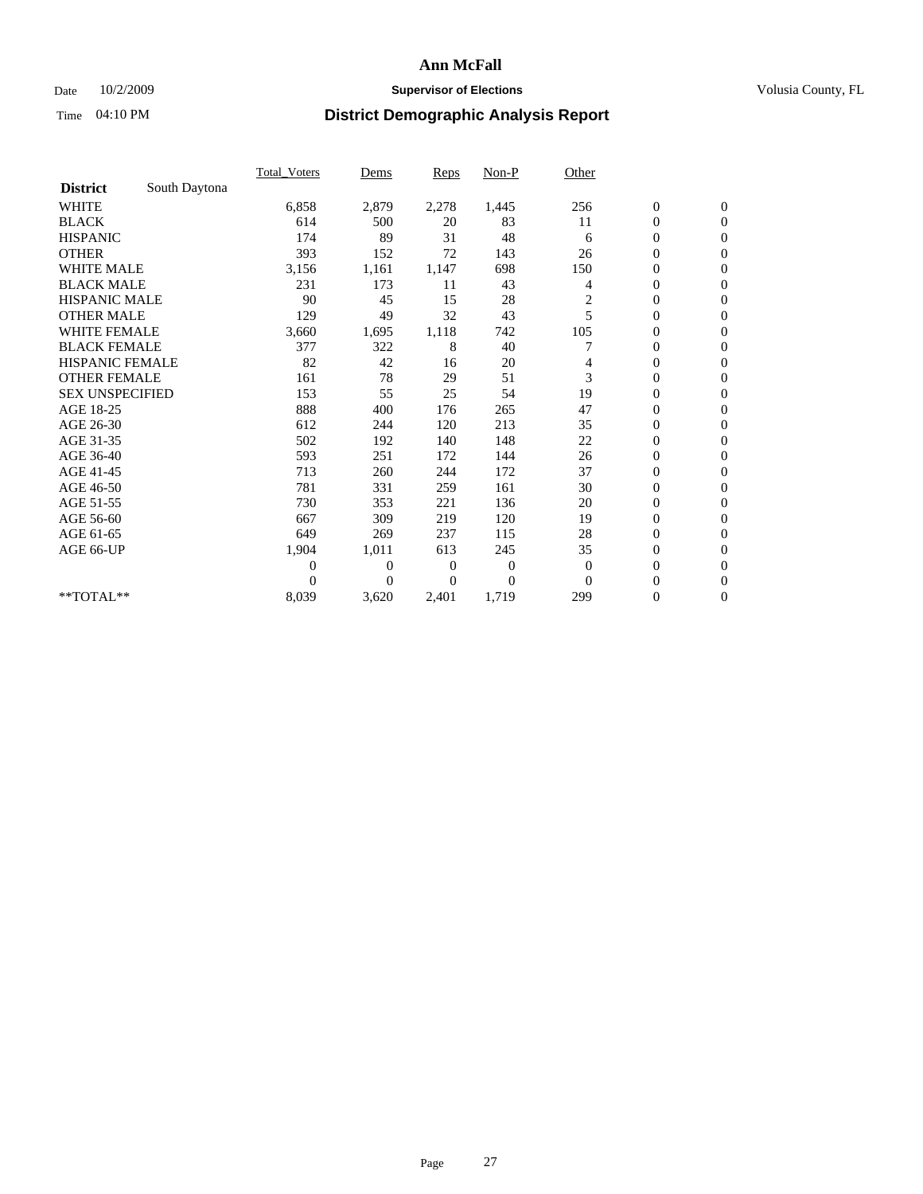# Ann McFall

Date 10/2/2009 **Supervisor of Elections** Volusia County, FL

Time 04:10 PM **District Demographic Analysis Report**

| **District** South Daytona | Total_Voters | Dems | Reps | Non-P | Other | | |
|---|---|---|---|---|---|---|---|
| WHITE | 6,858 | 2,879 | 2,278 | 1,445 | 256 | 0 | 0 |
| BLACK | 614 | 500 | 20 | 83 | 11 | 0 | 0 |
| HISPANIC | 174 | 89 | 31 | 48 | 6 | 0 | 0 |
| OTHER | 393 | 152 | 72 | 143 | 26 | 0 | 0 |
| WHITE MALE | 3,156 | 1,161 | 1,147 | 698 | 150 | 0 | 0 |
| BLACK MALE | 231 | 173 | 11 | 43 | 4 | 0 | 0 |
| HISPANIC MALE | 90 | 45 | 15 | 28 | 2 | 0 | 0 |
| OTHER MALE | 129 | 49 | 32 | 43 | 5 | 0 | 0 |
| WHITE FEMALE | 3,660 | 1,695 | 1,118 | 742 | 105 | 0 | 0 |
| BLACK FEMALE | 377 | 322 | 8 | 40 | 7 | 0 | 0 |
| HISPANIC FEMALE | 82 | 42 | 16 | 20 | 4 | 0 | 0 |
| OTHER FEMALE | 161 | 78 | 29 | 51 | 3 | 0 | 0 |
| SEX UNSPECIFIED | 153 | 55 | 25 | 54 | 19 | 0 | 0 |
| AGE 18-25 | 888 | 400 | 176 | 265 | 47 | 0 | 0 |
| AGE 26-30 | 612 | 244 | 120 | 213 | 35 | 0 | 0 |
| AGE 31-35 | 502 | 192 | 140 | 148 | 22 | 0 | 0 |
| AGE 36-40 | 593 | 251 | 172 | 144 | 26 | 0 | 0 |
| AGE 41-45 | 713 | 260 | 244 | 172 | 37 | 0 | 0 |
| AGE 46-50 | 781 | 331 | 259 | 161 | 30 | 0 | 0 |
| AGE 51-55 | 730 | 353 | 221 | 136 | 20 | 0 | 0 |
| AGE 56-60 | 667 | 309 | 219 | 120 | 19 | 0 | 0 |
| AGE 61-65 | 649 | 269 | 237 | 115 | 28 | 0 | 0 |
| AGE 66-UP | 1,904 | 1,011 | 613 | 245 | 35 | 0 | 0 |
| | 0 | 0 | 0 | 0 | 0 | 0 | 0 |
| | 0 | 0 | 0 | 0 | 0 | 0 | 0 |
| **TOTAL** | 8,039 | 3,620 | 2,401 | 1,719 | 299 | 0 | 0 |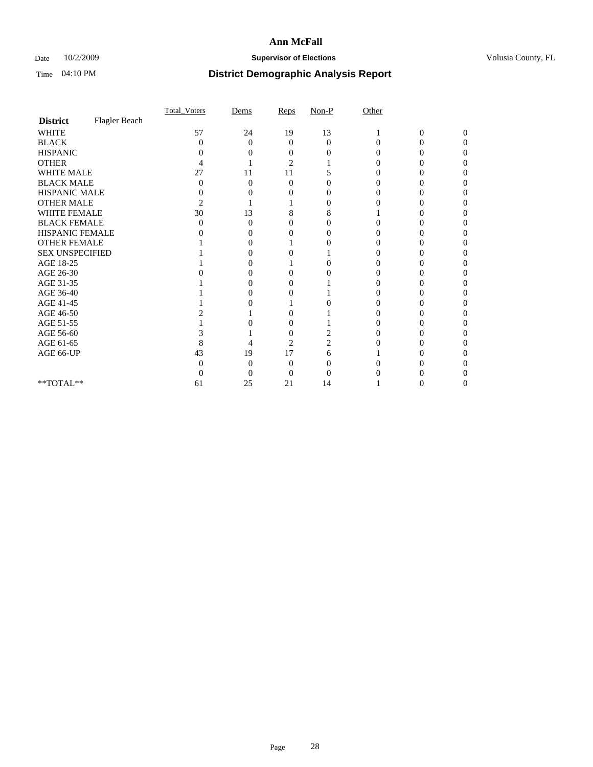# Ann McFall

Date 10/2/2009 **Supervisor of Elections** Volusia County, FL

Time 04:10 PM **District Demographic Analysis Report**

| | Total_Voters | Dems | Reps | Non-P | Other | | |
|---|---|---|---|---|---|---|---|
| **District** Flagler Beach | | | | | | | |
| WHITE | 57 | 24 | 19 | 13 | 1 | 0 | 0 |
| BLACK | 0 | 0 | 0 | 0 | 0 | 0 | 0 |
| HISPANIC | 0 | 0 | 0 | 0 | 0 | 0 | 0 |
| OTHER | 4 | 1 | 2 | 1 | 0 | 0 | 0 |
| WHITE MALE | 27 | 11 | 11 | 5 | 0 | 0 | 0 |
| BLACK MALE | 0 | 0 | 0 | 0 | 0 | 0 | 0 |
| HISPANIC MALE | 0 | 0 | 0 | 0 | 0 | 0 | 0 |
| OTHER MALE | 2 | 1 | 1 | 0 | 0 | 0 | 0 |
| WHITE FEMALE | 30 | 13 | 8 | 8 | 1 | 0 | 0 |
| BLACK FEMALE | 0 | 0 | 0 | 0 | 0 | 0 | 0 |
| HISPANIC FEMALE | 0 | 0 | 0 | 0 | 0 | 0 | 0 |
| OTHER FEMALE | 1 | 0 | 1 | 0 | 0 | 0 | 0 |
| SEX UNSPECIFIED | 1 | 0 | 0 | 1 | 0 | 0 | 0 |
| AGE 18-25 | 1 | 0 | 1 | 0 | 0 | 0 | 0 |
| AGE 26-30 | 0 | 0 | 0 | 0 | 0 | 0 | 0 |
| AGE 31-35 | 1 | 0 | 0 | 1 | 0 | 0 | 0 |
| AGE 36-40 | 1 | 0 | 0 | 1 | 0 | 0 | 0 |
| AGE 41-45 | 1 | 0 | 1 | 0 | 0 | 0 | 0 |
| AGE 46-50 | 2 | 1 | 0 | 1 | 0 | 0 | 0 |
| AGE 51-55 | 1 | 0 | 0 | 1 | 0 | 0 | 0 |
| AGE 56-60 | 3 | 1 | 0 | 2 | 0 | 0 | 0 |
| AGE 61-65 | 8 | 4 | 2 | 2 | 0 | 0 | 0 |
| AGE 66-UP | 43 | 19 | 17 | 6 | 1 | 0 | 0 |
| | 0 | 0 | 0 | 0 | 0 | 0 | 0 |
| | 0 | 0 | 0 | 0 | 0 | 0 | 0 |
| **TOTAL** | 61 | 25 | 21 | 14 | 1 | 0 | 0 |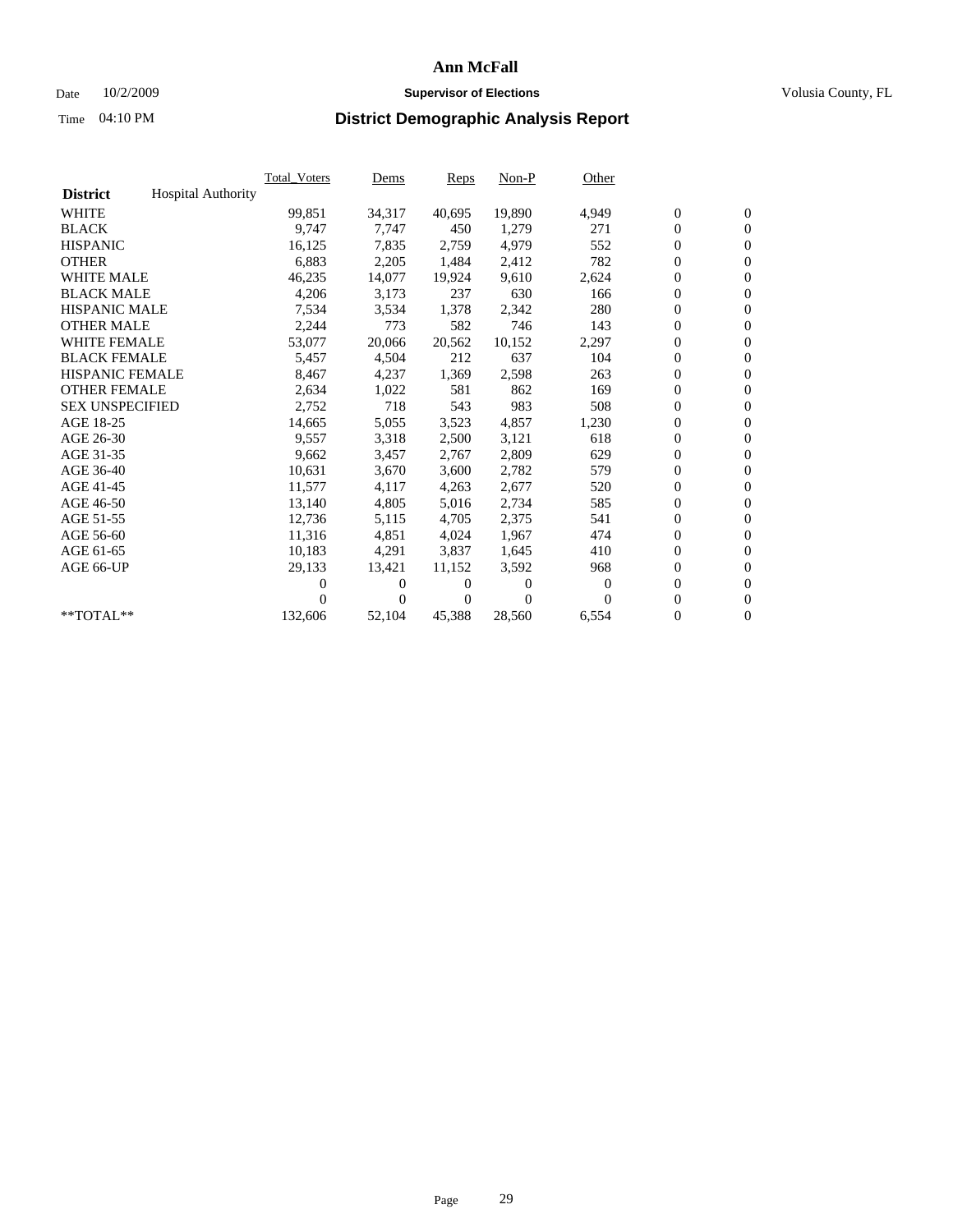# Ann McFall

Date 10/2/2009 **Supervisor of Elections** Volusia County, FL

Time 04:10 PM **District Demographic Analysis Report**

| **District** Hospital Authority | Total_Voters | Dems | Reps | Non-P | Other | | |
|---|---|---|---|---|---|---|---|
| WHITE | 99,851 | 34,317 | 40,695 | 19,890 | 4,949 | 0 | 0 |
| BLACK | 9,747 | 7,747 | 450 | 1,279 | 271 | 0 | 0 |
| HISPANIC | 16,125 | 7,835 | 2,759 | 4,979 | 552 | 0 | 0 |
| OTHER | 6,883 | 2,205 | 1,484 | 2,412 | 782 | 0 | 0 |
| WHITE MALE | 46,235 | 14,077 | 19,924 | 9,610 | 2,624 | 0 | 0 |
| BLACK MALE | 4,206 | 3,173 | 237 | 630 | 166 | 0 | 0 |
| HISPANIC MALE | 7,534 | 3,534 | 1,378 | 2,342 | 280 | 0 | 0 |
| OTHER MALE | 2,244 | 773 | 582 | 746 | 143 | 0 | 0 |
| WHITE FEMALE | 53,077 | 20,066 | 20,562 | 10,152 | 2,297 | 0 | 0 |
| BLACK FEMALE | 5,457 | 4,504 | 212 | 637 | 104 | 0 | 0 |
| HISPANIC FEMALE | 8,467 | 4,237 | 1,369 | 2,598 | 263 | 0 | 0 |
| OTHER FEMALE | 2,634 | 1,022 | 581 | 862 | 169 | 0 | 0 |
| SEX UNSPECIFIED | 2,752 | 718 | 543 | 983 | 508 | 0 | 0 |
| AGE 18-25 | 14,665 | 5,055 | 3,523 | 4,857 | 1,230 | 0 | 0 |
| AGE 26-30 | 9,557 | 3,318 | 2,500 | 3,121 | 618 | 0 | 0 |
| AGE 31-35 | 9,662 | 3,457 | 2,767 | 2,809 | 629 | 0 | 0 |
| AGE 36-40 | 10,631 | 3,670 | 3,600 | 2,782 | 579 | 0 | 0 |
| AGE 41-45 | 11,577 | 4,117 | 4,263 | 2,677 | 520 | 0 | 0 |
| AGE 46-50 | 13,140 | 4,805 | 5,016 | 2,734 | 585 | 0 | 0 |
| AGE 51-55 | 12,736 | 5,115 | 4,705 | 2,375 | 541 | 0 | 0 |
| AGE 56-60 | 11,316 | 4,851 | 4,024 | 1,967 | 474 | 0 | 0 |
| AGE 61-65 | 10,183 | 4,291 | 3,837 | 1,645 | 410 | 0 | 0 |
| AGE 66-UP | 29,133 | 13,421 | 11,152 | 3,592 | 968 | 0 | 0 |
| | 0 | 0 | 0 | 0 | 0 | 0 | 0 |
| | 0 | 0 | 0 | 0 | 0 | 0 | 0 |
| **TOTAL** | 132,606 | 52,104 | 45,388 | 28,560 | 6,554 | 0 | 0 |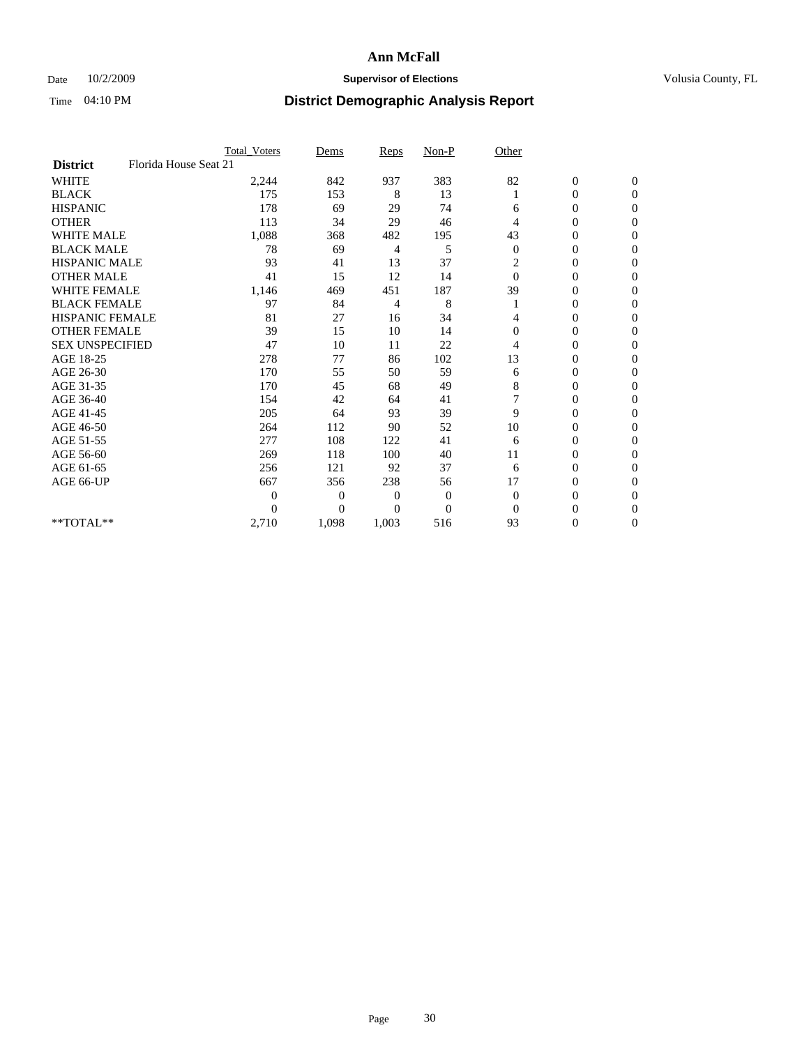# Ann McFall

Date 10/2/2009 **Supervisor of Elections** Volusia County, FL

Time 04:10 PM **District Demographic Analysis Report**

| | Total_Voters | Dems | Reps | Non-P | Other | | |
|---|---|---|---|---|---|---|---|
| **District** Florida House Seat 21 | | | | | | | |
| WHITE | 2,244 | 842 | 937 | 383 | 82 | 0 | 0 |
| BLACK | 175 | 153 | 8 | 13 | 1 | 0 | 0 |
| HISPANIC | 178 | 69 | 29 | 74 | 6 | 0 | 0 |
| OTHER | 113 | 34 | 29 | 46 | 4 | 0 | 0 |
| WHITE MALE | 1,088 | 368 | 482 | 195 | 43 | 0 | 0 |
| BLACK MALE | 78 | 69 | 4 | 5 | 0 | 0 | 0 |
| HISPANIC MALE | 93 | 41 | 13 | 37 | 2 | 0 | 0 |
| OTHER MALE | 41 | 15 | 12 | 14 | 0 | 0 | 0 |
| WHITE FEMALE | 1,146 | 469 | 451 | 187 | 39 | 0 | 0 |
| BLACK FEMALE | 97 | 84 | 4 | 8 | 1 | 0 | 0 |
| HISPANIC FEMALE | 81 | 27 | 16 | 34 | 4 | 0 | 0 |
| OTHER FEMALE | 39 | 15 | 10 | 14 | 0 | 0 | 0 |
| SEX UNSPECIFIED | 47 | 10 | 11 | 22 | 4 | 0 | 0 |
| AGE 18-25 | 278 | 77 | 86 | 102 | 13 | 0 | 0 |
| AGE 26-30 | 170 | 55 | 50 | 59 | 6 | 0 | 0 |
| AGE 31-35 | 170 | 45 | 68 | 49 | 8 | 0 | 0 |
| AGE 36-40 | 154 | 42 | 64 | 41 | 7 | 0 | 0 |
| AGE 41-45 | 205 | 64 | 93 | 39 | 9 | 0 | 0 |
| AGE 46-50 | 264 | 112 | 90 | 52 | 10 | 0 | 0 |
| AGE 51-55 | 277 | 108 | 122 | 41 | 6 | 0 | 0 |
| AGE 56-60 | 269 | 118 | 100 | 40 | 11 | 0 | 0 |
| AGE 61-65 | 256 | 121 | 92 | 37 | 6 | 0 | 0 |
| AGE 66-UP | 667 | 356 | 238 | 56 | 17 | 0 | 0 |
| | 0 | 0 | 0 | 0 | 0 | 0 | 0 |
| | 0 | 0 | 0 | 0 | 0 | 0 | 0 |
| **TOTAL** | 2,710 | 1,098 | 1,003 | 516 | 93 | 0 | 0 |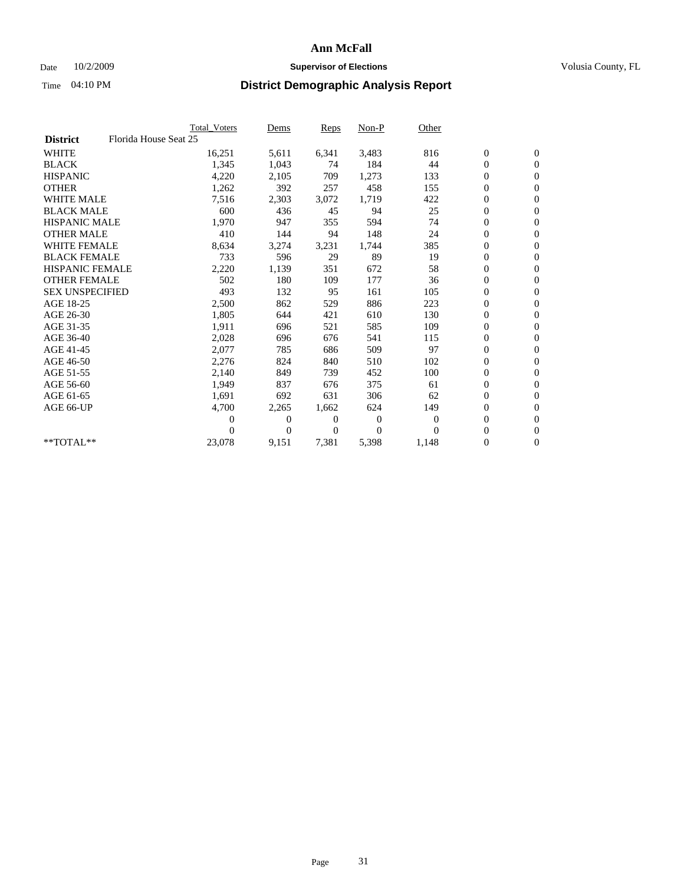# Ann McFall

Date 10/2/2009 **Supervisor of Elections** Volusia County, FL

Time 04:10 PM **District Demographic Analysis Report**

| | Total_Voters | Dems | Reps | Non-P | Other | | |
|---|---|---|---|---|---|---|---|
| **District** Florida House Seat 25 | | | | | | | |
| WHITE | 16,251 | 5,611 | 6,341 | 3,483 | 816 | 0 | 0 |
| BLACK | 1,345 | 1,043 | 74 | 184 | 44 | 0 | 0 |
| HISPANIC | 4,220 | 2,105 | 709 | 1,273 | 133 | 0 | 0 |
| OTHER | 1,262 | 392 | 257 | 458 | 155 | 0 | 0 |
| WHITE MALE | 7,516 | 2,303 | 3,072 | 1,719 | 422 | 0 | 0 |
| BLACK MALE | 600 | 436 | 45 | 94 | 25 | 0 | 0 |
| HISPANIC MALE | 1,970 | 947 | 355 | 594 | 74 | 0 | 0 |
| OTHER MALE | 410 | 144 | 94 | 148 | 24 | 0 | 0 |
| WHITE FEMALE | 8,634 | 3,274 | 3,231 | 1,744 | 385 | 0 | 0 |
| BLACK FEMALE | 733 | 596 | 29 | 89 | 19 | 0 | 0 |
| HISPANIC FEMALE | 2,220 | 1,139 | 351 | 672 | 58 | 0 | 0 |
| OTHER FEMALE | 502 | 180 | 109 | 177 | 36 | 0 | 0 |
| SEX UNSPECIFIED | 493 | 132 | 95 | 161 | 105 | 0 | 0 |
| AGE 18-25 | 2,500 | 862 | 529 | 886 | 223 | 0 | 0 |
| AGE 26-30 | 1,805 | 644 | 421 | 610 | 130 | 0 | 0 |
| AGE 31-35 | 1,911 | 696 | 521 | 585 | 109 | 0 | 0 |
| AGE 36-40 | 2,028 | 696 | 676 | 541 | 115 | 0 | 0 |
| AGE 41-45 | 2,077 | 785 | 686 | 509 | 97 | 0 | 0 |
| AGE 46-50 | 2,276 | 824 | 840 | 510 | 102 | 0 | 0 |
| AGE 51-55 | 2,140 | 849 | 739 | 452 | 100 | 0 | 0 |
| AGE 56-60 | 1,949 | 837 | 676 | 375 | 61 | 0 | 0 |
| AGE 61-65 | 1,691 | 692 | 631 | 306 | 62 | 0 | 0 |
| AGE 66-UP | 4,700 | 2,265 | 1,662 | 624 | 149 | 0 | 0 |
| | 0 | 0 | 0 | 0 | 0 | 0 | 0 |
| | 0 | 0 | 0 | 0 | 0 | 0 | 0 |
| **TOTAL** | 23,078 | 9,151 | 7,381 | 5,398 | 1,148 | 0 | 0 |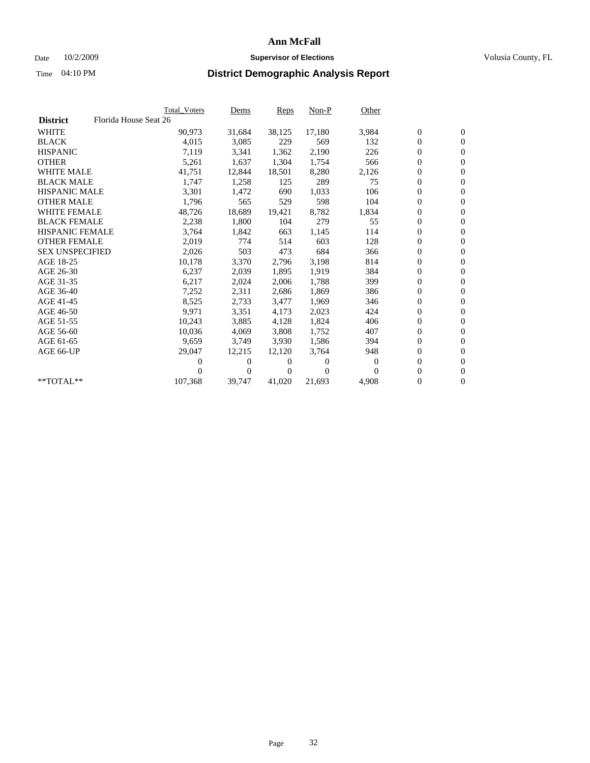# Ann McFall

Date 10/2/2009 **Supervisor of Elections** Volusia County, FL

Time 04:10 PM **District Demographic Analysis Report**

| | Total_Voters | Dems | Reps | Non-P | Other | | |
|---|---|---|---|---|---|---|---|
| **District** Florida House Seat 26 | | | | | | | |
| WHITE | 90,973 | 31,684 | 38,125 | 17,180 | 3,984 | 0 | 0 |
| BLACK | 4,015 | 3,085 | 229 | 569 | 132 | 0 | 0 |
| HISPANIC | 7,119 | 3,341 | 1,362 | 2,190 | 226 | 0 | 0 |
| OTHER | 5,261 | 1,637 | 1,304 | 1,754 | 566 | 0 | 0 |
| WHITE MALE | 41,751 | 12,844 | 18,501 | 8,280 | 2,126 | 0 | 0 |
| BLACK MALE | 1,747 | 1,258 | 125 | 289 | 75 | 0 | 0 |
| HISPANIC MALE | 3,301 | 1,472 | 690 | 1,033 | 106 | 0 | 0 |
| OTHER MALE | 1,796 | 565 | 529 | 598 | 104 | 0 | 0 |
| WHITE FEMALE | 48,726 | 18,689 | 19,421 | 8,782 | 1,834 | 0 | 0 |
| BLACK FEMALE | 2,238 | 1,800 | 104 | 279 | 55 | 0 | 0 |
| HISPANIC FEMALE | 3,764 | 1,842 | 663 | 1,145 | 114 | 0 | 0 |
| OTHER FEMALE | 2,019 | 774 | 514 | 603 | 128 | 0 | 0 |
| SEX UNSPECIFIED | 2,026 | 503 | 473 | 684 | 366 | 0 | 0 |
| AGE 18-25 | 10,178 | 3,370 | 2,796 | 3,198 | 814 | 0 | 0 |
| AGE 26-30 | 6,237 | 2,039 | 1,895 | 1,919 | 384 | 0 | 0 |
| AGE 31-35 | 6,217 | 2,024 | 2,006 | 1,788 | 399 | 0 | 0 |
| AGE 36-40 | 7,252 | 2,311 | 2,686 | 1,869 | 386 | 0 | 0 |
| AGE 41-45 | 8,525 | 2,733 | 3,477 | 1,969 | 346 | 0 | 0 |
| AGE 46-50 | 9,971 | 3,351 | 4,173 | 2,023 | 424 | 0 | 0 |
| AGE 51-55 | 10,243 | 3,885 | 4,128 | 1,824 | 406 | 0 | 0 |
| AGE 56-60 | 10,036 | 4,069 | 3,808 | 1,752 | 407 | 0 | 0 |
| AGE 61-65 | 9,659 | 3,749 | 3,930 | 1,586 | 394 | 0 | 0 |
| AGE 66-UP | 29,047 | 12,215 | 12,120 | 3,764 | 948 | 0 | 0 |
| | 0 | 0 | 0 | 0 | 0 | 0 | 0 |
| | 0 | 0 | 0 | 0 | 0 | 0 | 0 |
| **TOTAL** | 107,368 | 39,747 | 41,020 | 21,693 | 4,908 | 0 | 0 |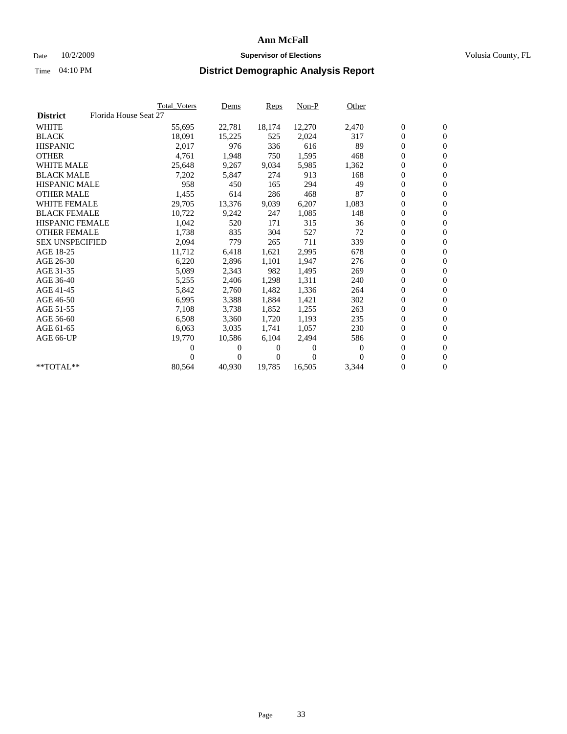# Ann McFall

Date 10/2/2009 **Supervisor of Elections** Volusia County, FL

Time 04:10 PM **District Demographic Analysis Report**

| | Total_Voters | Dems | Reps | Non-P | Other | | |
|---|---|---|---|---|---|---|---|
| **District** Florida House Seat 27 | | | | | | | |
| WHITE | 55,695 | 22,781 | 18,174 | 12,270 | 2,470 | 0 | 0 |
| BLACK | 18,091 | 15,225 | 525 | 2,024 | 317 | 0 | 0 |
| HISPANIC | 2,017 | 976 | 336 | 616 | 89 | 0 | 0 |
| OTHER | 4,761 | 1,948 | 750 | 1,595 | 468 | 0 | 0 |
| WHITE MALE | 25,648 | 9,267 | 9,034 | 5,985 | 1,362 | 0 | 0 |
| BLACK MALE | 7,202 | 5,847 | 274 | 913 | 168 | 0 | 0 |
| HISPANIC MALE | 958 | 450 | 165 | 294 | 49 | 0 | 0 |
| OTHER MALE | 1,455 | 614 | 286 | 468 | 87 | 0 | 0 |
| WHITE FEMALE | 29,705 | 13,376 | 9,039 | 6,207 | 1,083 | 0 | 0 |
| BLACK FEMALE | 10,722 | 9,242 | 247 | 1,085 | 148 | 0 | 0 |
| HISPANIC FEMALE | 1,042 | 520 | 171 | 315 | 36 | 0 | 0 |
| OTHER FEMALE | 1,738 | 835 | 304 | 527 | 72 | 0 | 0 |
| SEX UNSPECIFIED | 2,094 | 779 | 265 | 711 | 339 | 0 | 0 |
| AGE 18-25 | 11,712 | 6,418 | 1,621 | 2,995 | 678 | 0 | 0 |
| AGE 26-30 | 6,220 | 2,896 | 1,101 | 1,947 | 276 | 0 | 0 |
| AGE 31-35 | 5,089 | 2,343 | 982 | 1,495 | 269 | 0 | 0 |
| AGE 36-40 | 5,255 | 2,406 | 1,298 | 1,311 | 240 | 0 | 0 |
| AGE 41-45 | 5,842 | 2,760 | 1,482 | 1,336 | 264 | 0 | 0 |
| AGE 46-50 | 6,995 | 3,388 | 1,884 | 1,421 | 302 | 0 | 0 |
| AGE 51-55 | 7,108 | 3,738 | 1,852 | 1,255 | 263 | 0 | 0 |
| AGE 56-60 | 6,508 | 3,360 | 1,720 | 1,193 | 235 | 0 | 0 |
| AGE 61-65 | 6,063 | 3,035 | 1,741 | 1,057 | 230 | 0 | 0 |
| AGE 66-UP | 19,770 | 10,586 | 6,104 | 2,494 | 586 | 0 | 0 |
| | 0 | 0 | 0 | 0 | 0 | 0 | 0 |
| | 0 | 0 | 0 | 0 | 0 | 0 | 0 |
| **TOTAL** | 80,564 | 40,930 | 19,785 | 16,505 | 3,344 | 0 | 0 |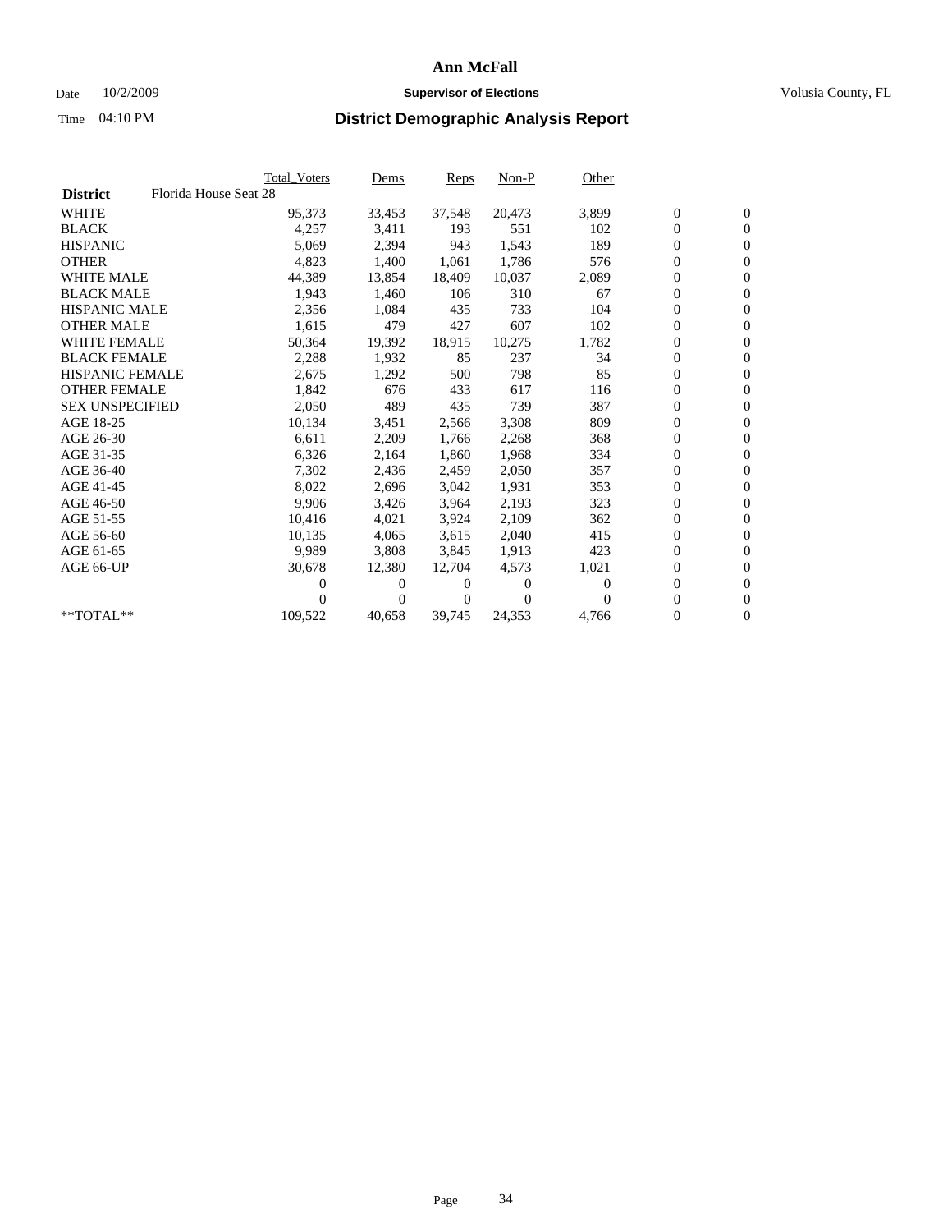# Ann McFall

Date 10/2/2009 **Supervisor of Elections** Volusia County, FL

Time 04:10 PM **District Demographic Analysis Report**

| | Total_Voters | Dems | Reps | Non-P | Other | | |
|---|---|---|---|---|---|---|---|
| **District** Florida House Seat 28 | | | | | | | |
| WHITE | 95,373 | 33,453 | 37,548 | 20,473 | 3,899 | 0 | 0 |
| BLACK | 4,257 | 3,411 | 193 | 551 | 102 | 0 | 0 |
| HISPANIC | 5,069 | 2,394 | 943 | 1,543 | 189 | 0 | 0 |
| OTHER | 4,823 | 1,400 | 1,061 | 1,786 | 576 | 0 | 0 |
| WHITE MALE | 44,389 | 13,854 | 18,409 | 10,037 | 2,089 | 0 | 0 |
| BLACK MALE | 1,943 | 1,460 | 106 | 310 | 67 | 0 | 0 |
| HISPANIC MALE | 2,356 | 1,084 | 435 | 733 | 104 | 0 | 0 |
| OTHER MALE | 1,615 | 479 | 427 | 607 | 102 | 0 | 0 |
| WHITE FEMALE | 50,364 | 19,392 | 18,915 | 10,275 | 1,782 | 0 | 0 |
| BLACK FEMALE | 2,288 | 1,932 | 85 | 237 | 34 | 0 | 0 |
| HISPANIC FEMALE | 2,675 | 1,292 | 500 | 798 | 85 | 0 | 0 |
| OTHER FEMALE | 1,842 | 676 | 433 | 617 | 116 | 0 | 0 |
| SEX UNSPECIFIED | 2,050 | 489 | 435 | 739 | 387 | 0 | 0 |
| AGE 18-25 | 10,134 | 3,451 | 2,566 | 3,308 | 809 | 0 | 0 |
| AGE 26-30 | 6,611 | 2,209 | 1,766 | 2,268 | 368 | 0 | 0 |
| AGE 31-35 | 6,326 | 2,164 | 1,860 | 1,968 | 334 | 0 | 0 |
| AGE 36-40 | 7,302 | 2,436 | 2,459 | 2,050 | 357 | 0 | 0 |
| AGE 41-45 | 8,022 | 2,696 | 3,042 | 1,931 | 353 | 0 | 0 |
| AGE 46-50 | 9,906 | 3,426 | 3,964 | 2,193 | 323 | 0 | 0 |
| AGE 51-55 | 10,416 | 4,021 | 3,924 | 2,109 | 362 | 0 | 0 |
| AGE 56-60 | 10,135 | 4,065 | 3,615 | 2,040 | 415 | 0 | 0 |
| AGE 61-65 | 9,989 | 3,808 | 3,845 | 1,913 | 423 | 0 | 0 |
| AGE 66-UP | 30,678 | 12,380 | 12,704 | 4,573 | 1,021 | 0 | 0 |
| | 0 | 0 | 0 | 0 | 0 | 0 | 0 |
| | 0 | 0 | 0 | 0 | 0 | 0 | 0 |
| **TOTAL** | 109,522 | 40,658 | 39,745 | 24,353 | 4,766 | 0 | 0 |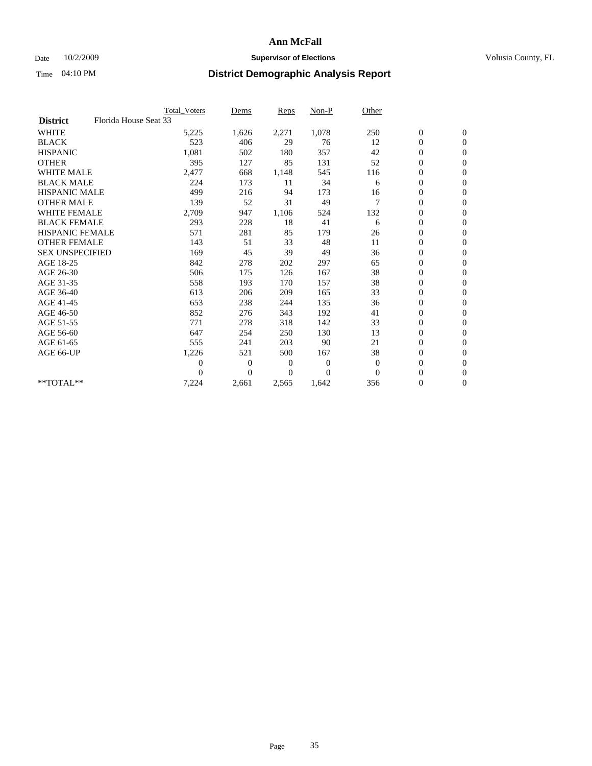# Ann McFall

Date 10/2/2009 **Supervisor of Elections** Volusia County, FL

Time 04:10 PM **District Demographic Analysis Report**

| | Total_Voters | Dems | Reps | Non-P | Other | | |
|---|---|---|---|---|---|---|---|
| **District** Florida House Seat 33 | | | | | | | |
| WHITE | 5,225 | 1,626 | 2,271 | 1,078 | 250 | 0 | 0 |
| BLACK | 523 | 406 | 29 | 76 | 12 | 0 | 0 |
| HISPANIC | 1,081 | 502 | 180 | 357 | 42 | 0 | 0 |
| OTHER | 395 | 127 | 85 | 131 | 52 | 0 | 0 |
| WHITE MALE | 2,477 | 668 | 1,148 | 545 | 116 | 0 | 0 |
| BLACK MALE | 224 | 173 | 11 | 34 | 6 | 0 | 0 |
| HISPANIC MALE | 499 | 216 | 94 | 173 | 16 | 0 | 0 |
| OTHER MALE | 139 | 52 | 31 | 49 | 7 | 0 | 0 |
| WHITE FEMALE | 2,709 | 947 | 1,106 | 524 | 132 | 0 | 0 |
| BLACK FEMALE | 293 | 228 | 18 | 41 | 6 | 0 | 0 |
| HISPANIC FEMALE | 571 | 281 | 85 | 179 | 26 | 0 | 0 |
| OTHER FEMALE | 143 | 51 | 33 | 48 | 11 | 0 | 0 |
| SEX UNSPECIFIED | 169 | 45 | 39 | 49 | 36 | 0 | 0 |
| AGE 18-25 | 842 | 278 | 202 | 297 | 65 | 0 | 0 |
| AGE 26-30 | 506 | 175 | 126 | 167 | 38 | 0 | 0 |
| AGE 31-35 | 558 | 193 | 170 | 157 | 38 | 0 | 0 |
| AGE 36-40 | 613 | 206 | 209 | 165 | 33 | 0 | 0 |
| AGE 41-45 | 653 | 238 | 244 | 135 | 36 | 0 | 0 |
| AGE 46-50 | 852 | 276 | 343 | 192 | 41 | 0 | 0 |
| AGE 51-55 | 771 | 278 | 318 | 142 | 33 | 0 | 0 |
| AGE 56-60 | 647 | 254 | 250 | 130 | 13 | 0 | 0 |
| AGE 61-65 | 555 | 241 | 203 | 90 | 21 | 0 | 0 |
| AGE 66-UP | 1,226 | 521 | 500 | 167 | 38 | 0 | 0 |
| | 0 | 0 | 0 | 0 | 0 | 0 | 0 |
| | 0 | 0 | 0 | 0 | 0 | 0 | 0 |
| **TOTAL** | 7,224 | 2,661 | 2,565 | 1,642 | 356 | 0 | 0 |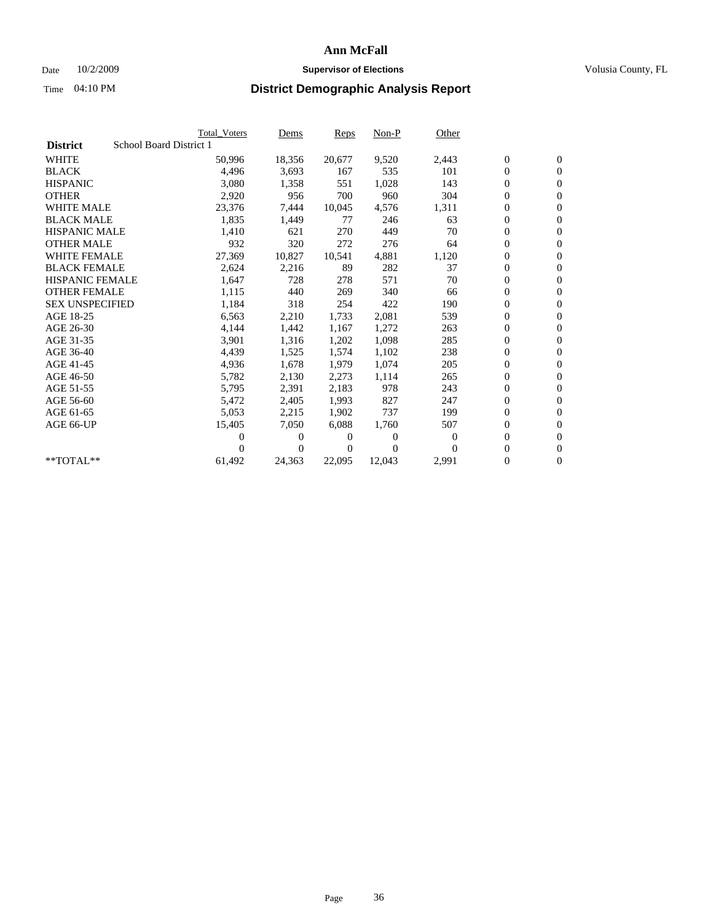# Ann McFall

Date 10/2/2009 **Supervisor of Elections** Volusia County, FL

Time 04:10 PM **District Demographic Analysis Report**

| | Total_Voters | Dems | Reps | Non-P | Other | | |
|---|---|---|---|---|---|---|---|
| **District** School Board District 1 | | | | | | | |
| WHITE | 50,996 | 18,356 | 20,677 | 9,520 | 2,443 | 0 | 0 |
| BLACK | 4,496 | 3,693 | 167 | 535 | 101 | 0 | 0 |
| HISPANIC | 3,080 | 1,358 | 551 | 1,028 | 143 | 0 | 0 |
| OTHER | 2,920 | 956 | 700 | 960 | 304 | 0 | 0 |
| WHITE MALE | 23,376 | 7,444 | 10,045 | 4,576 | 1,311 | 0 | 0 |
| BLACK MALE | 1,835 | 1,449 | 77 | 246 | 63 | 0 | 0 |
| HISPANIC MALE | 1,410 | 621 | 270 | 449 | 70 | 0 | 0 |
| OTHER MALE | 932 | 320 | 272 | 276 | 64 | 0 | 0 |
| WHITE FEMALE | 27,369 | 10,827 | 10,541 | 4,881 | 1,120 | 0 | 0 |
| BLACK FEMALE | 2,624 | 2,216 | 89 | 282 | 37 | 0 | 0 |
| HISPANIC FEMALE | 1,647 | 728 | 278 | 571 | 70 | 0 | 0 |
| OTHER FEMALE | 1,115 | 440 | 269 | 340 | 66 | 0 | 0 |
| SEX UNSPECIFIED | 1,184 | 318 | 254 | 422 | 190 | 0 | 0 |
| AGE 18-25 | 6,563 | 2,210 | 1,733 | 2,081 | 539 | 0 | 0 |
| AGE 26-30 | 4,144 | 1,442 | 1,167 | 1,272 | 263 | 0 | 0 |
| AGE 31-35 | 3,901 | 1,316 | 1,202 | 1,098 | 285 | 0 | 0 |
| AGE 36-40 | 4,439 | 1,525 | 1,574 | 1,102 | 238 | 0 | 0 |
| AGE 41-45 | 4,936 | 1,678 | 1,979 | 1,074 | 205 | 0 | 0 |
| AGE 46-50 | 5,782 | 2,130 | 2,273 | 1,114 | 265 | 0 | 0 |
| AGE 51-55 | 5,795 | 2,391 | 2,183 | 978 | 243 | 0 | 0 |
| AGE 56-60 | 5,472 | 2,405 | 1,993 | 827 | 247 | 0 | 0 |
| AGE 61-65 | 5,053 | 2,215 | 1,902 | 737 | 199 | 0 | 0 |
| AGE 66-UP | 15,405 | 7,050 | 6,088 | 1,760 | 507 | 0 | 0 |
| | 0 | 0 | 0 | 0 | 0 | 0 | 0 |
| | 0 | 0 | 0 | 0 | 0 | 0 | 0 |
| **TOTAL** | 61,492 | 24,363 | 22,095 | 12,043 | 2,991 | 0 | 0 |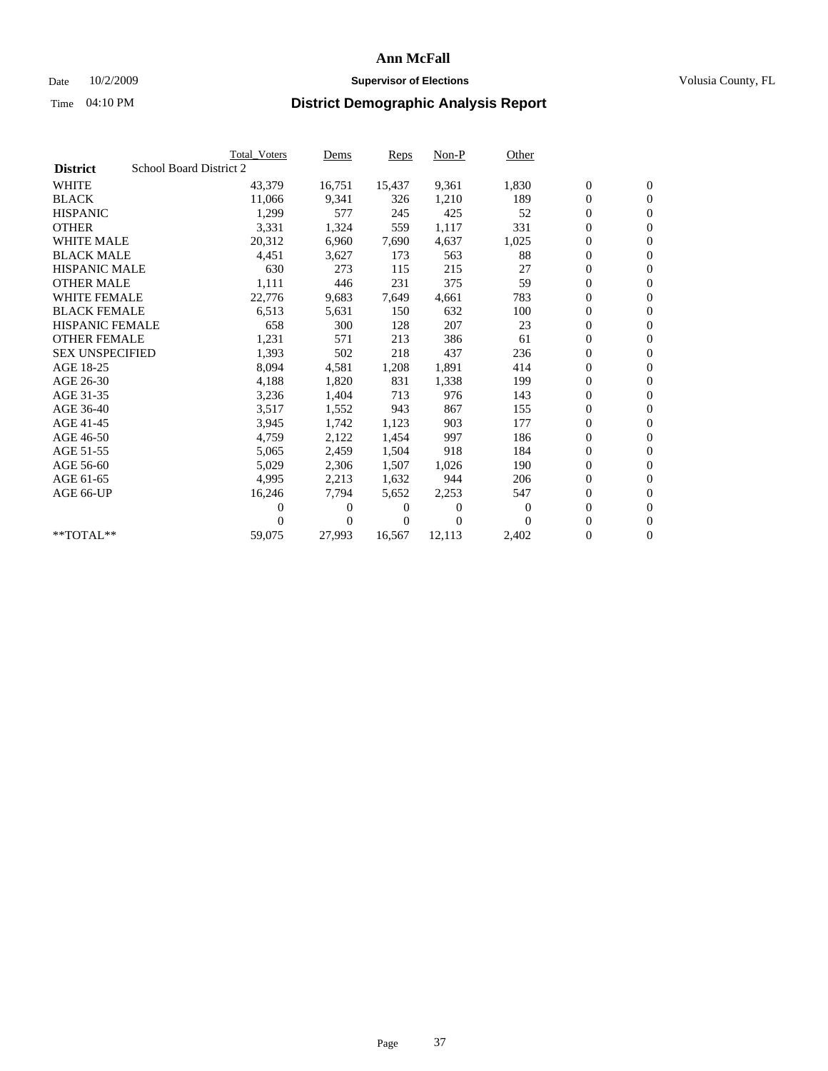# Ann McFall

Date 10/2/2009 **Supervisor of Elections** Volusia County, FL

Time 04:10 PM **District Demographic Analysis Report**

| | Total_Voters | Dems | Reps | Non-P | Other | | |
|---|---|---|---|---|---|---|---|
| **District** School Board District 2 | | | | | | | |
| WHITE | 43,379 | 16,751 | 15,437 | 9,361 | 1,830 | 0 | 0 |
| BLACK | 11,066 | 9,341 | 326 | 1,210 | 189 | 0 | 0 |
| HISPANIC | 1,299 | 577 | 245 | 425 | 52 | 0 | 0 |
| OTHER | 3,331 | 1,324 | 559 | 1,117 | 331 | 0 | 0 |
| WHITE MALE | 20,312 | 6,960 | 7,690 | 4,637 | 1,025 | 0 | 0 |
| BLACK MALE | 4,451 | 3,627 | 173 | 563 | 88 | 0 | 0 |
| HISPANIC MALE | 630 | 273 | 115 | 215 | 27 | 0 | 0 |
| OTHER MALE | 1,111 | 446 | 231 | 375 | 59 | 0 | 0 |
| WHITE FEMALE | 22,776 | 9,683 | 7,649 | 4,661 | 783 | 0 | 0 |
| BLACK FEMALE | 6,513 | 5,631 | 150 | 632 | 100 | 0 | 0 |
| HISPANIC FEMALE | 658 | 300 | 128 | 207 | 23 | 0 | 0 |
| OTHER FEMALE | 1,231 | 571 | 213 | 386 | 61 | 0 | 0 |
| SEX UNSPECIFIED | 1,393 | 502 | 218 | 437 | 236 | 0 | 0 |
| AGE 18-25 | 8,094 | 4,581 | 1,208 | 1,891 | 414 | 0 | 0 |
| AGE 26-30 | 4,188 | 1,820 | 831 | 1,338 | 199 | 0 | 0 |
| AGE 31-35 | 3,236 | 1,404 | 713 | 976 | 143 | 0 | 0 |
| AGE 36-40 | 3,517 | 1,552 | 943 | 867 | 155 | 0 | 0 |
| AGE 41-45 | 3,945 | 1,742 | 1,123 | 903 | 177 | 0 | 0 |
| AGE 46-50 | 4,759 | 2,122 | 1,454 | 997 | 186 | 0 | 0 |
| AGE 51-55 | 5,065 | 2,459 | 1,504 | 918 | 184 | 0 | 0 |
| AGE 56-60 | 5,029 | 2,306 | 1,507 | 1,026 | 190 | 0 | 0 |
| AGE 61-65 | 4,995 | 2,213 | 1,632 | 944 | 206 | 0 | 0 |
| AGE 66-UP | 16,246 | 7,794 | 5,652 | 2,253 | 547 | 0 | 0 |
| | 0 | 0 | 0 | 0 | 0 | 0 | 0 |
| | 0 | 0 | 0 | 0 | 0 | 0 | 0 |
| **TOTAL** | 59,075 | 27,993 | 16,567 | 12,113 | 2,402 | 0 | 0 |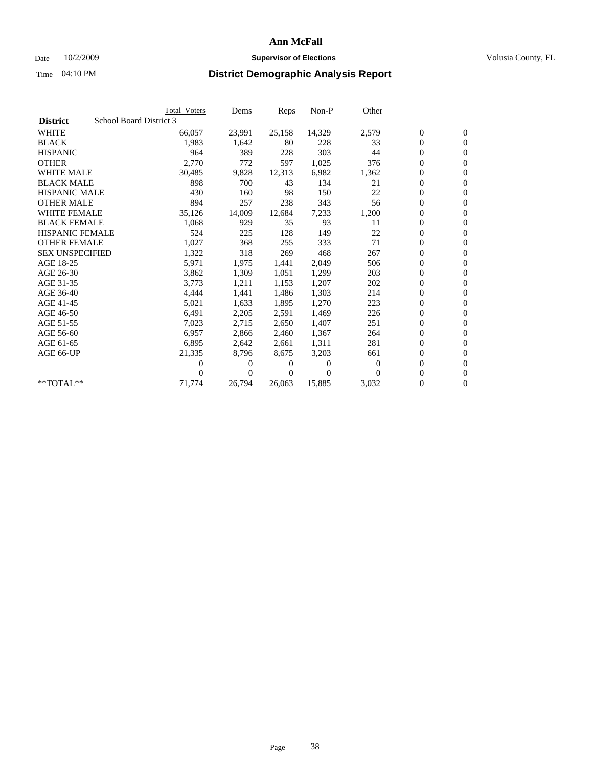# Ann McFall

Date 10/2/2009 **Supervisor of Elections** Volusia County, FL

Time 04:10 PM **District Demographic Analysis Report**

| | Total_Voters | Dems | Reps | Non-P | Other | | |
|---|---|---|---|---|---|---|---|
| **District** School Board District 3 | | | | | | | |
| WHITE | 66,057 | 23,991 | 25,158 | 14,329 | 2,579 | 0 | 0 |
| BLACK | 1,983 | 1,642 | 80 | 228 | 33 | 0 | 0 |
| HISPANIC | 964 | 389 | 228 | 303 | 44 | 0 | 0 |
| OTHER | 2,770 | 772 | 597 | 1,025 | 376 | 0 | 0 |
| WHITE MALE | 30,485 | 9,828 | 12,313 | 6,982 | 1,362 | 0 | 0 |
| BLACK MALE | 898 | 700 | 43 | 134 | 21 | 0 | 0 |
| HISPANIC MALE | 430 | 160 | 98 | 150 | 22 | 0 | 0 |
| OTHER MALE | 894 | 257 | 238 | 343 | 56 | 0 | 0 |
| WHITE FEMALE | 35,126 | 14,009 | 12,684 | 7,233 | 1,200 | 0 | 0 |
| BLACK FEMALE | 1,068 | 929 | 35 | 93 | 11 | 0 | 0 |
| HISPANIC FEMALE | 524 | 225 | 128 | 149 | 22 | 0 | 0 |
| OTHER FEMALE | 1,027 | 368 | 255 | 333 | 71 | 0 | 0 |
| SEX UNSPECIFIED | 1,322 | 318 | 269 | 468 | 267 | 0 | 0 |
| AGE 18-25 | 5,971 | 1,975 | 1,441 | 2,049 | 506 | 0 | 0 |
| AGE 26-30 | 3,862 | 1,309 | 1,051 | 1,299 | 203 | 0 | 0 |
| AGE 31-35 | 3,773 | 1,211 | 1,153 | 1,207 | 202 | 0 | 0 |
| AGE 36-40 | 4,444 | 1,441 | 1,486 | 1,303 | 214 | 0 | 0 |
| AGE 41-45 | 5,021 | 1,633 | 1,895 | 1,270 | 223 | 0 | 0 |
| AGE 46-50 | 6,491 | 2,205 | 2,591 | 1,469 | 226 | 0 | 0 |
| AGE 51-55 | 7,023 | 2,715 | 2,650 | 1,407 | 251 | 0 | 0 |
| AGE 56-60 | 6,957 | 2,866 | 2,460 | 1,367 | 264 | 0 | 0 |
| AGE 61-65 | 6,895 | 2,642 | 2,661 | 1,311 | 281 | 0 | 0 |
| AGE 66-UP | 21,335 | 8,796 | 8,675 | 3,203 | 661 | 0 | 0 |
| | 0 | 0 | 0 | 0 | 0 | 0 | 0 |
| | 0 | 0 | 0 | 0 | 0 | 0 | 0 |
| **TOTAL** | 71,774 | 26,794 | 26,063 | 15,885 | 3,032 | 0 | 0 |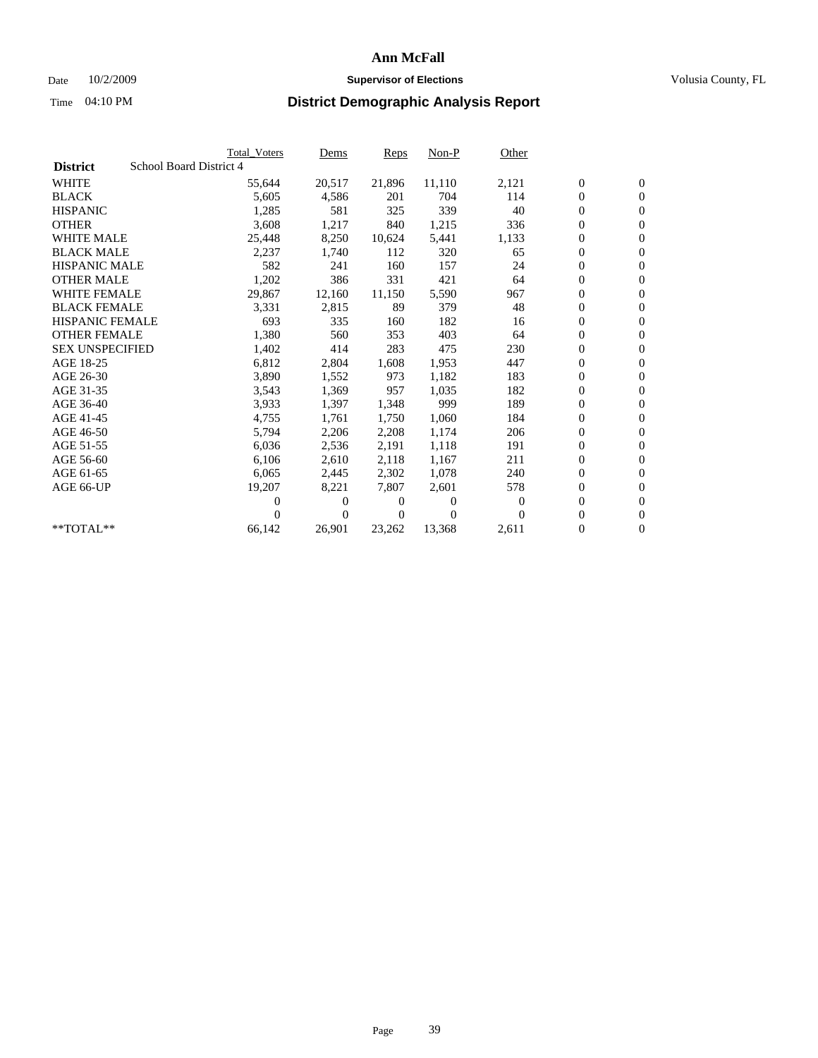# Ann McFall

Date 10/2/2009 **Supervisor of Elections** Volusia County, FL

Time 04:10 PM **District Demographic Analysis Report**

| | Total_Voters | Dems | Reps | Non-P | Other | | |
|---|---|---|---|---|---|---|---|
| **District** School Board District 4 | | | | | | | |
| WHITE | 55,644 | 20,517 | 21,896 | 11,110 | 2,121 | 0 | 0 |
| BLACK | 5,605 | 4,586 | 201 | 704 | 114 | 0 | 0 |
| HISPANIC | 1,285 | 581 | 325 | 339 | 40 | 0 | 0 |
| OTHER | 3,608 | 1,217 | 840 | 1,215 | 336 | 0 | 0 |
| WHITE MALE | 25,448 | 8,250 | 10,624 | 5,441 | 1,133 | 0 | 0 |
| BLACK MALE | 2,237 | 1,740 | 112 | 320 | 65 | 0 | 0 |
| HISPANIC MALE | 582 | 241 | 160 | 157 | 24 | 0 | 0 |
| OTHER MALE | 1,202 | 386 | 331 | 421 | 64 | 0 | 0 |
| WHITE FEMALE | 29,867 | 12,160 | 11,150 | 5,590 | 967 | 0 | 0 |
| BLACK FEMALE | 3,331 | 2,815 | 89 | 379 | 48 | 0 | 0 |
| HISPANIC FEMALE | 693 | 335 | 160 | 182 | 16 | 0 | 0 |
| OTHER FEMALE | 1,380 | 560 | 353 | 403 | 64 | 0 | 0 |
| SEX UNSPECIFIED | 1,402 | 414 | 283 | 475 | 230 | 0 | 0 |
| AGE 18-25 | 6,812 | 2,804 | 1,608 | 1,953 | 447 | 0 | 0 |
| AGE 26-30 | 3,890 | 1,552 | 973 | 1,182 | 183 | 0 | 0 |
| AGE 31-35 | 3,543 | 1,369 | 957 | 1,035 | 182 | 0 | 0 |
| AGE 36-40 | 3,933 | 1,397 | 1,348 | 999 | 189 | 0 | 0 |
| AGE 41-45 | 4,755 | 1,761 | 1,750 | 1,060 | 184 | 0 | 0 |
| AGE 46-50 | 5,794 | 2,206 | 2,208 | 1,174 | 206 | 0 | 0 |
| AGE 51-55 | 6,036 | 2,536 | 2,191 | 1,118 | 191 | 0 | 0 |
| AGE 56-60 | 6,106 | 2,610 | 2,118 | 1,167 | 211 | 0 | 0 |
| AGE 61-65 | 6,065 | 2,445 | 2,302 | 1,078 | 240 | 0 | 0 |
| AGE 66-UP | 19,207 | 8,221 | 7,807 | 2,601 | 578 | 0 | 0 |
| | 0 | 0 | 0 | 0 | 0 | 0 | 0 |
| | 0 | 0 | 0 | 0 | 0 | 0 | 0 |
| **TOTAL** | 66,142 | 26,901 | 23,262 | 13,368 | 2,611 | 0 | 0 |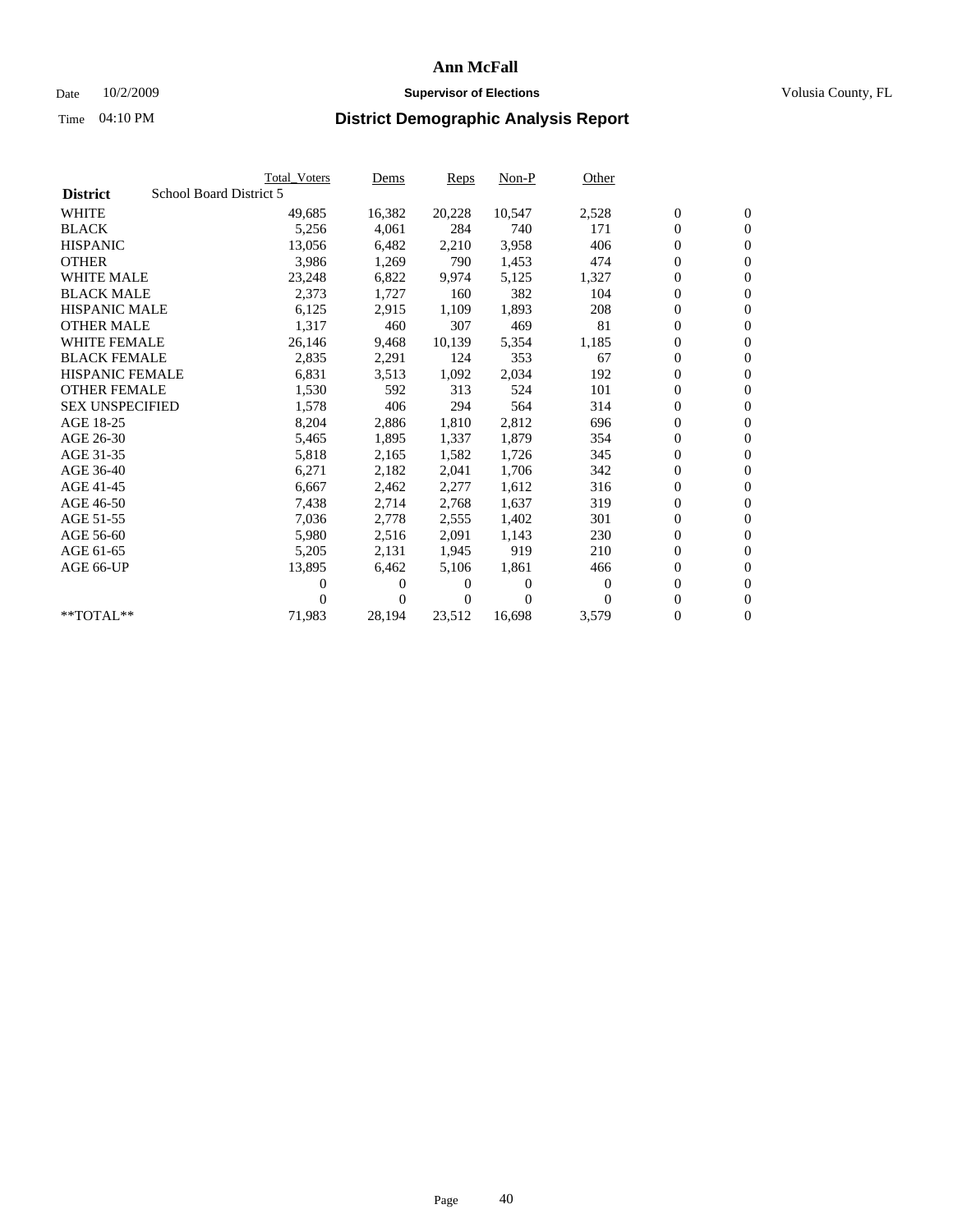# Ann McFall

Date 10/2/2009 **Supervisor of Elections** Volusia County, FL

Time 04:10 PM **District Demographic Analysis Report**

| | Total_Voters | Dems | Reps | Non-P | Other | | |
|---|---|---|---|---|---|---|---|
| **District** School Board District 5 | | | | | | | |
| WHITE | 49,685 | 16,382 | 20,228 | 10,547 | 2,528 | 0 | 0 |
| BLACK | 5,256 | 4,061 | 284 | 740 | 171 | 0 | 0 |
| HISPANIC | 13,056 | 6,482 | 2,210 | 3,958 | 406 | 0 | 0 |
| OTHER | 3,986 | 1,269 | 790 | 1,453 | 474 | 0 | 0 |
| WHITE MALE | 23,248 | 6,822 | 9,974 | 5,125 | 1,327 | 0 | 0 |
| BLACK MALE | 2,373 | 1,727 | 160 | 382 | 104 | 0 | 0 |
| HISPANIC MALE | 6,125 | 2,915 | 1,109 | 1,893 | 208 | 0 | 0 |
| OTHER MALE | 1,317 | 460 | 307 | 469 | 81 | 0 | 0 |
| WHITE FEMALE | 26,146 | 9,468 | 10,139 | 5,354 | 1,185 | 0 | 0 |
| BLACK FEMALE | 2,835 | 2,291 | 124 | 353 | 67 | 0 | 0 |
| HISPANIC FEMALE | 6,831 | 3,513 | 1,092 | 2,034 | 192 | 0 | 0 |
| OTHER FEMALE | 1,530 | 592 | 313 | 524 | 101 | 0 | 0 |
| SEX UNSPECIFIED | 1,578 | 406 | 294 | 564 | 314 | 0 | 0 |
| AGE 18-25 | 8,204 | 2,886 | 1,810 | 2,812 | 696 | 0 | 0 |
| AGE 26-30 | 5,465 | 1,895 | 1,337 | 1,879 | 354 | 0 | 0 |
| AGE 31-35 | 5,818 | 2,165 | 1,582 | 1,726 | 345 | 0 | 0 |
| AGE 36-40 | 6,271 | 2,182 | 2,041 | 1,706 | 342 | 0 | 0 |
| AGE 41-45 | 6,667 | 2,462 | 2,277 | 1,612 | 316 | 0 | 0 |
| AGE 46-50 | 7,438 | 2,714 | 2,768 | 1,637 | 319 | 0 | 0 |
| AGE 51-55 | 7,036 | 2,778 | 2,555 | 1,402 | 301 | 0 | 0 |
| AGE 56-60 | 5,980 | 2,516 | 2,091 | 1,143 | 230 | 0 | 0 |
| AGE 61-65 | 5,205 | 2,131 | 1,945 | 919 | 210 | 0 | 0 |
| AGE 66-UP | 13,895 | 6,462 | 5,106 | 1,861 | 466 | 0 | 0 |
| | 0 | 0 | 0 | 0 | 0 | 0 | 0 |
| | 0 | 0 | 0 | 0 | 0 | 0 | 0 |
| **TOTAL** | 71,983 | 28,194 | 23,512 | 16,698 | 3,579 | 0 | 0 |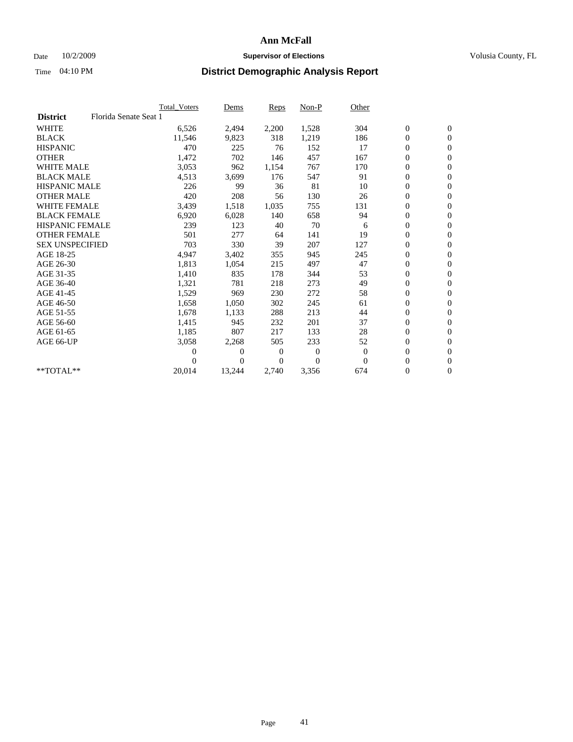# Ann McFall

Date 10/2/2009 **Supervisor of Elections** Volusia County, FL

Time 04:10 PM **District Demographic Analysis Report**

| | Total_Voters | Dems | Reps | Non-P | Other | | |
|---|---|---|---|---|---|---|---|
| **District** Florida Senate Seat 1 | | | | | | | |
| WHITE | 6,526 | 2,494 | 2,200 | 1,528 | 304 | 0 | 0 |
| BLACK | 11,546 | 9,823 | 318 | 1,219 | 186 | 0 | 0 |
| HISPANIC | 470 | 225 | 76 | 152 | 17 | 0 | 0 |
| OTHER | 1,472 | 702 | 146 | 457 | 167 | 0 | 0 |
| WHITE MALE | 3,053 | 962 | 1,154 | 767 | 170 | 0 | 0 |
| BLACK MALE | 4,513 | 3,699 | 176 | 547 | 91 | 0 | 0 |
| HISPANIC MALE | 226 | 99 | 36 | 81 | 10 | 0 | 0 |
| OTHER MALE | 420 | 208 | 56 | 130 | 26 | 0 | 0 |
| WHITE FEMALE | 3,439 | 1,518 | 1,035 | 755 | 131 | 0 | 0 |
| BLACK FEMALE | 6,920 | 6,028 | 140 | 658 | 94 | 0 | 0 |
| HISPANIC FEMALE | 239 | 123 | 40 | 70 | 6 | 0 | 0 |
| OTHER FEMALE | 501 | 277 | 64 | 141 | 19 | 0 | 0 |
| SEX UNSPECIFIED | 703 | 330 | 39 | 207 | 127 | 0 | 0 |
| AGE 18-25 | 4,947 | 3,402 | 355 | 945 | 245 | 0 | 0 |
| AGE 26-30 | 1,813 | 1,054 | 215 | 497 | 47 | 0 | 0 |
| AGE 31-35 | 1,410 | 835 | 178 | 344 | 53 | 0 | 0 |
| AGE 36-40 | 1,321 | 781 | 218 | 273 | 49 | 0 | 0 |
| AGE 41-45 | 1,529 | 969 | 230 | 272 | 58 | 0 | 0 |
| AGE 46-50 | 1,658 | 1,050 | 302 | 245 | 61 | 0 | 0 |
| AGE 51-55 | 1,678 | 1,133 | 288 | 213 | 44 | 0 | 0 |
| AGE 56-60 | 1,415 | 945 | 232 | 201 | 37 | 0 | 0 |
| AGE 61-65 | 1,185 | 807 | 217 | 133 | 28 | 0 | 0 |
| AGE 66-UP | 3,058 | 2,268 | 505 | 233 | 52 | 0 | 0 |
| | 0 | 0 | 0 | 0 | 0 | 0 | 0 |
| | 0 | 0 | 0 | 0 | 0 | 0 | 0 |
| **TOTAL** | 20,014 | 13,244 | 2,740 | 3,356 | 674 | 0 | 0 |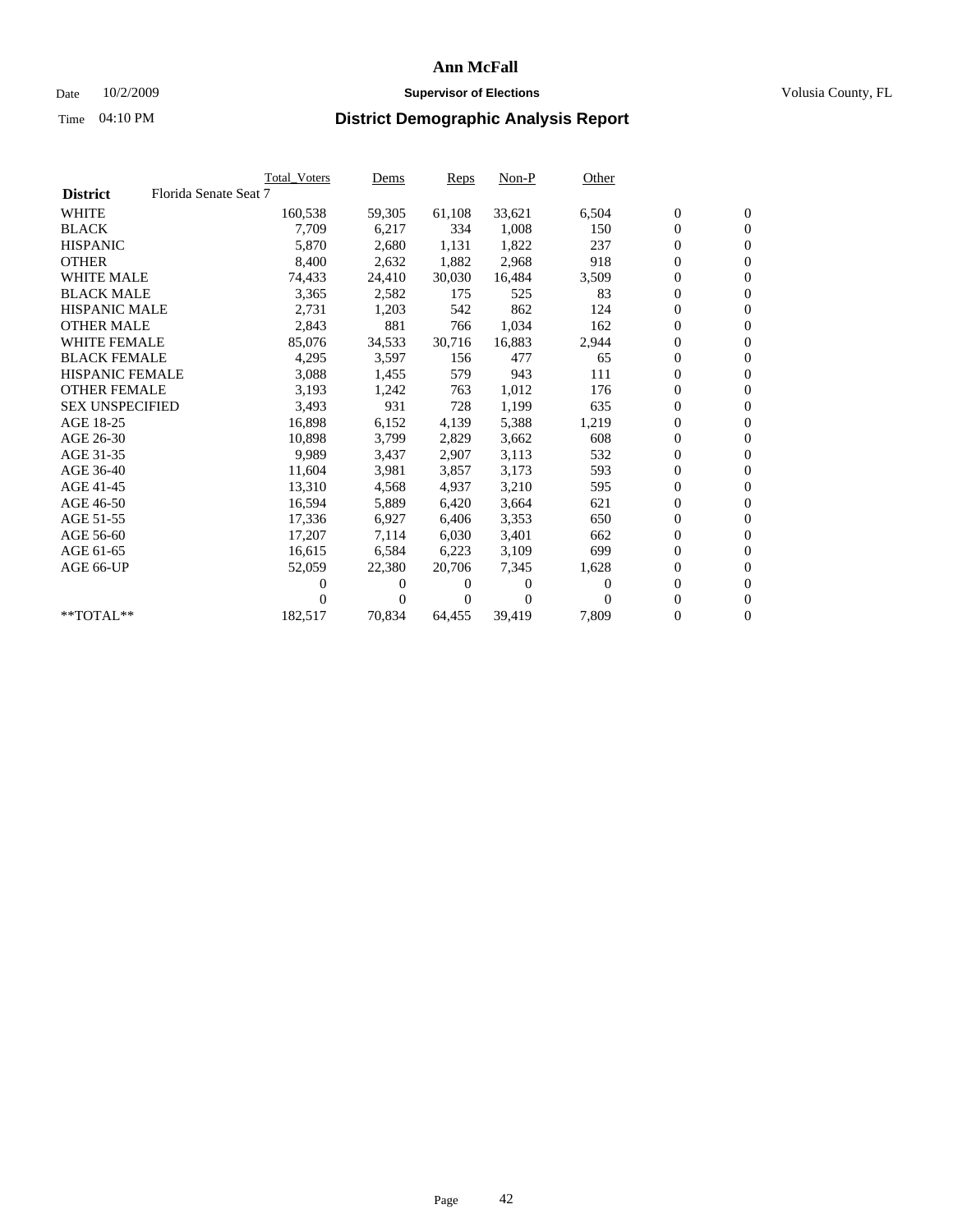# Ann McFall

Date 10/2/2009 **Supervisor of Elections** Volusia County, FL

Time 04:10 PM **District Demographic Analysis Report**

| | Total_Voters | Dems | Reps | Non-P | Other | | |
|---|---|---|---|---|---|---|---|
| **District** Florida Senate Seat 7 | | | | | | | |
| WHITE | 160,538 | 59,305 | 61,108 | 33,621 | 6,504 | 0 | 0 |
| BLACK | 7,709 | 6,217 | 334 | 1,008 | 150 | 0 | 0 |
| HISPANIC | 5,870 | 2,680 | 1,131 | 1,822 | 237 | 0 | 0 |
| OTHER | 8,400 | 2,632 | 1,882 | 2,968 | 918 | 0 | 0 |
| WHITE MALE | 74,433 | 24,410 | 30,030 | 16,484 | 3,509 | 0 | 0 |
| BLACK MALE | 3,365 | 2,582 | 175 | 525 | 83 | 0 | 0 |
| HISPANIC MALE | 2,731 | 1,203 | 542 | 862 | 124 | 0 | 0 |
| OTHER MALE | 2,843 | 881 | 766 | 1,034 | 162 | 0 | 0 |
| WHITE FEMALE | 85,076 | 34,533 | 30,716 | 16,883 | 2,944 | 0 | 0 |
| BLACK FEMALE | 4,295 | 3,597 | 156 | 477 | 65 | 0 | 0 |
| HISPANIC FEMALE | 3,088 | 1,455 | 579 | 943 | 111 | 0 | 0 |
| OTHER FEMALE | 3,193 | 1,242 | 763 | 1,012 | 176 | 0 | 0 |
| SEX UNSPECIFIED | 3,493 | 931 | 728 | 1,199 | 635 | 0 | 0 |
| AGE 18-25 | 16,898 | 6,152 | 4,139 | 5,388 | 1,219 | 0 | 0 |
| AGE 26-30 | 10,898 | 3,799 | 2,829 | 3,662 | 608 | 0 | 0 |
| AGE 31-35 | 9,989 | 3,437 | 2,907 | 3,113 | 532 | 0 | 0 |
| AGE 36-40 | 11,604 | 3,981 | 3,857 | 3,173 | 593 | 0 | 0 |
| AGE 41-45 | 13,310 | 4,568 | 4,937 | 3,210 | 595 | 0 | 0 |
| AGE 46-50 | 16,594 | 5,889 | 6,420 | 3,664 | 621 | 0 | 0 |
| AGE 51-55 | 17,336 | 6,927 | 6,406 | 3,353 | 650 | 0 | 0 |
| AGE 56-60 | 17,207 | 7,114 | 6,030 | 3,401 | 662 | 0 | 0 |
| AGE 61-65 | 16,615 | 6,584 | 6,223 | 3,109 | 699 | 0 | 0 |
| AGE 66-UP | 52,059 | 22,380 | 20,706 | 7,345 | 1,628 | 0 | 0 |
| | 0 | 0 | 0 | 0 | 0 | 0 | 0 |
| | 0 | 0 | 0 | 0 | 0 | 0 | 0 |
| **TOTAL** | 182,517 | 70,834 | 64,455 | 39,419 | 7,809 | 0 | 0 |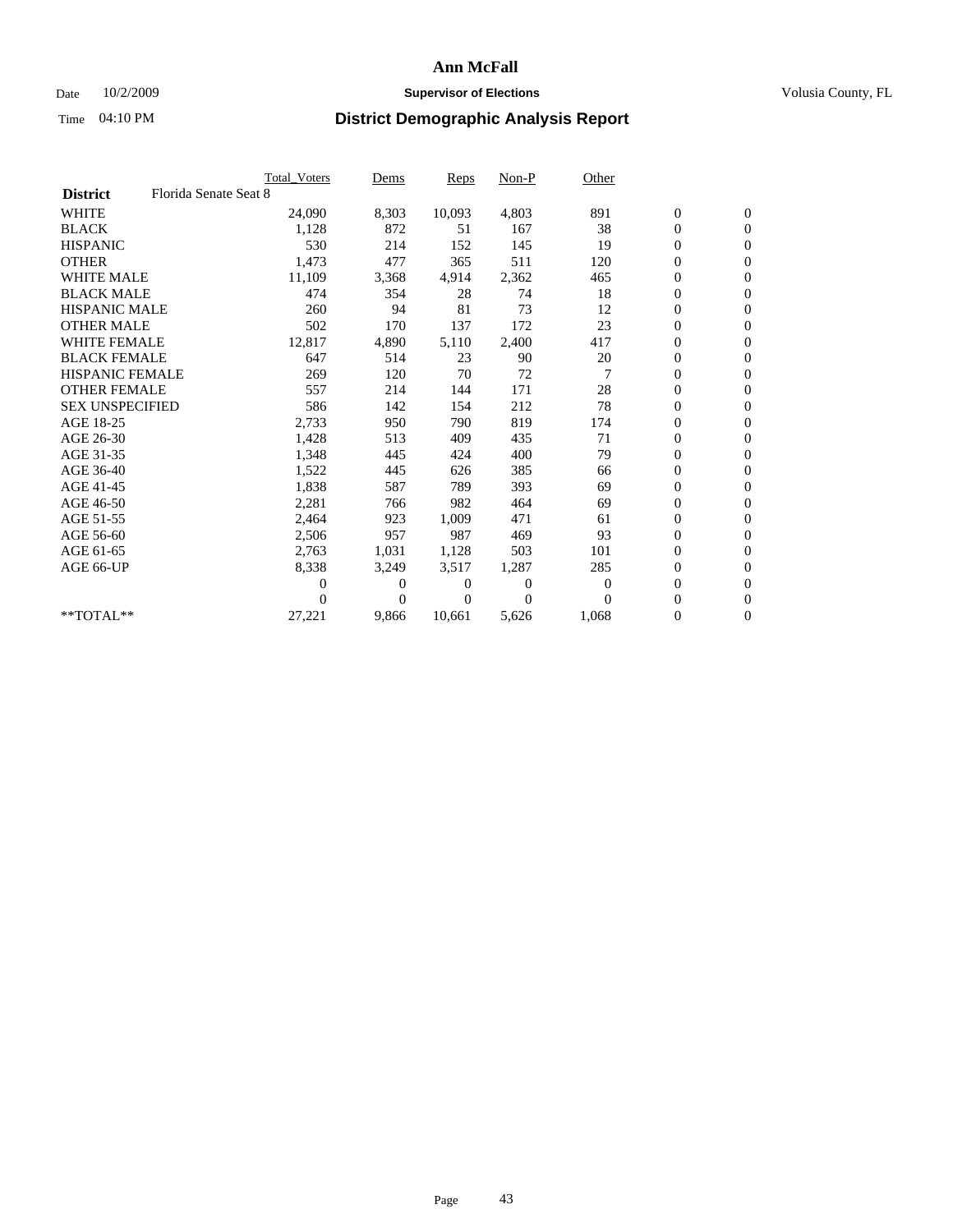# Ann McFall

Date 10/2/2009 **Supervisor of Elections** Volusia County, FL

Time 04:10 PM **District Demographic Analysis Report**

| | Total_Voters | Dems | Reps | Non-P | Other | | |
|---|---|---|---|---|---|---|---|
| **District** Florida Senate Seat 8 | | | | | | | |
| WHITE | 24,090 | 8,303 | 10,093 | 4,803 | 891 | 0 | 0 |
| BLACK | 1,128 | 872 | 51 | 167 | 38 | 0 | 0 |
| HISPANIC | 530 | 214 | 152 | 145 | 19 | 0 | 0 |
| OTHER | 1,473 | 477 | 365 | 511 | 120 | 0 | 0 |
| WHITE MALE | 11,109 | 3,368 | 4,914 | 2,362 | 465 | 0 | 0 |
| BLACK MALE | 474 | 354 | 28 | 74 | 18 | 0 | 0 |
| HISPANIC MALE | 260 | 94 | 81 | 73 | 12 | 0 | 0 |
| OTHER MALE | 502 | 170 | 137 | 172 | 23 | 0 | 0 |
| WHITE FEMALE | 12,817 | 4,890 | 5,110 | 2,400 | 417 | 0 | 0 |
| BLACK FEMALE | 647 | 514 | 23 | 90 | 20 | 0 | 0 |
| HISPANIC FEMALE | 269 | 120 | 70 | 72 | 7 | 0 | 0 |
| OTHER FEMALE | 557 | 214 | 144 | 171 | 28 | 0 | 0 |
| SEX UNSPECIFIED | 586 | 142 | 154 | 212 | 78 | 0 | 0 |
| AGE 18-25 | 2,733 | 950 | 790 | 819 | 174 | 0 | 0 |
| AGE 26-30 | 1,428 | 513 | 409 | 435 | 71 | 0 | 0 |
| AGE 31-35 | 1,348 | 445 | 424 | 400 | 79 | 0 | 0 |
| AGE 36-40 | 1,522 | 445 | 626 | 385 | 66 | 0 | 0 |
| AGE 41-45 | 1,838 | 587 | 789 | 393 | 69 | 0 | 0 |
| AGE 46-50 | 2,281 | 766 | 982 | 464 | 69 | 0 | 0 |
| AGE 51-55 | 2,464 | 923 | 1,009 | 471 | 61 | 0 | 0 |
| AGE 56-60 | 2,506 | 957 | 987 | 469 | 93 | 0 | 0 |
| AGE 61-65 | 2,763 | 1,031 | 1,128 | 503 | 101 | 0 | 0 |
| AGE 66-UP | 8,338 | 3,249 | 3,517 | 1,287 | 285 | 0 | 0 |
| | 0 | 0 | 0 | 0 | 0 | 0 | 0 |
| | 0 | 0 | 0 | 0 | 0 | 0 | 0 |
| **TOTAL** | 27,221 | 9,866 | 10,661 | 5,626 | 1,068 | 0 | 0 |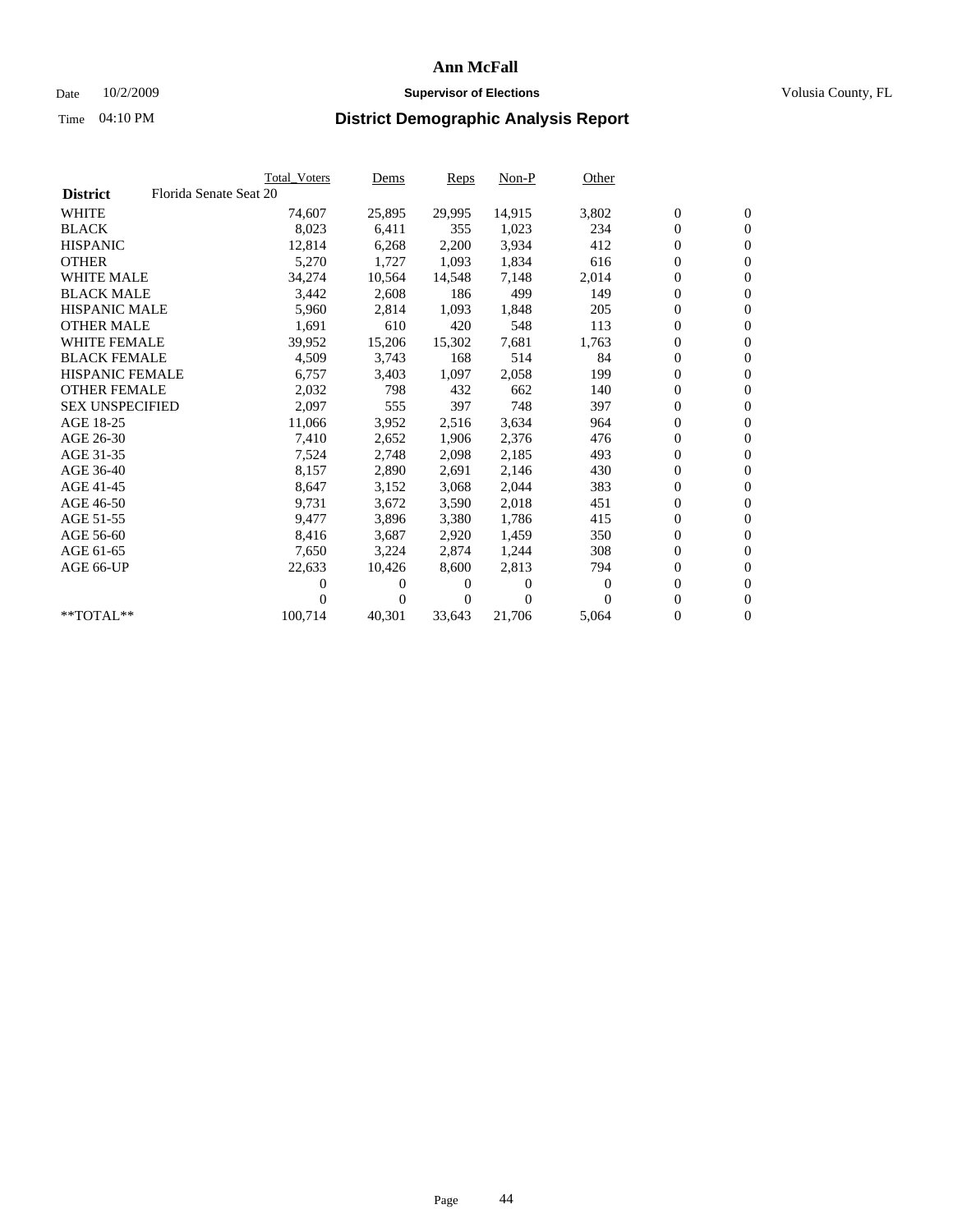# Ann McFall

Date 10/2/2009 **Supervisor of Elections** Volusia County, FL

Time 04:10 PM **District Demographic Analysis Report**

| | Total_Voters | Dems | Reps | Non-P | Other | | |
|---|---|---|---|---|---|---|---|
| **District** Florida Senate Seat 20 | | | | | | | |
| WHITE | 74,607 | 25,895 | 29,995 | 14,915 | 3,802 | 0 | 0 |
| BLACK | 8,023 | 6,411 | 355 | 1,023 | 234 | 0 | 0 |
| HISPANIC | 12,814 | 6,268 | 2,200 | 3,934 | 412 | 0 | 0 |
| OTHER | 5,270 | 1,727 | 1,093 | 1,834 | 616 | 0 | 0 |
| WHITE MALE | 34,274 | 10,564 | 14,548 | 7,148 | 2,014 | 0 | 0 |
| BLACK MALE | 3,442 | 2,608 | 186 | 499 | 149 | 0 | 0 |
| HISPANIC MALE | 5,960 | 2,814 | 1,093 | 1,848 | 205 | 0 | 0 |
| OTHER MALE | 1,691 | 610 | 420 | 548 | 113 | 0 | 0 |
| WHITE FEMALE | 39,952 | 15,206 | 15,302 | 7,681 | 1,763 | 0 | 0 |
| BLACK FEMALE | 4,509 | 3,743 | 168 | 514 | 84 | 0 | 0 |
| HISPANIC FEMALE | 6,757 | 3,403 | 1,097 | 2,058 | 199 | 0 | 0 |
| OTHER FEMALE | 2,032 | 798 | 432 | 662 | 140 | 0 | 0 |
| SEX UNSPECIFIED | 2,097 | 555 | 397 | 748 | 397 | 0 | 0 |
| AGE 18-25 | 11,066 | 3,952 | 2,516 | 3,634 | 964 | 0 | 0 |
| AGE 26-30 | 7,410 | 2,652 | 1,906 | 2,376 | 476 | 0 | 0 |
| AGE 31-35 | 7,524 | 2,748 | 2,098 | 2,185 | 493 | 0 | 0 |
| AGE 36-40 | 8,157 | 2,890 | 2,691 | 2,146 | 430 | 0 | 0 |
| AGE 41-45 | 8,647 | 3,152 | 3,068 | 2,044 | 383 | 0 | 0 |
| AGE 46-50 | 9,731 | 3,672 | 3,590 | 2,018 | 451 | 0 | 0 |
| AGE 51-55 | 9,477 | 3,896 | 3,380 | 1,786 | 415 | 0 | 0 |
| AGE 56-60 | 8,416 | 3,687 | 2,920 | 1,459 | 350 | 0 | 0 |
| AGE 61-65 | 7,650 | 3,224 | 2,874 | 1,244 | 308 | 0 | 0 |
| AGE 66-UP | 22,633 | 10,426 | 8,600 | 2,813 | 794 | 0 | 0 |
| | 0 | 0 | 0 | 0 | 0 | 0 | 0 |
| | 0 | 0 | 0 | 0 | 0 | 0 | 0 |
| **TOTAL** | 100,714 | 40,301 | 33,643 | 21,706 | 5,064 | 0 | 0 |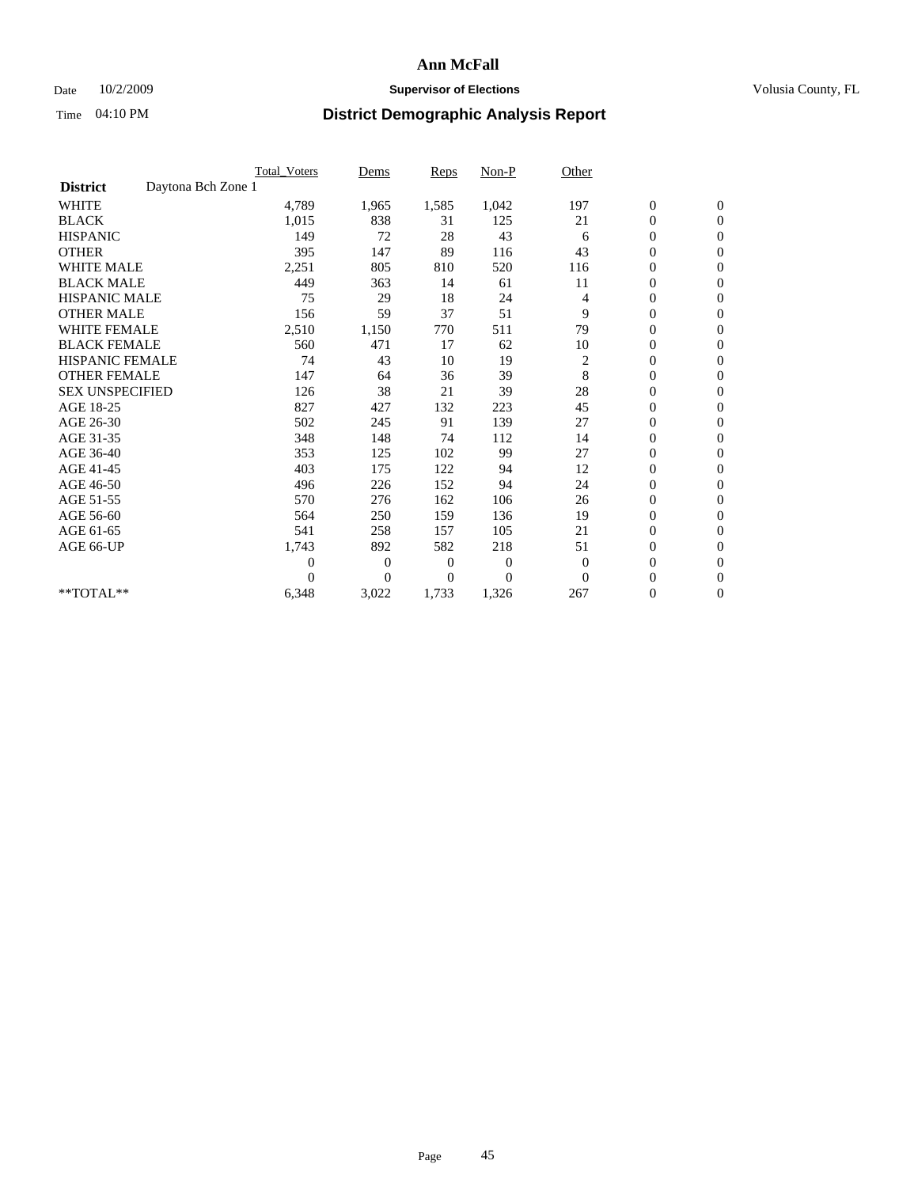# Ann McFall

Date 10/2/2009 **Supervisor of Elections** Volusia County, FL

Time 04:10 PM **District Demographic Analysis Report**

| | Total_Voters | Dems | Reps | Non-P | Other | | |
|---|---|---|---|---|---|---|---|
| **District** Daytona Bch Zone 1 | | | | | | | |
| WHITE | 4,789 | 1,965 | 1,585 | 1,042 | 197 | 0 | 0 |
| BLACK | 1,015 | 838 | 31 | 125 | 21 | 0 | 0 |
| HISPANIC | 149 | 72 | 28 | 43 | 6 | 0 | 0 |
| OTHER | 395 | 147 | 89 | 116 | 43 | 0 | 0 |
| WHITE MALE | 2,251 | 805 | 810 | 520 | 116 | 0 | 0 |
| BLACK MALE | 449 | 363 | 14 | 61 | 11 | 0 | 0 |
| HISPANIC MALE | 75 | 29 | 18 | 24 | 4 | 0 | 0 |
| OTHER MALE | 156 | 59 | 37 | 51 | 9 | 0 | 0 |
| WHITE FEMALE | 2,510 | 1,150 | 770 | 511 | 79 | 0 | 0 |
| BLACK FEMALE | 560 | 471 | 17 | 62 | 10 | 0 | 0 |
| HISPANIC FEMALE | 74 | 43 | 10 | 19 | 2 | 0 | 0 |
| OTHER FEMALE | 147 | 64 | 36 | 39 | 8 | 0 | 0 |
| SEX UNSPECIFIED | 126 | 38 | 21 | 39 | 28 | 0 | 0 |
| AGE 18-25 | 827 | 427 | 132 | 223 | 45 | 0 | 0 |
| AGE 26-30 | 502 | 245 | 91 | 139 | 27 | 0 | 0 |
| AGE 31-35 | 348 | 148 | 74 | 112 | 14 | 0 | 0 |
| AGE 36-40 | 353 | 125 | 102 | 99 | 27 | 0 | 0 |
| AGE 41-45 | 403 | 175 | 122 | 94 | 12 | 0 | 0 |
| AGE 46-50 | 496 | 226 | 152 | 94 | 24 | 0 | 0 |
| AGE 51-55 | 570 | 276 | 162 | 106 | 26 | 0 | 0 |
| AGE 56-60 | 564 | 250 | 159 | 136 | 19 | 0 | 0 |
| AGE 61-65 | 541 | 258 | 157 | 105 | 21 | 0 | 0 |
| AGE 66-UP | 1,743 | 892 | 582 | 218 | 51 | 0 | 0 |
| | 0 | 0 | 0 | 0 | 0 | 0 | 0 |
| | 0 | 0 | 0 | 0 | 0 | 0 | 0 |
| **TOTAL** | 6,348 | 3,022 | 1,733 | 1,326 | 267 | 0 | 0 |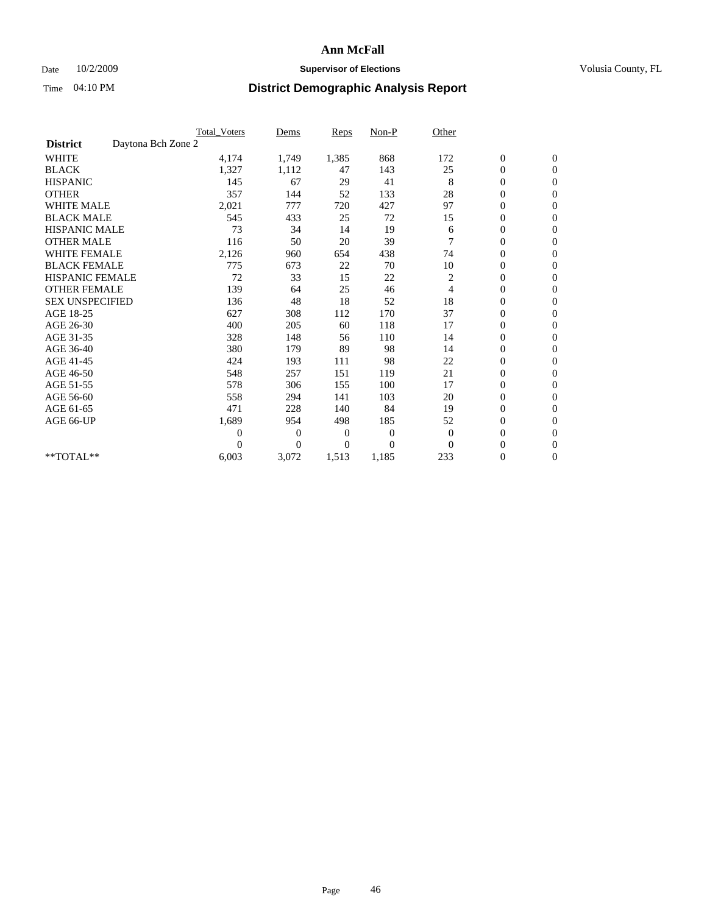# Ann McFall

Date 10/2/2009 **Supervisor of Elections** Volusia County, FL

Time 04:10 PM **District Demographic Analysis Report**

| | Total_Voters | Dems | Reps | Non-P | Other | | |
|---|---|---|---|---|---|---|---|
| **District** Daytona Bch Zone 2 | | | | | | | |
| WHITE | 4,174 | 1,749 | 1,385 | 868 | 172 | 0 | 0 |
| BLACK | 1,327 | 1,112 | 47 | 143 | 25 | 0 | 0 |
| HISPANIC | 145 | 67 | 29 | 41 | 8 | 0 | 0 |
| OTHER | 357 | 144 | 52 | 133 | 28 | 0 | 0 |
| WHITE MALE | 2,021 | 777 | 720 | 427 | 97 | 0 | 0 |
| BLACK MALE | 545 | 433 | 25 | 72 | 15 | 0 | 0 |
| HISPANIC MALE | 73 | 34 | 14 | 19 | 6 | 0 | 0 |
| OTHER MALE | 116 | 50 | 20 | 39 | 7 | 0 | 0 |
| WHITE FEMALE | 2,126 | 960 | 654 | 438 | 74 | 0 | 0 |
| BLACK FEMALE | 775 | 673 | 22 | 70 | 10 | 0 | 0 |
| HISPANIC FEMALE | 72 | 33 | 15 | 22 | 2 | 0 | 0 |
| OTHER FEMALE | 139 | 64 | 25 | 46 | 4 | 0 | 0 |
| SEX UNSPECIFIED | 136 | 48 | 18 | 52 | 18 | 0 | 0 |
| AGE 18-25 | 627 | 308 | 112 | 170 | 37 | 0 | 0 |
| AGE 26-30 | 400 | 205 | 60 | 118 | 17 | 0 | 0 |
| AGE 31-35 | 328 | 148 | 56 | 110 | 14 | 0 | 0 |
| AGE 36-40 | 380 | 179 | 89 | 98 | 14 | 0 | 0 |
| AGE 41-45 | 424 | 193 | 111 | 98 | 22 | 0 | 0 |
| AGE 46-50 | 548 | 257 | 151 | 119 | 21 | 0 | 0 |
| AGE 51-55 | 578 | 306 | 155 | 100 | 17 | 0 | 0 |
| AGE 56-60 | 558 | 294 | 141 | 103 | 20 | 0 | 0 |
| AGE 61-65 | 471 | 228 | 140 | 84 | 19 | 0 | 0 |
| AGE 66-UP | 1,689 | 954 | 498 | 185 | 52 | 0 | 0 |
| | 0 | 0 | 0 | 0 | 0 | 0 | 0 |
| | 0 | 0 | 0 | 0 | 0 | 0 | 0 |
| **TOTAL** | 6,003 | 3,072 | 1,513 | 1,185 | 233 | 0 | 0 |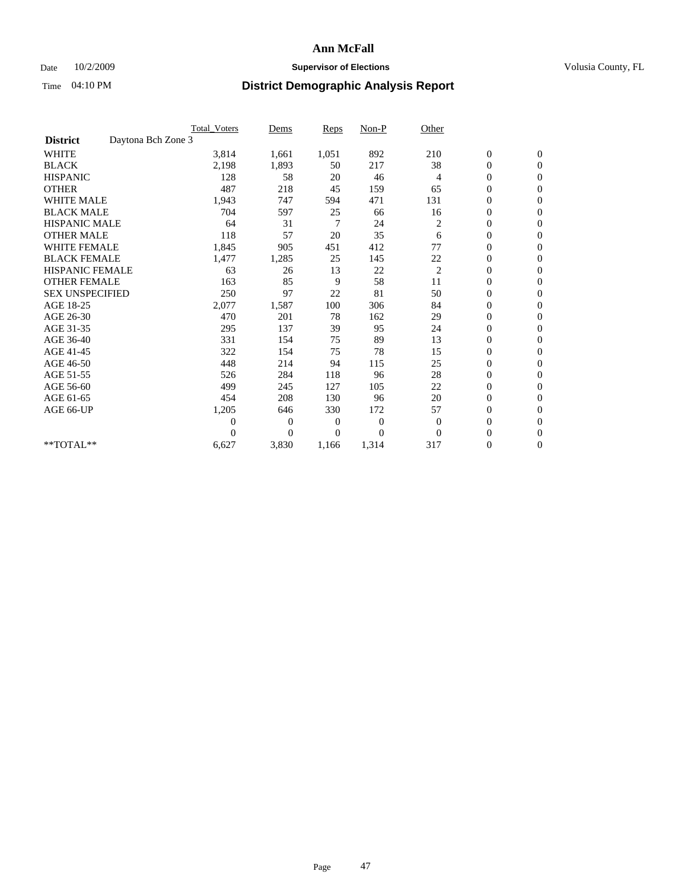# Ann McFall

Date 10/2/2009 **Supervisor of Elections** Volusia County, FL

Time 04:10 PM **District Demographic Analysis Report**

| | Total_Voters | Dems | Reps | Non-P | Other | | |
|---|---|---|---|---|---|---|---|
| **District** Daytona Bch Zone 3 | | | | | | | |
| WHITE | 3,814 | 1,661 | 1,051 | 892 | 210 | 0 | 0 |
| BLACK | 2,198 | 1,893 | 50 | 217 | 38 | 0 | 0 |
| HISPANIC | 128 | 58 | 20 | 46 | 4 | 0 | 0 |
| OTHER | 487 | 218 | 45 | 159 | 65 | 0 | 0 |
| WHITE MALE | 1,943 | 747 | 594 | 471 | 131 | 0 | 0 |
| BLACK MALE | 704 | 597 | 25 | 66 | 16 | 0 | 0 |
| HISPANIC MALE | 64 | 31 | 7 | 24 | 2 | 0 | 0 |
| OTHER MALE | 118 | 57 | 20 | 35 | 6 | 0 | 0 |
| WHITE FEMALE | 1,845 | 905 | 451 | 412 | 77 | 0 | 0 |
| BLACK FEMALE | 1,477 | 1,285 | 25 | 145 | 22 | 0 | 0 |
| HISPANIC FEMALE | 63 | 26 | 13 | 22 | 2 | 0 | 0 |
| OTHER FEMALE | 163 | 85 | 9 | 58 | 11 | 0 | 0 |
| SEX UNSPECIFIED | 250 | 97 | 22 | 81 | 50 | 0 | 0 |
| AGE 18-25 | 2,077 | 1,587 | 100 | 306 | 84 | 0 | 0 |
| AGE 26-30 | 470 | 201 | 78 | 162 | 29 | 0 | 0 |
| AGE 31-35 | 295 | 137 | 39 | 95 | 24 | 0 | 0 |
| AGE 36-40 | 331 | 154 | 75 | 89 | 13 | 0 | 0 |
| AGE 41-45 | 322 | 154 | 75 | 78 | 15 | 0 | 0 |
| AGE 46-50 | 448 | 214 | 94 | 115 | 25 | 0 | 0 |
| AGE 51-55 | 526 | 284 | 118 | 96 | 28 | 0 | 0 |
| AGE 56-60 | 499 | 245 | 127 | 105 | 22 | 0 | 0 |
| AGE 61-65 | 454 | 208 | 130 | 96 | 20 | 0 | 0 |
| AGE 66-UP | 1,205 | 646 | 330 | 172 | 57 | 0 | 0 |
| | 0 | 0 | 0 | 0 | 0 | 0 | 0 |
| | 0 | 0 | 0 | 0 | 0 | 0 | 0 |
| **TOTAL** | 6,627 | 3,830 | 1,166 | 1,314 | 317 | 0 | 0 |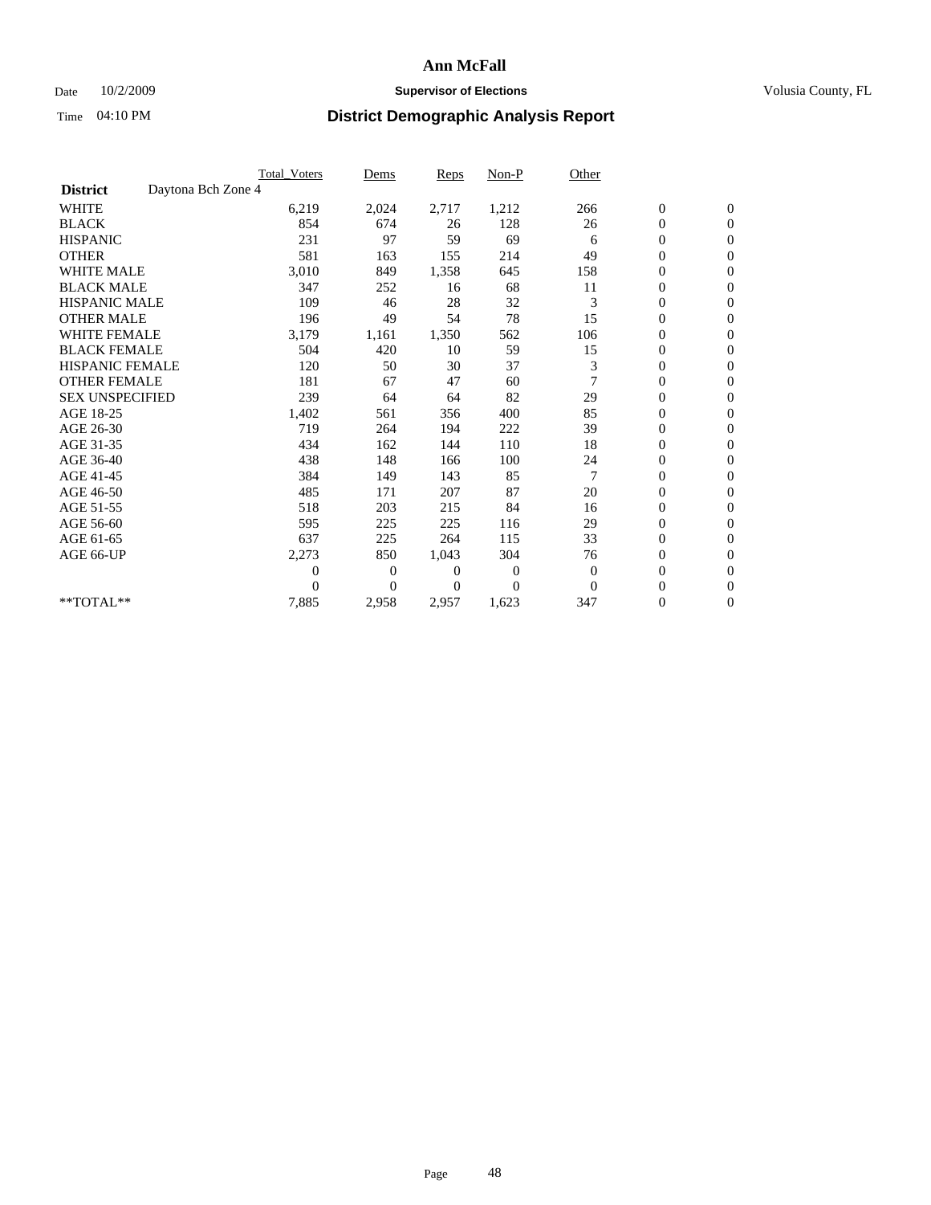# Ann McFall

Date 10/2/2009 **Supervisor of Elections** Volusia County, FL

Time 04:10 PM **District Demographic Analysis Report**

| | Total_Voters | Dems | Reps | Non-P | Other | | |
|---|---|---|---|---|---|---|---|
| **District** Daytona Bch Zone 4 | | | | | | | |
| WHITE | 6,219 | 2,024 | 2,717 | 1,212 | 266 | 0 | 0 |
| BLACK | 854 | 674 | 26 | 128 | 26 | 0 | 0 |
| HISPANIC | 231 | 97 | 59 | 69 | 6 | 0 | 0 |
| OTHER | 581 | 163 | 155 | 214 | 49 | 0 | 0 |
| WHITE MALE | 3,010 | 849 | 1,358 | 645 | 158 | 0 | 0 |
| BLACK MALE | 347 | 252 | 16 | 68 | 11 | 0 | 0 |
| HISPANIC MALE | 109 | 46 | 28 | 32 | 3 | 0 | 0 |
| OTHER MALE | 196 | 49 | 54 | 78 | 15 | 0 | 0 |
| WHITE FEMALE | 3,179 | 1,161 | 1,350 | 562 | 106 | 0 | 0 |
| BLACK FEMALE | 504 | 420 | 10 | 59 | 15 | 0 | 0 |
| HISPANIC FEMALE | 120 | 50 | 30 | 37 | 3 | 0 | 0 |
| OTHER FEMALE | 181 | 67 | 47 | 60 | 7 | 0 | 0 |
| SEX UNSPECIFIED | 239 | 64 | 64 | 82 | 29 | 0 | 0 |
| AGE 18-25 | 1,402 | 561 | 356 | 400 | 85 | 0 | 0 |
| AGE 26-30 | 719 | 264 | 194 | 222 | 39 | 0 | 0 |
| AGE 31-35 | 434 | 162 | 144 | 110 | 18 | 0 | 0 |
| AGE 36-40 | 438 | 148 | 166 | 100 | 24 | 0 | 0 |
| AGE 41-45 | 384 | 149 | 143 | 85 | 7 | 0 | 0 |
| AGE 46-50 | 485 | 171 | 207 | 87 | 20 | 0 | 0 |
| AGE 51-55 | 518 | 203 | 215 | 84 | 16 | 0 | 0 |
| AGE 56-60 | 595 | 225 | 225 | 116 | 29 | 0 | 0 |
| AGE 61-65 | 637 | 225 | 264 | 115 | 33 | 0 | 0 |
| AGE 66-UP | 2,273 | 850 | 1,043 | 304 | 76 | 0 | 0 |
| | 0 | 0 | 0 | 0 | 0 | 0 | 0 |
| | 0 | 0 | 0 | 0 | 0 | 0 | 0 |
| **TOTAL** | 7,885 | 2,958 | 2,957 | 1,623 | 347 | 0 | 0 |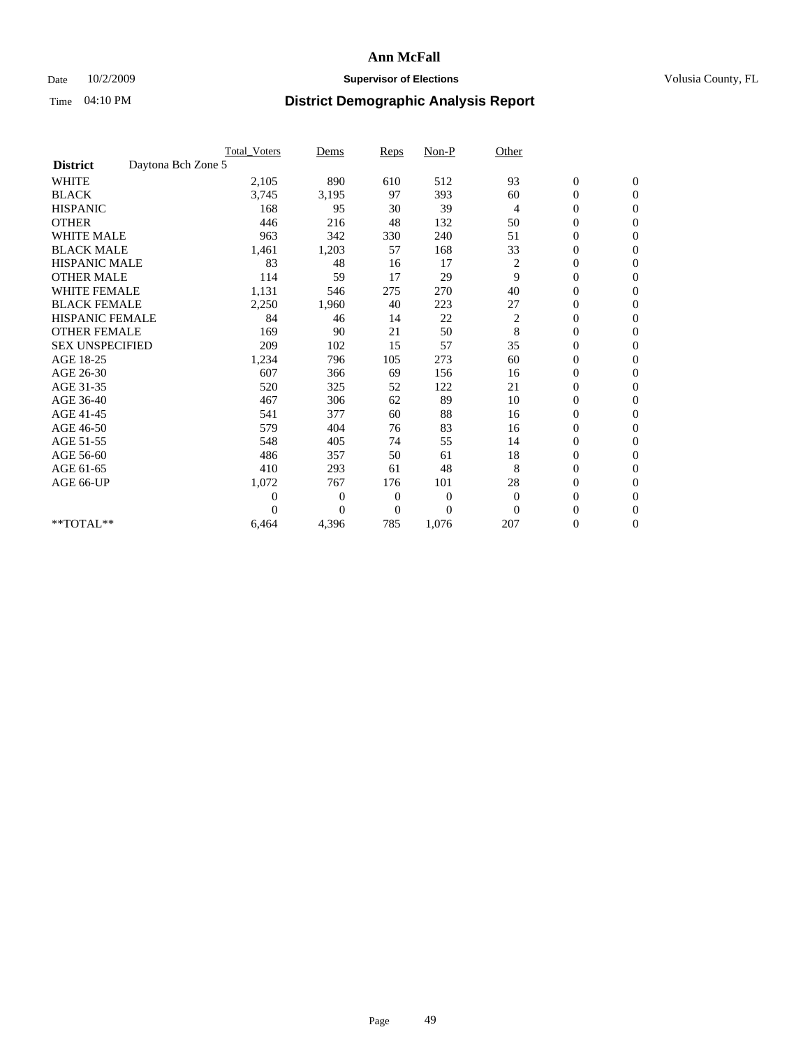# Ann McFall

Date 10/2/2009 **Supervisor of Elections** Volusia County, FL

Time 04:10 PM **District Demographic Analysis Report**

| | Total_Voters | Dems | Reps | Non-P | Other | | |
|---|---|---|---|---|---|---|---|
| **District** Daytona Bch Zone 5 | | | | | | | |
| WHITE | 2,105 | 890 | 610 | 512 | 93 | 0 | 0 |
| BLACK | 3,745 | 3,195 | 97 | 393 | 60 | 0 | 0 |
| HISPANIC | 168 | 95 | 30 | 39 | 4 | 0 | 0 |
| OTHER | 446 | 216 | 48 | 132 | 50 | 0 | 0 |
| WHITE MALE | 963 | 342 | 330 | 240 | 51 | 0 | 0 |
| BLACK MALE | 1,461 | 1,203 | 57 | 168 | 33 | 0 | 0 |
| HISPANIC MALE | 83 | 48 | 16 | 17 | 2 | 0 | 0 |
| OTHER MALE | 114 | 59 | 17 | 29 | 9 | 0 | 0 |
| WHITE FEMALE | 1,131 | 546 | 275 | 270 | 40 | 0 | 0 |
| BLACK FEMALE | 2,250 | 1,960 | 40 | 223 | 27 | 0 | 0 |
| HISPANIC FEMALE | 84 | 46 | 14 | 22 | 2 | 0 | 0 |
| OTHER FEMALE | 169 | 90 | 21 | 50 | 8 | 0 | 0 |
| SEX UNSPECIFIED | 209 | 102 | 15 | 57 | 35 | 0 | 0 |
| AGE 18-25 | 1,234 | 796 | 105 | 273 | 60 | 0 | 0 |
| AGE 26-30 | 607 | 366 | 69 | 156 | 16 | 0 | 0 |
| AGE 31-35 | 520 | 325 | 52 | 122 | 21 | 0 | 0 |
| AGE 36-40 | 467 | 306 | 62 | 89 | 10 | 0 | 0 |
| AGE 41-45 | 541 | 377 | 60 | 88 | 16 | 0 | 0 |
| AGE 46-50 | 579 | 404 | 76 | 83 | 16 | 0 | 0 |
| AGE 51-55 | 548 | 405 | 74 | 55 | 14 | 0 | 0 |
| AGE 56-60 | 486 | 357 | 50 | 61 | 18 | 0 | 0 |
| AGE 61-65 | 410 | 293 | 61 | 48 | 8 | 0 | 0 |
| AGE 66-UP | 1,072 | 767 | 176 | 101 | 28 | 0 | 0 |
| | 0 | 0 | 0 | 0 | 0 | 0 | 0 |
| | 0 | 0 | 0 | 0 | 0 | 0 | 0 |
| **TOTAL** | 6,464 | 4,396 | 785 | 1,076 | 207 | 0 | 0 |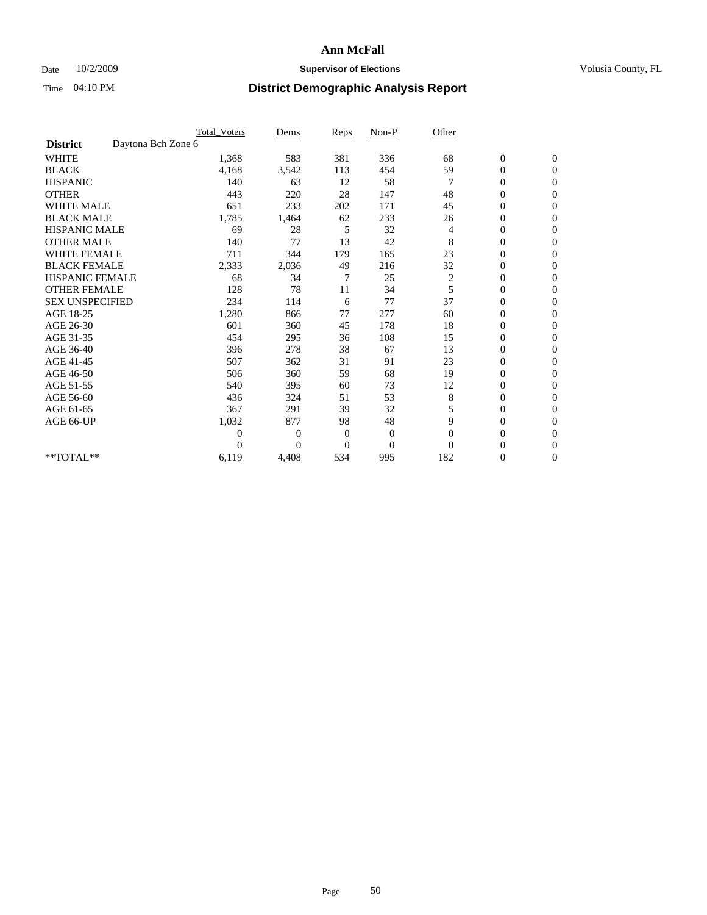# Ann McFall

Date 10/2/2009 **Supervisor of Elections** Volusia County, FL

Time 04:10 PM **District Demographic Analysis Report**

| | Total_Voters | Dems | Reps | Non-P | Other | | |
|---|---|---|---|---|---|---|---|
| **District** Daytona Bch Zone 6 | | | | | | | |
| WHITE | 1,368 | 583 | 381 | 336 | 68 | 0 | 0 |
| BLACK | 4,168 | 3,542 | 113 | 454 | 59 | 0 | 0 |
| HISPANIC | 140 | 63 | 12 | 58 | 7 | 0 | 0 |
| OTHER | 443 | 220 | 28 | 147 | 48 | 0 | 0 |
| WHITE MALE | 651 | 233 | 202 | 171 | 45 | 0 | 0 |
| BLACK MALE | 1,785 | 1,464 | 62 | 233 | 26 | 0 | 0 |
| HISPANIC MALE | 69 | 28 | 5 | 32 | 4 | 0 | 0 |
| OTHER MALE | 140 | 77 | 13 | 42 | 8 | 0 | 0 |
| WHITE FEMALE | 711 | 344 | 179 | 165 | 23 | 0 | 0 |
| BLACK FEMALE | 2,333 | 2,036 | 49 | 216 | 32 | 0 | 0 |
| HISPANIC FEMALE | 68 | 34 | 7 | 25 | 2 | 0 | 0 |
| OTHER FEMALE | 128 | 78 | 11 | 34 | 5 | 0 | 0 |
| SEX UNSPECIFIED | 234 | 114 | 6 | 77 | 37 | 0 | 0 |
| AGE 18-25 | 1,280 | 866 | 77 | 277 | 60 | 0 | 0 |
| AGE 26-30 | 601 | 360 | 45 | 178 | 18 | 0 | 0 |
| AGE 31-35 | 454 | 295 | 36 | 108 | 15 | 0 | 0 |
| AGE 36-40 | 396 | 278 | 38 | 67 | 13 | 0 | 0 |
| AGE 41-45 | 507 | 362 | 31 | 91 | 23 | 0 | 0 |
| AGE 46-50 | 506 | 360 | 59 | 68 | 19 | 0 | 0 |
| AGE 51-55 | 540 | 395 | 60 | 73 | 12 | 0 | 0 |
| AGE 56-60 | 436 | 324 | 51 | 53 | 8 | 0 | 0 |
| AGE 61-65 | 367 | 291 | 39 | 32 | 5 | 0 | 0 |
| AGE 66-UP | 1,032 | 877 | 98 | 48 | 9 | 0 | 0 |
| | 0 | 0 | 0 | 0 | 0 | 0 | 0 |
| | 0 | 0 | 0 | 0 | 0 | 0 | 0 |
| **TOTAL** | 6,119 | 4,408 | 534 | 995 | 182 | 0 | 0 |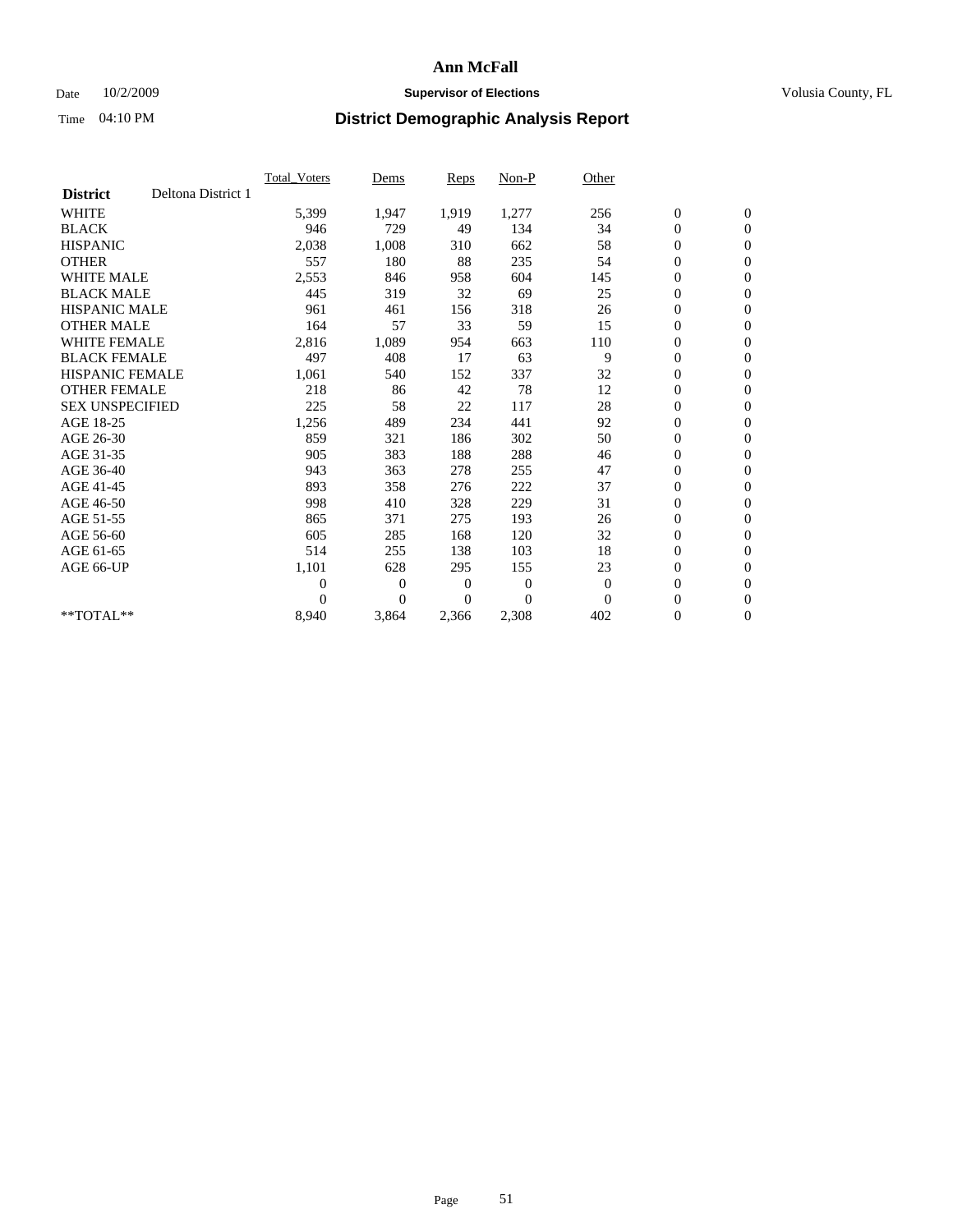# Ann McFall

Date 10/2/2009 **Supervisor of Elections** Volusia County, FL

Time 04:10 PM **District Demographic Analysis Report**

| | Total_Voters | Dems | Reps | Non-P | Other | | |
|---|---|---|---|---|---|---|---|
| **District** Deltona District 1 | | | | | | | |
| WHITE | 5,399 | 1,947 | 1,919 | 1,277 | 256 | 0 | 0 |
| BLACK | 946 | 729 | 49 | 134 | 34 | 0 | 0 |
| HISPANIC | 2,038 | 1,008 | 310 | 662 | 58 | 0 | 0 |
| OTHER | 557 | 180 | 88 | 235 | 54 | 0 | 0 |
| WHITE MALE | 2,553 | 846 | 958 | 604 | 145 | 0 | 0 |
| BLACK MALE | 445 | 319 | 32 | 69 | 25 | 0 | 0 |
| HISPANIC MALE | 961 | 461 | 156 | 318 | 26 | 0 | 0 |
| OTHER MALE | 164 | 57 | 33 | 59 | 15 | 0 | 0 |
| WHITE FEMALE | 2,816 | 1,089 | 954 | 663 | 110 | 0 | 0 |
| BLACK FEMALE | 497 | 408 | 17 | 63 | 9 | 0 | 0 |
| HISPANIC FEMALE | 1,061 | 540 | 152 | 337 | 32 | 0 | 0 |
| OTHER FEMALE | 218 | 86 | 42 | 78 | 12 | 0 | 0 |
| SEX UNSPECIFIED | 225 | 58 | 22 | 117 | 28 | 0 | 0 |
| AGE 18-25 | 1,256 | 489 | 234 | 441 | 92 | 0 | 0 |
| AGE 26-30 | 859 | 321 | 186 | 302 | 50 | 0 | 0 |
| AGE 31-35 | 905 | 383 | 188 | 288 | 46 | 0 | 0 |
| AGE 36-40 | 943 | 363 | 278 | 255 | 47 | 0 | 0 |
| AGE 41-45 | 893 | 358 | 276 | 222 | 37 | 0 | 0 |
| AGE 46-50 | 998 | 410 | 328 | 229 | 31 | 0 | 0 |
| AGE 51-55 | 865 | 371 | 275 | 193 | 26 | 0 | 0 |
| AGE 56-60 | 605 | 285 | 168 | 120 | 32 | 0 | 0 |
| AGE 61-65 | 514 | 255 | 138 | 103 | 18 | 0 | 0 |
| AGE 66-UP | 1,101 | 628 | 295 | 155 | 23 | 0 | 0 |
| | 0 | 0 | 0 | 0 | 0 | 0 | 0 |
| | 0 | 0 | 0 | 0 | 0 | 0 | 0 |
| **TOTAL** | 8,940 | 3,864 | 2,366 | 2,308 | 402 | 0 | 0 |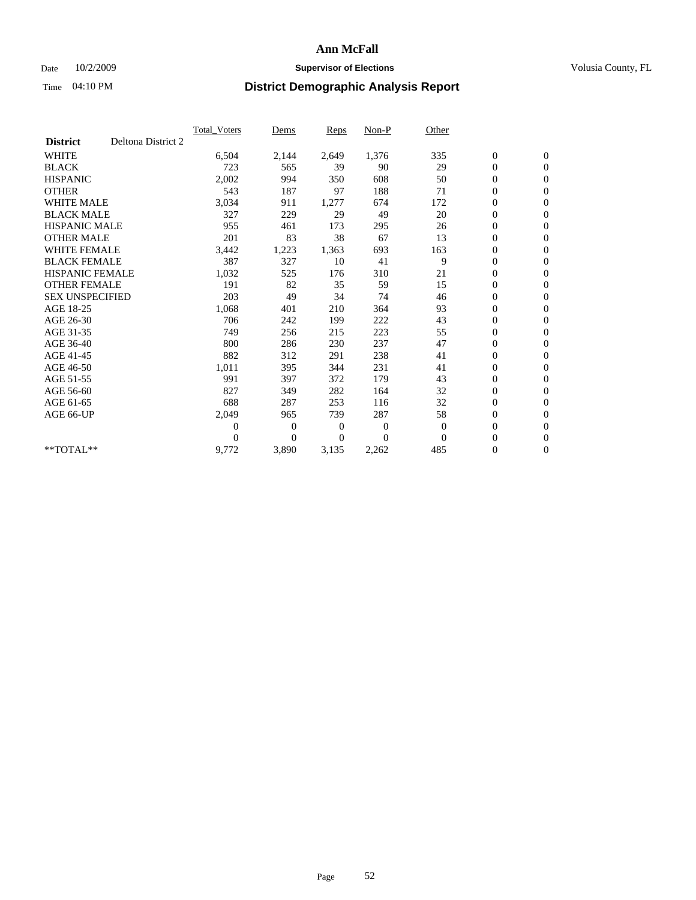# Ann McFall

Date 10/2/2009 **Supervisor of Elections** Volusia County, FL

Time 04:10 PM **District Demographic Analysis Report**

| | Total_Voters | Dems | Reps | Non-P | Other | | |
|---|---|---|---|---|---|---|---|
| **District** Deltona District 2 | | | | | | | |
| WHITE | 6,504 | 2,144 | 2,649 | 1,376 | 335 | 0 | 0 |
| BLACK | 723 | 565 | 39 | 90 | 29 | 0 | 0 |
| HISPANIC | 2,002 | 994 | 350 | 608 | 50 | 0 | 0 |
| OTHER | 543 | 187 | 97 | 188 | 71 | 0 | 0 |
| WHITE MALE | 3,034 | 911 | 1,277 | 674 | 172 | 0 | 0 |
| BLACK MALE | 327 | 229 | 29 | 49 | 20 | 0 | 0 |
| HISPANIC MALE | 955 | 461 | 173 | 295 | 26 | 0 | 0 |
| OTHER MALE | 201 | 83 | 38 | 67 | 13 | 0 | 0 |
| WHITE FEMALE | 3,442 | 1,223 | 1,363 | 693 | 163 | 0 | 0 |
| BLACK FEMALE | 387 | 327 | 10 | 41 | 9 | 0 | 0 |
| HISPANIC FEMALE | 1,032 | 525 | 176 | 310 | 21 | 0 | 0 |
| OTHER FEMALE | 191 | 82 | 35 | 59 | 15 | 0 | 0 |
| SEX UNSPECIFIED | 203 | 49 | 34 | 74 | 46 | 0 | 0 |
| AGE 18-25 | 1,068 | 401 | 210 | 364 | 93 | 0 | 0 |
| AGE 26-30 | 706 | 242 | 199 | 222 | 43 | 0 | 0 |
| AGE 31-35 | 749 | 256 | 215 | 223 | 55 | 0 | 0 |
| AGE 36-40 | 800 | 286 | 230 | 237 | 47 | 0 | 0 |
| AGE 41-45 | 882 | 312 | 291 | 238 | 41 | 0 | 0 |
| AGE 46-50 | 1,011 | 395 | 344 | 231 | 41 | 0 | 0 |
| AGE 51-55 | 991 | 397 | 372 | 179 | 43 | 0 | 0 |
| AGE 56-60 | 827 | 349 | 282 | 164 | 32 | 0 | 0 |
| AGE 61-65 | 688 | 287 | 253 | 116 | 32 | 0 | 0 |
| AGE 66-UP | 2,049 | 965 | 739 | 287 | 58 | 0 | 0 |
| | 0 | 0 | 0 | 0 | 0 | 0 | 0 |
| | 0 | 0 | 0 | 0 | 0 | 0 | 0 |
| **TOTAL** | 9,772 | 3,890 | 3,135 | 2,262 | 485 | 0 | 0 |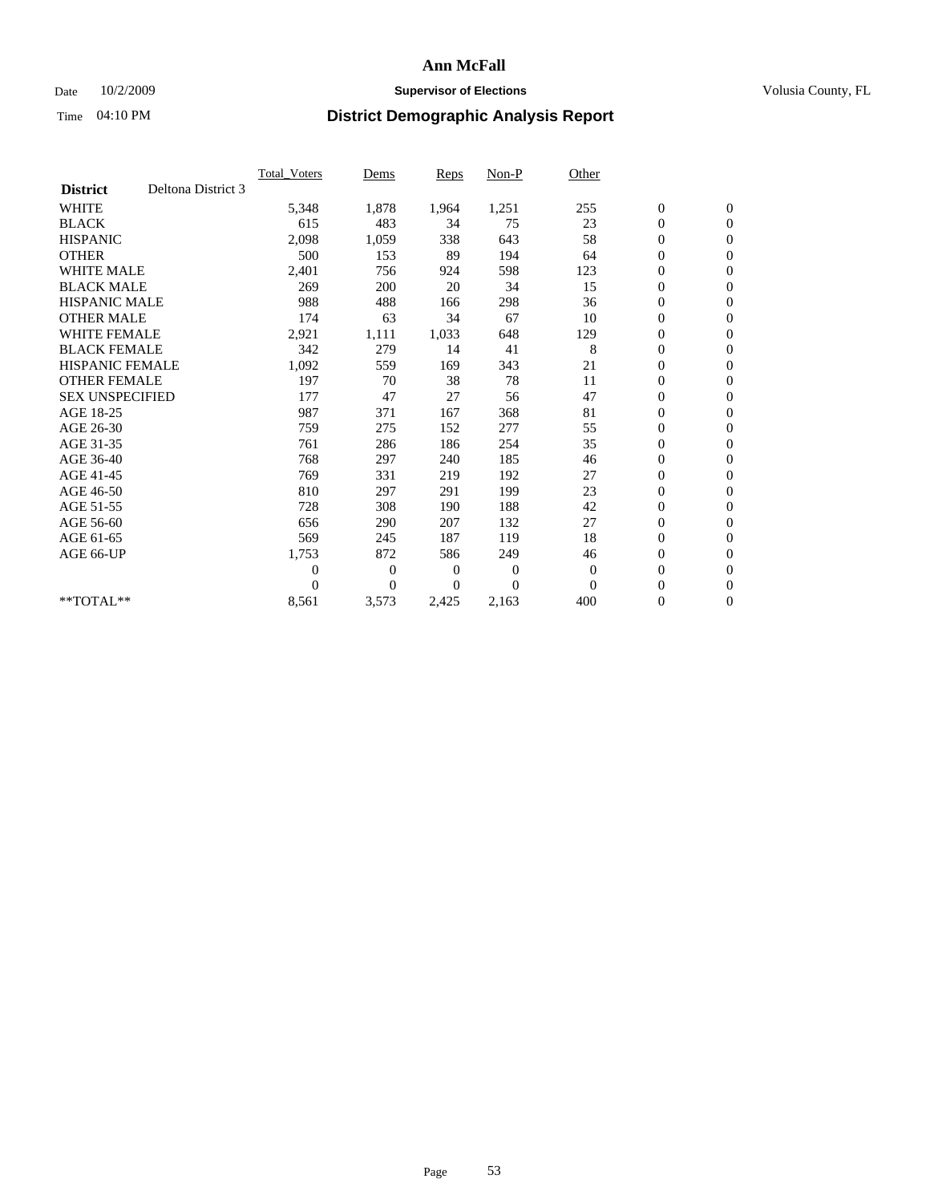# Ann McFall

Date 10/2/2009 **Supervisor of Elections** Volusia County, FL

Time 04:10 PM **District Demographic Analysis Report**

| | Total_Voters | Dems | Reps | Non-P | Other | | |
|---|---|---|---|---|---|---|---|
| **District** Deltona District 3 | | | | | | | |
| WHITE | 5,348 | 1,878 | 1,964 | 1,251 | 255 | 0 | 0 |
| BLACK | 615 | 483 | 34 | 75 | 23 | 0 | 0 |
| HISPANIC | 2,098 | 1,059 | 338 | 643 | 58 | 0 | 0 |
| OTHER | 500 | 153 | 89 | 194 | 64 | 0 | 0 |
| WHITE MALE | 2,401 | 756 | 924 | 598 | 123 | 0 | 0 |
| BLACK MALE | 269 | 200 | 20 | 34 | 15 | 0 | 0 |
| HISPANIC MALE | 988 | 488 | 166 | 298 | 36 | 0 | 0 |
| OTHER MALE | 174 | 63 | 34 | 67 | 10 | 0 | 0 |
| WHITE FEMALE | 2,921 | 1,111 | 1,033 | 648 | 129 | 0 | 0 |
| BLACK FEMALE | 342 | 279 | 14 | 41 | 8 | 0 | 0 |
| HISPANIC FEMALE | 1,092 | 559 | 169 | 343 | 21 | 0 | 0 |
| OTHER FEMALE | 197 | 70 | 38 | 78 | 11 | 0 | 0 |
| SEX UNSPECIFIED | 177 | 47 | 27 | 56 | 47 | 0 | 0 |
| AGE 18-25 | 987 | 371 | 167 | 368 | 81 | 0 | 0 |
| AGE 26-30 | 759 | 275 | 152 | 277 | 55 | 0 | 0 |
| AGE 31-35 | 761 | 286 | 186 | 254 | 35 | 0 | 0 |
| AGE 36-40 | 768 | 297 | 240 | 185 | 46 | 0 | 0 |
| AGE 41-45 | 769 | 331 | 219 | 192 | 27 | 0 | 0 |
| AGE 46-50 | 810 | 297 | 291 | 199 | 23 | 0 | 0 |
| AGE 51-55 | 728 | 308 | 190 | 188 | 42 | 0 | 0 |
| AGE 56-60 | 656 | 290 | 207 | 132 | 27 | 0 | 0 |
| AGE 61-65 | 569 | 245 | 187 | 119 | 18 | 0 | 0 |
| AGE 66-UP | 1,753 | 872 | 586 | 249 | 46 | 0 | 0 |
| | 0 | 0 | 0 | 0 | 0 | 0 | 0 |
| | 0 | 0 | 0 | 0 | 0 | 0 | 0 |
| **TOTAL** | 8,561 | 3,573 | 2,425 | 2,163 | 400 | 0 | 0 |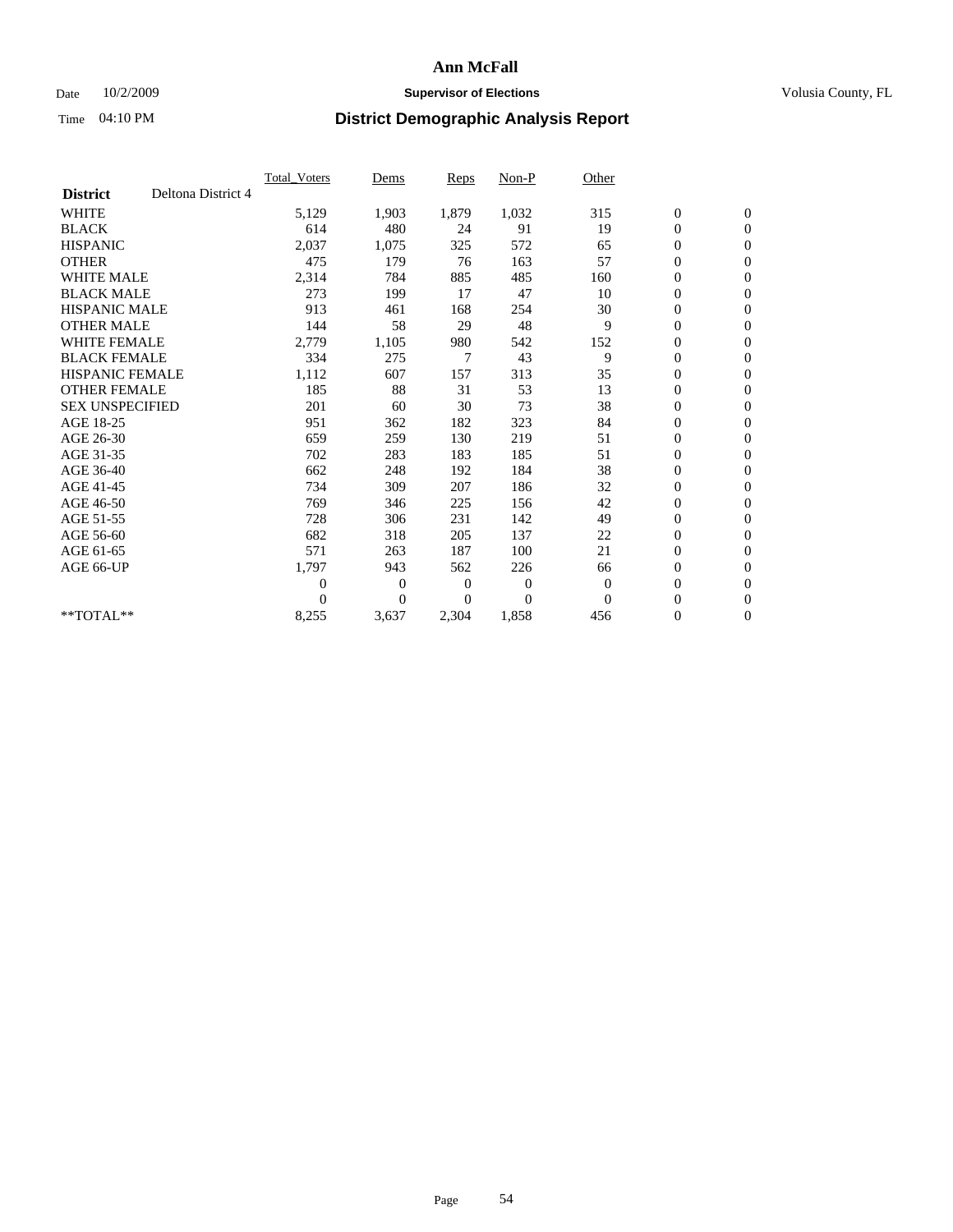# Ann McFall

Date 10/2/2009 **Supervisor of Elections** Volusia County, FL

Time 04:10 PM **District Demographic Analysis Report**

| **District** Deltona District 4 | Total_Voters | Dems | Reps | Non-P | Other | | |
|---|---|---|---|---|---|---|---|
| WHITE | 5,129 | 1,903 | 1,879 | 1,032 | 315 | 0 | 0 |
| BLACK | 614 | 480 | 24 | 91 | 19 | 0 | 0 |
| HISPANIC | 2,037 | 1,075 | 325 | 572 | 65 | 0 | 0 |
| OTHER | 475 | 179 | 76 | 163 | 57 | 0 | 0 |
| WHITE MALE | 2,314 | 784 | 885 | 485 | 160 | 0 | 0 |
| BLACK MALE | 273 | 199 | 17 | 47 | 10 | 0 | 0 |
| HISPANIC MALE | 913 | 461 | 168 | 254 | 30 | 0 | 0 |
| OTHER MALE | 144 | 58 | 29 | 48 | 9 | 0 | 0 |
| WHITE FEMALE | 2,779 | 1,105 | 980 | 542 | 152 | 0 | 0 |
| BLACK FEMALE | 334 | 275 | 7 | 43 | 9 | 0 | 0 |
| HISPANIC FEMALE | 1,112 | 607 | 157 | 313 | 35 | 0 | 0 |
| OTHER FEMALE | 185 | 88 | 31 | 53 | 13 | 0 | 0 |
| SEX UNSPECIFIED | 201 | 60 | 30 | 73 | 38 | 0 | 0 |
| AGE 18-25 | 951 | 362 | 182 | 323 | 84 | 0 | 0 |
| AGE 26-30 | 659 | 259 | 130 | 219 | 51 | 0 | 0 |
| AGE 31-35 | 702 | 283 | 183 | 185 | 51 | 0 | 0 |
| AGE 36-40 | 662 | 248 | 192 | 184 | 38 | 0 | 0 |
| AGE 41-45 | 734 | 309 | 207 | 186 | 32 | 0 | 0 |
| AGE 46-50 | 769 | 346 | 225 | 156 | 42 | 0 | 0 |
| AGE 51-55 | 728 | 306 | 231 | 142 | 49 | 0 | 0 |
| AGE 56-60 | 682 | 318 | 205 | 137 | 22 | 0 | 0 |
| AGE 61-65 | 571 | 263 | 187 | 100 | 21 | 0 | 0 |
| AGE 66-UP | 1,797 | 943 | 562 | 226 | 66 | 0 | 0 |
| | 0 | 0 | 0 | 0 | 0 | 0 | 0 |
| | 0 | 0 | 0 | 0 | 0 | 0 | 0 |
| **TOTAL** | 8,255 | 3,637 | 2,304 | 1,858 | 456 | 0 | 0 |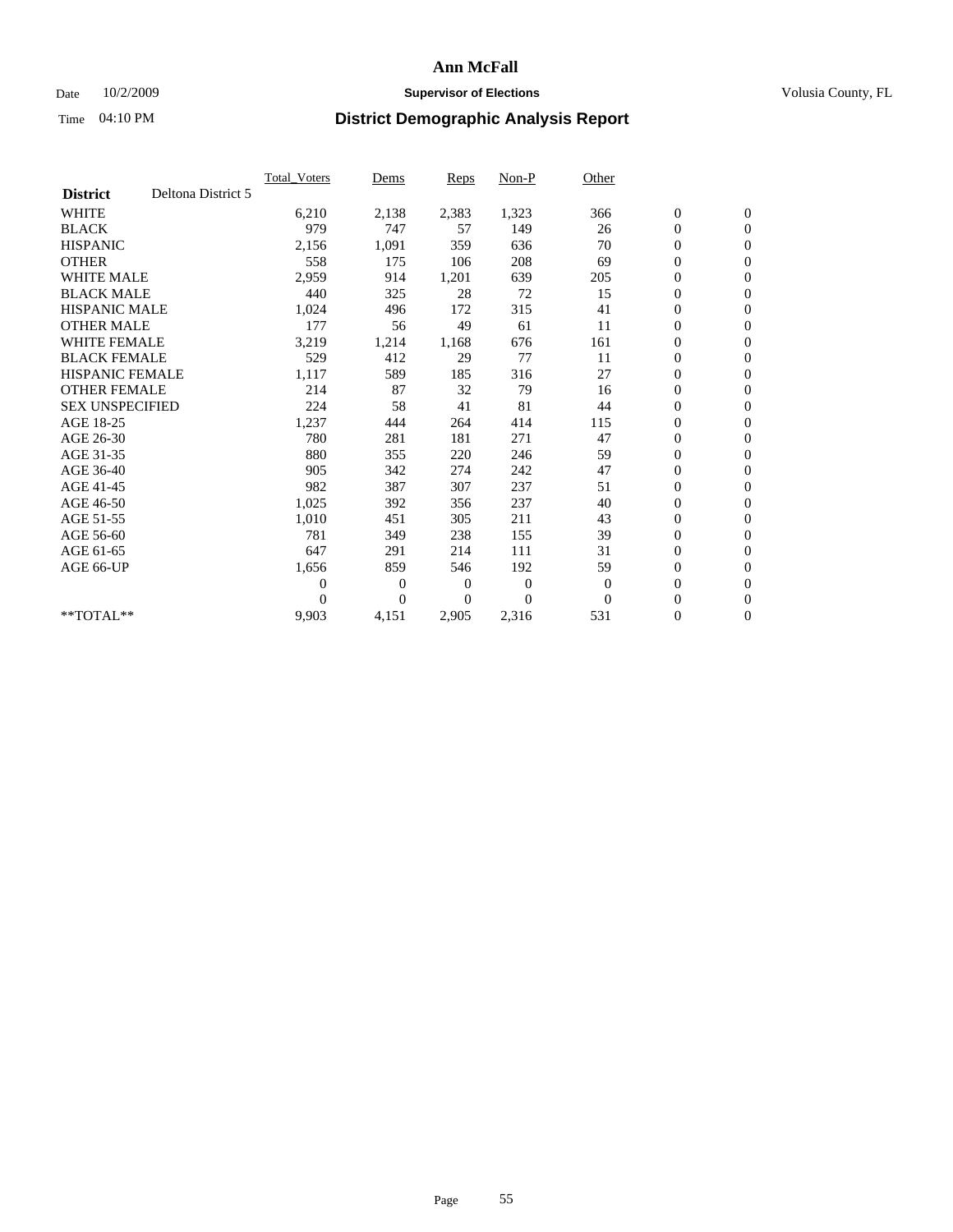# Ann McFall

Date 10/2/2009 **Supervisor of Elections** Volusia County, FL

Time 04:10 PM **District Demographic Analysis Report**

| **District** Deltona District 5 | Total_Voters | Dems | Reps | Non-P | Other | | |
|---|---|---|---|---|---|---|---|
| WHITE | 6,210 | 2,138 | 2,383 | 1,323 | 366 | 0 | 0 |
| BLACK | 979 | 747 | 57 | 149 | 26 | 0 | 0 |
| HISPANIC | 2,156 | 1,091 | 359 | 636 | 70 | 0 | 0 |
| OTHER | 558 | 175 | 106 | 208 | 69 | 0 | 0 |
| WHITE MALE | 2,959 | 914 | 1,201 | 639 | 205 | 0 | 0 |
| BLACK MALE | 440 | 325 | 28 | 72 | 15 | 0 | 0 |
| HISPANIC MALE | 1,024 | 496 | 172 | 315 | 41 | 0 | 0 |
| OTHER MALE | 177 | 56 | 49 | 61 | 11 | 0 | 0 |
| WHITE FEMALE | 3,219 | 1,214 | 1,168 | 676 | 161 | 0 | 0 |
| BLACK FEMALE | 529 | 412 | 29 | 77 | 11 | 0 | 0 |
| HISPANIC FEMALE | 1,117 | 589 | 185 | 316 | 27 | 0 | 0 |
| OTHER FEMALE | 214 | 87 | 32 | 79 | 16 | 0 | 0 |
| SEX UNSPECIFIED | 224 | 58 | 41 | 81 | 44 | 0 | 0 |
| AGE 18-25 | 1,237 | 444 | 264 | 414 | 115 | 0 | 0 |
| AGE 26-30 | 780 | 281 | 181 | 271 | 47 | 0 | 0 |
| AGE 31-35 | 880 | 355 | 220 | 246 | 59 | 0 | 0 |
| AGE 36-40 | 905 | 342 | 274 | 242 | 47 | 0 | 0 |
| AGE 41-45 | 982 | 387 | 307 | 237 | 51 | 0 | 0 |
| AGE 46-50 | 1,025 | 392 | 356 | 237 | 40 | 0 | 0 |
| AGE 51-55 | 1,010 | 451 | 305 | 211 | 43 | 0 | 0 |
| AGE 56-60 | 781 | 349 | 238 | 155 | 39 | 0 | 0 |
| AGE 61-65 | 647 | 291 | 214 | 111 | 31 | 0 | 0 |
| AGE 66-UP | 1,656 | 859 | 546 | 192 | 59 | 0 | 0 |
| | 0 | 0 | 0 | 0 | 0 | 0 | 0 |
| | 0 | 0 | 0 | 0 | 0 | 0 | 0 |
| **TOTAL** | 9,903 | 4,151 | 2,905 | 2,316 | 531 | 0 | 0 |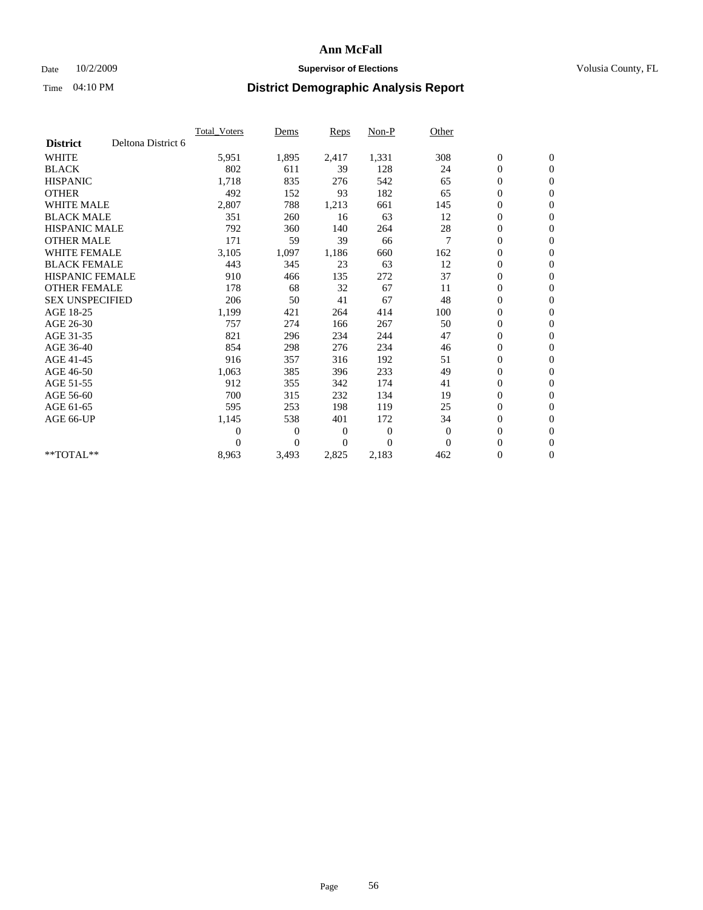**Ann McFall**

Date 10/2/2009 **Supervisor of Elections** Volusia County, FL

Time 04:10 PM **District Demographic Analysis Report**

| | Total_Voters | Dems | Reps | Non-P | Other | | |
|---|---|---|---|---|---|---|---|
| **District** Deltona District 6 | | | | | | | |
| WHITE | 5,951 | 1,895 | 2,417 | 1,331 | 308 | 0 | 0 |
| BLACK | 802 | 611 | 39 | 128 | 24 | 0 | 0 |
| HISPANIC | 1,718 | 835 | 276 | 542 | 65 | 0 | 0 |
| OTHER | 492 | 152 | 93 | 182 | 65 | 0 | 0 |
| WHITE MALE | 2,807 | 788 | 1,213 | 661 | 145 | 0 | 0 |
| BLACK MALE | 351 | 260 | 16 | 63 | 12 | 0 | 0 |
| HISPANIC MALE | 792 | 360 | 140 | 264 | 28 | 0 | 0 |
| OTHER MALE | 171 | 59 | 39 | 66 | 7 | 0 | 0 |
| WHITE FEMALE | 3,105 | 1,097 | 1,186 | 660 | 162 | 0 | 0 |
| BLACK FEMALE | 443 | 345 | 23 | 63 | 12 | 0 | 0 |
| HISPANIC FEMALE | 910 | 466 | 135 | 272 | 37 | 0 | 0 |
| OTHER FEMALE | 178 | 68 | 32 | 67 | 11 | 0 | 0 |
| SEX UNSPECIFIED | 206 | 50 | 41 | 67 | 48 | 0 | 0 |
| AGE 18-25 | 1,199 | 421 | 264 | 414 | 100 | 0 | 0 |
| AGE 26-30 | 757 | 274 | 166 | 267 | 50 | 0 | 0 |
| AGE 31-35 | 821 | 296 | 234 | 244 | 47 | 0 | 0 |
| AGE 36-40 | 854 | 298 | 276 | 234 | 46 | 0 | 0 |
| AGE 41-45 | 916 | 357 | 316 | 192 | 51 | 0 | 0 |
| AGE 46-50 | 1,063 | 385 | 396 | 233 | 49 | 0 | 0 |
| AGE 51-55 | 912 | 355 | 342 | 174 | 41 | 0 | 0 |
| AGE 56-60 | 700 | 315 | 232 | 134 | 19 | 0 | 0 |
| AGE 61-65 | 595 | 253 | 198 | 119 | 25 | 0 | 0 |
| AGE 66-UP | 1,145 | 538 | 401 | 172 | 34 | 0 | 0 |
| | 0 | 0 | 0 | 0 | 0 | 0 | 0 |
| | 0 | 0 | 0 | 0 | 0 | 0 | 0 |
| **TOTAL** | 8,963 | 3,493 | 2,825 | 2,183 | 462 | 0 | 0 |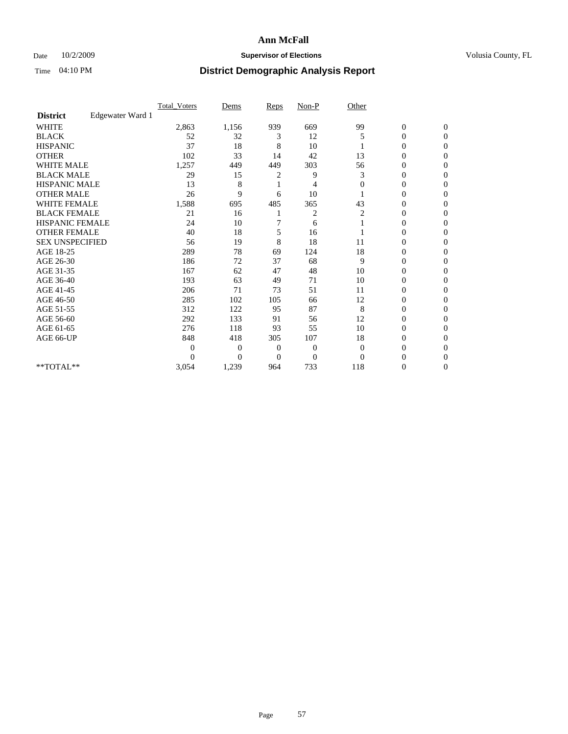# Ann McFall

Date 10/2/2009 **Supervisor of Elections** Volusia County, FL

Time 04:10 PM **District Demographic Analysis Report**

| | Total_Voters | Dems | Reps | Non-P | Other | | |
|---|---|---|---|---|---|---|---|
| **District** Edgewater Ward 1 | | | | | | | |
| WHITE | 2,863 | 1,156 | 939 | 669 | 99 | 0 | 0 |
| BLACK | 52 | 32 | 3 | 12 | 5 | 0 | 0 |
| HISPANIC | 37 | 18 | 8 | 10 | 1 | 0 | 0 |
| OTHER | 102 | 33 | 14 | 42 | 13 | 0 | 0 |
| WHITE MALE | 1,257 | 449 | 449 | 303 | 56 | 0 | 0 |
| BLACK MALE | 29 | 15 | 2 | 9 | 3 | 0 | 0 |
| HISPANIC MALE | 13 | 8 | 1 | 4 | 0 | 0 | 0 |
| OTHER MALE | 26 | 9 | 6 | 10 | 1 | 0 | 0 |
| WHITE FEMALE | 1,588 | 695 | 485 | 365 | 43 | 0 | 0 |
| BLACK FEMALE | 21 | 16 | 1 | 2 | 2 | 0 | 0 |
| HISPANIC FEMALE | 24 | 10 | 7 | 6 | 1 | 0 | 0 |
| OTHER FEMALE | 40 | 18 | 5 | 16 | 1 | 0 | 0 |
| SEX UNSPECIFIED | 56 | 19 | 8 | 18 | 11 | 0 | 0 |
| AGE 18-25 | 289 | 78 | 69 | 124 | 18 | 0 | 0 |
| AGE 26-30 | 186 | 72 | 37 | 68 | 9 | 0 | 0 |
| AGE 31-35 | 167 | 62 | 47 | 48 | 10 | 0 | 0 |
| AGE 36-40 | 193 | 63 | 49 | 71 | 10 | 0 | 0 |
| AGE 41-45 | 206 | 71 | 73 | 51 | 11 | 0 | 0 |
| AGE 46-50 | 285 | 102 | 105 | 66 | 12 | 0 | 0 |
| AGE 51-55 | 312 | 122 | 95 | 87 | 8 | 0 | 0 |
| AGE 56-60 | 292 | 133 | 91 | 56 | 12 | 0 | 0 |
| AGE 61-65 | 276 | 118 | 93 | 55 | 10 | 0 | 0 |
| AGE 66-UP | 848 | 418 | 305 | 107 | 18 | 0 | 0 |
| | 0 | 0 | 0 | 0 | 0 | 0 | 0 |
| | 0 | 0 | 0 | 0 | 0 | 0 | 0 |
| **TOTAL** | 3,054 | 1,239 | 964 | 733 | 118 | 0 | 0 |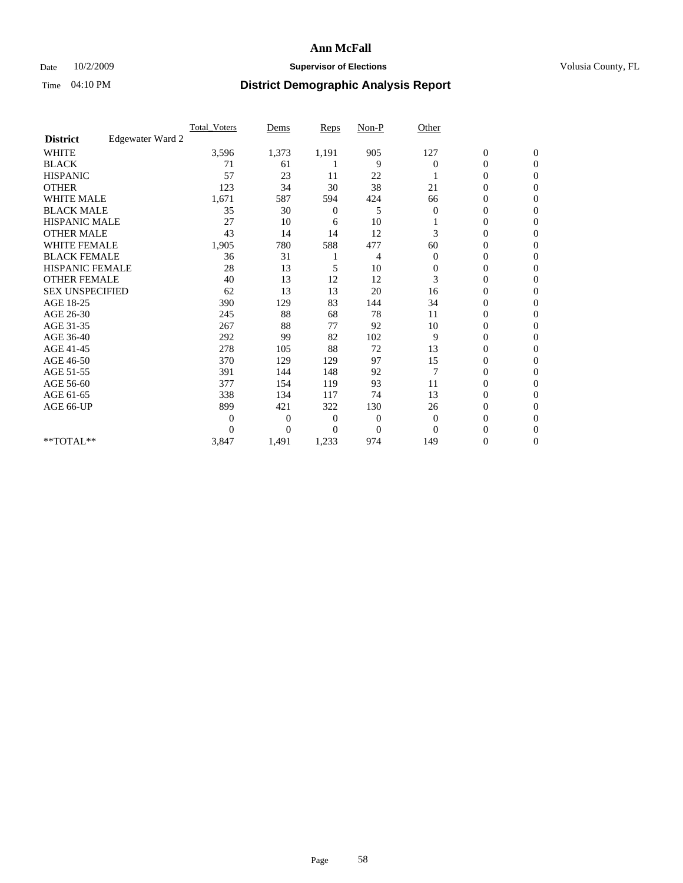# Ann McFall

Date 10/2/2009 **Supervisor of Elections** Volusia County, FL

Time 04:10 PM **District Demographic Analysis Report**

| | Total_Voters | Dems | Reps | Non-P | Other | | |
|---|---|---|---|---|---|---|---|
| **District** Edgewater Ward 2 | | | | | | | |
| WHITE | 3,596 | 1,373 | 1,191 | 905 | 127 | 0 | 0 |
| BLACK | 71 | 61 | 1 | 9 | 0 | 0 | 0 |
| HISPANIC | 57 | 23 | 11 | 22 | 1 | 0 | 0 |
| OTHER | 123 | 34 | 30 | 38 | 21 | 0 | 0 |
| WHITE MALE | 1,671 | 587 | 594 | 424 | 66 | 0 | 0 |
| BLACK MALE | 35 | 30 | 0 | 5 | 0 | 0 | 0 |
| HISPANIC MALE | 27 | 10 | 6 | 10 | 1 | 0 | 0 |
| OTHER MALE | 43 | 14 | 14 | 12 | 3 | 0 | 0 |
| WHITE FEMALE | 1,905 | 780 | 588 | 477 | 60 | 0 | 0 |
| BLACK FEMALE | 36 | 31 | 1 | 4 | 0 | 0 | 0 |
| HISPANIC FEMALE | 28 | 13 | 5 | 10 | 0 | 0 | 0 |
| OTHER FEMALE | 40 | 13 | 12 | 12 | 3 | 0 | 0 |
| SEX UNSPECIFIED | 62 | 13 | 13 | 20 | 16 | 0 | 0 |
| AGE 18-25 | 390 | 129 | 83 | 144 | 34 | 0 | 0 |
| AGE 26-30 | 245 | 88 | 68 | 78 | 11 | 0 | 0 |
| AGE 31-35 | 267 | 88 | 77 | 92 | 10 | 0 | 0 |
| AGE 36-40 | 292 | 99 | 82 | 102 | 9 | 0 | 0 |
| AGE 41-45 | 278 | 105 | 88 | 72 | 13 | 0 | 0 |
| AGE 46-50 | 370 | 129 | 129 | 97 | 15 | 0 | 0 |
| AGE 51-55 | 391 | 144 | 148 | 92 | 7 | 0 | 0 |
| AGE 56-60 | 377 | 154 | 119 | 93 | 11 | 0 | 0 |
| AGE 61-65 | 338 | 134 | 117 | 74 | 13 | 0 | 0 |
| AGE 66-UP | 899 | 421 | 322 | 130 | 26 | 0 | 0 |
| | 0 | 0 | 0 | 0 | 0 | 0 | 0 |
| | 0 | 0 | 0 | 0 | 0 | 0 | 0 |
| **TOTAL** | 3,847 | 1,491 | 1,233 | 974 | 149 | 0 | 0 |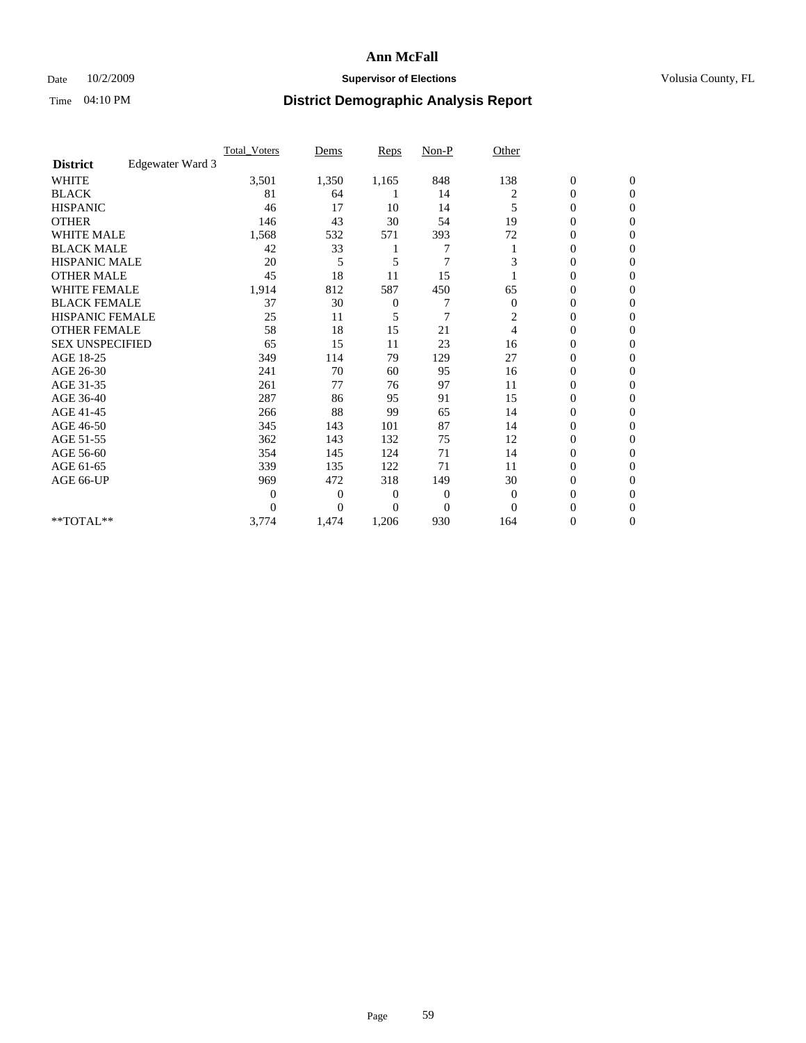# Ann McFall

Date 10/2/2009 **Supervisor of Elections** Volusia County, FL

Time 04:10 PM **District Demographic Analysis Report**

| **District** Edgewater Ward 3 | Total_Voters | Dems | Reps | Non-P | Other | | |
|---|---|---|---|---|---|---|---|
| WHITE | 3,501 | 1,350 | 1,165 | 848 | 138 | 0 | 0 |
| BLACK | 81 | 64 | 1 | 14 | 2 | 0 | 0 |
| HISPANIC | 46 | 17 | 10 | 14 | 5 | 0 | 0 |
| OTHER | 146 | 43 | 30 | 54 | 19 | 0 | 0 |
| WHITE MALE | 1,568 | 532 | 571 | 393 | 72 | 0 | 0 |
| BLACK MALE | 42 | 33 | 1 | 7 | 1 | 0 | 0 |
| HISPANIC MALE | 20 | 5 | 5 | 7 | 3 | 0 | 0 |
| OTHER MALE | 45 | 18 | 11 | 15 | 1 | 0 | 0 |
| WHITE FEMALE | 1,914 | 812 | 587 | 450 | 65 | 0 | 0 |
| BLACK FEMALE | 37 | 30 | 0 | 7 | 0 | 0 | 0 |
| HISPANIC FEMALE | 25 | 11 | 5 | 7 | 2 | 0 | 0 |
| OTHER FEMALE | 58 | 18 | 15 | 21 | 4 | 0 | 0 |
| SEX UNSPECIFIED | 65 | 15 | 11 | 23 | 16 | 0 | 0 |
| AGE 18-25 | 349 | 114 | 79 | 129 | 27 | 0 | 0 |
| AGE 26-30 | 241 | 70 | 60 | 95 | 16 | 0 | 0 |
| AGE 31-35 | 261 | 77 | 76 | 97 | 11 | 0 | 0 |
| AGE 36-40 | 287 | 86 | 95 | 91 | 15 | 0 | 0 |
| AGE 41-45 | 266 | 88 | 99 | 65 | 14 | 0 | 0 |
| AGE 46-50 | 345 | 143 | 101 | 87 | 14 | 0 | 0 |
| AGE 51-55 | 362 | 143 | 132 | 75 | 12 | 0 | 0 |
| AGE 56-60 | 354 | 145 | 124 | 71 | 14 | 0 | 0 |
| AGE 61-65 | 339 | 135 | 122 | 71 | 11 | 0 | 0 |
| AGE 66-UP | 969 | 472 | 318 | 149 | 30 | 0 | 0 |
| | 0 | 0 | 0 | 0 | 0 | 0 | 0 |
| | 0 | 0 | 0 | 0 | 0 | 0 | 0 |
| **TOTAL** | 3,774 | 1,474 | 1,206 | 930 | 164 | 0 | 0 |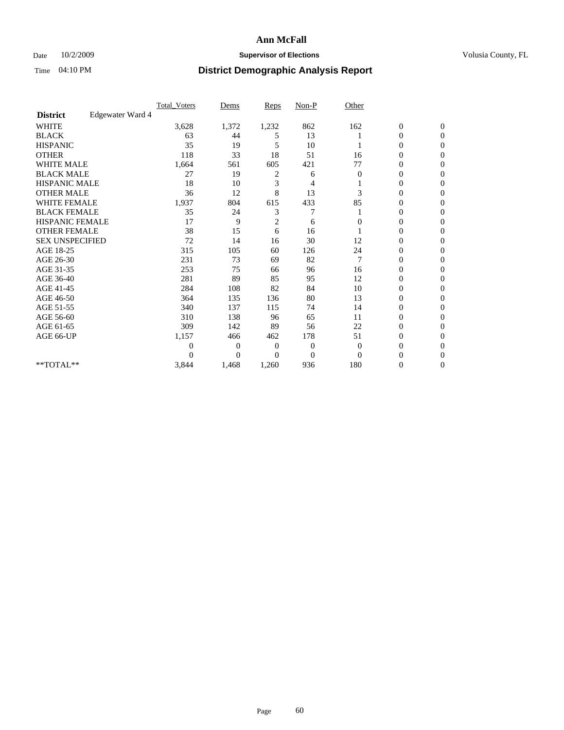# Ann McFall

Date 10/2/2009 **Supervisor of Elections** Volusia County, FL

Time 04:10 PM **District Demographic Analysis Report**

| | Total_Voters | Dems | Reps | Non-P | Other | | |
|---|---|---|---|---|---|---|---|
| **District** Edgewater Ward 4 | | | | | | | |
| WHITE | 3,628 | 1,372 | 1,232 | 862 | 162 | 0 | 0 |
| BLACK | 63 | 44 | 5 | 13 | 1 | 0 | 0 |
| HISPANIC | 35 | 19 | 5 | 10 | 1 | 0 | 0 |
| OTHER | 118 | 33 | 18 | 51 | 16 | 0 | 0 |
| WHITE MALE | 1,664 | 561 | 605 | 421 | 77 | 0 | 0 |
| BLACK MALE | 27 | 19 | 2 | 6 | 0 | 0 | 0 |
| HISPANIC MALE | 18 | 10 | 3 | 4 | 1 | 0 | 0 |
| OTHER MALE | 36 | 12 | 8 | 13 | 3 | 0 | 0 |
| WHITE FEMALE | 1,937 | 804 | 615 | 433 | 85 | 0 | 0 |
| BLACK FEMALE | 35 | 24 | 3 | 7 | 1 | 0 | 0 |
| HISPANIC FEMALE | 17 | 9 | 2 | 6 | 0 | 0 | 0 |
| OTHER FEMALE | 38 | 15 | 6 | 16 | 1 | 0 | 0 |
| SEX UNSPECIFIED | 72 | 14 | 16 | 30 | 12 | 0 | 0 |
| AGE 18-25 | 315 | 105 | 60 | 126 | 24 | 0 | 0 |
| AGE 26-30 | 231 | 73 | 69 | 82 | 7 | 0 | 0 |
| AGE 31-35 | 253 | 75 | 66 | 96 | 16 | 0 | 0 |
| AGE 36-40 | 281 | 89 | 85 | 95 | 12 | 0 | 0 |
| AGE 41-45 | 284 | 108 | 82 | 84 | 10 | 0 | 0 |
| AGE 46-50 | 364 | 135 | 136 | 80 | 13 | 0 | 0 |
| AGE 51-55 | 340 | 137 | 115 | 74 | 14 | 0 | 0 |
| AGE 56-60 | 310 | 138 | 96 | 65 | 11 | 0 | 0 |
| AGE 61-65 | 309 | 142 | 89 | 56 | 22 | 0 | 0 |
| AGE 66-UP | 1,157 | 466 | 462 | 178 | 51 | 0 | 0 |
| | 0 | 0 | 0 | 0 | 0 | 0 | 0 |
| | 0 | 0 | 0 | 0 | 0 | 0 | 0 |
| **TOTAL** | 3,844 | 1,468 | 1,260 | 936 | 180 | 0 | 0 |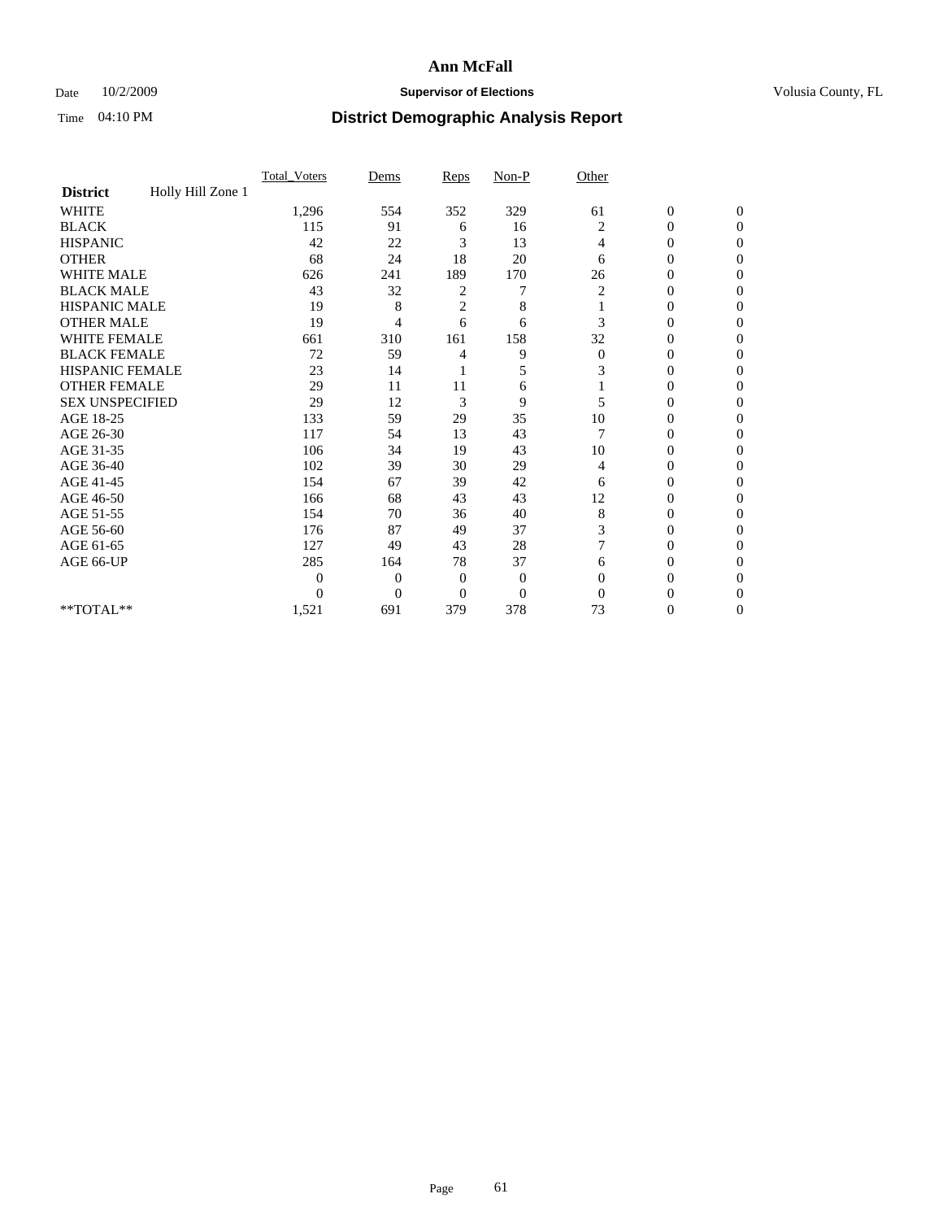**Ann McFall**

Date 10/2/2009 **Supervisor of Elections** Volusia County, FL

Time 04:10 PM **District Demographic Analysis Report**

| | Total_Voters | Dems | Reps | Non-P | Other | | |
|---|---|---|---|---|---|---|---|
| **District** Holly Hill Zone 1 | | | | | | | |
| WHITE | 1,296 | 554 | 352 | 329 | 61 | 0 | 0 |
| BLACK | 115 | 91 | 6 | 16 | 2 | 0 | 0 |
| HISPANIC | 42 | 22 | 3 | 13 | 4 | 0 | 0 |
| OTHER | 68 | 24 | 18 | 20 | 6 | 0 | 0 |
| WHITE MALE | 626 | 241 | 189 | 170 | 26 | 0 | 0 |
| BLACK MALE | 43 | 32 | 2 | 7 | 2 | 0 | 0 |
| HISPANIC MALE | 19 | 8 | 2 | 8 | 1 | 0 | 0 |
| OTHER MALE | 19 | 4 | 6 | 6 | 3 | 0 | 0 |
| WHITE FEMALE | 661 | 310 | 161 | 158 | 32 | 0 | 0 |
| BLACK FEMALE | 72 | 59 | 4 | 9 | 0 | 0 | 0 |
| HISPANIC FEMALE | 23 | 14 | 1 | 5 | 3 | 0 | 0 |
| OTHER FEMALE | 29 | 11 | 11 | 6 | 1 | 0 | 0 |
| SEX UNSPECIFIED | 29 | 12 | 3 | 9 | 5 | 0 | 0 |
| AGE 18-25 | 133 | 59 | 29 | 35 | 10 | 0 | 0 |
| AGE 26-30 | 117 | 54 | 13 | 43 | 7 | 0 | 0 |
| AGE 31-35 | 106 | 34 | 19 | 43 | 10 | 0 | 0 |
| AGE 36-40 | 102 | 39 | 30 | 29 | 4 | 0 | 0 |
| AGE 41-45 | 154 | 67 | 39 | 42 | 6 | 0 | 0 |
| AGE 46-50 | 166 | 68 | 43 | 43 | 12 | 0 | 0 |
| AGE 51-55 | 154 | 70 | 36 | 40 | 8 | 0 | 0 |
| AGE 56-60 | 176 | 87 | 49 | 37 | 3 | 0 | 0 |
| AGE 61-65 | 127 | 49 | 43 | 28 | 7 | 0 | 0 |
| AGE 66-UP | 285 | 164 | 78 | 37 | 6 | 0 | 0 |
| | 0 | 0 | 0 | 0 | 0 | 0 | 0 |
| | 0 | 0 | 0 | 0 | 0 | 0 | 0 |
| **TOTAL** | 1,521 | 691 | 379 | 378 | 73 | 0 | 0 |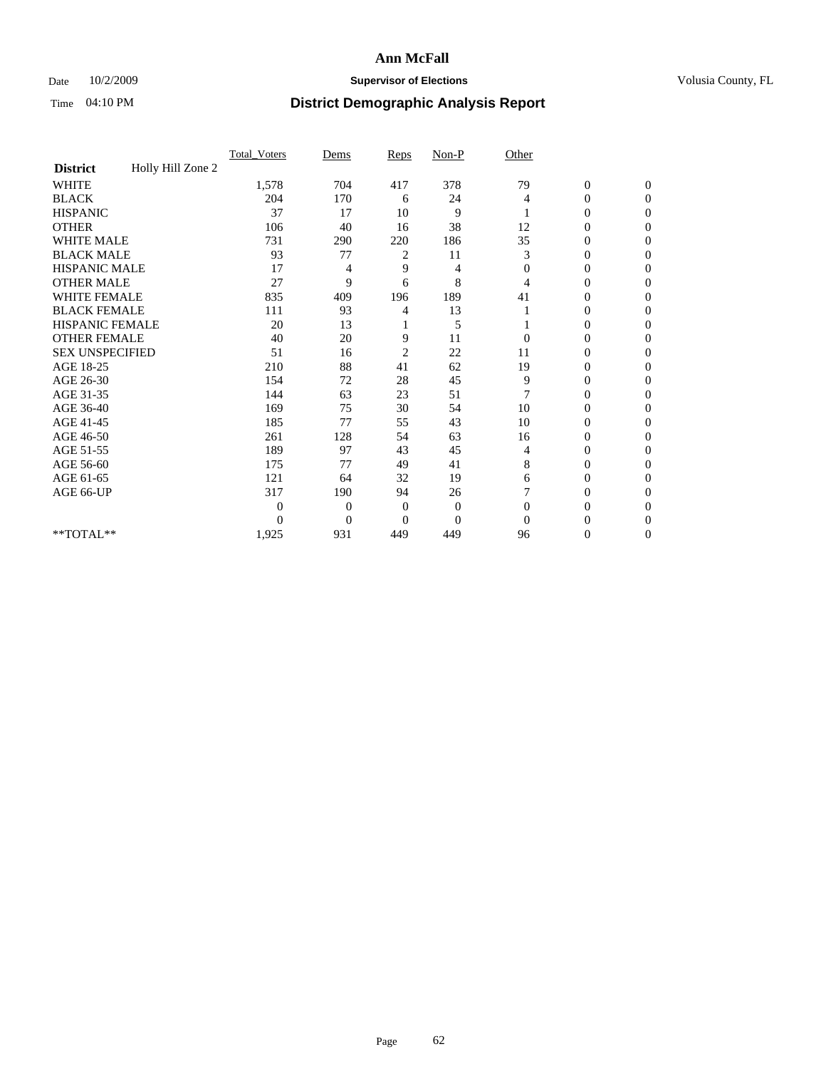# Ann McFall

Date 10/2/2009 **Supervisor of Elections** Volusia County, FL

Time 04:10 PM **District Demographic Analysis Report**

| | Total_Voters | Dems | Reps | Non-P | Other | | |
|---|---|---|---|---|---|---|---|
| **District** Holly Hill Zone 2 | | | | | | | |
| WHITE | 1,578 | 704 | 417 | 378 | 79 | 0 | 0 |
| BLACK | 204 | 170 | 6 | 24 | 4 | 0 | 0 |
| HISPANIC | 37 | 17 | 10 | 9 | 1 | 0 | 0 |
| OTHER | 106 | 40 | 16 | 38 | 12 | 0 | 0 |
| WHITE MALE | 731 | 290 | 220 | 186 | 35 | 0 | 0 |
| BLACK MALE | 93 | 77 | 2 | 11 | 3 | 0 | 0 |
| HISPANIC MALE | 17 | 4 | 9 | 4 | 0 | 0 | 0 |
| OTHER MALE | 27 | 9 | 6 | 8 | 4 | 0 | 0 |
| WHITE FEMALE | 835 | 409 | 196 | 189 | 41 | 0 | 0 |
| BLACK FEMALE | 111 | 93 | 4 | 13 | 1 | 0 | 0 |
| HISPANIC FEMALE | 20 | 13 | 1 | 5 | 1 | 0 | 0 |
| OTHER FEMALE | 40 | 20 | 9 | 11 | 0 | 0 | 0 |
| SEX UNSPECIFIED | 51 | 16 | 2 | 22 | 11 | 0 | 0 |
| AGE 18-25 | 210 | 88 | 41 | 62 | 19 | 0 | 0 |
| AGE 26-30 | 154 | 72 | 28 | 45 | 9 | 0 | 0 |
| AGE 31-35 | 144 | 63 | 23 | 51 | 7 | 0 | 0 |
| AGE 36-40 | 169 | 75 | 30 | 54 | 10 | 0 | 0 |
| AGE 41-45 | 185 | 77 | 55 | 43 | 10 | 0 | 0 |
| AGE 46-50 | 261 | 128 | 54 | 63 | 16 | 0 | 0 |
| AGE 51-55 | 189 | 97 | 43 | 45 | 4 | 0 | 0 |
| AGE 56-60 | 175 | 77 | 49 | 41 | 8 | 0 | 0 |
| AGE 61-65 | 121 | 64 | 32 | 19 | 6 | 0 | 0 |
| AGE 66-UP | 317 | 190 | 94 | 26 | 7 | 0 | 0 |
| | 0 | 0 | 0 | 0 | 0 | 0 | 0 |
| | 0 | 0 | 0 | 0 | 0 | 0 | 0 |
| **TOTAL** | 1,925 | 931 | 449 | 449 | 96 | 0 | 0 |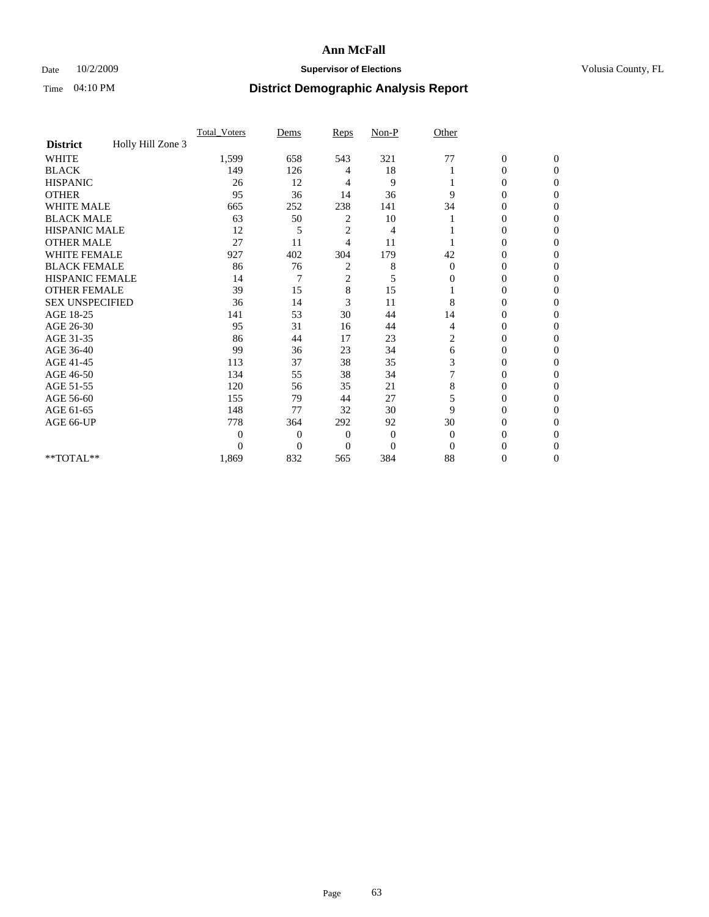# Ann McFall

Date 10/2/2009 **Supervisor of Elections** Volusia County, FL

Time 04:10 PM **District Demographic Analysis Report**

| | Total_Voters | Dems | Reps | Non-P | Other | | |
|---|---|---|---|---|---|---|---|
| **District** Holly Hill Zone 3 | | | | | | | |
| WHITE | 1,599 | 658 | 543 | 321 | 77 | 0 | 0 |
| BLACK | 149 | 126 | 4 | 18 | 1 | 0 | 0 |
| HISPANIC | 26 | 12 | 4 | 9 | 1 | 0 | 0 |
| OTHER | 95 | 36 | 14 | 36 | 9 | 0 | 0 |
| WHITE MALE | 665 | 252 | 238 | 141 | 34 | 0 | 0 |
| BLACK MALE | 63 | 50 | 2 | 10 | 1 | 0 | 0 |
| HISPANIC MALE | 12 | 5 | 2 | 4 | 1 | 0 | 0 |
| OTHER MALE | 27 | 11 | 4 | 11 | 1 | 0 | 0 |
| WHITE FEMALE | 927 | 402 | 304 | 179 | 42 | 0 | 0 |
| BLACK FEMALE | 86 | 76 | 2 | 8 | 0 | 0 | 0 |
| HISPANIC FEMALE | 14 | 7 | 2 | 5 | 0 | 0 | 0 |
| OTHER FEMALE | 39 | 15 | 8 | 15 | 1 | 0 | 0 |
| SEX UNSPECIFIED | 36 | 14 | 3 | 11 | 8 | 0 | 0 |
| AGE 18-25 | 141 | 53 | 30 | 44 | 14 | 0 | 0 |
| AGE 26-30 | 95 | 31 | 16 | 44 | 4 | 0 | 0 |
| AGE 31-35 | 86 | 44 | 17 | 23 | 2 | 0 | 0 |
| AGE 36-40 | 99 | 36 | 23 | 34 | 6 | 0 | 0 |
| AGE 41-45 | 113 | 37 | 38 | 35 | 3 | 0 | 0 |
| AGE 46-50 | 134 | 55 | 38 | 34 | 7 | 0 | 0 |
| AGE 51-55 | 120 | 56 | 35 | 21 | 8 | 0 | 0 |
| AGE 56-60 | 155 | 79 | 44 | 27 | 5 | 0 | 0 |
| AGE 61-65 | 148 | 77 | 32 | 30 | 9 | 0 | 0 |
| AGE 66-UP | 778 | 364 | 292 | 92 | 30 | 0 | 0 |
| | 0 | 0 | 0 | 0 | 0 | 0 | 0 |
| | 0 | 0 | 0 | 0 | 0 | 0 | 0 |
| **TOTAL** | 1,869 | 832 | 565 | 384 | 88 | 0 | 0 |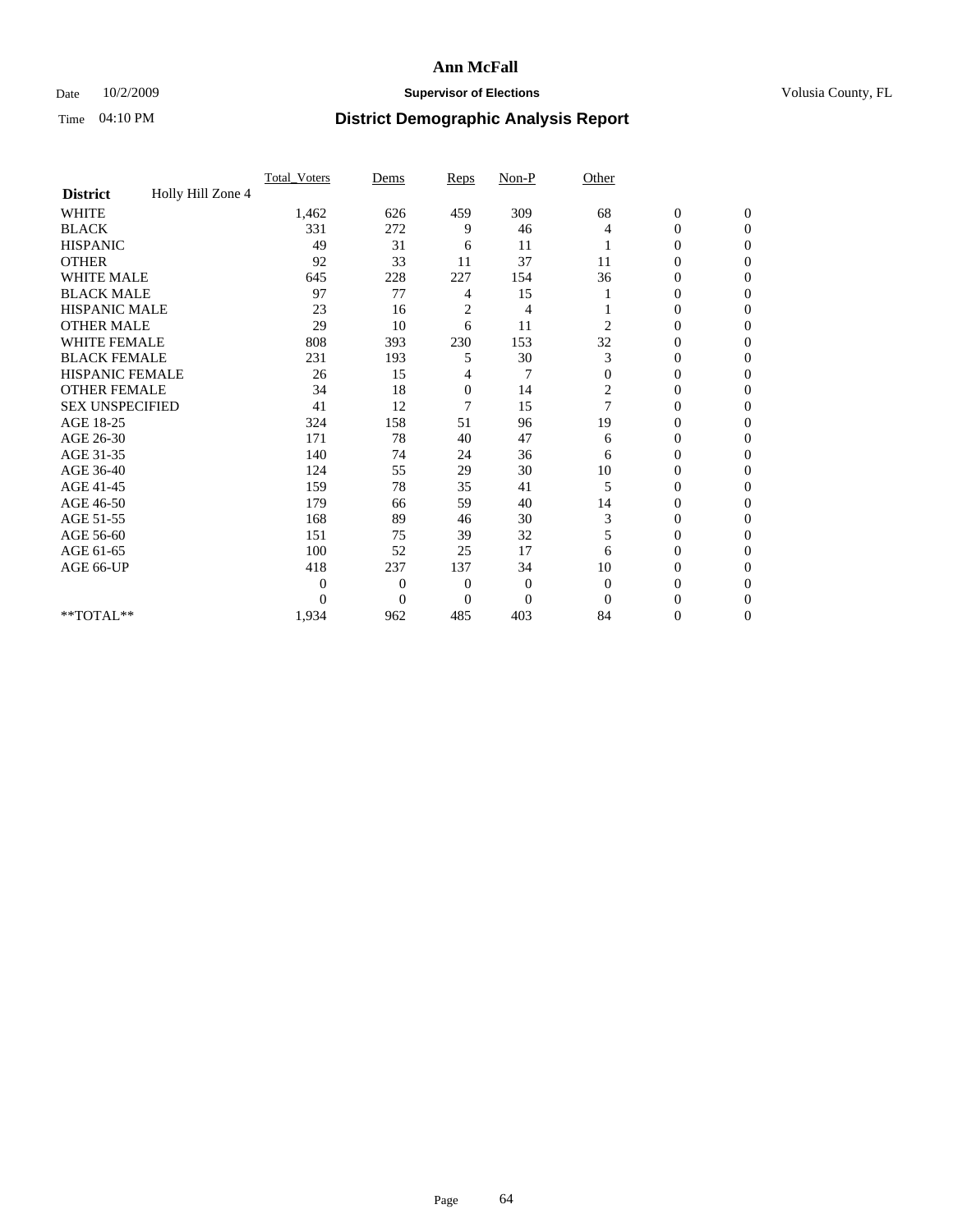**Ann McFall**

Date 10/2/2009 **Supervisor of Elections** Volusia County, FL

Time 04:10 PM **District Demographic Analysis Report**

| | Total_Voters | Dems | Reps | Non-P | Other | | |
|---|---|---|---|---|---|---|---|
| **District** Holly Hill Zone 4 | | | | | | | |
| WHITE | 1,462 | 626 | 459 | 309 | 68 | 0 | 0 |
| BLACK | 331 | 272 | 9 | 46 | 4 | 0 | 0 |
| HISPANIC | 49 | 31 | 6 | 11 | 1 | 0 | 0 |
| OTHER | 92 | 33 | 11 | 37 | 11 | 0 | 0 |
| WHITE MALE | 645 | 228 | 227 | 154 | 36 | 0 | 0 |
| BLACK MALE | 97 | 77 | 4 | 15 | 1 | 0 | 0 |
| HISPANIC MALE | 23 | 16 | 2 | 4 | 1 | 0 | 0 |
| OTHER MALE | 29 | 10 | 6 | 11 | 2 | 0 | 0 |
| WHITE FEMALE | 808 | 393 | 230 | 153 | 32 | 0 | 0 |
| BLACK FEMALE | 231 | 193 | 5 | 30 | 3 | 0 | 0 |
| HISPANIC FEMALE | 26 | 15 | 4 | 7 | 0 | 0 | 0 |
| OTHER FEMALE | 34 | 18 | 0 | 14 | 2 | 0 | 0 |
| SEX UNSPECIFIED | 41 | 12 | 7 | 15 | 7 | 0 | 0 |
| AGE 18-25 | 324 | 158 | 51 | 96 | 19 | 0 | 0 |
| AGE 26-30 | 171 | 78 | 40 | 47 | 6 | 0 | 0 |
| AGE 31-35 | 140 | 74 | 24 | 36 | 6 | 0 | 0 |
| AGE 36-40 | 124 | 55 | 29 | 30 | 10 | 0 | 0 |
| AGE 41-45 | 159 | 78 | 35 | 41 | 5 | 0 | 0 |
| AGE 46-50 | 179 | 66 | 59 | 40 | 14 | 0 | 0 |
| AGE 51-55 | 168 | 89 | 46 | 30 | 3 | 0 | 0 |
| AGE 56-60 | 151 | 75 | 39 | 32 | 5 | 0 | 0 |
| AGE 61-65 | 100 | 52 | 25 | 17 | 6 | 0 | 0 |
| AGE 66-UP | 418 | 237 | 137 | 34 | 10 | 0 | 0 |
| | 0 | 0 | 0 | 0 | 0 | 0 | 0 |
| | 0 | 0 | 0 | 0 | 0 | 0 | 0 |
| **TOTAL** | 1,934 | 962 | 485 | 403 | 84 | 0 | 0 |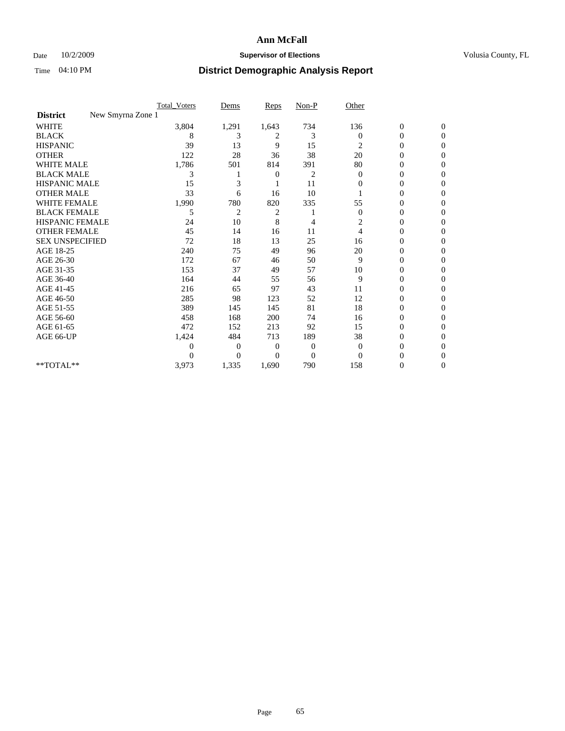# Ann McFall

Date 10/2/2009 **Supervisor of Elections** Volusia County, FL

Time 04:10 PM **District Demographic Analysis Report**

| | Total_Voters | Dems | Reps | Non-P | Other | | |
|---|---|---|---|---|---|---|---|
| **District** New Smyrna Zone 1 | | | | | | | |
| WHITE | 3,804 | 1,291 | 1,643 | 734 | 136 | 0 | 0 |
| BLACK | 8 | 3 | 2 | 3 | 0 | 0 | 0 |
| HISPANIC | 39 | 13 | 9 | 15 | 2 | 0 | 0 |
| OTHER | 122 | 28 | 36 | 38 | 20 | 0 | 0 |
| WHITE MALE | 1,786 | 501 | 814 | 391 | 80 | 0 | 0 |
| BLACK MALE | 3 | 1 | 0 | 2 | 0 | 0 | 0 |
| HISPANIC MALE | 15 | 3 | 1 | 11 | 0 | 0 | 0 |
| OTHER MALE | 33 | 6 | 16 | 10 | 1 | 0 | 0 |
| WHITE FEMALE | 1,990 | 780 | 820 | 335 | 55 | 0 | 0 |
| BLACK FEMALE | 5 | 2 | 2 | 1 | 0 | 0 | 0 |
| HISPANIC FEMALE | 24 | 10 | 8 | 4 | 2 | 0 | 0 |
| OTHER FEMALE | 45 | 14 | 16 | 11 | 4 | 0 | 0 |
| SEX UNSPECIFIED | 72 | 18 | 13 | 25 | 16 | 0 | 0 |
| AGE 18-25 | 240 | 75 | 49 | 96 | 20 | 0 | 0 |
| AGE 26-30 | 172 | 67 | 46 | 50 | 9 | 0 | 0 |
| AGE 31-35 | 153 | 37 | 49 | 57 | 10 | 0 | 0 |
| AGE 36-40 | 164 | 44 | 55 | 56 | 9 | 0 | 0 |
| AGE 41-45 | 216 | 65 | 97 | 43 | 11 | 0 | 0 |
| AGE 46-50 | 285 | 98 | 123 | 52 | 12 | 0 | 0 |
| AGE 51-55 | 389 | 145 | 145 | 81 | 18 | 0 | 0 |
| AGE 56-60 | 458 | 168 | 200 | 74 | 16 | 0 | 0 |
| AGE 61-65 | 472 | 152 | 213 | 92 | 15 | 0 | 0 |
| AGE 66-UP | 1,424 | 484 | 713 | 189 | 38 | 0 | 0 |
| | 0 | 0 | 0 | 0 | 0 | 0 | 0 |
| | 0 | 0 | 0 | 0 | 0 | 0 | 0 |
| **TOTAL** | 3,973 | 1,335 | 1,690 | 790 | 158 | 0 | 0 |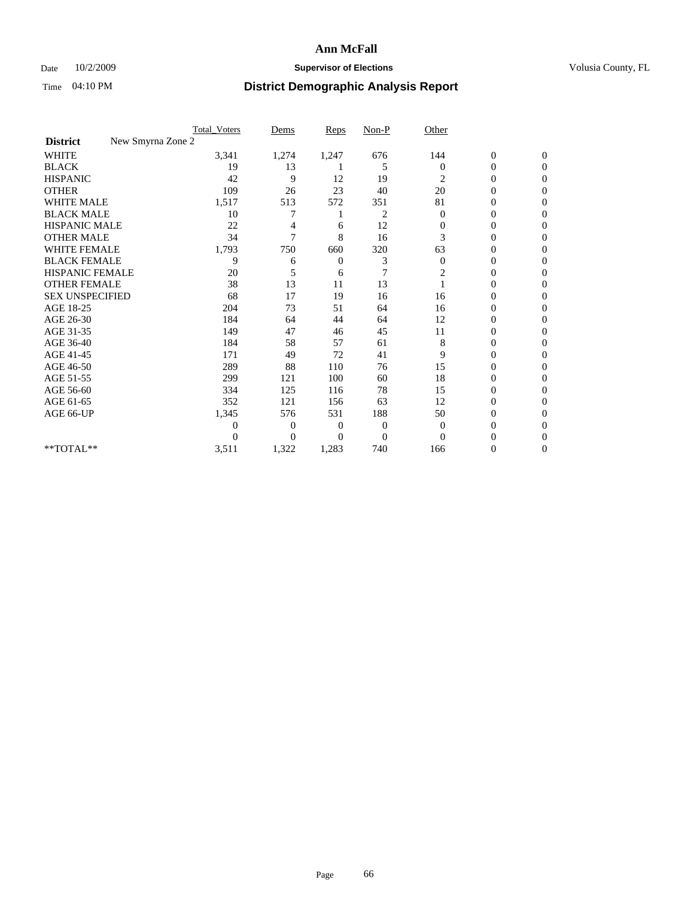# Ann McFall

Date 10/2/2009 **Supervisor of Elections** Volusia County, FL

Time 04:10 PM **District Demographic Analysis Report**

| | Total_Voters | Dems | Reps | Non-P | Other | | |
|---|---|---|---|---|---|---|---|
| **District** New Smyrna Zone 2 | | | | | | | |
| WHITE | 3,341 | 1,274 | 1,247 | 676 | 144 | 0 | 0 |
| BLACK | 19 | 13 | 1 | 5 | 0 | 0 | 0 |
| HISPANIC | 42 | 9 | 12 | 19 | 2 | 0 | 0 |
| OTHER | 109 | 26 | 23 | 40 | 20 | 0 | 0 |
| WHITE MALE | 1,517 | 513 | 572 | 351 | 81 | 0 | 0 |
| BLACK MALE | 10 | 7 | 1 | 2 | 0 | 0 | 0 |
| HISPANIC MALE | 22 | 4 | 6 | 12 | 0 | 0 | 0 |
| OTHER MALE | 34 | 7 | 8 | 16 | 3 | 0 | 0 |
| WHITE FEMALE | 1,793 | 750 | 660 | 320 | 63 | 0 | 0 |
| BLACK FEMALE | 9 | 6 | 0 | 3 | 0 | 0 | 0 |
| HISPANIC FEMALE | 20 | 5 | 6 | 7 | 2 | 0 | 0 |
| OTHER FEMALE | 38 | 13 | 11 | 13 | 1 | 0 | 0 |
| SEX UNSPECIFIED | 68 | 17 | 19 | 16 | 16 | 0 | 0 |
| AGE 18-25 | 204 | 73 | 51 | 64 | 16 | 0 | 0 |
| AGE 26-30 | 184 | 64 | 44 | 64 | 12 | 0 | 0 |
| AGE 31-35 | 149 | 47 | 46 | 45 | 11 | 0 | 0 |
| AGE 36-40 | 184 | 58 | 57 | 61 | 8 | 0 | 0 |
| AGE 41-45 | 171 | 49 | 72 | 41 | 9 | 0 | 0 |
| AGE 46-50 | 289 | 88 | 110 | 76 | 15 | 0 | 0 |
| AGE 51-55 | 299 | 121 | 100 | 60 | 18 | 0 | 0 |
| AGE 56-60 | 334 | 125 | 116 | 78 | 15 | 0 | 0 |
| AGE 61-65 | 352 | 121 | 156 | 63 | 12 | 0 | 0 |
| AGE 66-UP | 1,345 | 576 | 531 | 188 | 50 | 0 | 0 |
| | 0 | 0 | 0 | 0 | 0 | 0 | 0 |
| | 0 | 0 | 0 | 0 | 0 | 0 | 0 |
| **TOTAL** | 3,511 | 1,322 | 1,283 | 740 | 166 | 0 | 0 |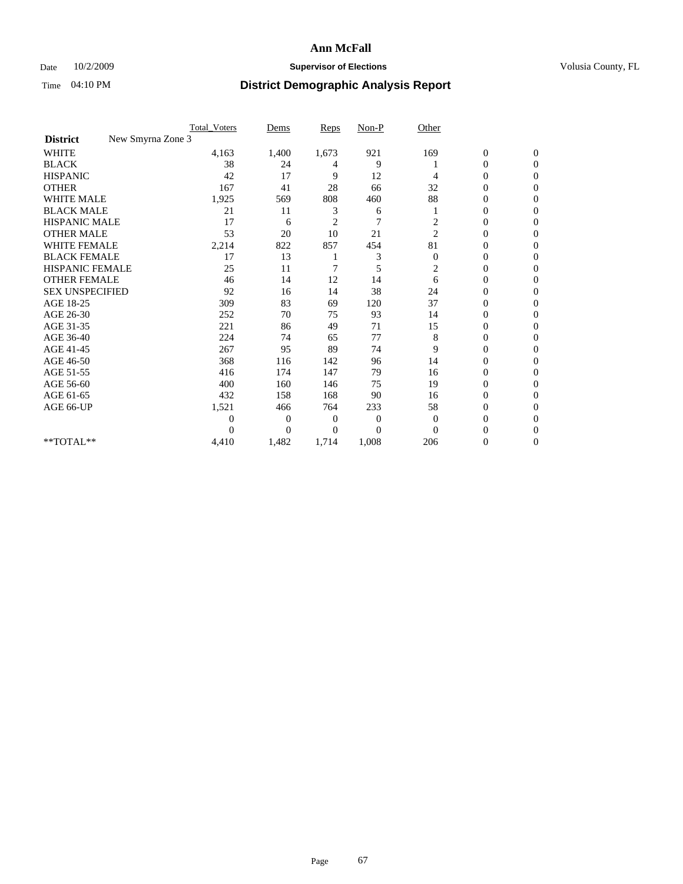# Ann McFall

Date 10/2/2009 **Supervisor of Elections** Volusia County, FL

Time 04:10 PM **District Demographic Analysis Report**

| | Total_Voters | Dems | Reps | Non-P | Other | | |
|---|---|---|---|---|---|---|---|
| **District** New Smyrna Zone 3 | | | | | | | |
| WHITE | 4,163 | 1,400 | 1,673 | 921 | 169 | 0 | 0 |
| BLACK | 38 | 24 | 4 | 9 | 1 | 0 | 0 |
| HISPANIC | 42 | 17 | 9 | 12 | 4 | 0 | 0 |
| OTHER | 167 | 41 | 28 | 66 | 32 | 0 | 0 |
| WHITE MALE | 1,925 | 569 | 808 | 460 | 88 | 0 | 0 |
| BLACK MALE | 21 | 11 | 3 | 6 | 1 | 0 | 0 |
| HISPANIC MALE | 17 | 6 | 2 | 7 | 2 | 0 | 0 |
| OTHER MALE | 53 | 20 | 10 | 21 | 2 | 0 | 0 |
| WHITE FEMALE | 2,214 | 822 | 857 | 454 | 81 | 0 | 0 |
| BLACK FEMALE | 17 | 13 | 1 | 3 | 0 | 0 | 0 |
| HISPANIC FEMALE | 25 | 11 | 7 | 5 | 2 | 0 | 0 |
| OTHER FEMALE | 46 | 14 | 12 | 14 | 6 | 0 | 0 |
| SEX UNSPECIFIED | 92 | 16 | 14 | 38 | 24 | 0 | 0 |
| AGE 18-25 | 309 | 83 | 69 | 120 | 37 | 0 | 0 |
| AGE 26-30 | 252 | 70 | 75 | 93 | 14 | 0 | 0 |
| AGE 31-35 | 221 | 86 | 49 | 71 | 15 | 0 | 0 |
| AGE 36-40 | 224 | 74 | 65 | 77 | 8 | 0 | 0 |
| AGE 41-45 | 267 | 95 | 89 | 74 | 9 | 0 | 0 |
| AGE 46-50 | 368 | 116 | 142 | 96 | 14 | 0 | 0 |
| AGE 51-55 | 416 | 174 | 147 | 79 | 16 | 0 | 0 |
| AGE 56-60 | 400 | 160 | 146 | 75 | 19 | 0 | 0 |
| AGE 61-65 | 432 | 158 | 168 | 90 | 16 | 0 | 0 |
| AGE 66-UP | 1,521 | 466 | 764 | 233 | 58 | 0 | 0 |
| | 0 | 0 | 0 | 0 | 0 | 0 | 0 |
| | 0 | 0 | 0 | 0 | 0 | 0 | 0 |
| **TOTAL** | 4,410 | 1,482 | 1,714 | 1,008 | 206 | 0 | 0 |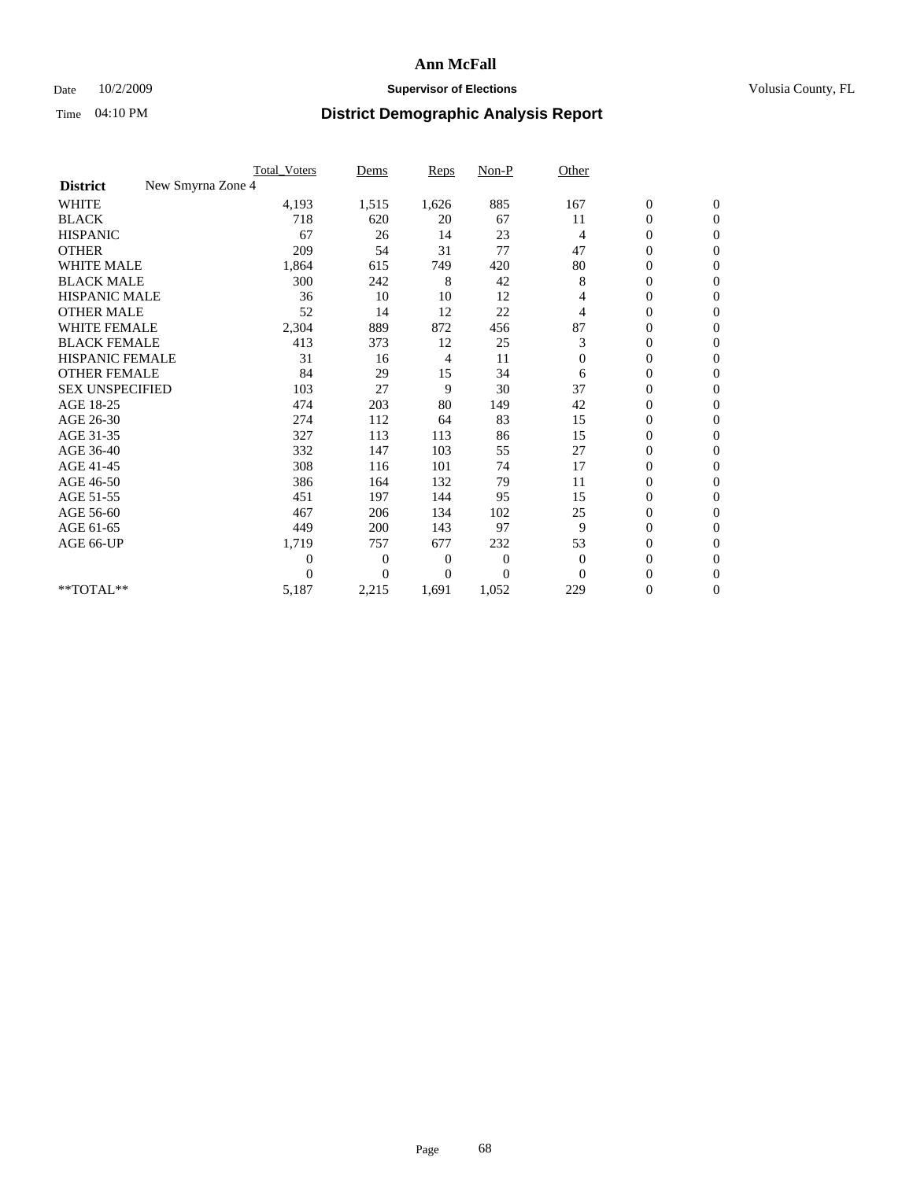# Ann McFall

Date 10/2/2009 **Supervisor of Elections** Volusia County, FL

Time 04:10 PM **District Demographic Analysis Report**

| | Total_Voters | Dems | Reps | Non-P | Other | | |
|---|---|---|---|---|---|---|---|
| **District** New Smyrna Zone 4 | | | | | | | |
| WHITE | 4,193 | 1,515 | 1,626 | 885 | 167 | 0 | 0 |
| BLACK | 718 | 620 | 20 | 67 | 11 | 0 | 0 |
| HISPANIC | 67 | 26 | 14 | 23 | 4 | 0 | 0 |
| OTHER | 209 | 54 | 31 | 77 | 47 | 0 | 0 |
| WHITE MALE | 1,864 | 615 | 749 | 420 | 80 | 0 | 0 |
| BLACK MALE | 300 | 242 | 8 | 42 | 8 | 0 | 0 |
| HISPANIC MALE | 36 | 10 | 10 | 12 | 4 | 0 | 0 |
| OTHER MALE | 52 | 14 | 12 | 22 | 4 | 0 | 0 |
| WHITE FEMALE | 2,304 | 889 | 872 | 456 | 87 | 0 | 0 |
| BLACK FEMALE | 413 | 373 | 12 | 25 | 3 | 0 | 0 |
| HISPANIC FEMALE | 31 | 16 | 4 | 11 | 0 | 0 | 0 |
| OTHER FEMALE | 84 | 29 | 15 | 34 | 6 | 0 | 0 |
| SEX UNSPECIFIED | 103 | 27 | 9 | 30 | 37 | 0 | 0 |
| AGE 18-25 | 474 | 203 | 80 | 149 | 42 | 0 | 0 |
| AGE 26-30 | 274 | 112 | 64 | 83 | 15 | 0 | 0 |
| AGE 31-35 | 327 | 113 | 113 | 86 | 15 | 0 | 0 |
| AGE 36-40 | 332 | 147 | 103 | 55 | 27 | 0 | 0 |
| AGE 41-45 | 308 | 116 | 101 | 74 | 17 | 0 | 0 |
| AGE 46-50 | 386 | 164 | 132 | 79 | 11 | 0 | 0 |
| AGE 51-55 | 451 | 197 | 144 | 95 | 15 | 0 | 0 |
| AGE 56-60 | 467 | 206 | 134 | 102 | 25 | 0 | 0 |
| AGE 61-65 | 449 | 200 | 143 | 97 | 9 | 0 | 0 |
| AGE 66-UP | 1,719 | 757 | 677 | 232 | 53 | 0 | 0 |
| | 0 | 0 | 0 | 0 | 0 | 0 | 0 |
| | 0 | 0 | 0 | 0 | 0 | 0 | 0 |
| **TOTAL** | 5,187 | 2,215 | 1,691 | 1,052 | 229 | 0 | 0 |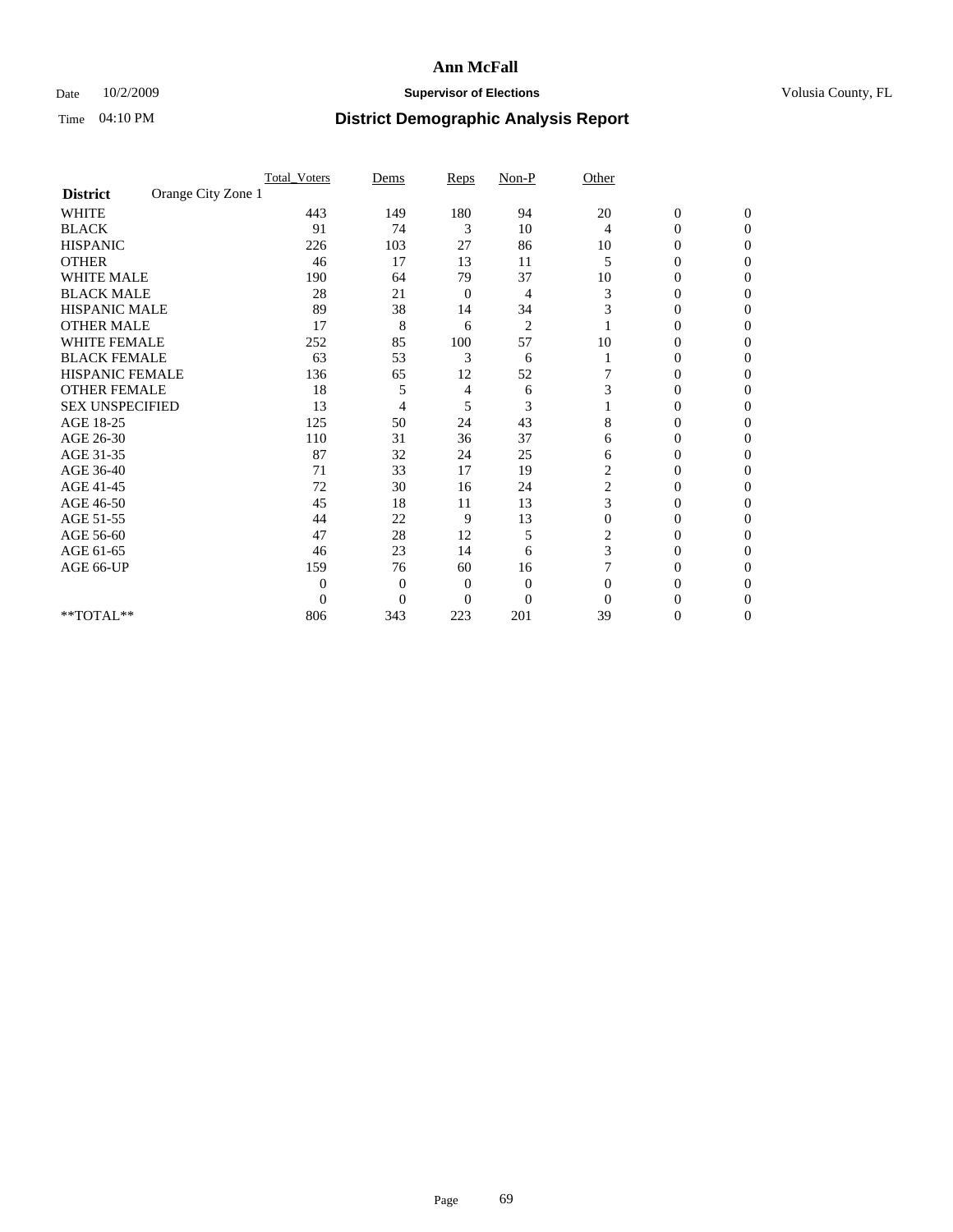# Ann McFall

Date 10/2/2009 **Supervisor of Elections** Volusia County, FL

Time 04:10 PM **District Demographic Analysis Report**

| | Total_Voters | Dems | Reps | Non-P | Other | | |
|---|---|---|---|---|---|---|---|
| **District** Orange City Zone 1 | | | | | | | |
| WHITE | 443 | 149 | 180 | 94 | 20 | 0 | 0 |
| BLACK | 91 | 74 | 3 | 10 | 4 | 0 | 0 |
| HISPANIC | 226 | 103 | 27 | 86 | 10 | 0 | 0 |
| OTHER | 46 | 17 | 13 | 11 | 5 | 0 | 0 |
| WHITE MALE | 190 | 64 | 79 | 37 | 10 | 0 | 0 |
| BLACK MALE | 28 | 21 | 0 | 4 | 3 | 0 | 0 |
| HISPANIC MALE | 89 | 38 | 14 | 34 | 3 | 0 | 0 |
| OTHER MALE | 17 | 8 | 6 | 2 | 1 | 0 | 0 |
| WHITE FEMALE | 252 | 85 | 100 | 57 | 10 | 0 | 0 |
| BLACK FEMALE | 63 | 53 | 3 | 6 | 1 | 0 | 0 |
| HISPANIC FEMALE | 136 | 65 | 12 | 52 | 7 | 0 | 0 |
| OTHER FEMALE | 18 | 5 | 4 | 6 | 3 | 0 | 0 |
| SEX UNSPECIFIED | 13 | 4 | 5 | 3 | 1 | 0 | 0 |
| AGE 18-25 | 125 | 50 | 24 | 43 | 8 | 0 | 0 |
| AGE 26-30 | 110 | 31 | 36 | 37 | 6 | 0 | 0 |
| AGE 31-35 | 87 | 32 | 24 | 25 | 6 | 0 | 0 |
| AGE 36-40 | 71 | 33 | 17 | 19 | 2 | 0 | 0 |
| AGE 41-45 | 72 | 30 | 16 | 24 | 2 | 0 | 0 |
| AGE 46-50 | 45 | 18 | 11 | 13 | 3 | 0 | 0 |
| AGE 51-55 | 44 | 22 | 9 | 13 | 0 | 0 | 0 |
| AGE 56-60 | 47 | 28 | 12 | 5 | 2 | 0 | 0 |
| AGE 61-65 | 46 | 23 | 14 | 6 | 3 | 0 | 0 |
| AGE 66-UP | 159 | 76 | 60 | 16 | 7 | 0 | 0 |
| | 0 | 0 | 0 | 0 | 0 | 0 | 0 |
| | 0 | 0 | 0 | 0 | 0 | 0 | 0 |
| **TOTAL** | 806 | 343 | 223 | 201 | 39 | 0 | 0 |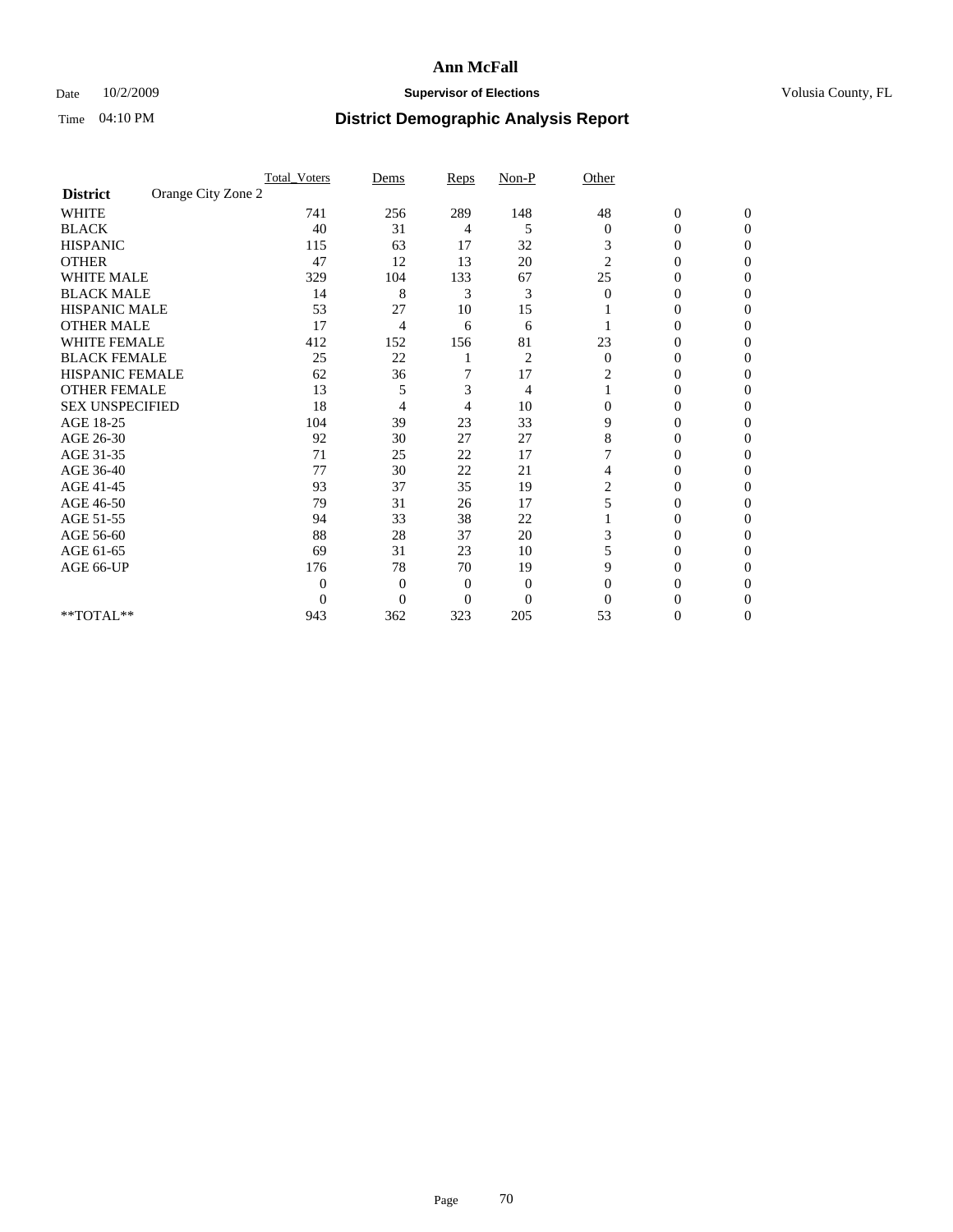# Ann McFall

Date 10/2/2009 **Supervisor of Elections** Volusia County, FL

Time 04:10 PM **District Demographic Analysis Report**

| | Total_Voters | Dems | Reps | Non-P | Other | | |
|---|---|---|---|---|---|---|---|
| **District** Orange City Zone 2 | | | | | | | |
| WHITE | 741 | 256 | 289 | 148 | 48 | 0 | 0 |
| BLACK | 40 | 31 | 4 | 5 | 0 | 0 | 0 |
| HISPANIC | 115 | 63 | 17 | 32 | 3 | 0 | 0 |
| OTHER | 47 | 12 | 13 | 20 | 2 | 0 | 0 |
| WHITE MALE | 329 | 104 | 133 | 67 | 25 | 0 | 0 |
| BLACK MALE | 14 | 8 | 3 | 3 | 0 | 0 | 0 |
| HISPANIC MALE | 53 | 27 | 10 | 15 | 1 | 0 | 0 |
| OTHER MALE | 17 | 4 | 6 | 6 | 1 | 0 | 0 |
| WHITE FEMALE | 412 | 152 | 156 | 81 | 23 | 0 | 0 |
| BLACK FEMALE | 25 | 22 | 1 | 2 | 0 | 0 | 0 |
| HISPANIC FEMALE | 62 | 36 | 7 | 17 | 2 | 0 | 0 |
| OTHER FEMALE | 13 | 5 | 3 | 4 | 1 | 0 | 0 |
| SEX UNSPECIFIED | 18 | 4 | 4 | 10 | 0 | 0 | 0 |
| AGE 18-25 | 104 | 39 | 23 | 33 | 9 | 0 | 0 |
| AGE 26-30 | 92 | 30 | 27 | 27 | 8 | 0 | 0 |
| AGE 31-35 | 71 | 25 | 22 | 17 | 7 | 0 | 0 |
| AGE 36-40 | 77 | 30 | 22 | 21 | 4 | 0 | 0 |
| AGE 41-45 | 93 | 37 | 35 | 19 | 2 | 0 | 0 |
| AGE 46-50 | 79 | 31 | 26 | 17 | 5 | 0 | 0 |
| AGE 51-55 | 94 | 33 | 38 | 22 | 1 | 0 | 0 |
| AGE 56-60 | 88 | 28 | 37 | 20 | 3 | 0 | 0 |
| AGE 61-65 | 69 | 31 | 23 | 10 | 5 | 0 | 0 |
| AGE 66-UP | 176 | 78 | 70 | 19 | 9 | 0 | 0 |
| | 0 | 0 | 0 | 0 | 0 | 0 | 0 |
| | 0 | 0 | 0 | 0 | 0 | 0 | 0 |
| **TOTAL** | 943 | 362 | 323 | 205 | 53 | 0 | 0 |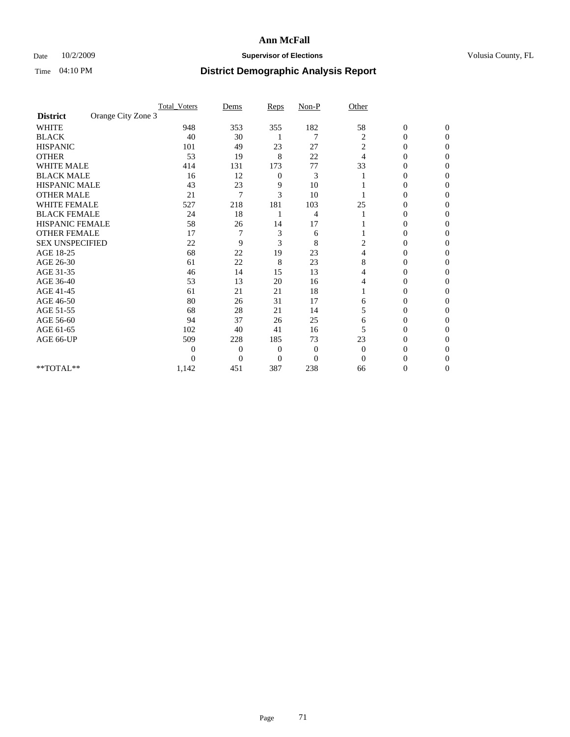**Ann McFall**

Date 10/2/2009 **Supervisor of Elections** Volusia County, FL

Time 04:10 PM **District Demographic Analysis Report**

| | Total_Voters | Dems | Reps | Non-P | Other | | |
|---|---|---|---|---|---|---|---|
| **District** Orange City Zone 3 | | | | | | | |
| WHITE | 948 | 353 | 355 | 182 | 58 | 0 | 0 |
| BLACK | 40 | 30 | 1 | 7 | 2 | 0 | 0 |
| HISPANIC | 101 | 49 | 23 | 27 | 2 | 0 | 0 |
| OTHER | 53 | 19 | 8 | 22 | 4 | 0 | 0 |
| WHITE MALE | 414 | 131 | 173 | 77 | 33 | 0 | 0 |
| BLACK MALE | 16 | 12 | 0 | 3 | 1 | 0 | 0 |
| HISPANIC MALE | 43 | 23 | 9 | 10 | 1 | 0 | 0 |
| OTHER MALE | 21 | 7 | 3 | 10 | 1 | 0 | 0 |
| WHITE FEMALE | 527 | 218 | 181 | 103 | 25 | 0 | 0 |
| BLACK FEMALE | 24 | 18 | 1 | 4 | 1 | 0 | 0 |
| HISPANIC FEMALE | 58 | 26 | 14 | 17 | 1 | 0 | 0 |
| OTHER FEMALE | 17 | 7 | 3 | 6 | 1 | 0 | 0 |
| SEX UNSPECIFIED | 22 | 9 | 3 | 8 | 2 | 0 | 0 |
| AGE 18-25 | 68 | 22 | 19 | 23 | 4 | 0 | 0 |
| AGE 26-30 | 61 | 22 | 8 | 23 | 8 | 0 | 0 |
| AGE 31-35 | 46 | 14 | 15 | 13 | 4 | 0 | 0 |
| AGE 36-40 | 53 | 13 | 20 | 16 | 4 | 0 | 0 |
| AGE 41-45 | 61 | 21 | 21 | 18 | 1 | 0 | 0 |
| AGE 46-50 | 80 | 26 | 31 | 17 | 6 | 0 | 0 |
| AGE 51-55 | 68 | 28 | 21 | 14 | 5 | 0 | 0 |
| AGE 56-60 | 94 | 37 | 26 | 25 | 6 | 0 | 0 |
| AGE 61-65 | 102 | 40 | 41 | 16 | 5 | 0 | 0 |
| AGE 66-UP | 509 | 228 | 185 | 73 | 23 | 0 | 0 |
| | 0 | 0 | 0 | 0 | 0 | 0 | 0 |
| | 0 | 0 | 0 | 0 | 0 | 0 | 0 |
| **TOTAL** | 1,142 | 451 | 387 | 238 | 66 | 0 | 0 |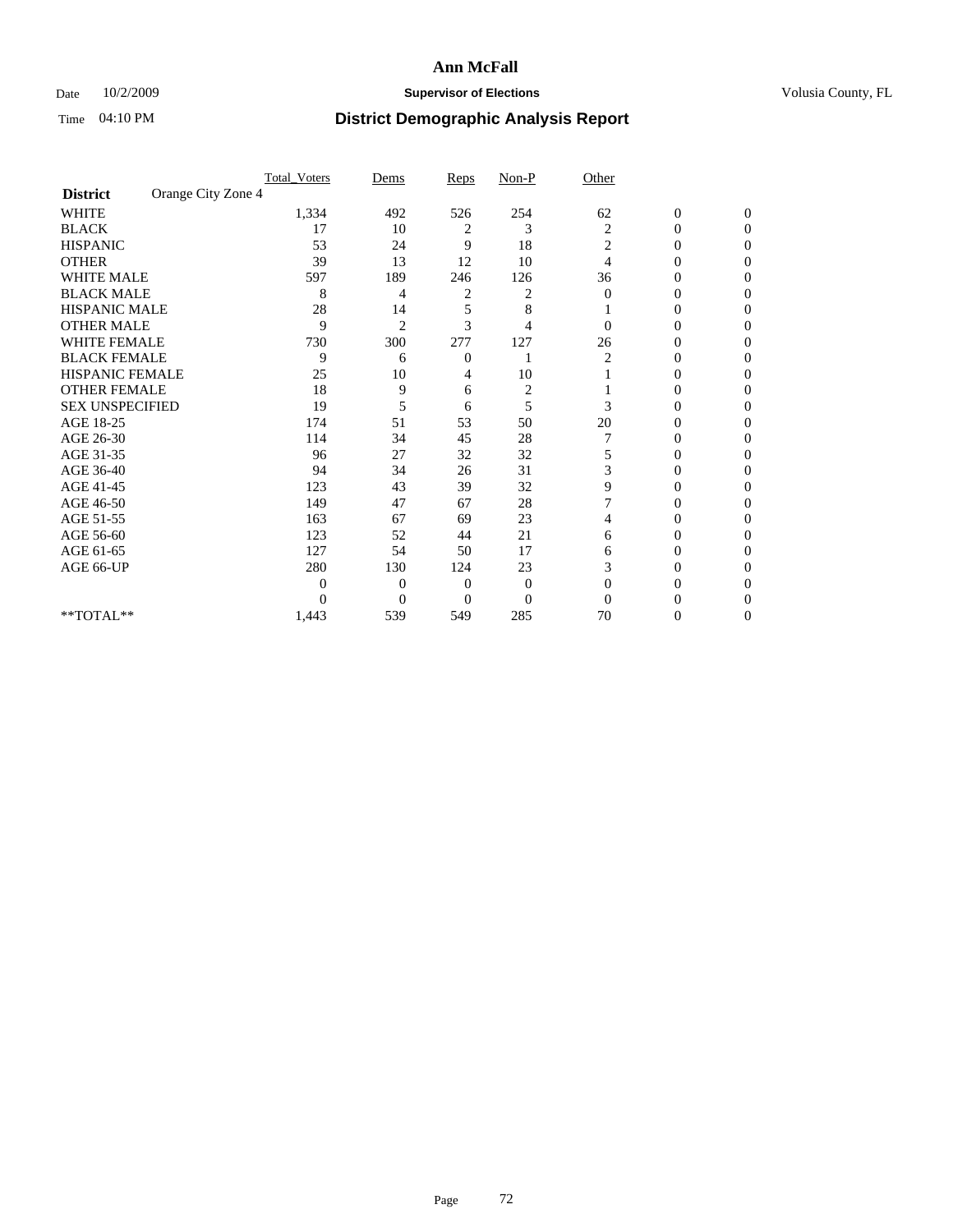# Ann McFall

Date 10/2/2009 **Supervisor of Elections** Volusia County, FL

Time 04:10 PM **District Demographic Analysis Report**

| | Total_Voters | Dems | Reps | Non-P | Other | | |
|---|---|---|---|---|---|---|---|
| **District** Orange City Zone 4 | | | | | | | |
| WHITE | 1,334 | 492 | 526 | 254 | 62 | 0 | 0 |
| BLACK | 17 | 10 | 2 | 3 | 2 | 0 | 0 |
| HISPANIC | 53 | 24 | 9 | 18 | 2 | 0 | 0 |
| OTHER | 39 | 13 | 12 | 10 | 4 | 0 | 0 |
| WHITE MALE | 597 | 189 | 246 | 126 | 36 | 0 | 0 |
| BLACK MALE | 8 | 4 | 2 | 2 | 0 | 0 | 0 |
| HISPANIC MALE | 28 | 14 | 5 | 8 | 1 | 0 | 0 |
| OTHER MALE | 9 | 2 | 3 | 4 | 0 | 0 | 0 |
| WHITE FEMALE | 730 | 300 | 277 | 127 | 26 | 0 | 0 |
| BLACK FEMALE | 9 | 6 | 0 | 1 | 2 | 0 | 0 |
| HISPANIC FEMALE | 25 | 10 | 4 | 10 | 1 | 0 | 0 |
| OTHER FEMALE | 18 | 9 | 6 | 2 | 1 | 0 | 0 |
| SEX UNSPECIFIED | 19 | 5 | 6 | 5 | 3 | 0 | 0 |
| AGE 18-25 | 174 | 51 | 53 | 50 | 20 | 0 | 0 |
| AGE 26-30 | 114 | 34 | 45 | 28 | 7 | 0 | 0 |
| AGE 31-35 | 96 | 27 | 32 | 32 | 5 | 0 | 0 |
| AGE 36-40 | 94 | 34 | 26 | 31 | 3 | 0 | 0 |
| AGE 41-45 | 123 | 43 | 39 | 32 | 9 | 0 | 0 |
| AGE 46-50 | 149 | 47 | 67 | 28 | 7 | 0 | 0 |
| AGE 51-55 | 163 | 67 | 69 | 23 | 4 | 0 | 0 |
| AGE 56-60 | 123 | 52 | 44 | 21 | 6 | 0 | 0 |
| AGE 61-65 | 127 | 54 | 50 | 17 | 6 | 0 | 0 |
| AGE 66-UP | 280 | 130 | 124 | 23 | 3 | 0 | 0 |
| | 0 | 0 | 0 | 0 | 0 | 0 | 0 |
| | 0 | 0 | 0 | 0 | 0 | 0 | 0 |
| **TOTAL** | 1,443 | 539 | 549 | 285 | 70 | 0 | 0 |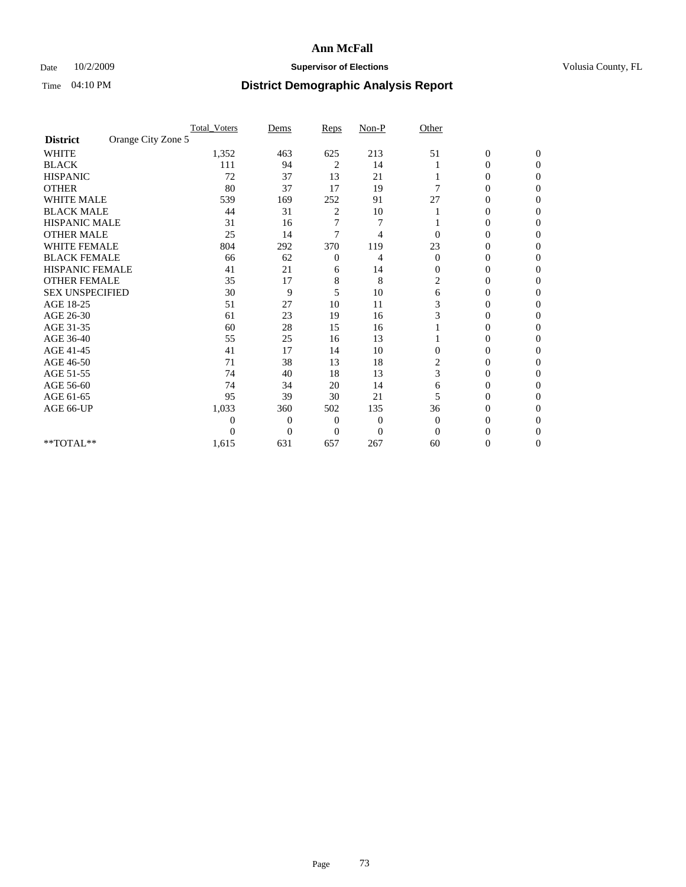# Ann McFall

Date 10/2/2009 **Supervisor of Elections** Volusia County, FL

Time 04:10 PM **District Demographic Analysis Report**

| | Total_Voters | Dems | Reps | Non-P | Other | | |
|---|---|---|---|---|---|---|---|
| **District** Orange City Zone 5 | | | | | | | |
| WHITE | 1,352 | 463 | 625 | 213 | 51 | 0 | 0 |
| BLACK | 111 | 94 | 2 | 14 | 1 | 0 | 0 |
| HISPANIC | 72 | 37 | 13 | 21 | 1 | 0 | 0 |
| OTHER | 80 | 37 | 17 | 19 | 7 | 0 | 0 |
| WHITE MALE | 539 | 169 | 252 | 91 | 27 | 0 | 0 |
| BLACK MALE | 44 | 31 | 2 | 10 | 1 | 0 | 0 |
| HISPANIC MALE | 31 | 16 | 7 | 7 | 1 | 0 | 0 |
| OTHER MALE | 25 | 14 | 7 | 4 | 0 | 0 | 0 |
| WHITE FEMALE | 804 | 292 | 370 | 119 | 23 | 0 | 0 |
| BLACK FEMALE | 66 | 62 | 0 | 4 | 0 | 0 | 0 |
| HISPANIC FEMALE | 41 | 21 | 6 | 14 | 0 | 0 | 0 |
| OTHER FEMALE | 35 | 17 | 8 | 8 | 2 | 0 | 0 |
| SEX UNSPECIFIED | 30 | 9 | 5 | 10 | 6 | 0 | 0 |
| AGE 18-25 | 51 | 27 | 10 | 11 | 3 | 0 | 0 |
| AGE 26-30 | 61 | 23 | 19 | 16 | 3 | 0 | 0 |
| AGE 31-35 | 60 | 28 | 15 | 16 | 1 | 0 | 0 |
| AGE 36-40 | 55 | 25 | 16 | 13 | 1 | 0 | 0 |
| AGE 41-45 | 41 | 17 | 14 | 10 | 0 | 0 | 0 |
| AGE 46-50 | 71 | 38 | 13 | 18 | 2 | 0 | 0 |
| AGE 51-55 | 74 | 40 | 18 | 13 | 3 | 0 | 0 |
| AGE 56-60 | 74 | 34 | 20 | 14 | 6 | 0 | 0 |
| AGE 61-65 | 95 | 39 | 30 | 21 | 5 | 0 | 0 |
| AGE 66-UP | 1,033 | 360 | 502 | 135 | 36 | 0 | 0 |
| | 0 | 0 | 0 | 0 | 0 | 0 | 0 |
| | 0 | 0 | 0 | 0 | 0 | 0 | 0 |
| **TOTAL** | 1,615 | 631 | 657 | 267 | 60 | 0 | 0 |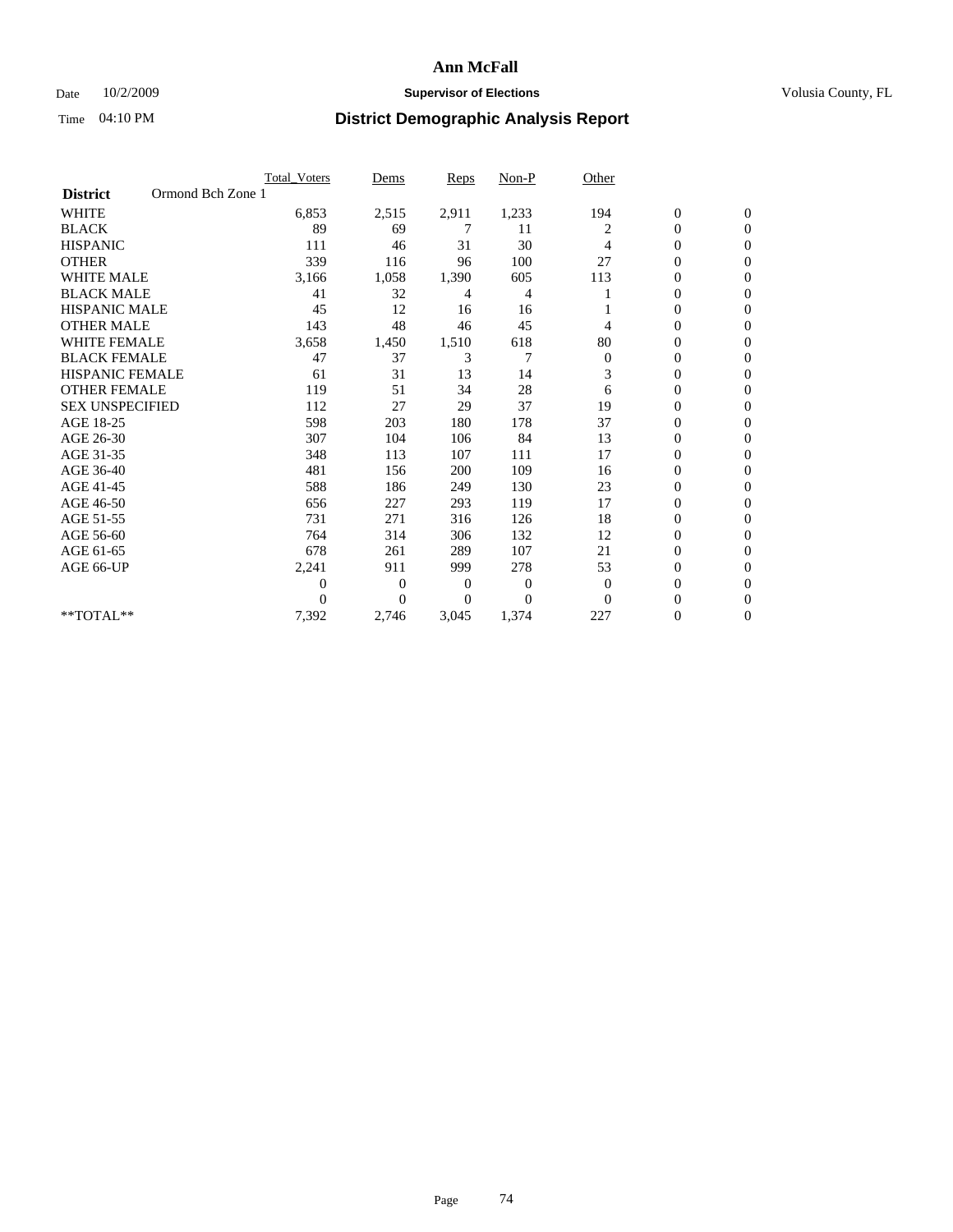**Ann McFall**

Date 10/2/2009 **Supervisor of Elections** Volusia County, FL

Time 04:10 PM **District Demographic Analysis Report**

| | Total_Voters | Dems | Reps | Non-P | Other | | |
|---|---|---|---|---|---|---|---|
| **District** Ormond Bch Zone 1 | | | | | | | |
| WHITE | 6,853 | 2,515 | 2,911 | 1,233 | 194 | 0 | 0 |
| BLACK | 89 | 69 | 7 | 11 | 2 | 0 | 0 |
| HISPANIC | 111 | 46 | 31 | 30 | 4 | 0 | 0 |
| OTHER | 339 | 116 | 96 | 100 | 27 | 0 | 0 |
| WHITE MALE | 3,166 | 1,058 | 1,390 | 605 | 113 | 0 | 0 |
| BLACK MALE | 41 | 32 | 4 | 4 | 1 | 0 | 0 |
| HISPANIC MALE | 45 | 12 | 16 | 16 | 1 | 0 | 0 |
| OTHER MALE | 143 | 48 | 46 | 45 | 4 | 0 | 0 |
| WHITE FEMALE | 3,658 | 1,450 | 1,510 | 618 | 80 | 0 | 0 |
| BLACK FEMALE | 47 | 37 | 3 | 7 | 0 | 0 | 0 |
| HISPANIC FEMALE | 61 | 31 | 13 | 14 | 3 | 0 | 0 |
| OTHER FEMALE | 119 | 51 | 34 | 28 | 6 | 0 | 0 |
| SEX UNSPECIFIED | 112 | 27 | 29 | 37 | 19 | 0 | 0 |
| AGE 18-25 | 598 | 203 | 180 | 178 | 37 | 0 | 0 |
| AGE 26-30 | 307 | 104 | 106 | 84 | 13 | 0 | 0 |
| AGE 31-35 | 348 | 113 | 107 | 111 | 17 | 0 | 0 |
| AGE 36-40 | 481 | 156 | 200 | 109 | 16 | 0 | 0 |
| AGE 41-45 | 588 | 186 | 249 | 130 | 23 | 0 | 0 |
| AGE 46-50 | 656 | 227 | 293 | 119 | 17 | 0 | 0 |
| AGE 51-55 | 731 | 271 | 316 | 126 | 18 | 0 | 0 |
| AGE 56-60 | 764 | 314 | 306 | 132 | 12 | 0 | 0 |
| AGE 61-65 | 678 | 261 | 289 | 107 | 21 | 0 | 0 |
| AGE 66-UP | 2,241 | 911 | 999 | 278 | 53 | 0 | 0 |
| | 0 | 0 | 0 | 0 | 0 | 0 | 0 |
| | 0 | 0 | 0 | 0 | 0 | 0 | 0 |
| **TOTAL** | 7,392 | 2,746 | 3,045 | 1,374 | 227 | 0 | 0 |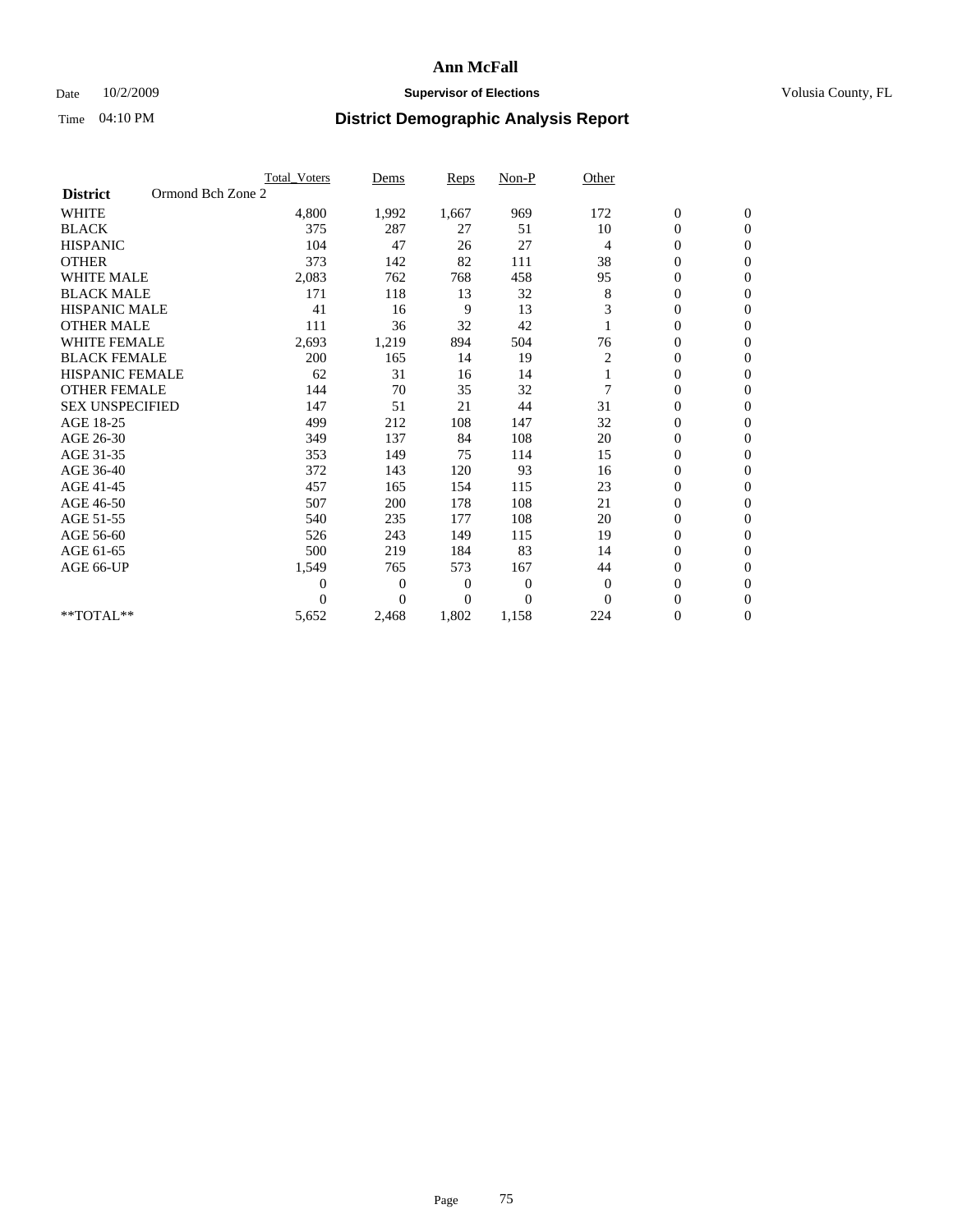# Ann McFall

Date 10/2/2009 **Supervisor of Elections** Volusia County, FL

Time 04:10 PM **District Demographic Analysis Report**

| | Total_Voters | Dems | Reps | Non-P | Other | | |
|---|---|---|---|---|---|---|---|
| **District** Ormond Bch Zone 2 | | | | | | | |
| WHITE | 4,800 | 1,992 | 1,667 | 969 | 172 | 0 | 0 |
| BLACK | 375 | 287 | 27 | 51 | 10 | 0 | 0 |
| HISPANIC | 104 | 47 | 26 | 27 | 4 | 0 | 0 |
| OTHER | 373 | 142 | 82 | 111 | 38 | 0 | 0 |
| WHITE MALE | 2,083 | 762 | 768 | 458 | 95 | 0 | 0 |
| BLACK MALE | 171 | 118 | 13 | 32 | 8 | 0 | 0 |
| HISPANIC MALE | 41 | 16 | 9 | 13 | 3 | 0 | 0 |
| OTHER MALE | 111 | 36 | 32 | 42 | 1 | 0 | 0 |
| WHITE FEMALE | 2,693 | 1,219 | 894 | 504 | 76 | 0 | 0 |
| BLACK FEMALE | 200 | 165 | 14 | 19 | 2 | 0 | 0 |
| HISPANIC FEMALE | 62 | 31 | 16 | 14 | 1 | 0 | 0 |
| OTHER FEMALE | 144 | 70 | 35 | 32 | 7 | 0 | 0 |
| SEX UNSPECIFIED | 147 | 51 | 21 | 44 | 31 | 0 | 0 |
| AGE 18-25 | 499 | 212 | 108 | 147 | 32 | 0 | 0 |
| AGE 26-30 | 349 | 137 | 84 | 108 | 20 | 0 | 0 |
| AGE 31-35 | 353 | 149 | 75 | 114 | 15 | 0 | 0 |
| AGE 36-40 | 372 | 143 | 120 | 93 | 16 | 0 | 0 |
| AGE 41-45 | 457 | 165 | 154 | 115 | 23 | 0 | 0 |
| AGE 46-50 | 507 | 200 | 178 | 108 | 21 | 0 | 0 |
| AGE 51-55 | 540 | 235 | 177 | 108 | 20 | 0 | 0 |
| AGE 56-60 | 526 | 243 | 149 | 115 | 19 | 0 | 0 |
| AGE 61-65 | 500 | 219 | 184 | 83 | 14 | 0 | 0 |
| AGE 66-UP | 1,549 | 765 | 573 | 167 | 44 | 0 | 0 |
| | 0 | 0 | 0 | 0 | 0 | 0 | 0 |
| | 0 | 0 | 0 | 0 | 0 | 0 | 0 |
| **TOTAL** | 5,652 | 2,468 | 1,802 | 1,158 | 224 | 0 | 0 |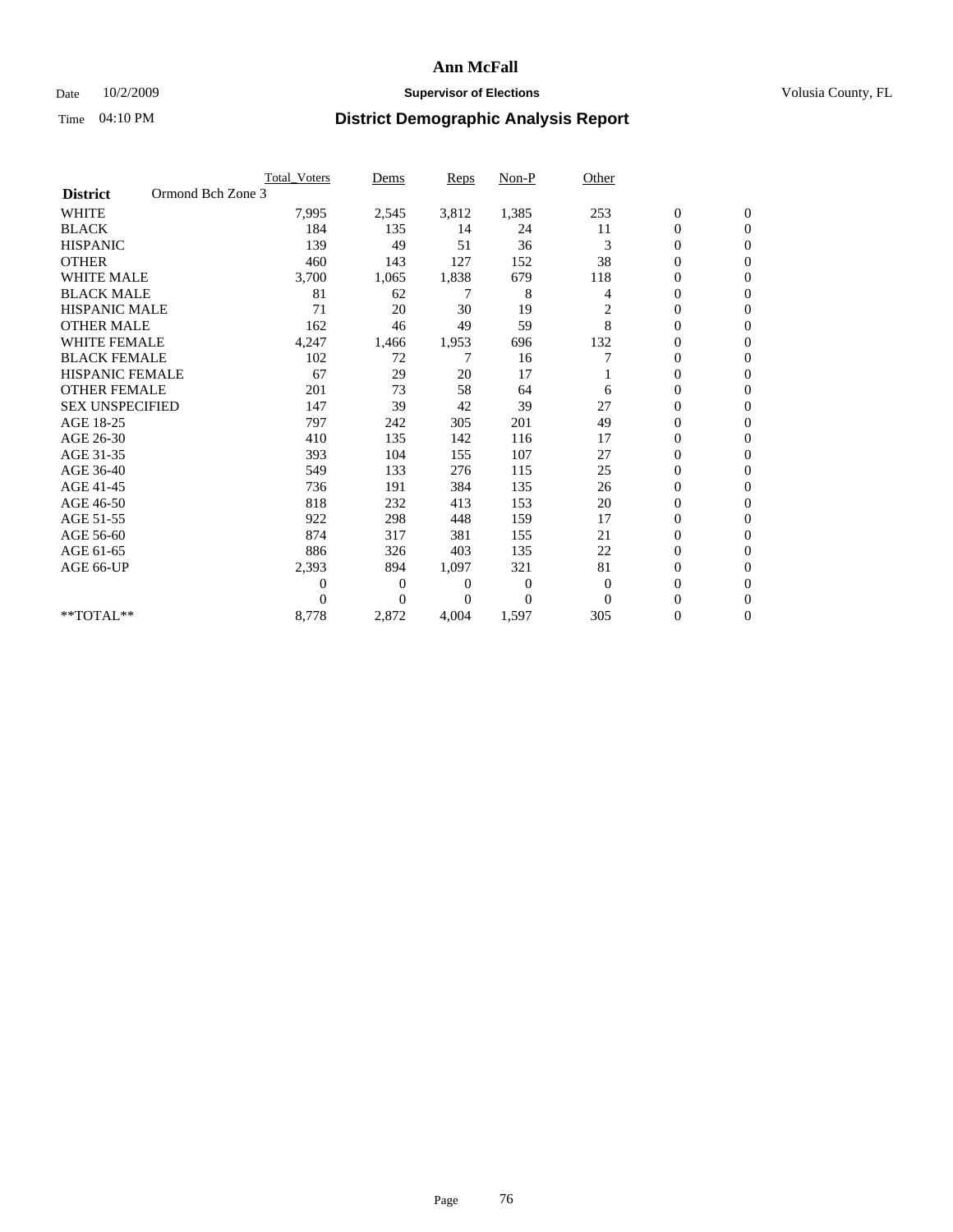# Ann McFall

Date 10/2/2009 **Supervisor of Elections** Volusia County, FL

Time 04:10 PM **District Demographic Analysis Report**

| | Total_Voters | Dems | Reps | Non-P | Other | | |
|---|---|---|---|---|---|---|---|
| **District** Ormond Bch Zone 3 | | | | | | | |
| WHITE | 7,995 | 2,545 | 3,812 | 1,385 | 253 | 0 | 0 |
| BLACK | 184 | 135 | 14 | 24 | 11 | 0 | 0 |
| HISPANIC | 139 | 49 | 51 | 36 | 3 | 0 | 0 |
| OTHER | 460 | 143 | 127 | 152 | 38 | 0 | 0 |
| WHITE MALE | 3,700 | 1,065 | 1,838 | 679 | 118 | 0 | 0 |
| BLACK MALE | 81 | 62 | 7 | 8 | 4 | 0 | 0 |
| HISPANIC MALE | 71 | 20 | 30 | 19 | 2 | 0 | 0 |
| OTHER MALE | 162 | 46 | 49 | 59 | 8 | 0 | 0 |
| WHITE FEMALE | 4,247 | 1,466 | 1,953 | 696 | 132 | 0 | 0 |
| BLACK FEMALE | 102 | 72 | 7 | 16 | 7 | 0 | 0 |
| HISPANIC FEMALE | 67 | 29 | 20 | 17 | 1 | 0 | 0 |
| OTHER FEMALE | 201 | 73 | 58 | 64 | 6 | 0 | 0 |
| SEX UNSPECIFIED | 147 | 39 | 42 | 39 | 27 | 0 | 0 |
| AGE 18-25 | 797 | 242 | 305 | 201 | 49 | 0 | 0 |
| AGE 26-30 | 410 | 135 | 142 | 116 | 17 | 0 | 0 |
| AGE 31-35 | 393 | 104 | 155 | 107 | 27 | 0 | 0 |
| AGE 36-40 | 549 | 133 | 276 | 115 | 25 | 0 | 0 |
| AGE 41-45 | 736 | 191 | 384 | 135 | 26 | 0 | 0 |
| AGE 46-50 | 818 | 232 | 413 | 153 | 20 | 0 | 0 |
| AGE 51-55 | 922 | 298 | 448 | 159 | 17 | 0 | 0 |
| AGE 56-60 | 874 | 317 | 381 | 155 | 21 | 0 | 0 |
| AGE 61-65 | 886 | 326 | 403 | 135 | 22 | 0 | 0 |
| AGE 66-UP | 2,393 | 894 | 1,097 | 321 | 81 | 0 | 0 |
| | 0 | 0 | 0 | 0 | 0 | 0 | 0 |
| | 0 | 0 | 0 | 0 | 0 | 0 | 0 |
| **TOTAL** | 8,778 | 2,872 | 4,004 | 1,597 | 305 | 0 | 0 |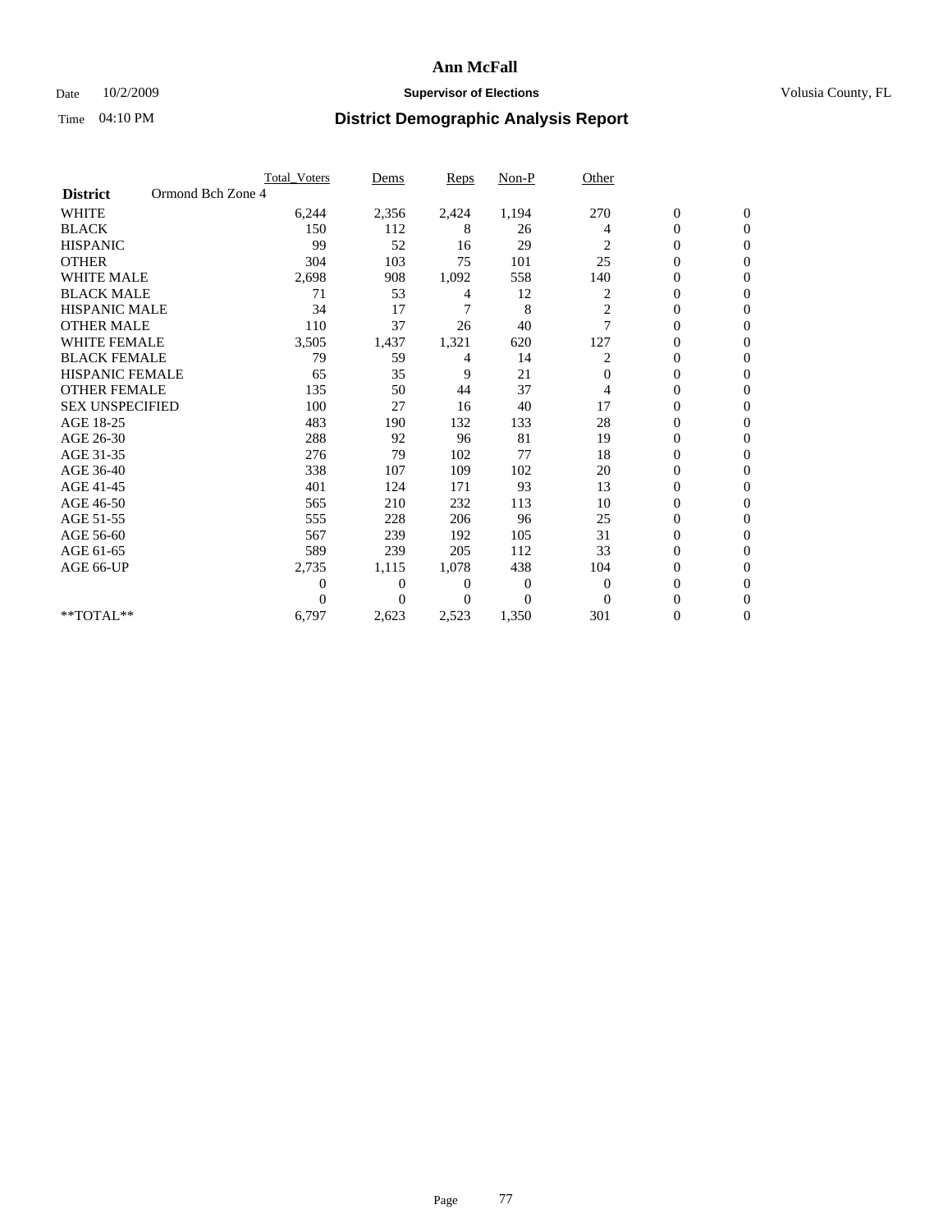# Ann McFall

Date 10/2/2009 **Supervisor of Elections** Volusia County, FL

Time 04:10 PM **District Demographic Analysis Report**

| | Total_Voters | Dems | Reps | Non-P | Other | | |
|---|---|---|---|---|---|---|---|
| **District** Ormond Bch Zone 4 | | | | | | | |
| WHITE | 6,244 | 2,356 | 2,424 | 1,194 | 270 | 0 | 0 |
| BLACK | 150 | 112 | 8 | 26 | 4 | 0 | 0 |
| HISPANIC | 99 | 52 | 16 | 29 | 2 | 0 | 0 |
| OTHER | 304 | 103 | 75 | 101 | 25 | 0 | 0 |
| WHITE MALE | 2,698 | 908 | 1,092 | 558 | 140 | 0 | 0 |
| BLACK MALE | 71 | 53 | 4 | 12 | 2 | 0 | 0 |
| HISPANIC MALE | 34 | 17 | 7 | 8 | 2 | 0 | 0 |
| OTHER MALE | 110 | 37 | 26 | 40 | 7 | 0 | 0 |
| WHITE FEMALE | 3,505 | 1,437 | 1,321 | 620 | 127 | 0 | 0 |
| BLACK FEMALE | 79 | 59 | 4 | 14 | 2 | 0 | 0 |
| HISPANIC FEMALE | 65 | 35 | 9 | 21 | 0 | 0 | 0 |
| OTHER FEMALE | 135 | 50 | 44 | 37 | 4 | 0 | 0 |
| SEX UNSPECIFIED | 100 | 27 | 16 | 40 | 17 | 0 | 0 |
| AGE 18-25 | 483 | 190 | 132 | 133 | 28 | 0 | 0 |
| AGE 26-30 | 288 | 92 | 96 | 81 | 19 | 0 | 0 |
| AGE 31-35 | 276 | 79 | 102 | 77 | 18 | 0 | 0 |
| AGE 36-40 | 338 | 107 | 109 | 102 | 20 | 0 | 0 |
| AGE 41-45 | 401 | 124 | 171 | 93 | 13 | 0 | 0 |
| AGE 46-50 | 565 | 210 | 232 | 113 | 10 | 0 | 0 |
| AGE 51-55 | 555 | 228 | 206 | 96 | 25 | 0 | 0 |
| AGE 56-60 | 567 | 239 | 192 | 105 | 31 | 0 | 0 |
| AGE 61-65 | 589 | 239 | 205 | 112 | 33 | 0 | 0 |
| AGE 66-UP | 2,735 | 1,115 | 1,078 | 438 | 104 | 0 | 0 |
| | 0 | 0 | 0 | 0 | 0 | 0 | 0 |
| | 0 | 0 | 0 | 0 | 0 | 0 | 0 |
| **TOTAL** | 6,797 | 2,623 | 2,523 | 1,350 | 301 | 0 | 0 |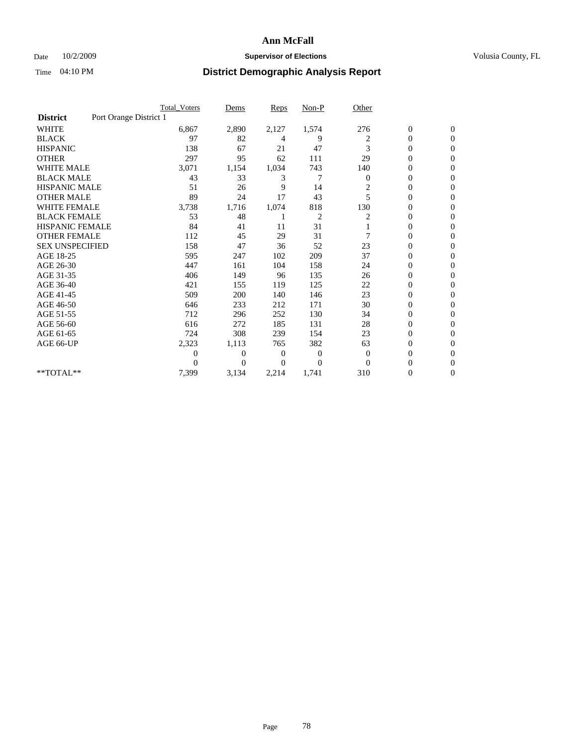# Ann McFall

Date 10/2/2009 **Supervisor of Elections** Volusia County, FL

Time 04:10 PM **District Demographic Analysis Report**

| | Total_Voters | Dems | Reps | Non-P | Other | | |
|---|---|---|---|---|---|---|---|
| **District** Port Orange District 1 | | | | | | | |
| WHITE | 6,867 | 2,890 | 2,127 | 1,574 | 276 | 0 | 0 |
| BLACK | 97 | 82 | 4 | 9 | 2 | 0 | 0 |
| HISPANIC | 138 | 67 | 21 | 47 | 3 | 0 | 0 |
| OTHER | 297 | 95 | 62 | 111 | 29 | 0 | 0 |
| WHITE MALE | 3,071 | 1,154 | 1,034 | 743 | 140 | 0 | 0 |
| BLACK MALE | 43 | 33 | 3 | 7 | 0 | 0 | 0 |
| HISPANIC MALE | 51 | 26 | 9 | 14 | 2 | 0 | 0 |
| OTHER MALE | 89 | 24 | 17 | 43 | 5 | 0 | 0 |
| WHITE FEMALE | 3,738 | 1,716 | 1,074 | 818 | 130 | 0 | 0 |
| BLACK FEMALE | 53 | 48 | 1 | 2 | 2 | 0 | 0 |
| HISPANIC FEMALE | 84 | 41 | 11 | 31 | 1 | 0 | 0 |
| OTHER FEMALE | 112 | 45 | 29 | 31 | 7 | 0 | 0 |
| SEX UNSPECIFIED | 158 | 47 | 36 | 52 | 23 | 0 | 0 |
| AGE 18-25 | 595 | 247 | 102 | 209 | 37 | 0 | 0 |
| AGE 26-30 | 447 | 161 | 104 | 158 | 24 | 0 | 0 |
| AGE 31-35 | 406 | 149 | 96 | 135 | 26 | 0 | 0 |
| AGE 36-40 | 421 | 155 | 119 | 125 | 22 | 0 | 0 |
| AGE 41-45 | 509 | 200 | 140 | 146 | 23 | 0 | 0 |
| AGE 46-50 | 646 | 233 | 212 | 171 | 30 | 0 | 0 |
| AGE 51-55 | 712 | 296 | 252 | 130 | 34 | 0 | 0 |
| AGE 56-60 | 616 | 272 | 185 | 131 | 28 | 0 | 0 |
| AGE 61-65 | 724 | 308 | 239 | 154 | 23 | 0 | 0 |
| AGE 66-UP | 2,323 | 1,113 | 765 | 382 | 63 | 0 | 0 |
| | 0 | 0 | 0 | 0 | 0 | 0 | 0 |
| | 0 | 0 | 0 | 0 | 0 | 0 | 0 |
| **TOTAL** | 7,399 | 3,134 | 2,214 | 1,741 | 310 | 0 | 0 |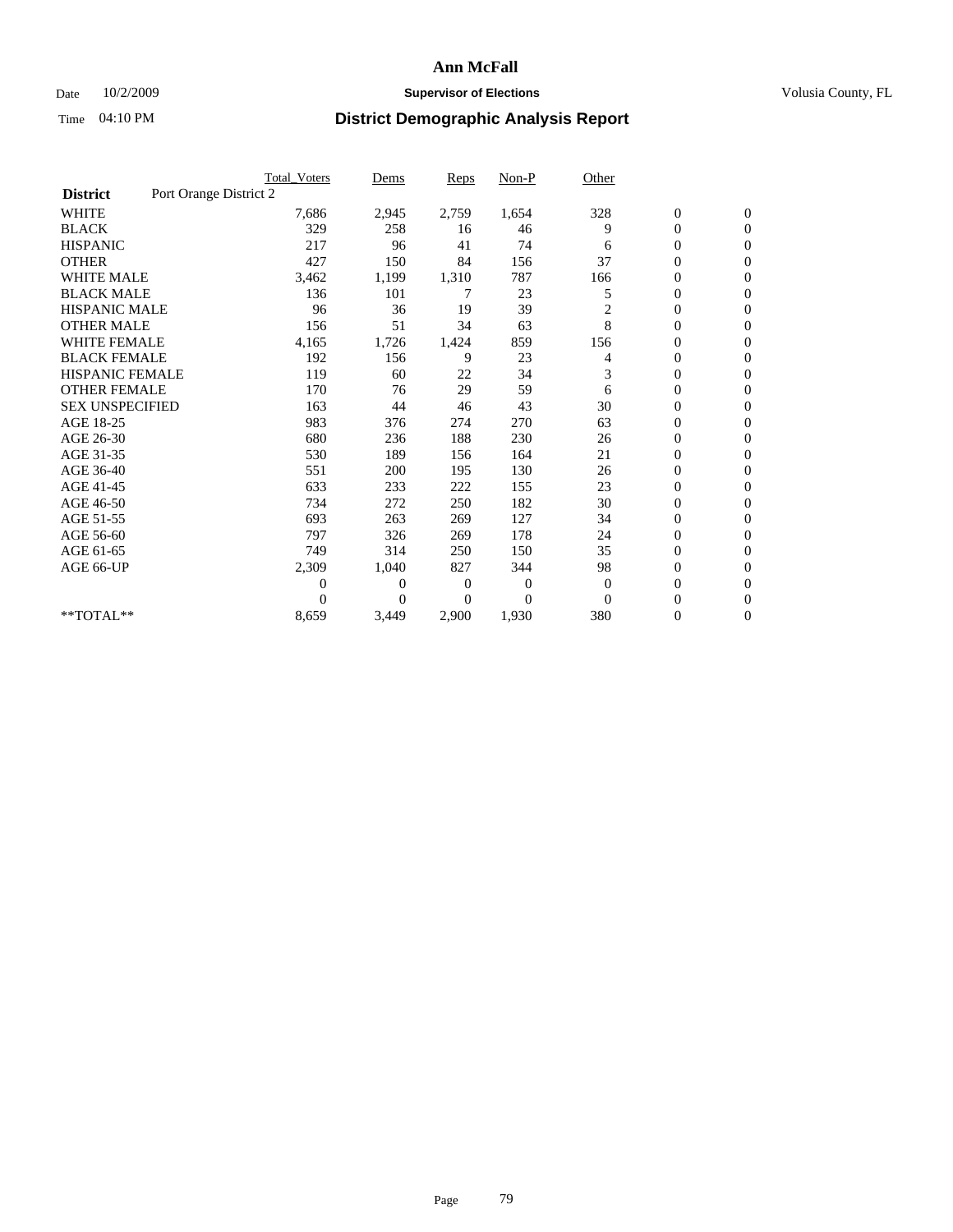# Ann McFall

Date 10/2/2009 **Supervisor of Elections** Volusia County, FL

Time 04:10 PM **District Demographic Analysis Report**

| | Total_Voters | Dems | Reps | Non-P | Other | | |
|---|---|---|---|---|---|---|---|
| **District** Port Orange District 2 | | | | | | | |
| WHITE | 7,686 | 2,945 | 2,759 | 1,654 | 328 | 0 | 0 |
| BLACK | 329 | 258 | 16 | 46 | 9 | 0 | 0 |
| HISPANIC | 217 | 96 | 41 | 74 | 6 | 0 | 0 |
| OTHER | 427 | 150 | 84 | 156 | 37 | 0 | 0 |
| WHITE MALE | 3,462 | 1,199 | 1,310 | 787 | 166 | 0 | 0 |
| BLACK MALE | 136 | 101 | 7 | 23 | 5 | 0 | 0 |
| HISPANIC MALE | 96 | 36 | 19 | 39 | 2 | 0 | 0 |
| OTHER MALE | 156 | 51 | 34 | 63 | 8 | 0 | 0 |
| WHITE FEMALE | 4,165 | 1,726 | 1,424 | 859 | 156 | 0 | 0 |
| BLACK FEMALE | 192 | 156 | 9 | 23 | 4 | 0 | 0 |
| HISPANIC FEMALE | 119 | 60 | 22 | 34 | 3 | 0 | 0 |
| OTHER FEMALE | 170 | 76 | 29 | 59 | 6 | 0 | 0 |
| SEX UNSPECIFIED | 163 | 44 | 46 | 43 | 30 | 0 | 0 |
| AGE 18-25 | 983 | 376 | 274 | 270 | 63 | 0 | 0 |
| AGE 26-30 | 680 | 236 | 188 | 230 | 26 | 0 | 0 |
| AGE 31-35 | 530 | 189 | 156 | 164 | 21 | 0 | 0 |
| AGE 36-40 | 551 | 200 | 195 | 130 | 26 | 0 | 0 |
| AGE 41-45 | 633 | 233 | 222 | 155 | 23 | 0 | 0 |
| AGE 46-50 | 734 | 272 | 250 | 182 | 30 | 0 | 0 |
| AGE 51-55 | 693 | 263 | 269 | 127 | 34 | 0 | 0 |
| AGE 56-60 | 797 | 326 | 269 | 178 | 24 | 0 | 0 |
| AGE 61-65 | 749 | 314 | 250 | 150 | 35 | 0 | 0 |
| AGE 66-UP | 2,309 | 1,040 | 827 | 344 | 98 | 0 | 0 |
| | 0 | 0 | 0 | 0 | 0 | 0 | 0 |
| | 0 | 0 | 0 | 0 | 0 | 0 | 0 |
| **TOTAL** | 8,659 | 3,449 | 2,900 | 1,930 | 380 | 0 | 0 |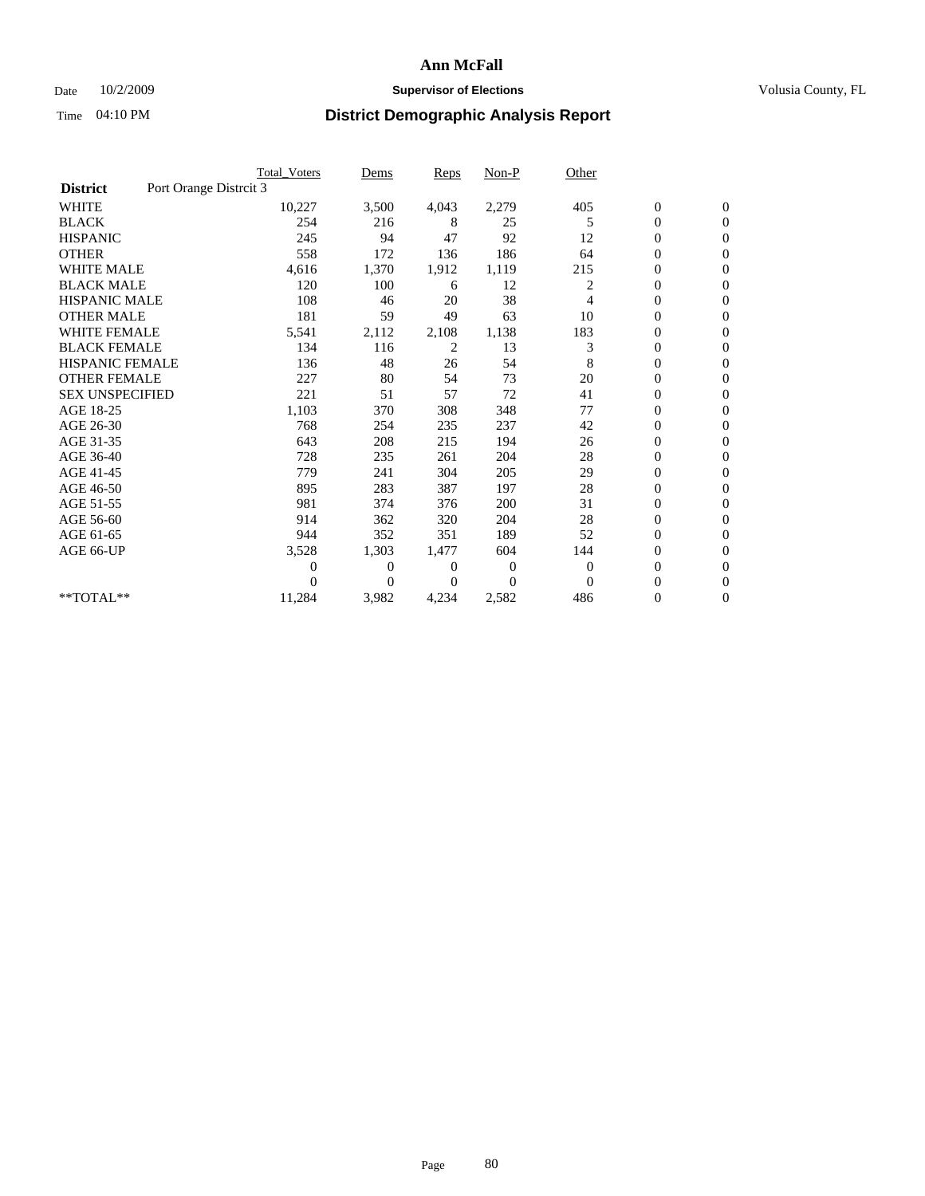# Ann McFall

Date 10/2/2009 **Supervisor of Elections** Volusia County, FL

Time 04:10 PM **District Demographic Analysis Report**

| | Total_Voters | Dems | Reps | Non-P | Other | | |
|---|---|---|---|---|---|---|---|
| **District** Port Orange Distrcit 3 | | | | | | | |
| WHITE | 10,227 | 3,500 | 4,043 | 2,279 | 405 | 0 | 0 |
| BLACK | 254 | 216 | 8 | 25 | 5 | 0 | 0 |
| HISPANIC | 245 | 94 | 47 | 92 | 12 | 0 | 0 |
| OTHER | 558 | 172 | 136 | 186 | 64 | 0 | 0 |
| WHITE MALE | 4,616 | 1,370 | 1,912 | 1,119 | 215 | 0 | 0 |
| BLACK MALE | 120 | 100 | 6 | 12 | 2 | 0 | 0 |
| HISPANIC MALE | 108 | 46 | 20 | 38 | 4 | 0 | 0 |
| OTHER MALE | 181 | 59 | 49 | 63 | 10 | 0 | 0 |
| WHITE FEMALE | 5,541 | 2,112 | 2,108 | 1,138 | 183 | 0 | 0 |
| BLACK FEMALE | 134 | 116 | 2 | 13 | 3 | 0 | 0 |
| HISPANIC FEMALE | 136 | 48 | 26 | 54 | 8 | 0 | 0 |
| OTHER FEMALE | 227 | 80 | 54 | 73 | 20 | 0 | 0 |
| SEX UNSPECIFIED | 221 | 51 | 57 | 72 | 41 | 0 | 0 |
| AGE 18-25 | 1,103 | 370 | 308 | 348 | 77 | 0 | 0 |
| AGE 26-30 | 768 | 254 | 235 | 237 | 42 | 0 | 0 |
| AGE 31-35 | 643 | 208 | 215 | 194 | 26 | 0 | 0 |
| AGE 36-40 | 728 | 235 | 261 | 204 | 28 | 0 | 0 |
| AGE 41-45 | 779 | 241 | 304 | 205 | 29 | 0 | 0 |
| AGE 46-50 | 895 | 283 | 387 | 197 | 28 | 0 | 0 |
| AGE 51-55 | 981 | 374 | 376 | 200 | 31 | 0 | 0 |
| AGE 56-60 | 914 | 362 | 320 | 204 | 28 | 0 | 0 |
| AGE 61-65 | 944 | 352 | 351 | 189 | 52 | 0 | 0 |
| AGE 66-UP | 3,528 | 1,303 | 1,477 | 604 | 144 | 0 | 0 |
| | 0 | 0 | 0 | 0 | 0 | 0 | 0 |
| | 0 | 0 | 0 | 0 | 0 | 0 | 0 |
| **TOTAL** | 11,284 | 3,982 | 4,234 | 2,582 | 486 | 0 | 0 |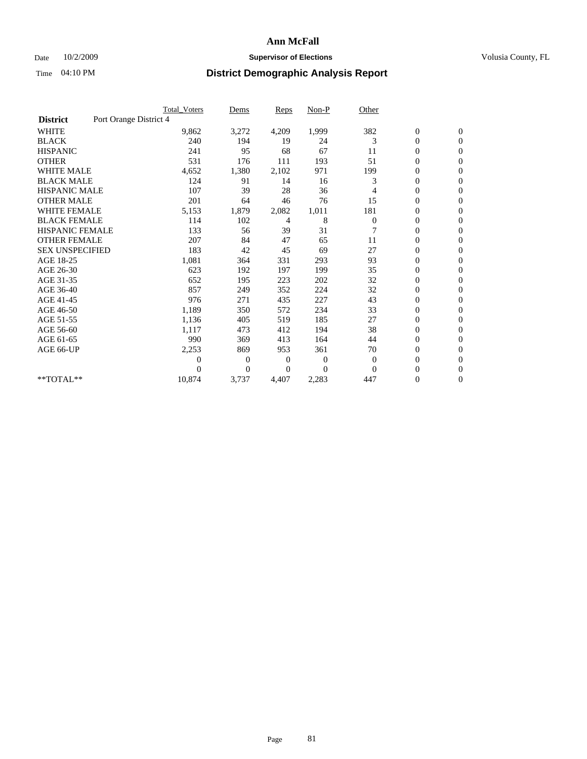# Ann McFall

Date 10/2/2009 **Supervisor of Elections** Volusia County, FL

Time 04:10 PM **District Demographic Analysis Report**

| | Total_Voters | Dems | Reps | Non-P | Other | | |
|---|---|---|---|---|---|---|---|
| **District** Port Orange District 4 | | | | | | | |
| WHITE | 9,862 | 3,272 | 4,209 | 1,999 | 382 | 0 | 0 |
| BLACK | 240 | 194 | 19 | 24 | 3 | 0 | 0 |
| HISPANIC | 241 | 95 | 68 | 67 | 11 | 0 | 0 |
| OTHER | 531 | 176 | 111 | 193 | 51 | 0 | 0 |
| WHITE MALE | 4,652 | 1,380 | 2,102 | 971 | 199 | 0 | 0 |
| BLACK MALE | 124 | 91 | 14 | 16 | 3 | 0 | 0 |
| HISPANIC MALE | 107 | 39 | 28 | 36 | 4 | 0 | 0 |
| OTHER MALE | 201 | 64 | 46 | 76 | 15 | 0 | 0 |
| WHITE FEMALE | 5,153 | 1,879 | 2,082 | 1,011 | 181 | 0 | 0 |
| BLACK FEMALE | 114 | 102 | 4 | 8 | 0 | 0 | 0 |
| HISPANIC FEMALE | 133 | 56 | 39 | 31 | 7 | 0 | 0 |
| OTHER FEMALE | 207 | 84 | 47 | 65 | 11 | 0 | 0 |
| SEX UNSPECIFIED | 183 | 42 | 45 | 69 | 27 | 0 | 0 |
| AGE 18-25 | 1,081 | 364 | 331 | 293 | 93 | 0 | 0 |
| AGE 26-30 | 623 | 192 | 197 | 199 | 35 | 0 | 0 |
| AGE 31-35 | 652 | 195 | 223 | 202 | 32 | 0 | 0 |
| AGE 36-40 | 857 | 249 | 352 | 224 | 32 | 0 | 0 |
| AGE 41-45 | 976 | 271 | 435 | 227 | 43 | 0 | 0 |
| AGE 46-50 | 1,189 | 350 | 572 | 234 | 33 | 0 | 0 |
| AGE 51-55 | 1,136 | 405 | 519 | 185 | 27 | 0 | 0 |
| AGE 56-60 | 1,117 | 473 | 412 | 194 | 38 | 0 | 0 |
| AGE 61-65 | 990 | 369 | 413 | 164 | 44 | 0 | 0 |
| AGE 66-UP | 2,253 | 869 | 953 | 361 | 70 | 0 | 0 |
| | 0 | 0 | 0 | 0 | 0 | 0 | 0 |
| | 0 | 0 | 0 | 0 | 0 | 0 | 0 |
| **TOTAL** | 10,874 | 3,737 | 4,407 | 2,283 | 447 | 0 | 0 |